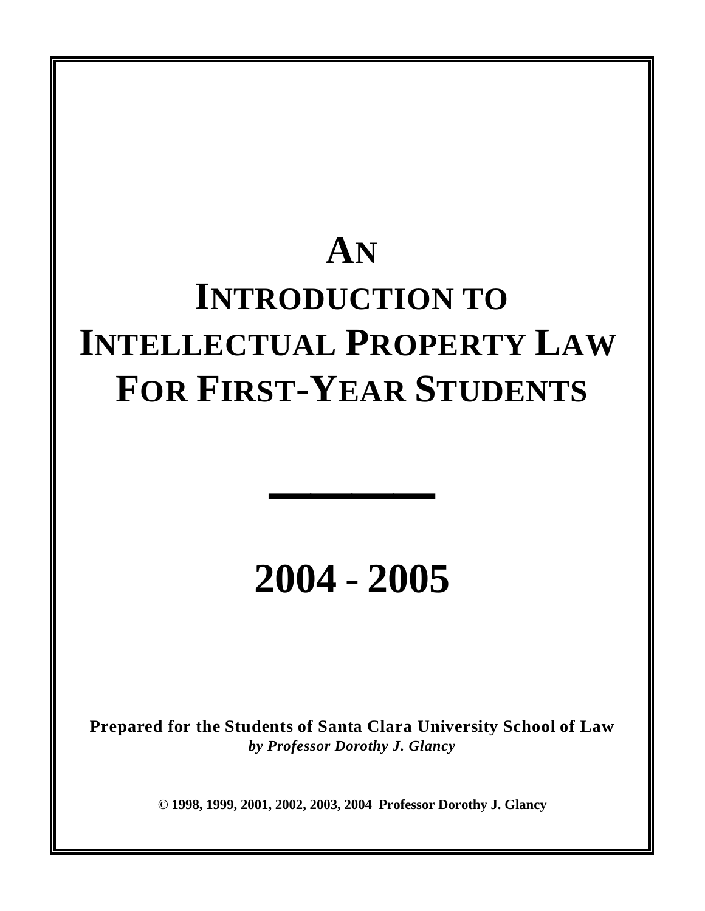# AN INTRODUCTION TO INTELLECTUAL PROPERTY LAW FOR FIRST-YEAR STUDENTS

---

# 2004 - 2005

**Prepared for the Students of Santa Clara University School of Law**
***by Professor Dorothy J. Glancy***

**© 1998, 1999, 2001, 2002, 2003, 2004 Professor Dorothy J. Glancy**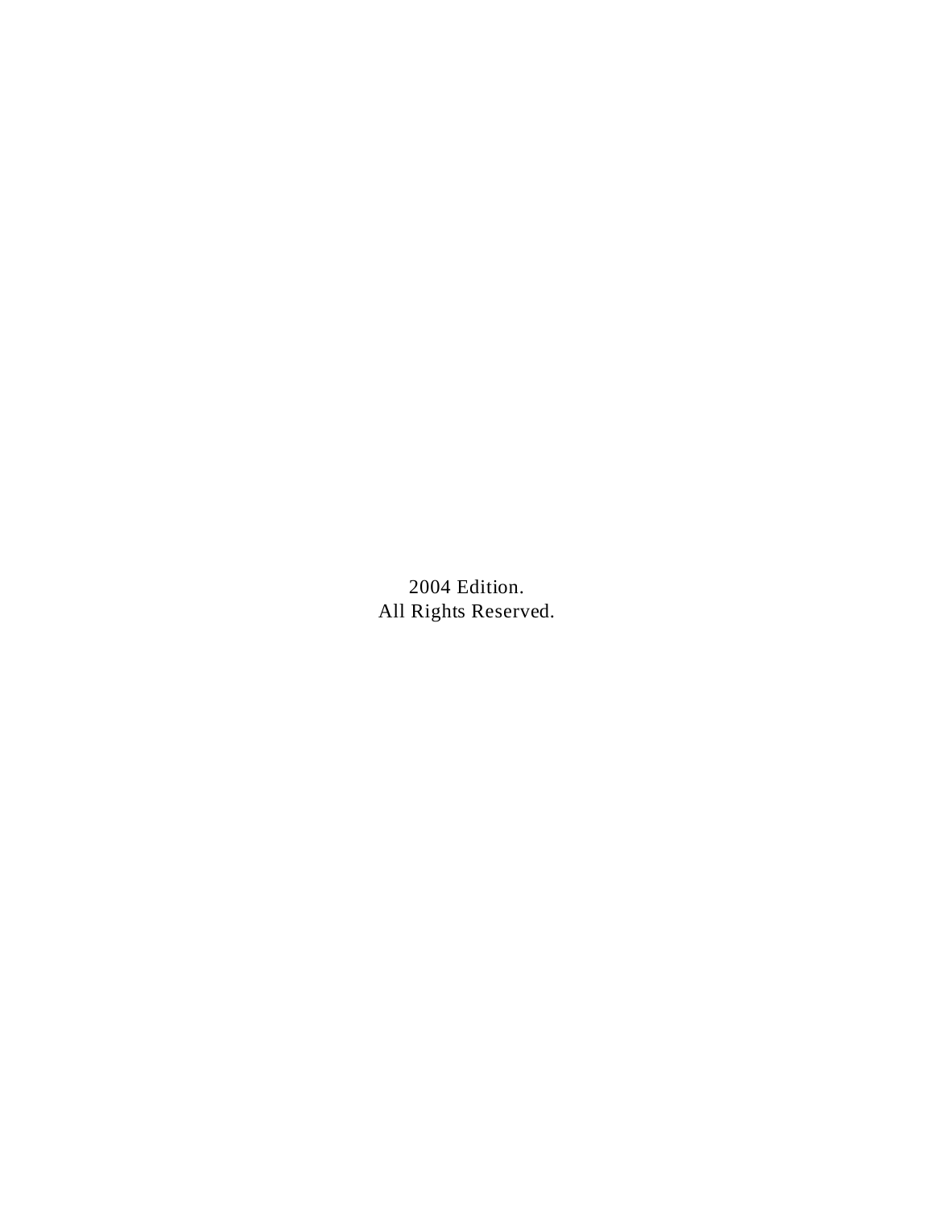2004 Edition.
All Rights Reserved.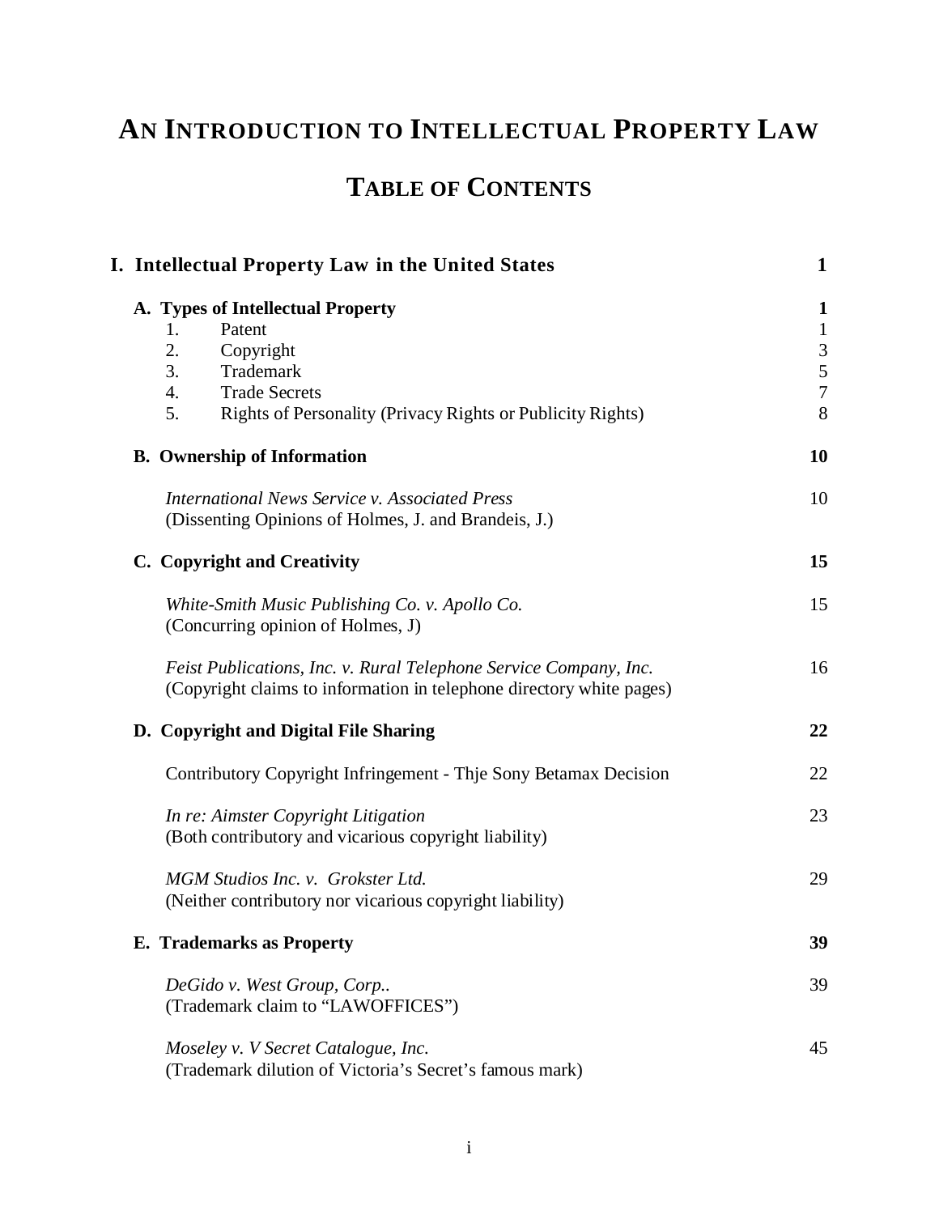# AN INTRODUCTION TO INTELLECTUAL PROPERTY LAW

## TABLE OF CONTENTS

| | |
|---|---|
| **I. Intellectual Property Law in the United States** | **1** |
| **A. Types of Intellectual Property** | **1** |
| 1. Patent | 1 |
| 2. Copyright | 3 |
| 3. Trademark | 5 |
| 4. Trade Secrets | 7 |
| 5. Rights of Personality (Privacy Rights or Publicity Rights) | 8 |
| **B. Ownership of Information** | **10** |
| *International News Service v. Associated Press* (Dissenting Opinions of Holmes, J. and Brandeis, J.) | 10 |
| **C. Copyright and Creativity** | **15** |
| *White-Smith Music Publishing Co. v. Apollo Co.* (Concurring opinion of Holmes, J) | 15 |
| *Feist Publications, Inc. v. Rural Telephone Service Company, Inc.* (Copyright claims to information in telephone directory white pages) | 16 |
| **D. Copyright and Digital File Sharing** | **22** |
| Contributory Copyright Infringement - Thje Sony Betamax Decision | 22 |
| *In re: Aimster Copyright Litigation* (Both contributory and vicarious copyright liability) | 23 |
| *MGM Studios Inc. v. Grokster Ltd.* (Neither contributory nor vicarious copyright liability) | 29 |
| **E. Trademarks as Property** | **39** |
| *DeGido v. West Group, Corp..* (Trademark claim to "LAWOFFICES") | 39 |
| *Moseley v. V Secret Catalogue, Inc.* (Trademark dilution of Victoria's Secret's famous mark) | 45 |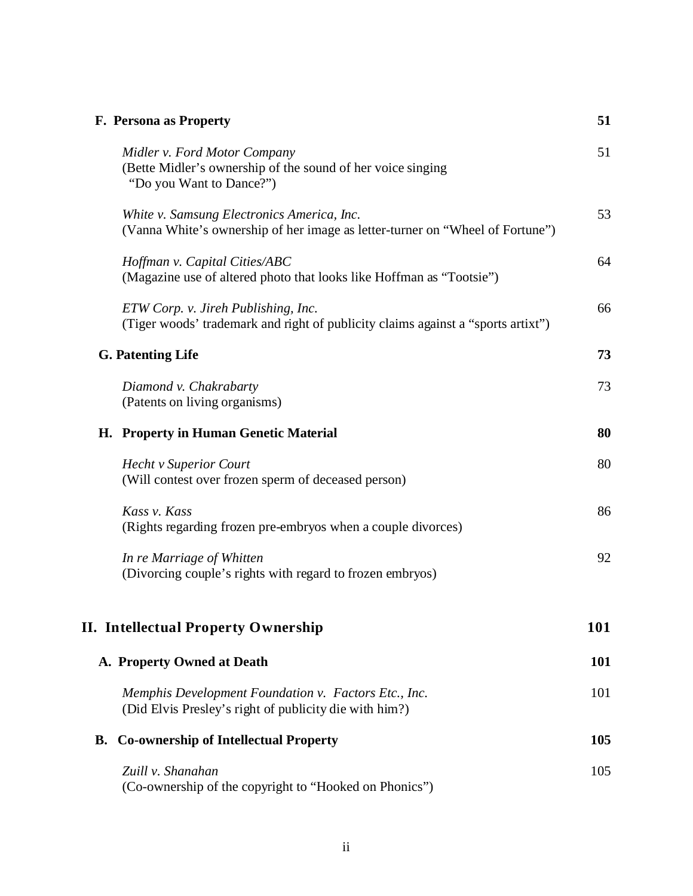**F. Persona as Property** **51**

*Midler v. Ford Motor Company* 51
(Bette Midler's ownership of the sound of her voice singing
"Do you Want to Dance?")

*White v. Samsung Electronics America, Inc.* 53
(Vanna White's ownership of her image as letter-turner on "Wheel of Fortune")

*Hoffman v. Capital Cities/ABC* 64
(Magazine use of altered photo that looks like Hoffman as "Tootsie")

*ETW Corp. v. Jireh Publishing, Inc.* 66
(Tiger woods' trademark and right of publicity claims against a "sports artixt")

**G. Patenting Life** **73**

*Diamond v. Chakrabarty* 73
(Patents on living organisms)

**H. Property in Human Genetic Material** **80**

*Hecht v Superior Court* 80
(Will contest over frozen sperm of deceased person)

*Kass v. Kass* 86
(Rights regarding frozen pre-embryos when a couple divorces)

*In re Marriage of Whitten* 92
(Divorcing couple's rights with regard to frozen embryos)

## II. Intellectual Property Ownership 101

**A. Property Owned at Death** **101**

*Memphis Development Foundation v. Factors Etc., Inc.* 101
(Did Elvis Presley's right of publicity die with him?)

**B. Co-ownership of Intellectual Property** **105**

*Zuill v. Shanahan* 105
(Co-ownership of the copyright to "Hooked on Phonics")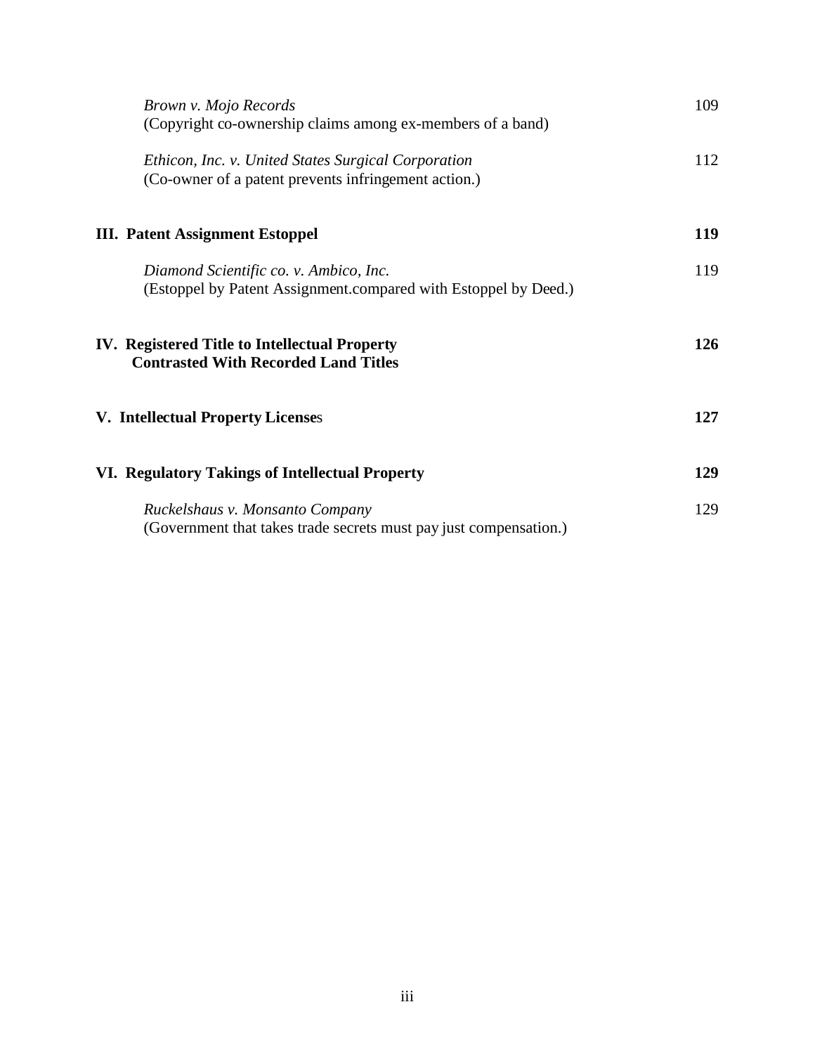*Brown v. Mojo Records* — 109
(Copyright co-ownership claims among ex-members of a band)

*Ethicon, Inc. v. United States Surgical Corporation* — 112
(Co-owner of a patent prevents infringement action.)

**III. Patent Assignment Estoppel** — **119**

*Diamond Scientific co. v. Ambico, Inc.* — 119
(Estoppel by Patent Assignment.compared with Estoppel by Deed.)

**IV. Registered Title to Intellectual Property Contrasted With Recorded Land Titles** — **126**

**V. Intellectual Property Licenses** — **127**

**VI. Regulatory Takings of Intellectual Property** — **129**

*Ruckelshaus v. Monsanto Company* — 129
(Government that takes trade secrets must pay just compensation.)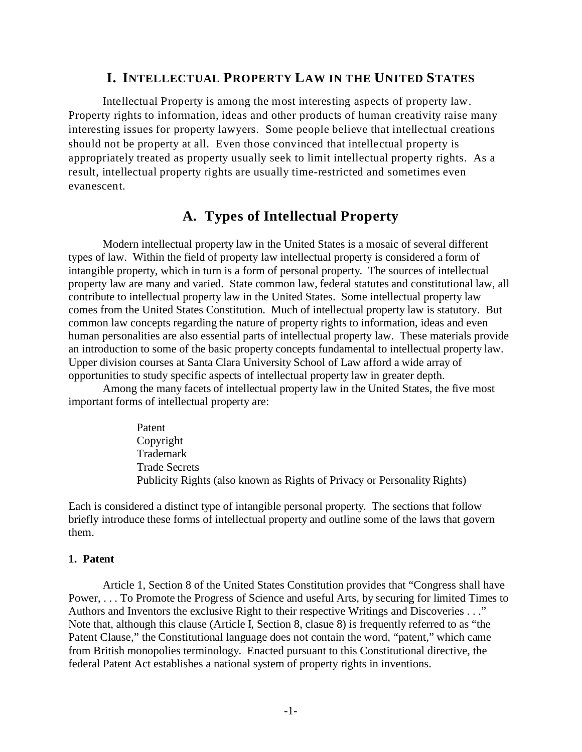# I. INTELLECTUAL PROPERTY LAW IN THE UNITED STATES

Intellectual Property is among the most interesting aspects of property law. Property rights to information, ideas and other products of human creativity raise many interesting issues for property lawyers. Some people believe that intellectual creations should not be property at all. Even those convinced that intellectual property is appropriately treated as property usually seek to limit intellectual property rights. As a result, intellectual property rights are usually time-restricted and sometimes even evanescent.

## A. Types of Intellectual Property

Modern intellectual property law in the United States is a mosaic of several different types of law. Within the field of property law intellectual property is considered a form of intangible property, which in turn is a form of personal property. The sources of intellectual property law are many and varied. State common law, federal statutes and constitutional law, all contribute to intellectual property law in the United States. Some intellectual property law comes from the United States Constitution. Much of intellectual property law is statutory. But common law concepts regarding the nature of property rights to information, ideas and even human personalities are also essential parts of intellectual property law. These materials provide an introduction to some of the basic property concepts fundamental to intellectual property law. Upper division courses at Santa Clara University School of Law afford a wide array of opportunities to study specific aspects of intellectual property law in greater depth.

Among the many facets of intellectual property law in the United States, the five most important forms of intellectual property are:

Patent
Copyright
Trademark
Trade Secrets
Publicity Rights (also known as Rights of Privacy or Personality Rights)

Each is considered a distinct type of intangible personal property. The sections that follow briefly introduce these forms of intellectual property and outline some of the laws that govern them.

### 1. Patent

Article 1, Section 8 of the United States Constitution provides that "Congress shall have Power, . . . To Promote the Progress of Science and useful Arts, by securing for limited Times to Authors and Inventors the exclusive Right to their respective Writings and Discoveries . . ." Note that, although this clause (Article I, Section 8, clasue 8) is frequently referred to as "the Patent Clause," the Constitutional language does not contain the word, "patent," which came from British monopolies terminology. Enacted pursuant to this Constitutional directive, the federal Patent Act establishes a national system of property rights in inventions.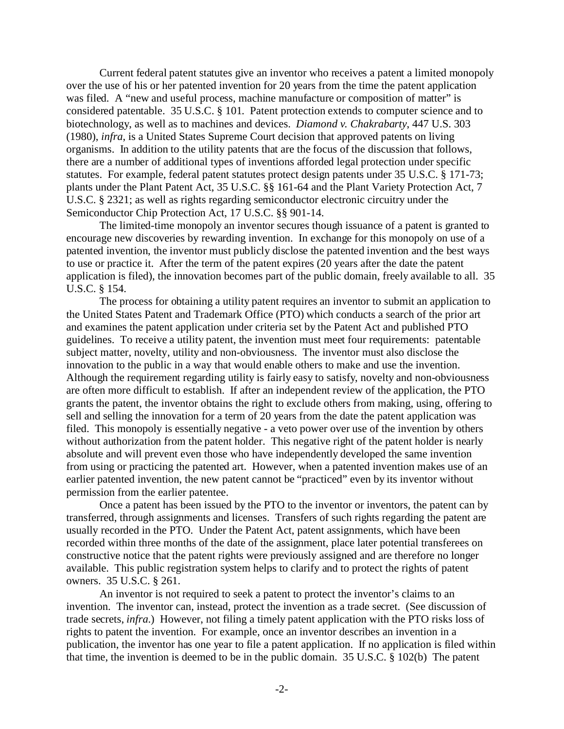Current federal patent statutes give an inventor who receives a patent a limited monopoly over the use of his or her patented invention for 20 years from the time the patent application was filed. A "new and useful process, machine manufacture or composition of matter" is considered patentable. 35 U.S.C. § 101. Patent protection extends to computer science and to biotechnology, as well as to machines and devices. *Diamond v. Chakrabarty*, 447 U.S. 303 (1980), *infra*, is a United States Supreme Court decision that approved patents on living organisms. In addition to the utility patents that are the focus of the discussion that follows, there are a number of additional types of inventions afforded legal protection under specific statutes. For example, federal patent statutes protect design patents under 35 U.S.C. § 171-73; plants under the Plant Patent Act, 35 U.S.C. §§ 161-64 and the Plant Variety Protection Act, 7 U.S.C. § 2321; as well as rights regarding semiconductor electronic circuitry under the Semiconductor Chip Protection Act, 17 U.S.C. §§ 901-14.

The limited-time monopoly an inventor secures though issuance of a patent is granted to encourage new discoveries by rewarding invention. In exchange for this monopoly on use of a patented invention, the inventor must publicly disclose the patented invention and the best ways to use or practice it. After the term of the patent expires (20 years after the date the patent application is filed), the innovation becomes part of the public domain, freely available to all. 35 U.S.C. § 154.

The process for obtaining a utility patent requires an inventor to submit an application to the United States Patent and Trademark Office (PTO) which conducts a search of the prior art and examines the patent application under criteria set by the Patent Act and published PTO guidelines. To receive a utility patent, the invention must meet four requirements: patentable subject matter, novelty, utility and non-obviousness. The inventor must also disclose the innovation to the public in a way that would enable others to make and use the invention. Although the requirement regarding utility is fairly easy to satisfy, novelty and non-obviousness are often more difficult to establish. If after an independent review of the application, the PTO grants the patent, the inventor obtains the right to exclude others from making, using, offering to sell and selling the innovation for a term of 20 years from the date the patent application was filed. This monopoly is essentially negative - a veto power over use of the invention by others without authorization from the patent holder. This negative right of the patent holder is nearly absolute and will prevent even those who have independently developed the same invention from using or practicing the patented art. However, when a patented invention makes use of an earlier patented invention, the new patent cannot be "practiced" even by its inventor without permission from the earlier patentee.

Once a patent has been issued by the PTO to the inventor or inventors, the patent can by transferred, through assignments and licenses. Transfers of such rights regarding the patent are usually recorded in the PTO. Under the Patent Act, patent assignments, which have been recorded within three months of the date of the assignment, place later potential transferees on constructive notice that the patent rights were previously assigned and are therefore no longer available. This public registration system helps to clarify and to protect the rights of patent owners. 35 U.S.C. § 261.

An inventor is not required to seek a patent to protect the inventor's claims to an invention. The inventor can, instead, protect the invention as a trade secret. (See discussion of trade secrets, *infra*.) However, not filing a timely patent application with the PTO risks loss of rights to patent the invention. For example, once an inventor describes an invention in a publication, the inventor has one year to file a patent application. If no application is filed within that time, the invention is deemed to be in the public domain. 35 U.S.C. § 102(b) The patent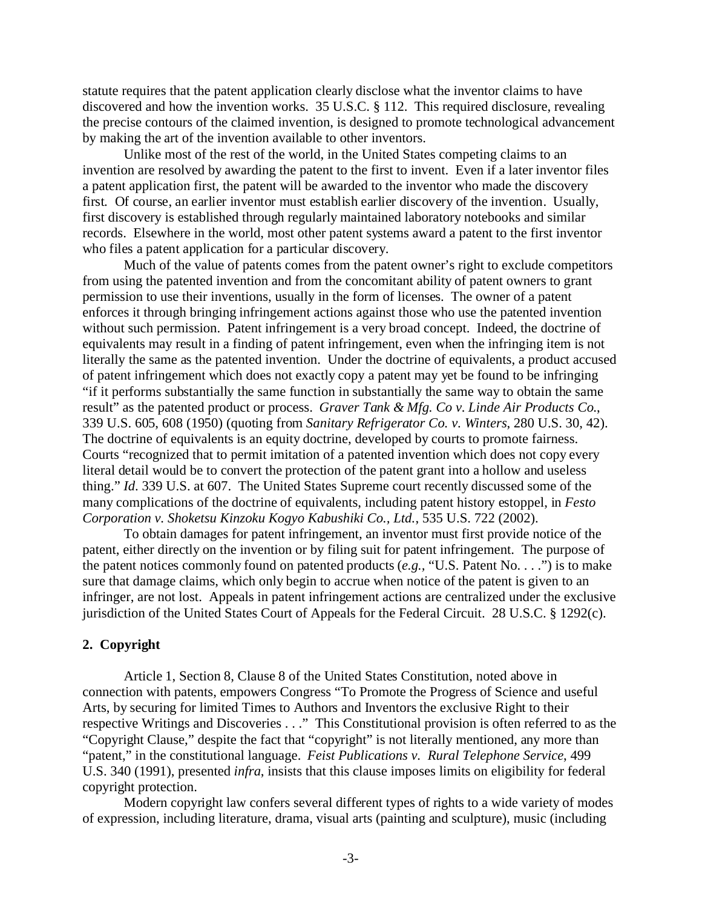statute requires that the patent application clearly disclose what the inventor claims to have discovered and how the invention works. 35 U.S.C. § 112. This required disclosure, revealing the precise contours of the claimed invention, is designed to promote technological advancement by making the art of the invention available to other inventors.

Unlike most of the rest of the world, in the United States competing claims to an invention are resolved by awarding the patent to the first to invent. Even if a later inventor files a patent application first, the patent will be awarded to the inventor who made the discovery first. Of course, an earlier inventor must establish earlier discovery of the invention. Usually, first discovery is established through regularly maintained laboratory notebooks and similar records. Elsewhere in the world, most other patent systems award a patent to the first inventor who files a patent application for a particular discovery.

Much of the value of patents comes from the patent owner's right to exclude competitors from using the patented invention and from the concomitant ability of patent owners to grant permission to use their inventions, usually in the form of licenses. The owner of a patent enforces it through bringing infringement actions against those who use the patented invention without such permission. Patent infringement is a very broad concept. Indeed, the doctrine of equivalents may result in a finding of patent infringement, even when the infringing item is not literally the same as the patented invention. Under the doctrine of equivalents, a product accused of patent infringement which does not exactly copy a patent may yet be found to be infringing "if it performs substantially the same function in substantially the same way to obtain the same result" as the patented product or process. *Graver Tank & Mfg. Co v. Linde Air Products Co.*, 339 U.S. 605, 608 (1950) (quoting from *Sanitary Refrigerator Co. v. Winters*, 280 U.S. 30, 42). The doctrine of equivalents is an equity doctrine, developed by courts to promote fairness. Courts "recognized that to permit imitation of a patented invention which does not copy every literal detail would be to convert the protection of the patent grant into a hollow and useless thing." *Id*. 339 U.S. at 607. The United States Supreme court recently discussed some of the many complications of the doctrine of equivalents, including patent history estoppel, in *Festo Corporation v. Shoketsu Kinzoku Kogyo Kabushiki Co., Ltd.*, 535 U.S. 722 (2002).

To obtain damages for patent infringement, an inventor must first provide notice of the patent, either directly on the invention or by filing suit for patent infringement. The purpose of the patent notices commonly found on patented products (*e.g.*, "U.S. Patent No. . . .") is to make sure that damage claims, which only begin to accrue when notice of the patent is given to an infringer, are not lost. Appeals in patent infringement actions are centralized under the exclusive jurisdiction of the United States Court of Appeals for the Federal Circuit. 28 U.S.C. § 1292(c).

### 2. Copyright

Article 1, Section 8, Clause 8 of the United States Constitution, noted above in connection with patents, empowers Congress "To Promote the Progress of Science and useful Arts, by securing for limited Times to Authors and Inventors the exclusive Right to their respective Writings and Discoveries . . ." This Constitutional provision is often referred to as the "Copyright Clause," despite the fact that "copyright" is not literally mentioned, any more than "patent," in the constitutional language. *Feist Publications v. Rural Telephone Service*, 499 U.S. 340 (1991), presented *infra*, insists that this clause imposes limits on eligibility for federal copyright protection.

Modern copyright law confers several different types of rights to a wide variety of modes of expression, including literature, drama, visual arts (painting and sculpture), music (including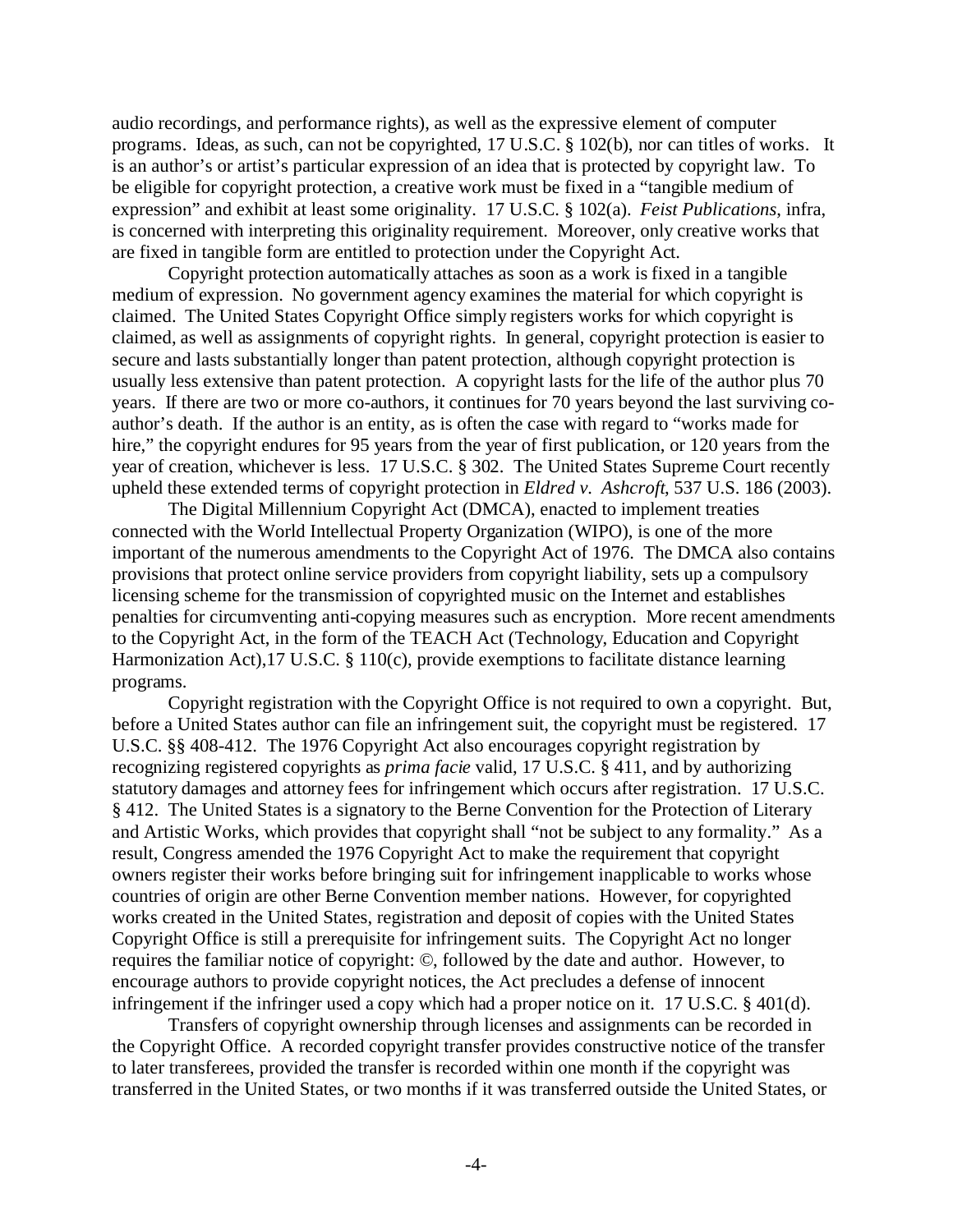audio recordings, and performance rights), as well as the expressive element of computer programs. Ideas, as such, can not be copyrighted, 17 U.S.C. § 102(b), nor can titles of works. It is an author's or artist's particular expression of an idea that is protected by copyright law. To be eligible for copyright protection, a creative work must be fixed in a "tangible medium of expression" and exhibit at least some originality. 17 U.S.C. § 102(a). *Feist Publications*, infra, is concerned with interpreting this originality requirement. Moreover, only creative works that are fixed in tangible form are entitled to protection under the Copyright Act.

Copyright protection automatically attaches as soon as a work is fixed in a tangible medium of expression. No government agency examines the material for which copyright is claimed. The United States Copyright Office simply registers works for which copyright is claimed, as well as assignments of copyright rights. In general, copyright protection is easier to secure and lasts substantially longer than patent protection, although copyright protection is usually less extensive than patent protection. A copyright lasts for the life of the author plus 70 years. If there are two or more co-authors, it continues for 70 years beyond the last surviving co-author's death. If the author is an entity, as is often the case with regard to "works made for hire," the copyright endures for 95 years from the year of first publication, or 120 years from the year of creation, whichever is less. 17 U.S.C. § 302. The United States Supreme Court recently upheld these extended terms of copyright protection in *Eldred v. Ashcroft*, 537 U.S. 186 (2003).

The Digital Millennium Copyright Act (DMCA), enacted to implement treaties connected with the World Intellectual Property Organization (WIPO), is one of the more important of the numerous amendments to the Copyright Act of 1976. The DMCA also contains provisions that protect online service providers from copyright liability, sets up a compulsory licensing scheme for the transmission of copyrighted music on the Internet and establishes penalties for circumventing anti-copying measures such as encryption. More recent amendments to the Copyright Act, in the form of the TEACH Act (Technology, Education and Copyright Harmonization Act),17 U.S.C. § 110(c), provide exemptions to facilitate distance learning programs.

Copyright registration with the Copyright Office is not required to own a copyright. But, before a United States author can file an infringement suit, the copyright must be registered. 17 U.S.C. §§ 408-412. The 1976 Copyright Act also encourages copyright registration by recognizing registered copyrights as *prima facie* valid, 17 U.S.C. § 411, and by authorizing statutory damages and attorney fees for infringement which occurs after registration. 17 U.S.C. § 412. The United States is a signatory to the Berne Convention for the Protection of Literary and Artistic Works, which provides that copyright shall "not be subject to any formality." As a result, Congress amended the 1976 Copyright Act to make the requirement that copyright owners register their works before bringing suit for infringement inapplicable to works whose countries of origin are other Berne Convention member nations. However, for copyrighted works created in the United States, registration and deposit of copies with the United States Copyright Office is still a prerequisite for infringement suits. The Copyright Act no longer requires the familiar notice of copyright: ©, followed by the date and author. However, to encourage authors to provide copyright notices, the Act precludes a defense of innocent infringement if the infringer used a copy which had a proper notice on it. 17 U.S.C. § 401(d).

Transfers of copyright ownership through licenses and assignments can be recorded in the Copyright Office. A recorded copyright transfer provides constructive notice of the transfer to later transferees, provided the transfer is recorded within one month if the copyright was transferred in the United States, or two months if it was transferred outside the United States, or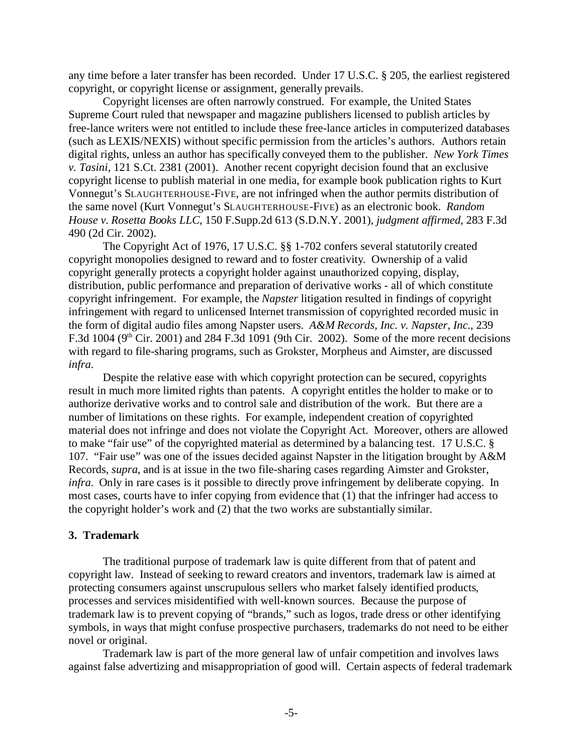any time before a later transfer has been recorded. Under 17 U.S.C. § 205, the earliest registered copyright, or copyright license or assignment, generally prevails.

Copyright licenses are often narrowly construed. For example, the United States Supreme Court ruled that newspaper and magazine publishers licensed to publish articles by free-lance writers were not entitled to include these free-lance articles in computerized databases (such as LEXIS/NEXIS) without specific permission from the articles's authors. Authors retain digital rights, unless an author has specifically conveyed them to the publisher. *New York Times v. Tasini*, 121 S.Ct. 2381 (2001). Another recent copyright decision found that an exclusive copyright license to publish material in one media, for example book publication rights to Kurt Vonnegut's SLAUGHTERHOUSE-FIVE, are not infringed when the author permits distribution of the same novel (Kurt Vonnegut's SLAUGHTERHOUSE-FIVE) as an electronic book. *Random House v. Rosetta Books LLC*, 150 F.Supp.2d 613 (S.D.N.Y. 2001), *judgment affirmed*, 283 F.3d 490 (2d Cir. 2002).

The Copyright Act of 1976, 17 U.S.C. §§ 1-702 confers several statutorily created copyright monopolies designed to reward and to foster creativity. Ownership of a valid copyright generally protects a copyright holder against unauthorized copying, display, distribution, public performance and preparation of derivative works - all of which constitute copyright infringement. For example, the *Napster* litigation resulted in findings of copyright infringement with regard to unlicensed Internet transmission of copyrighted recorded music in the form of digital audio files among Napster users. *A&M Records, Inc. v. Napster, Inc.*, 239 F.3d 1004 (9th Cir. 2001) and 284 F.3d 1091 (9th Cir. 2002). Some of the more recent decisions with regard to file-sharing programs, such as Grokster, Morpheus and Aimster, are discussed *infra*.

Despite the relative ease with which copyright protection can be secured, copyrights result in much more limited rights than patents. A copyright entitles the holder to make or to authorize derivative works and to control sale and distribution of the work. But there are a number of limitations on these rights. For example, independent creation of copyrighted material does not infringe and does not violate the Copyright Act. Moreover, others are allowed to make "fair use" of the copyrighted material as determined by a balancing test. 17 U.S.C. § 107. "Fair use" was one of the issues decided against Napster in the litigation brought by A&M Records, *supra*, and is at issue in the two file-sharing cases regarding Aimster and Grokster, *infra*. Only in rare cases is it possible to directly prove infringement by deliberate copying. In most cases, courts have to infer copying from evidence that (1) that the infringer had access to the copyright holder's work and (2) that the two works are substantially similar.

### 3. Trademark

The traditional purpose of trademark law is quite different from that of patent and copyright law. Instead of seeking to reward creators and inventors, trademark law is aimed at protecting consumers against unscrupulous sellers who market falsely identified products, processes and services misidentified with well-known sources. Because the purpose of trademark law is to prevent copying of "brands," such as logos, trade dress or other identifying symbols, in ways that might confuse prospective purchasers, trademarks do not need to be either novel or original.

Trademark law is part of the more general law of unfair competition and involves laws against false advertizing and misappropriation of good will. Certain aspects of federal trademark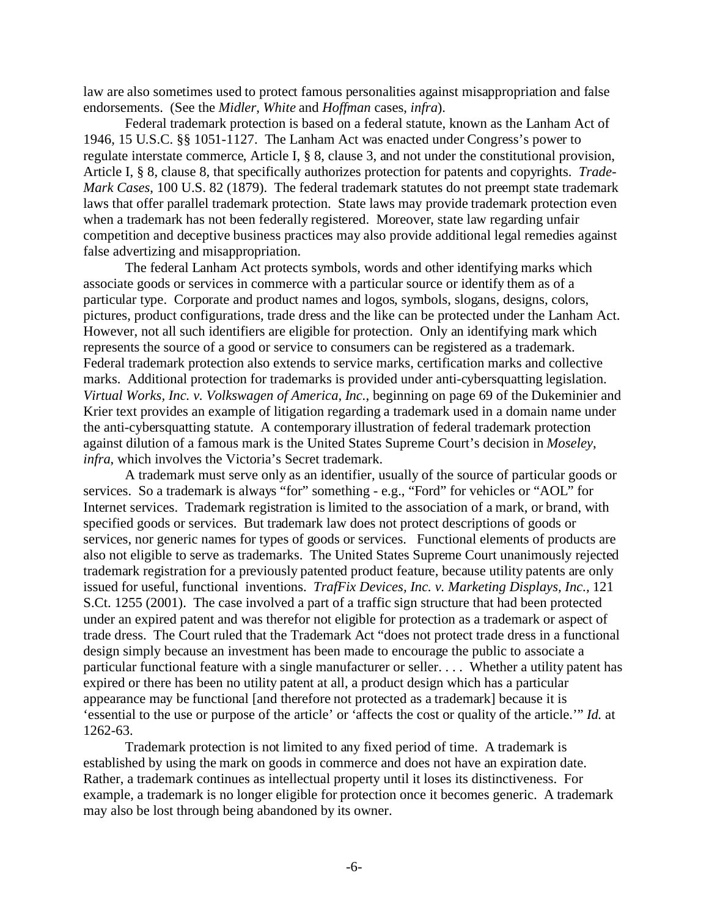law are also sometimes used to protect famous personalities against misappropriation and false endorsements. (See the *Midler*, *White* and *Hoffman* cases, *infra*).

Federal trademark protection is based on a federal statute, known as the Lanham Act of 1946, 15 U.S.C. §§ 1051-1127. The Lanham Act was enacted under Congress's power to regulate interstate commerce, Article I, § 8, clause 3, and not under the constitutional provision, Article I, § 8, clause 8, that specifically authorizes protection for patents and copyrights. *Trade-Mark Cases*, 100 U.S. 82 (1879). The federal trademark statutes do not preempt state trademark laws that offer parallel trademark protection. State laws may provide trademark protection even when a trademark has not been federally registered. Moreover, state law regarding unfair competition and deceptive business practices may also provide additional legal remedies against false advertizing and misappropriation.

The federal Lanham Act protects symbols, words and other identifying marks which associate goods or services in commerce with a particular source or identify them as of a particular type. Corporate and product names and logos, symbols, slogans, designs, colors, pictures, product configurations, trade dress and the like can be protected under the Lanham Act. However, not all such identifiers are eligible for protection. Only an identifying mark which represents the source of a good or service to consumers can be registered as a trademark. Federal trademark protection also extends to service marks, certification marks and collective marks. Additional protection for trademarks is provided under anti-cybersquatting legislation. *Virtual Works, Inc. v. Volkswagen of America, Inc.*, beginning on page 69 of the Dukeminier and Krier text provides an example of litigation regarding a trademark used in a domain name under the anti-cybersquatting statute. A contemporary illustration of federal trademark protection against dilution of a famous mark is the United States Supreme Court's decision in *Moseley*, *infra*, which involves the Victoria's Secret trademark.

A trademark must serve only as an identifier, usually of the source of particular goods or services. So a trademark is always "for" something - e.g., "Ford" for vehicles or "AOL" for Internet services. Trademark registration is limited to the association of a mark, or brand, with specified goods or services. But trademark law does not protect descriptions of goods or services, nor generic names for types of goods or services. Functional elements of products are also not eligible to serve as trademarks. The United States Supreme Court unanimously rejected trademark registration for a previously patented product feature, because utility patents are only issued for useful, functional inventions. *TrafFix Devices, Inc. v. Marketing Displays, Inc.*, 121 S.Ct. 1255 (2001). The case involved a part of a traffic sign structure that had been protected under an expired patent and was therefor not eligible for protection as a trademark or aspect of trade dress. The Court ruled that the Trademark Act "does not protect trade dress in a functional design simply because an investment has been made to encourage the public to associate a particular functional feature with a single manufacturer or seller. . . . Whether a utility patent has expired or there has been no utility patent at all, a product design which has a particular appearance may be functional [and therefore not protected as a trademark] because it is 'essential to the use or purpose of the article' or 'affects the cost or quality of the article.'" *Id.* at 1262-63.

Trademark protection is not limited to any fixed period of time. A trademark is established by using the mark on goods in commerce and does not have an expiration date. Rather, a trademark continues as intellectual property until it loses its distinctiveness. For example, a trademark is no longer eligible for protection once it becomes generic. A trademark may also be lost through being abandoned by its owner.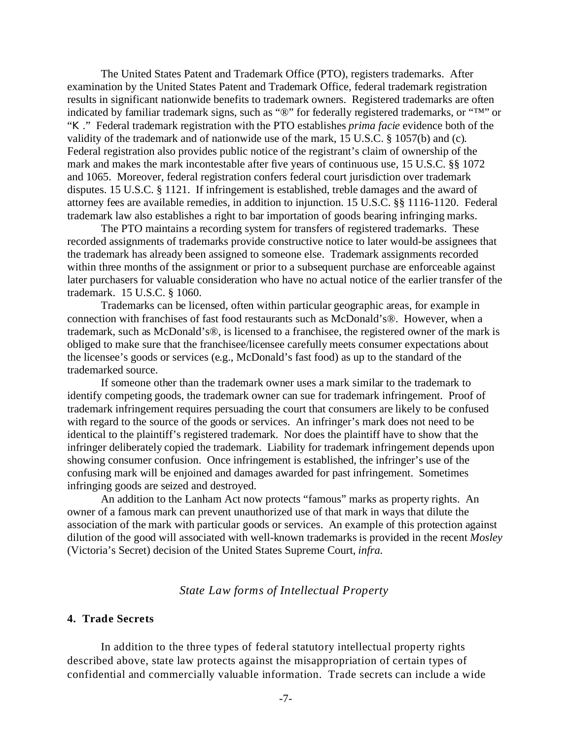The United States Patent and Trademark Office (PTO), registers trademarks. After examination by the United States Patent and Trademark Office, federal trademark registration results in significant nationwide benefits to trademark owners. Registered trademarks are often indicated by familiar trademark signs, such as "®" for federally registered trademarks, or "™" or "K ." Federal trademark registration with the PTO establishes *prima facie* evidence both of the validity of the trademark and of nationwide use of the mark, 15 U.S.C. § 1057(b) and (c). Federal registration also provides public notice of the registrant's claim of ownership of the mark and makes the mark incontestable after five years of continuous use, 15 U.S.C. §§ 1072 and 1065. Moreover, federal registration confers federal court jurisdiction over trademark disputes. 15 U.S.C. § 1121. If infringement is established, treble damages and the award of attorney fees are available remedies, in addition to injunction. 15 U.S.C. §§ 1116-1120. Federal trademark law also establishes a right to bar importation of goods bearing infringing marks.

The PTO maintains a recording system for transfers of registered trademarks. These recorded assignments of trademarks provide constructive notice to later would-be assignees that the trademark has already been assigned to someone else. Trademark assignments recorded within three months of the assignment or prior to a subsequent purchase are enforceable against later purchasers for valuable consideration who have no actual notice of the earlier transfer of the trademark. 15 U.S.C. § 1060.

Trademarks can be licensed, often within particular geographic areas, for example in connection with franchises of fast food restaurants such as McDonald's®. However, when a trademark, such as McDonald's®, is licensed to a franchisee, the registered owner of the mark is obliged to make sure that the franchisee/licensee carefully meets consumer expectations about the licensee's goods or services (e.g., McDonald's fast food) as up to the standard of the trademarked source.

If someone other than the trademark owner uses a mark similar to the trademark to identify competing goods, the trademark owner can sue for trademark infringement. Proof of trademark infringement requires persuading the court that consumers are likely to be confused with regard to the source of the goods or services. An infringer's mark does not need to be identical to the plaintiff's registered trademark. Nor does the plaintiff have to show that the infringer deliberately copied the trademark. Liability for trademark infringement depends upon showing consumer confusion. Once infringement is established, the infringer's use of the confusing mark will be enjoined and damages awarded for past infringement. Sometimes infringing goods are seized and destroyed.

An addition to the Lanham Act now protects "famous" marks as property rights. An owner of a famous mark can prevent unauthorized use of that mark in ways that dilute the association of the mark with particular goods or services. An example of this protection against dilution of the good will associated with well-known trademarks is provided in the recent *Mosley* (Victoria's Secret) decision of the United States Supreme Court, *infra.*

## *State Law forms of Intellectual Property*

### 4. Trade Secrets

In addition to the three types of federal statutory intellectual property rights described above, state law protects against the misappropriation of certain types of confidential and commercially valuable information. Trade secrets can include a wide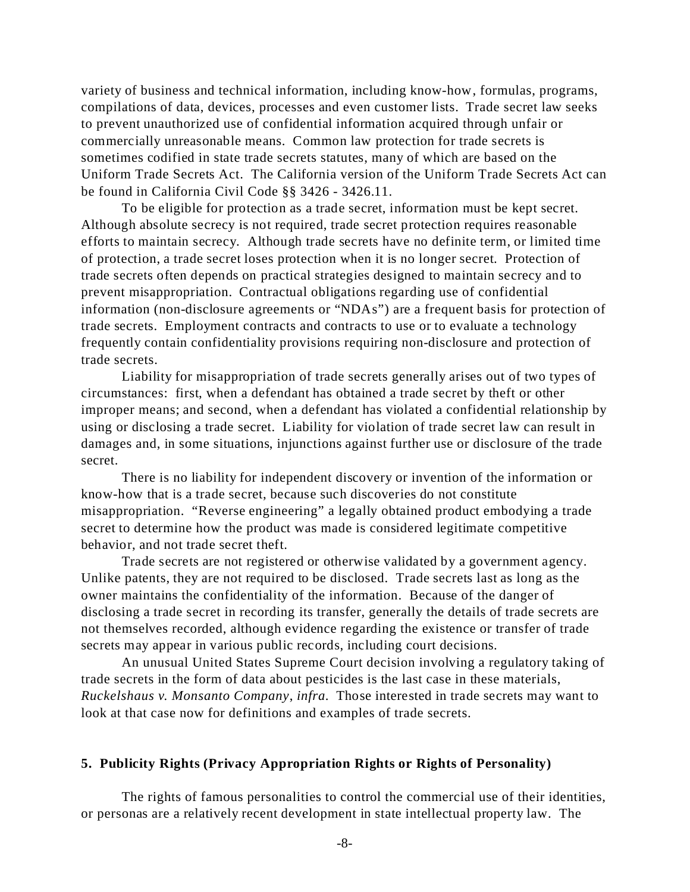variety of business and technical information, including know-how, formulas, programs, compilations of data, devices, processes and even customer lists. Trade secret law seeks to prevent unauthorized use of confidential information acquired through unfair or commercially unreasonable means. Common law protection for trade secrets is sometimes codified in state trade secrets statutes, many of which are based on the Uniform Trade Secrets Act. The California version of the Uniform Trade Secrets Act can be found in California Civil Code §§ 3426 - 3426.11.

To be eligible for protection as a trade secret, information must be kept secret. Although absolute secrecy is not required, trade secret protection requires reasonable efforts to maintain secrecy. Although trade secrets have no definite term, or limited time of protection, a trade secret loses protection when it is no longer secret. Protection of trade secrets often depends on practical strategies designed to maintain secrecy and to prevent misappropriation. Contractual obligations regarding use of confidential information (non-disclosure agreements or "NDAs") are a frequent basis for protection of trade secrets. Employment contracts and contracts to use or to evaluate a technology frequently contain confidentiality provisions requiring non-disclosure and protection of trade secrets.

Liability for misappropriation of trade secrets generally arises out of two types of circumstances: first, when a defendant has obtained a trade secret by theft or other improper means; and second, when a defendant has violated a confidential relationship by using or disclosing a trade secret. Liability for violation of trade secret law can result in damages and, in some situations, injunctions against further use or disclosure of the trade secret.

There is no liability for independent discovery or invention of the information or know-how that is a trade secret, because such discoveries do not constitute misappropriation. "Reverse engineering" a legally obtained product embodying a trade secret to determine how the product was made is considered legitimate competitive behavior, and not trade secret theft.

Trade secrets are not registered or otherwise validated by a government agency. Unlike patents, they are not required to be disclosed. Trade secrets last as long as the owner maintains the confidentiality of the information. Because of the danger of disclosing a trade secret in recording its transfer, generally the details of trade secrets are not themselves recorded, although evidence regarding the existence or transfer of trade secrets may appear in various public records, including court decisions.

An unusual United States Supreme Court decision involving a regulatory taking of trade secrets in the form of data about pesticides is the last case in these materials, *Ruckelshaus v. Monsanto Company, infra.* Those interested in trade secrets may want to look at that case now for definitions and examples of trade secrets.

### 5. Publicity Rights (Privacy Appropriation Rights or Rights of Personality)

The rights of famous personalities to control the commercial use of their identities, or personas are a relatively recent development in state intellectual property law. The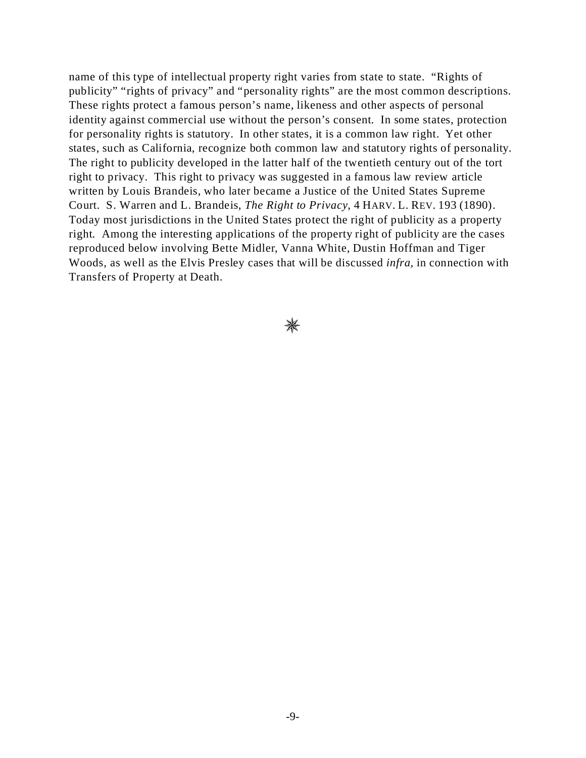name of this type of intellectual property right varies from state to state. "Rights of publicity" "rights of privacy" and "personality rights" are the most common descriptions. These rights protect a famous person's name, likeness and other aspects of personal identity against commercial use without the person's consent. In some states, protection for personality rights is statutory. In other states, it is a common law right. Yet other states, such as California, recognize both common law and statutory rights of personality. The right to publicity developed in the latter half of the twentieth century out of the tort right to privacy. This right to privacy was suggested in a famous law review article written by Louis Brandeis, who later became a Justice of the United States Supreme Court. S. Warren and L. Brandeis, *The Right to Privacy*, 4 HARV. L. REV. 193 (1890). Today most jurisdictions in the United States protect the right of publicity as a property right. Among the interesting applications of the property right of publicity are the cases reproduced below involving Bette Midler, Vanna White, Dustin Hoffman and Tiger Woods, as well as the Elvis Presley cases that will be discussed *infra*, in connection with Transfers of Property at Death.

✳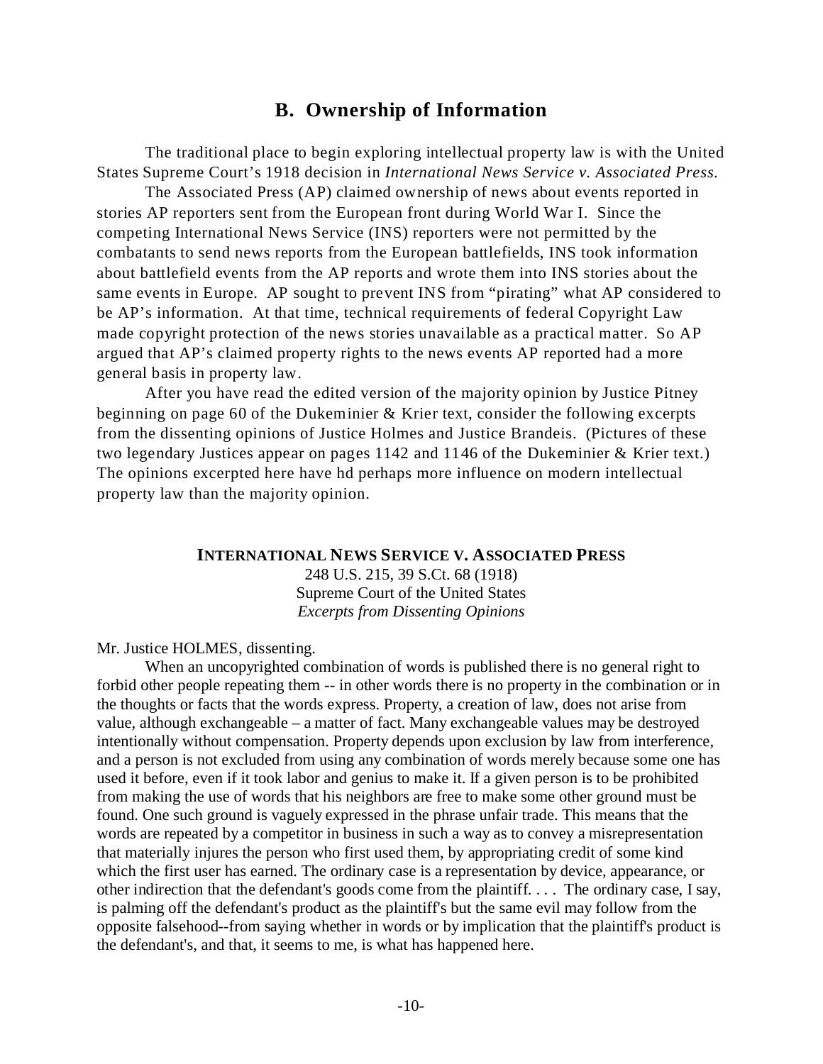## B. Ownership of Information

The traditional place to begin exploring intellectual property law is with the United States Supreme Court's 1918 decision in *International News Service v. Associated Press.*

The Associated Press (AP) claimed ownership of news about events reported in stories AP reporters sent from the European front during World War I. Since the competing International News Service (INS) reporters were not permitted by the combatants to send news reports from the European battlefields, INS took information about battlefield events from the AP reports and wrote them into INS stories about the same events in Europe. AP sought to prevent INS from "pirating" what AP considered to be AP's information. At that time, technical requirements of federal Copyright Law made copyright protection of the news stories unavailable as a practical matter. So AP argued that AP's claimed property rights to the news events AP reported had a more general basis in property law.

After you have read the edited version of the majority opinion by Justice Pitney beginning on page 60 of the Dukeminier & Krier text, consider the following excerpts from the dissenting opinions of Justice Holmes and Justice Brandeis. (Pictures of these two legendary Justices appear on pages 1142 and 1146 of the Dukeminier & Krier text.) The opinions excerpted here have hd perhaps more influence on modern intellectual property law than the majority opinion.

**INTERNATIONAL NEWS SERVICE V. ASSOCIATED PRESS**
248 U.S. 215, 39 S.Ct. 68 (1918)
Supreme Court of the United States
*Excerpts from Dissenting Opinions*

Mr. Justice HOLMES, dissenting.

When an uncopyrighted combination of words is published there is no general right to forbid other people repeating them -- in other words there is no property in the combination or in the thoughts or facts that the words express. Property, a creation of law, does not arise from value, although exchangeable – a matter of fact. Many exchangeable values may be destroyed intentionally without compensation. Property depends upon exclusion by law from interference, and a person is not excluded from using any combination of words merely because some one has used it before, even if it took labor and genius to make it. If a given person is to be prohibited from making the use of words that his neighbors are free to make some other ground must be found. One such ground is vaguely expressed in the phrase unfair trade. This means that the words are repeated by a competitor in business in such a way as to convey a misrepresentation that materially injures the person who first used them, by appropriating credit of some kind which the first user has earned. The ordinary case is a representation by device, appearance, or other indirection that the defendant's goods come from the plaintiff. . . . The ordinary case, I say, is palming off the defendant's product as the plaintiff's but the same evil may follow from the opposite falsehood--from saying whether in words or by implication that the plaintiff's product is the defendant's, and that, it seems to me, is what has happened here.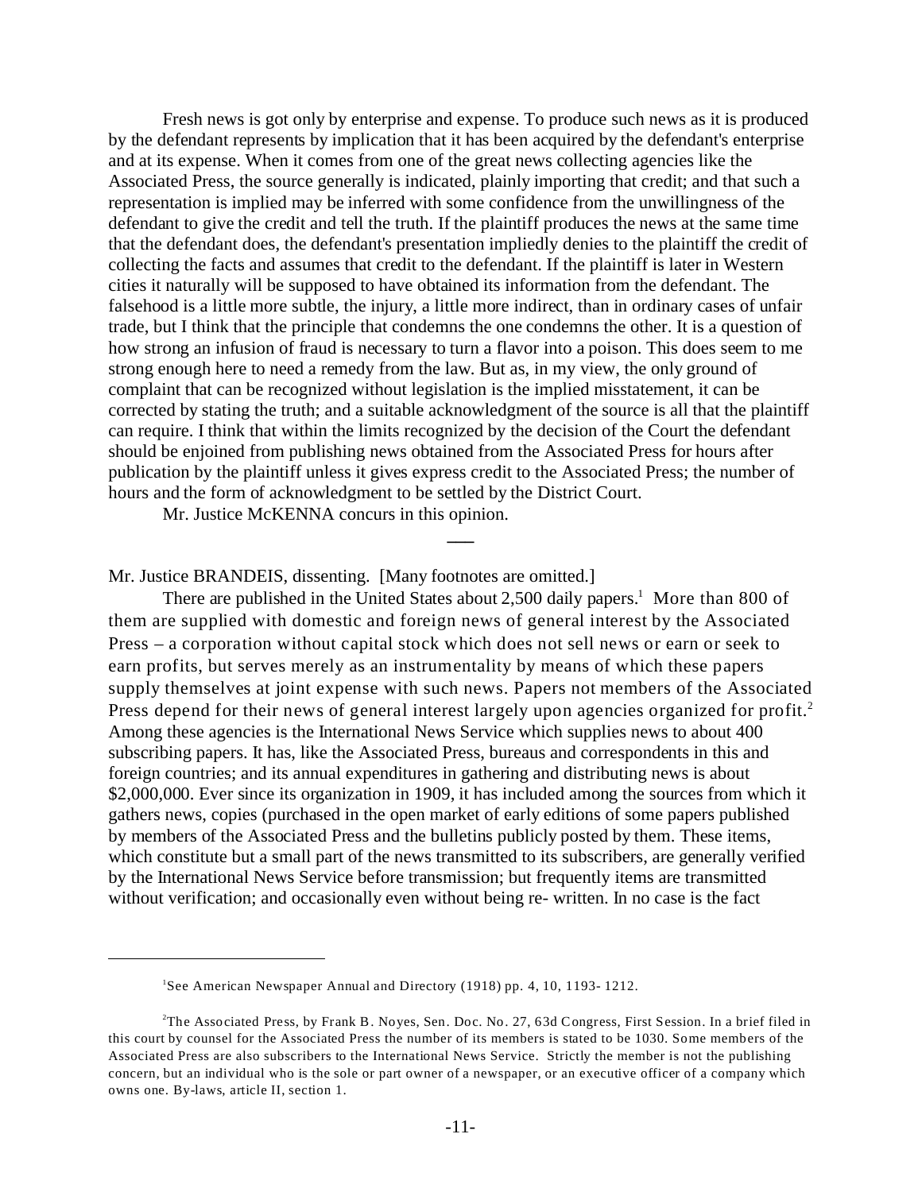Fresh news is got only by enterprise and expense. To produce such news as it is produced by the defendant represents by implication that it has been acquired by the defendant's enterprise and at its expense. When it comes from one of the great news collecting agencies like the Associated Press, the source generally is indicated, plainly importing that credit; and that such a representation is implied may be inferred with some confidence from the unwillingness of the defendant to give the credit and tell the truth. If the plaintiff produces the news at the same time that the defendant does, the defendant's presentation impliedly denies to the plaintiff the credit of collecting the facts and assumes that credit to the defendant. If the plaintiff is later in Western cities it naturally will be supposed to have obtained its information from the defendant. The falsehood is a little more subtle, the injury, a little more indirect, than in ordinary cases of unfair trade, but I think that the principle that condemns the one condemns the other. It is a question of how strong an infusion of fraud is necessary to turn a flavor into a poison. This does seem to me strong enough here to need a remedy from the law. But as, in my view, the only ground of complaint that can be recognized without legislation is the implied misstatement, it can be corrected by stating the truth; and a suitable acknowledgment of the source is all that the plaintiff can require. I think that within the limits recognized by the decision of the Court the defendant should be enjoined from publishing news obtained from the Associated Press for hours after publication by the plaintiff unless it gives express credit to the Associated Press; the number of hours and the form of acknowledgment to be settled by the District Court.

Mr. Justice McKENNA concurs in this opinion.

---

Mr. Justice BRANDEIS, dissenting. [Many footnotes are omitted.]

There are published in the United States about 2,500 daily papers.[1] More than 800 of them are supplied with domestic and foreign news of general interest by the Associated Press – a corporation without capital stock which does not sell news or earn or seek to earn profits, but serves merely as an instrumentality by means of which these papers supply themselves at joint expense with such news. Papers not members of the Associated Press depend for their news of general interest largely upon agencies organized for profit.[2] Among these agencies is the International News Service which supplies news to about 400 subscribing papers. It has, like the Associated Press, bureaus and correspondents in this and foreign countries; and its annual expenditures in gathering and distributing news is about \$2,000,000. Ever since its organization in 1909, it has included among the sources from which it gathers news, copies (purchased in the open market of early editions of some papers published by members of the Associated Press and the bulletins publicly posted by them. These items, which constitute but a small part of the news transmitted to its subscribers, are generally verified by the International News Service before transmission; but frequently items are transmitted without verification; and occasionally even without being re- written. In no case is the fact

[1] See American Newspaper Annual and Directory (1918) pp. 4, 10, 1193- 1212.

[2] The Associated Press, by Frank B. Noyes, Sen. Doc. No. 27, 63d Congress, First Session. In a brief filed in this court by counsel for the Associated Press the number of its members is stated to be 1030. Some members of the Associated Press are also subscribers to the International News Service. Strictly the member is not the publishing concern, but an individual who is the sole or part owner of a newspaper, or an executive officer of a company which owns one. By-laws, article II, section 1.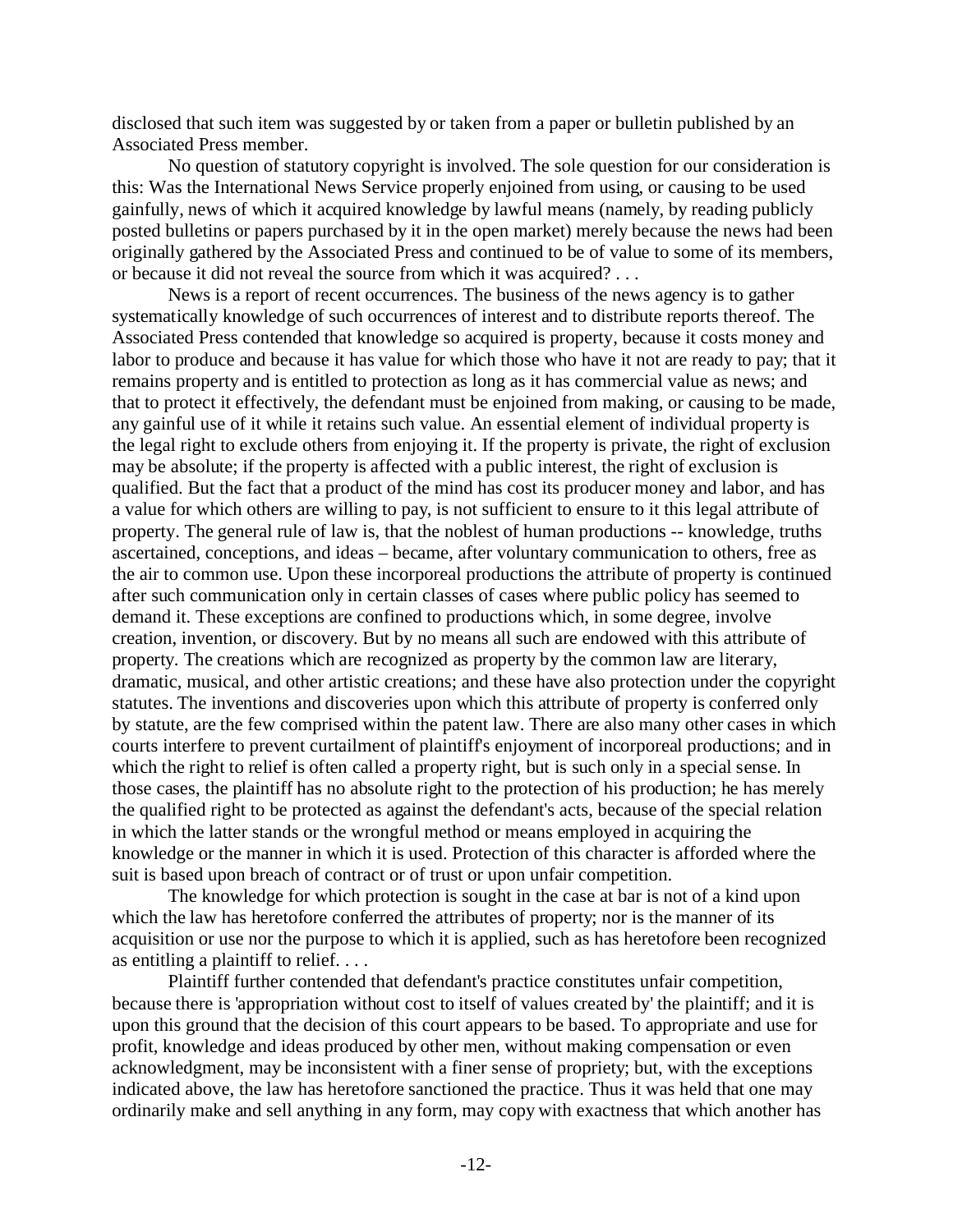disclosed that such item was suggested by or taken from a paper or bulletin published by an Associated Press member.

No question of statutory copyright is involved. The sole question for our consideration is this: Was the International News Service properly enjoined from using, or causing to be used gainfully, news of which it acquired knowledge by lawful means (namely, by reading publicly posted bulletins or papers purchased by it in the open market) merely because the news had been originally gathered by the Associated Press and continued to be of value to some of its members, or because it did not reveal the source from which it was acquired? . . .

News is a report of recent occurrences. The business of the news agency is to gather systematically knowledge of such occurrences of interest and to distribute reports thereof. The Associated Press contended that knowledge so acquired is property, because it costs money and labor to produce and because it has value for which those who have it not are ready to pay; that it remains property and is entitled to protection as long as it has commercial value as news; and that to protect it effectively, the defendant must be enjoined from making, or causing to be made, any gainful use of it while it retains such value. An essential element of individual property is the legal right to exclude others from enjoying it. If the property is private, the right of exclusion may be absolute; if the property is affected with a public interest, the right of exclusion is qualified. But the fact that a product of the mind has cost its producer money and labor, and has a value for which others are willing to pay, is not sufficient to ensure to it this legal attribute of property. The general rule of law is, that the noblest of human productions -- knowledge, truths ascertained, conceptions, and ideas – became, after voluntary communication to others, free as the air to common use. Upon these incorporeal productions the attribute of property is continued after such communication only in certain classes of cases where public policy has seemed to demand it. These exceptions are confined to productions which, in some degree, involve creation, invention, or discovery. But by no means all such are endowed with this attribute of property. The creations which are recognized as property by the common law are literary, dramatic, musical, and other artistic creations; and these have also protection under the copyright statutes. The inventions and discoveries upon which this attribute of property is conferred only by statute, are the few comprised within the patent law. There are also many other cases in which courts interfere to prevent curtailment of plaintiff's enjoyment of incorporeal productions; and in which the right to relief is often called a property right, but is such only in a special sense. In those cases, the plaintiff has no absolute right to the protection of his production; he has merely the qualified right to be protected as against the defendant's acts, because of the special relation in which the latter stands or the wrongful method or means employed in acquiring the knowledge or the manner in which it is used. Protection of this character is afforded where the suit is based upon breach of contract or of trust or upon unfair competition.

The knowledge for which protection is sought in the case at bar is not of a kind upon which the law has heretofore conferred the attributes of property; nor is the manner of its acquisition or use nor the purpose to which it is applied, such as has heretofore been recognized as entitling a plaintiff to relief. . . .

Plaintiff further contended that defendant's practice constitutes unfair competition, because there is 'appropriation without cost to itself of values created by' the plaintiff; and it is upon this ground that the decision of this court appears to be based. To appropriate and use for profit, knowledge and ideas produced by other men, without making compensation or even acknowledgment, may be inconsistent with a finer sense of propriety; but, with the exceptions indicated above, the law has heretofore sanctioned the practice. Thus it was held that one may ordinarily make and sell anything in any form, may copy with exactness that which another has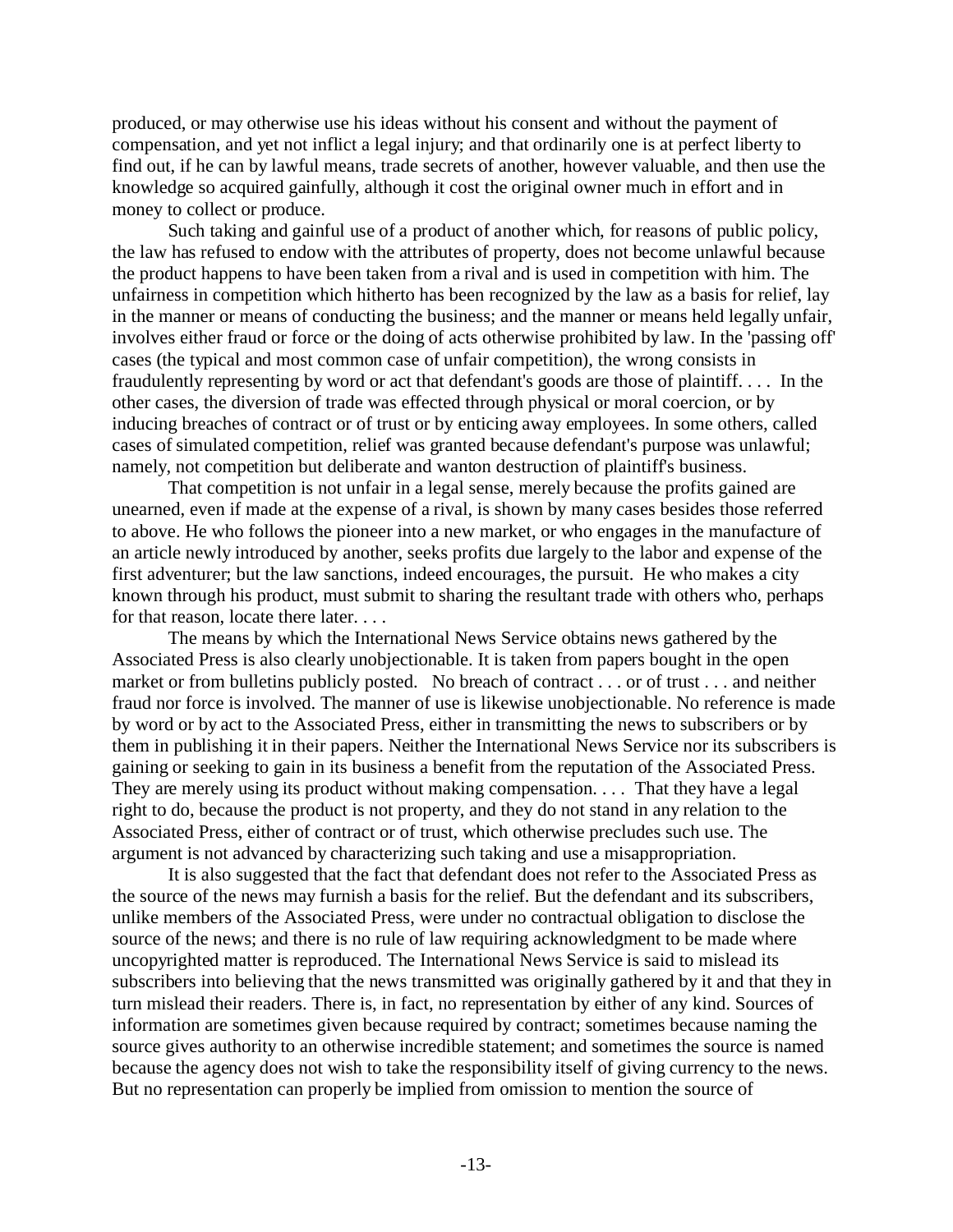produced, or may otherwise use his ideas without his consent and without the payment of compensation, and yet not inflict a legal injury; and that ordinarily one is at perfect liberty to find out, if he can by lawful means, trade secrets of another, however valuable, and then use the knowledge so acquired gainfully, although it cost the original owner much in effort and in money to collect or produce.

Such taking and gainful use of a product of another which, for reasons of public policy, the law has refused to endow with the attributes of property, does not become unlawful because the product happens to have been taken from a rival and is used in competition with him. The unfairness in competition which hitherto has been recognized by the law as a basis for relief, lay in the manner or means of conducting the business; and the manner or means held legally unfair, involves either fraud or force or the doing of acts otherwise prohibited by law. In the 'passing off' cases (the typical and most common case of unfair competition), the wrong consists in fraudulently representing by word or act that defendant's goods are those of plaintiff. . . . In the other cases, the diversion of trade was effected through physical or moral coercion, or by inducing breaches of contract or of trust or by enticing away employees. In some others, called cases of simulated competition, relief was granted because defendant's purpose was unlawful; namely, not competition but deliberate and wanton destruction of plaintiff's business.

That competition is not unfair in a legal sense, merely because the profits gained are unearned, even if made at the expense of a rival, is shown by many cases besides those referred to above. He who follows the pioneer into a new market, or who engages in the manufacture of an article newly introduced by another, seeks profits due largely to the labor and expense of the first adventurer; but the law sanctions, indeed encourages, the pursuit. He who makes a city known through his product, must submit to sharing the resultant trade with others who, perhaps for that reason, locate there later. . . .

The means by which the International News Service obtains news gathered by the Associated Press is also clearly unobjectionable. It is taken from papers bought in the open market or from bulletins publicly posted. No breach of contract . . . or of trust . . . and neither fraud nor force is involved. The manner of use is likewise unobjectionable. No reference is made by word or by act to the Associated Press, either in transmitting the news to subscribers or by them in publishing it in their papers. Neither the International News Service nor its subscribers is gaining or seeking to gain in its business a benefit from the reputation of the Associated Press. They are merely using its product without making compensation. . . . That they have a legal right to do, because the product is not property, and they do not stand in any relation to the Associated Press, either of contract or of trust, which otherwise precludes such use. The argument is not advanced by characterizing such taking and use a misappropriation.

It is also suggested that the fact that defendant does not refer to the Associated Press as the source of the news may furnish a basis for the relief. But the defendant and its subscribers, unlike members of the Associated Press, were under no contractual obligation to disclose the source of the news; and there is no rule of law requiring acknowledgment to be made where uncopyrighted matter is reproduced. The International News Service is said to mislead its subscribers into believing that the news transmitted was originally gathered by it and that they in turn mislead their readers. There is, in fact, no representation by either of any kind. Sources of information are sometimes given because required by contract; sometimes because naming the source gives authority to an otherwise incredible statement; and sometimes the source is named because the agency does not wish to take the responsibility itself of giving currency to the news. But no representation can properly be implied from omission to mention the source of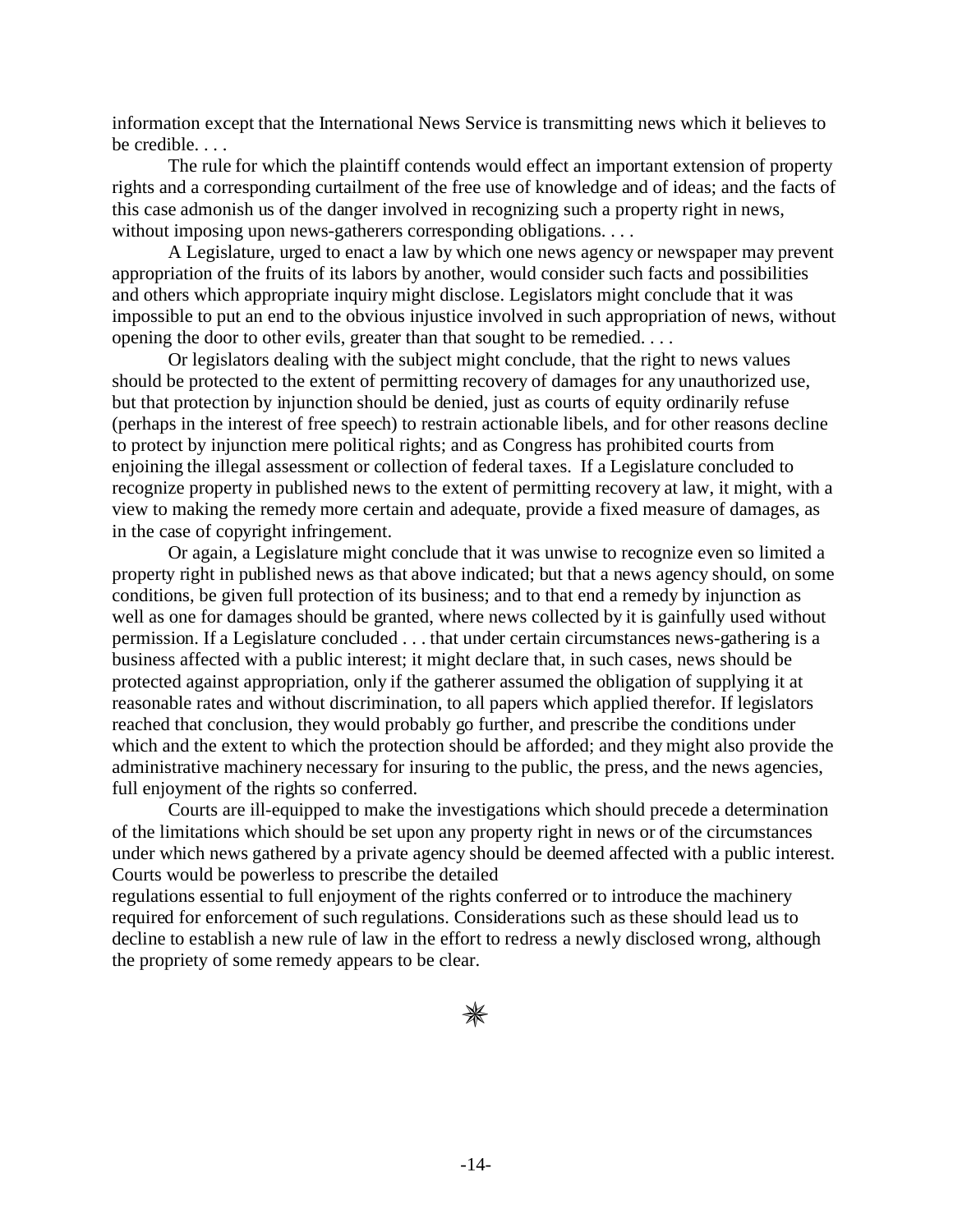information except that the International News Service is transmitting news which it believes to be credible. . . .

The rule for which the plaintiff contends would effect an important extension of property rights and a corresponding curtailment of the free use of knowledge and of ideas; and the facts of this case admonish us of the danger involved in recognizing such a property right in news, without imposing upon news-gatherers corresponding obligations. . . .

A Legislature, urged to enact a law by which one news agency or newspaper may prevent appropriation of the fruits of its labors by another, would consider such facts and possibilities and others which appropriate inquiry might disclose. Legislators might conclude that it was impossible to put an end to the obvious injustice involved in such appropriation of news, without opening the door to other evils, greater than that sought to be remedied. . . .

Or legislators dealing with the subject might conclude, that the right to news values should be protected to the extent of permitting recovery of damages for any unauthorized use, but that protection by injunction should be denied, just as courts of equity ordinarily refuse (perhaps in the interest of free speech) to restrain actionable libels, and for other reasons decline to protect by injunction mere political rights; and as Congress has prohibited courts from enjoining the illegal assessment or collection of federal taxes. If a Legislature concluded to recognize property in published news to the extent of permitting recovery at law, it might, with a view to making the remedy more certain and adequate, provide a fixed measure of damages, as in the case of copyright infringement.

Or again, a Legislature might conclude that it was unwise to recognize even so limited a property right in published news as that above indicated; but that a news agency should, on some conditions, be given full protection of its business; and to that end a remedy by injunction as well as one for damages should be granted, where news collected by it is gainfully used without permission. If a Legislature concluded . . . that under certain circumstances news-gathering is a business affected with a public interest; it might declare that, in such cases, news should be protected against appropriation, only if the gatherer assumed the obligation of supplying it at reasonable rates and without discrimination, to all papers which applied therefor. If legislators reached that conclusion, they would probably go further, and prescribe the conditions under which and the extent to which the protection should be afforded; and they might also provide the administrative machinery necessary for insuring to the public, the press, and the news agencies, full enjoyment of the rights so conferred.

Courts are ill-equipped to make the investigations which should precede a determination of the limitations which should be set upon any property right in news or of the circumstances under which news gathered by a private agency should be deemed affected with a public interest. Courts would be powerless to prescribe the detailed regulations essential to full enjoyment of the rights conferred or to introduce the machinery required for enforcement of such regulations. Considerations such as these should lead us to decline to establish a new rule of law in the effort to redress a newly disclosed wrong, although the propriety of some remedy appears to be clear.

✳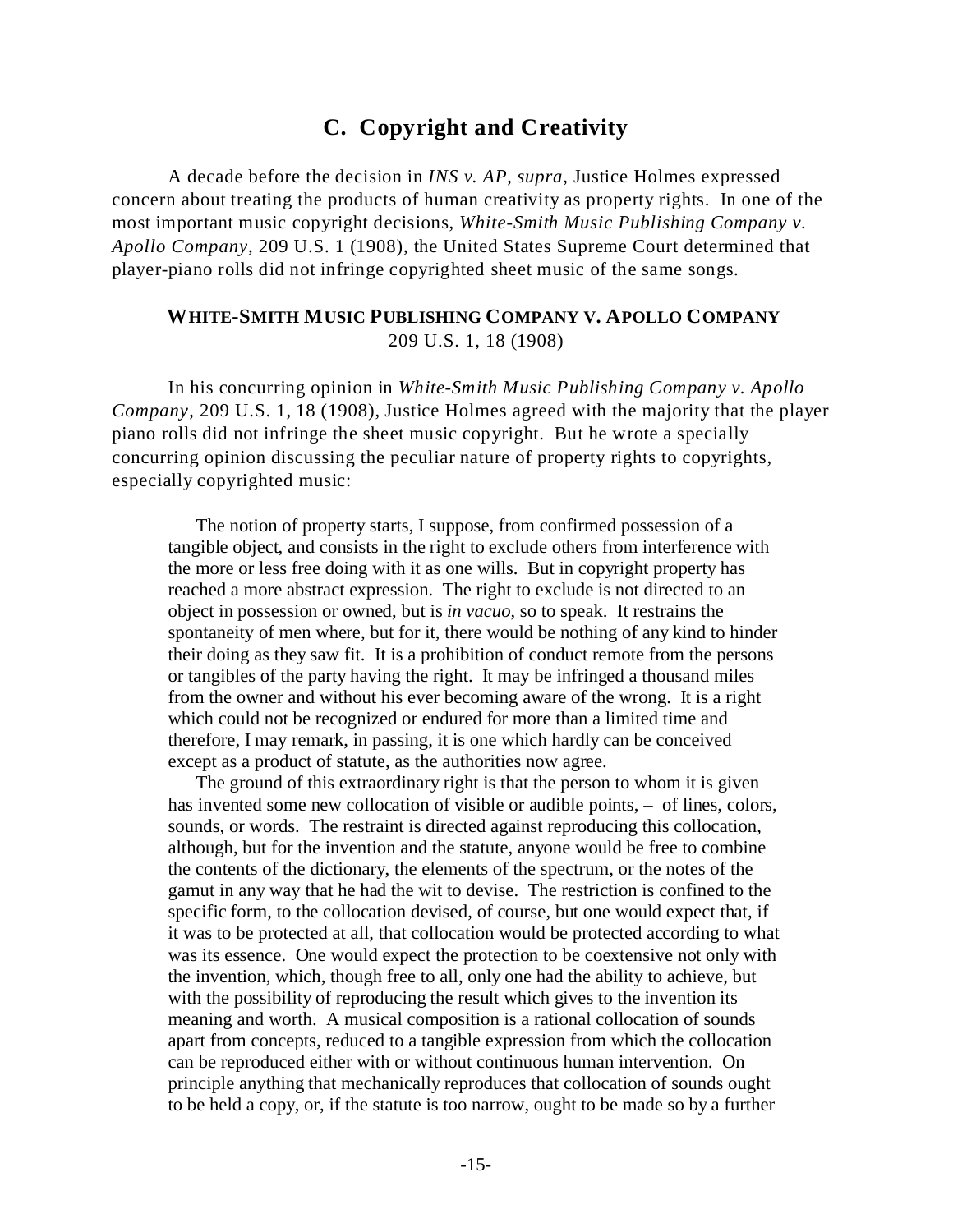## C. Copyright and Creativity

A decade before the decision in *INS v. AP*, *supra*, Justice Holmes expressed concern about treating the products of human creativity as property rights. In one of the most important music copyright decisions, *White-Smith Music Publishing Company v. Apollo Company*, 209 U.S. 1 (1908), the United States Supreme Court determined that player-piano rolls did not infringe copyrighted sheet music of the same songs.

### WHITE-SMITH MUSIC PUBLISHING COMPANY V. APOLLO COMPANY
209 U.S. 1, 18 (1908)

In his concurring opinion in *White-Smith Music Publishing Company v. Apollo Company*, 209 U.S. 1, 18 (1908), Justice Holmes agreed with the majority that the player piano rolls did not infringe the sheet music copyright. But he wrote a specially concurring opinion discussing the peculiar nature of property rights to copyrights, especially copyrighted music:

> The notion of property starts, I suppose, from confirmed possession of a tangible object, and consists in the right to exclude others from interference with the more or less free doing with it as one wills. But in copyright property has reached a more abstract expression. The right to exclude is not directed to an object in possession or owned, but is *in vacuo*, so to speak. It restrains the spontaneity of men where, but for it, there would be nothing of any kind to hinder their doing as they saw fit. It is a prohibition of conduct remote from the persons or tangibles of the party having the right. It may be infringed a thousand miles from the owner and without his ever becoming aware of the wrong. It is a right which could not be recognized or endured for more than a limited time and therefore, I may remark, in passing, it is one which hardly can be conceived except as a product of statute, as the authorities now agree.
>
> The ground of this extraordinary right is that the person to whom it is given has invented some new collocation of visible or audible points, – of lines, colors, sounds, or words. The restraint is directed against reproducing this collocation, although, but for the invention and the statute, anyone would be free to combine the contents of the dictionary, the elements of the spectrum, or the notes of the gamut in any way that he had the wit to devise. The restriction is confined to the specific form, to the collocation devised, of course, but one would expect that, if it was to be protected at all, that collocation would be protected according to what was its essence. One would expect the protection to be coextensive not only with the invention, which, though free to all, only one had the ability to achieve, but with the possibility of reproducing the result which gives to the invention its meaning and worth. A musical composition is a rational collocation of sounds apart from concepts, reduced to a tangible expression from which the collocation can be reproduced either with or without continuous human intervention. On principle anything that mechanically reproduces that collocation of sounds ought to be held a copy, or, if the statute is too narrow, ought to be made so by a further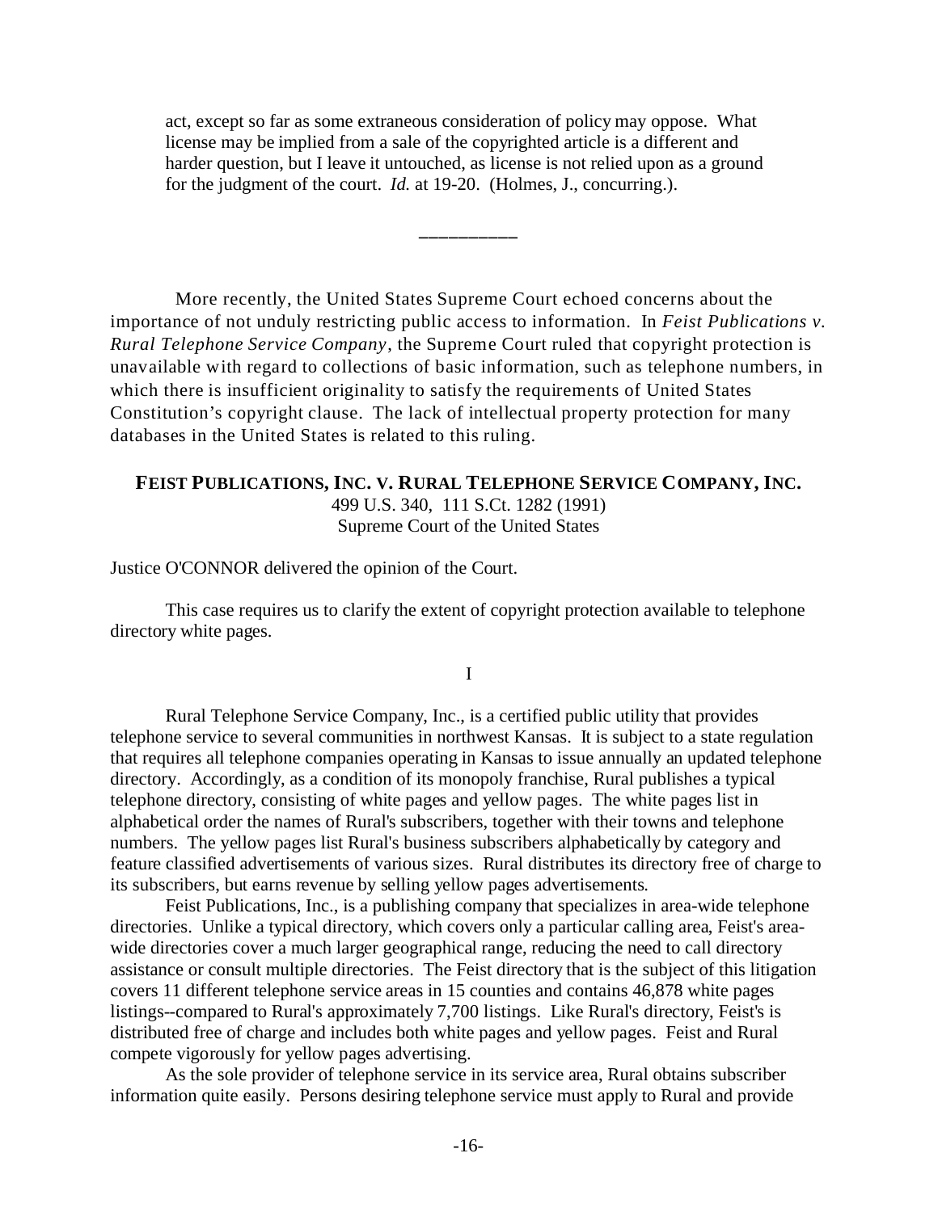act, except so far as some extraneous consideration of policy may oppose. What license may be implied from a sale of the copyrighted article is a different and harder question, but I leave it untouched, as license is not relied upon as a ground for the judgment of the court. *Id.* at 19-20. (Holmes, J., concurring.).

---

More recently, the United States Supreme Court echoed concerns about the importance of not unduly restricting public access to information. In *Feist Publications v. Rural Telephone Service Company*, the Supreme Court ruled that copyright protection is unavailable with regard to collections of basic information, such as telephone numbers, in which there is insufficient originality to satisfy the requirements of United States Constitution's copyright clause. The lack of intellectual property protection for many databases in the United States is related to this ruling.

**FEIST PUBLICATIONS, INC. V. RURAL TELEPHONE SERVICE COMPANY, INC.**
499 U.S. 340, 111 S.Ct. 1282 (1991)
Supreme Court of the United States

Justice O'CONNOR delivered the opinion of the Court.

This case requires us to clarify the extent of copyright protection available to telephone directory white pages.

I

Rural Telephone Service Company, Inc., is a certified public utility that provides telephone service to several communities in northwest Kansas. It is subject to a state regulation that requires all telephone companies operating in Kansas to issue annually an updated telephone directory. Accordingly, as a condition of its monopoly franchise, Rural publishes a typical telephone directory, consisting of white pages and yellow pages. The white pages list in alphabetical order the names of Rural's subscribers, together with their towns and telephone numbers. The yellow pages list Rural's business subscribers alphabetically by category and feature classified advertisements of various sizes. Rural distributes its directory free of charge to its subscribers, but earns revenue by selling yellow pages advertisements.

Feist Publications, Inc., is a publishing company that specializes in area-wide telephone directories. Unlike a typical directory, which covers only a particular calling area, Feist's area-wide directories cover a much larger geographical range, reducing the need to call directory assistance or consult multiple directories. The Feist directory that is the subject of this litigation covers 11 different telephone service areas in 15 counties and contains 46,878 white pages listings--compared to Rural's approximately 7,700 listings. Like Rural's directory, Feist's is distributed free of charge and includes both white pages and yellow pages. Feist and Rural compete vigorously for yellow pages advertising.

As the sole provider of telephone service in its service area, Rural obtains subscriber information quite easily. Persons desiring telephone service must apply to Rural and provide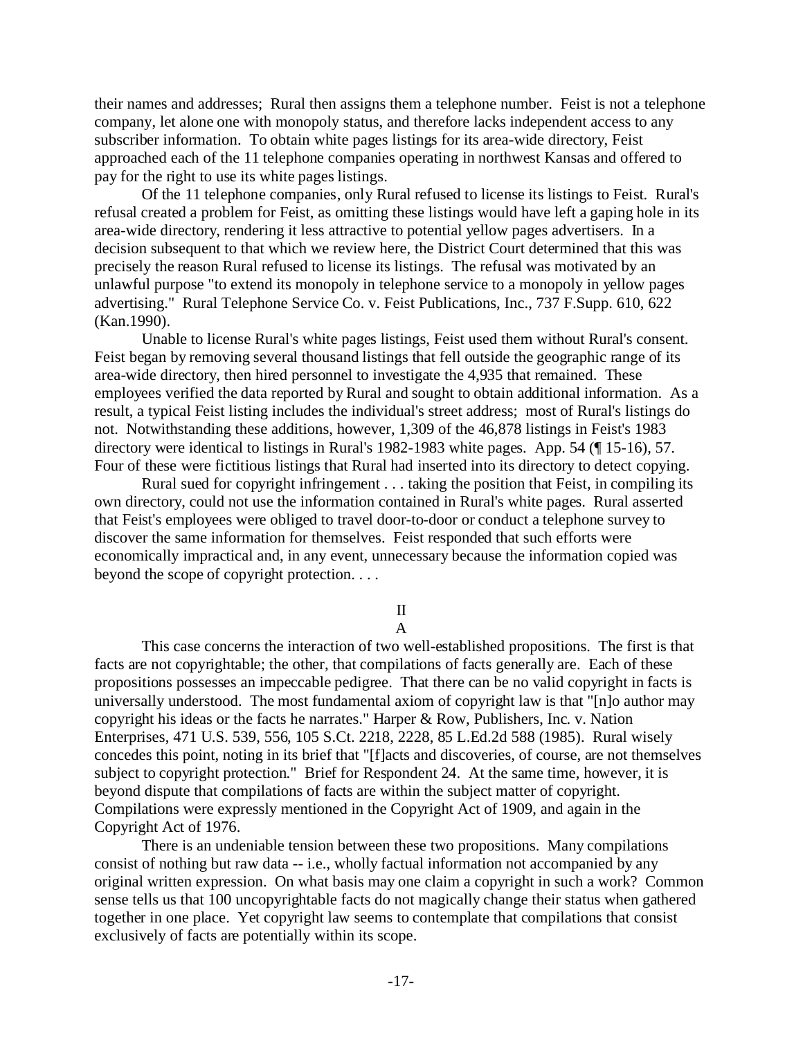their names and addresses; Rural then assigns them a telephone number. Feist is not a telephone company, let alone one with monopoly status, and therefore lacks independent access to any subscriber information. To obtain white pages listings for its area-wide directory, Feist approached each of the 11 telephone companies operating in northwest Kansas and offered to pay for the right to use its white pages listings.

Of the 11 telephone companies, only Rural refused to license its listings to Feist. Rural's refusal created a problem for Feist, as omitting these listings would have left a gaping hole in its area-wide directory, rendering it less attractive to potential yellow pages advertisers. In a decision subsequent to that which we review here, the District Court determined that this was precisely the reason Rural refused to license its listings. The refusal was motivated by an unlawful purpose "to extend its monopoly in telephone service to a monopoly in yellow pages advertising." Rural Telephone Service Co. v. Feist Publications, Inc., 737 F.Supp. 610, 622 (Kan.1990).

Unable to license Rural's white pages listings, Feist used them without Rural's consent. Feist began by removing several thousand listings that fell outside the geographic range of its area-wide directory, then hired personnel to investigate the 4,935 that remained. These employees verified the data reported by Rural and sought to obtain additional information. As a result, a typical Feist listing includes the individual's street address; most of Rural's listings do not. Notwithstanding these additions, however, 1,309 of the 46,878 listings in Feist's 1983 directory were identical to listings in Rural's 1982-1983 white pages. App. 54 (¶ 15-16), 57. Four of these were fictitious listings that Rural had inserted into its directory to detect copying.

Rural sued for copyright infringement . . . taking the position that Feist, in compiling its own directory, could not use the information contained in Rural's white pages. Rural asserted that Feist's employees were obliged to travel door-to-door or conduct a telephone survey to discover the same information for themselves. Feist responded that such efforts were economically impractical and, in any event, unnecessary because the information copied was beyond the scope of copyright protection. . . .

## II

### A

This case concerns the interaction of two well-established propositions. The first is that facts are not copyrightable; the other, that compilations of facts generally are. Each of these propositions possesses an impeccable pedigree. That there can be no valid copyright in facts is universally understood. The most fundamental axiom of copyright law is that "[n]o author may copyright his ideas or the facts he narrates." Harper & Row, Publishers, Inc. v. Nation Enterprises, 471 U.S. 539, 556, 105 S.Ct. 2218, 2228, 85 L.Ed.2d 588 (1985). Rural wisely concedes this point, noting in its brief that "[f]acts and discoveries, of course, are not themselves subject to copyright protection." Brief for Respondent 24. At the same time, however, it is beyond dispute that compilations of facts are within the subject matter of copyright. Compilations were expressly mentioned in the Copyright Act of 1909, and again in the Copyright Act of 1976.

There is an undeniable tension between these two propositions. Many compilations consist of nothing but raw data -- i.e., wholly factual information not accompanied by any original written expression. On what basis may one claim a copyright in such a work? Common sense tells us that 100 uncopyrightable facts do not magically change their status when gathered together in one place. Yet copyright law seems to contemplate that compilations that consist exclusively of facts are potentially within its scope.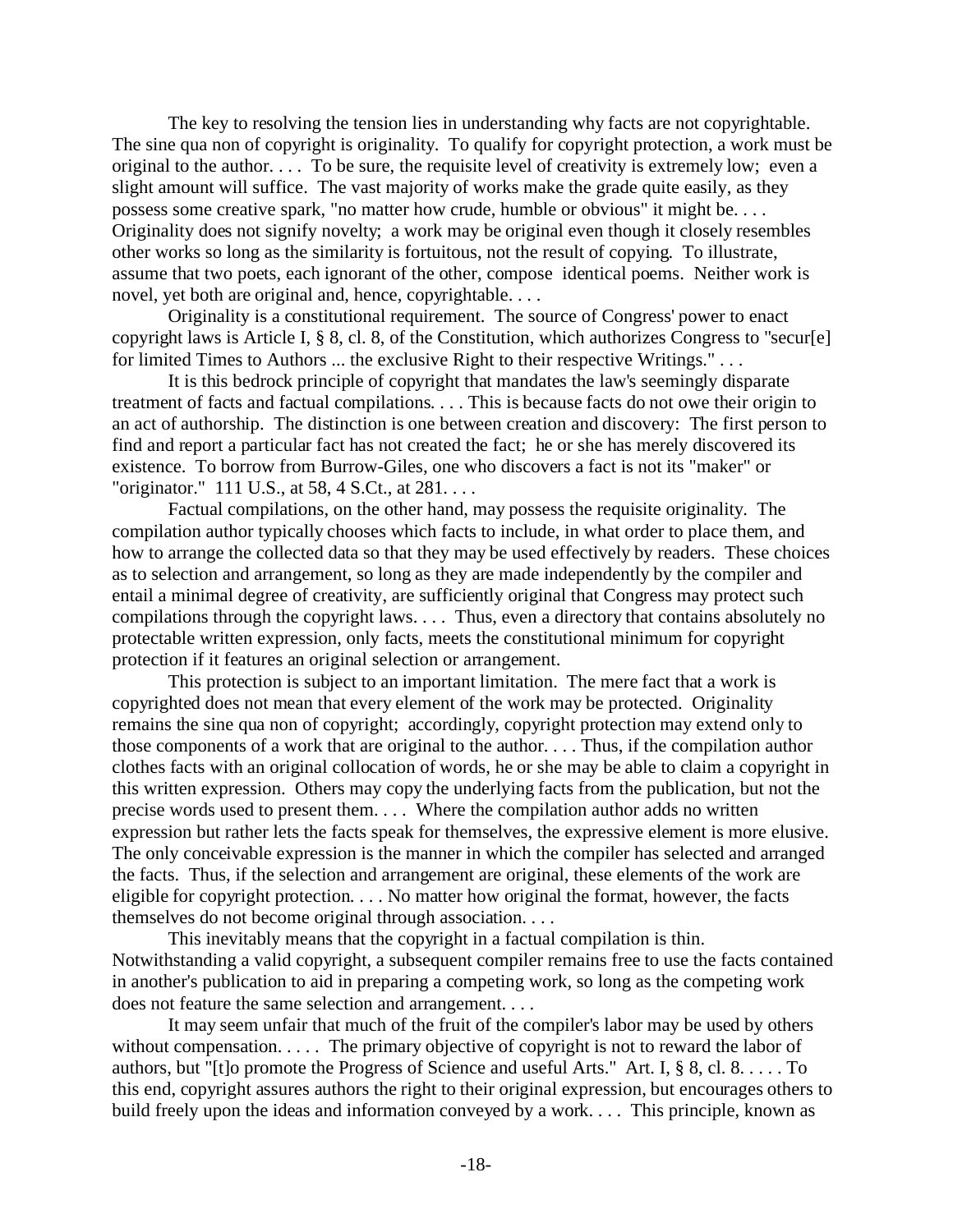The key to resolving the tension lies in understanding why facts are not copyrightable. The sine qua non of copyright is originality. To qualify for copyright protection, a work must be original to the author. . . . To be sure, the requisite level of creativity is extremely low; even a slight amount will suffice. The vast majority of works make the grade quite easily, as they possess some creative spark, "no matter how crude, humble or obvious" it might be. . . . Originality does not signify novelty; a work may be original even though it closely resembles other works so long as the similarity is fortuitous, not the result of copying. To illustrate, assume that two poets, each ignorant of the other, compose identical poems. Neither work is novel, yet both are original and, hence, copyrightable. . . .

Originality is a constitutional requirement. The source of Congress' power to enact copyright laws is Article I, § 8, cl. 8, of the Constitution, which authorizes Congress to "secur[e] for limited Times to Authors ... the exclusive Right to their respective Writings." . . .

It is this bedrock principle of copyright that mandates the law's seemingly disparate treatment of facts and factual compilations. . . . This is because facts do not owe their origin to an act of authorship. The distinction is one between creation and discovery: The first person to find and report a particular fact has not created the fact; he or she has merely discovered its existence. To borrow from Burrow-Giles, one who discovers a fact is not its "maker" or "originator." 111 U.S., at 58, 4 S.Ct., at 281. . . .

Factual compilations, on the other hand, may possess the requisite originality. The compilation author typically chooses which facts to include, in what order to place them, and how to arrange the collected data so that they may be used effectively by readers. These choices as to selection and arrangement, so long as they are made independently by the compiler and entail a minimal degree of creativity, are sufficiently original that Congress may protect such compilations through the copyright laws. . . . Thus, even a directory that contains absolutely no protectable written expression, only facts, meets the constitutional minimum for copyright protection if it features an original selection or arrangement.

This protection is subject to an important limitation. The mere fact that a work is copyrighted does not mean that every element of the work may be protected. Originality remains the sine qua non of copyright; accordingly, copyright protection may extend only to those components of a work that are original to the author. . . . Thus, if the compilation author clothes facts with an original collocation of words, he or she may be able to claim a copyright in this written expression. Others may copy the underlying facts from the publication, but not the precise words used to present them. . . . Where the compilation author adds no written expression but rather lets the facts speak for themselves, the expressive element is more elusive. The only conceivable expression is the manner in which the compiler has selected and arranged the facts. Thus, if the selection and arrangement are original, these elements of the work are eligible for copyright protection. . . . No matter how original the format, however, the facts themselves do not become original through association. . . .

This inevitably means that the copyright in a factual compilation is thin. Notwithstanding a valid copyright, a subsequent compiler remains free to use the facts contained in another's publication to aid in preparing a competing work, so long as the competing work does not feature the same selection and arrangement. . . .

It may seem unfair that much of the fruit of the compiler's labor may be used by others without compensation. . . . . The primary objective of copyright is not to reward the labor of authors, but "[t]o promote the Progress of Science and useful Arts." Art. I, § 8, cl. 8. . . . . To this end, copyright assures authors the right to their original expression, but encourages others to build freely upon the ideas and information conveyed by a work. . . . This principle, known as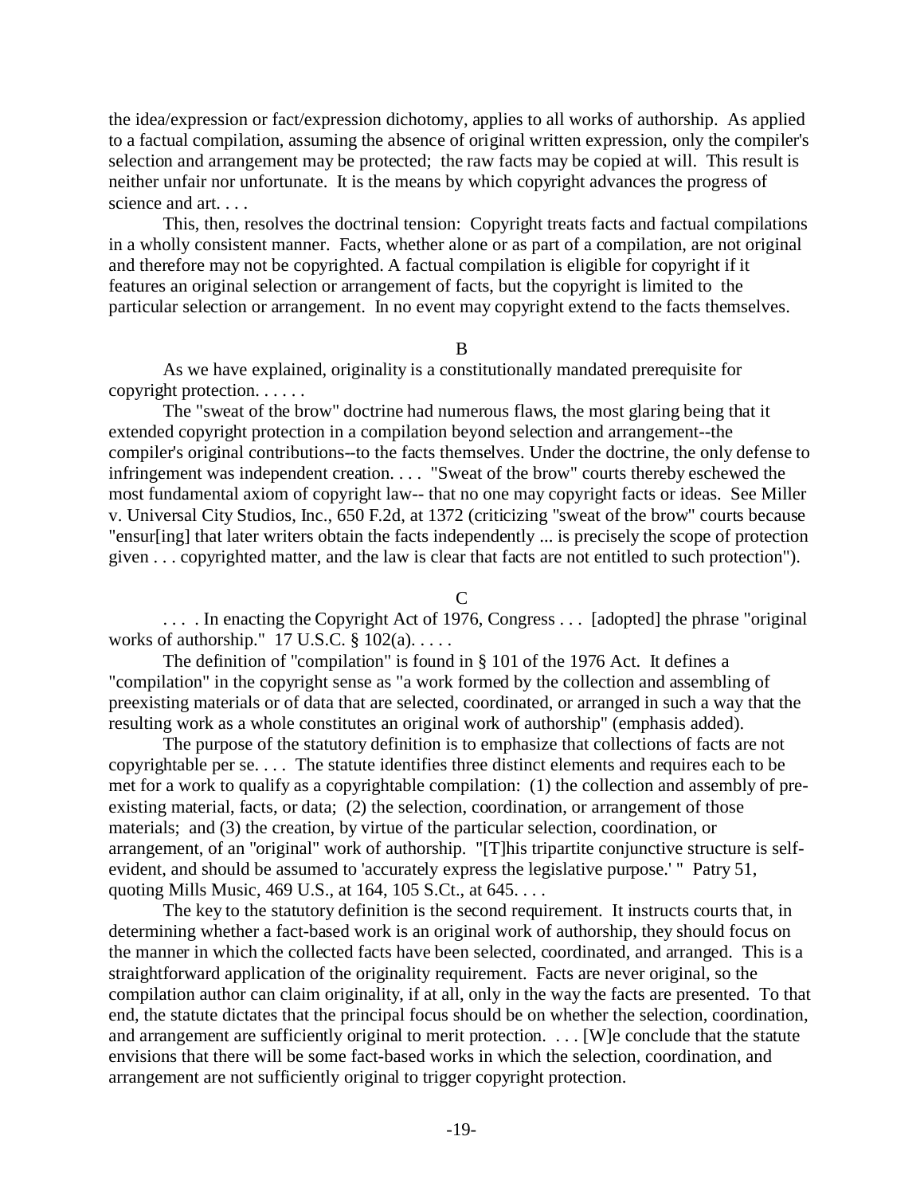the idea/expression or fact/expression dichotomy, applies to all works of authorship. As applied to a factual compilation, assuming the absence of original written expression, only the compiler's selection and arrangement may be protected; the raw facts may be copied at will. This result is neither unfair nor unfortunate. It is the means by which copyright advances the progress of science and art. . . .

This, then, resolves the doctrinal tension: Copyright treats facts and factual compilations in a wholly consistent manner. Facts, whether alone or as part of a compilation, are not original and therefore may not be copyrighted. A factual compilation is eligible for copyright if it features an original selection or arrangement of facts, but the copyright is limited to the particular selection or arrangement. In no event may copyright extend to the facts themselves.

B

As we have explained, originality is a constitutionally mandated prerequisite for copyright protection. . . . . .

The "sweat of the brow" doctrine had numerous flaws, the most glaring being that it extended copyright protection in a compilation beyond selection and arrangement--the compiler's original contributions--to the facts themselves. Under the doctrine, the only defense to infringement was independent creation. . . . "Sweat of the brow" courts thereby eschewed the most fundamental axiom of copyright law-- that no one may copyright facts or ideas. See Miller v. Universal City Studios, Inc., 650 F.2d, at 1372 (criticizing "sweat of the brow" courts because "ensur[ing] that later writers obtain the facts independently ... is precisely the scope of protection given . . . copyrighted matter, and the law is clear that facts are not entitled to such protection").

C

. . . . In enacting the Copyright Act of 1976, Congress . . . [adopted] the phrase "original works of authorship." 17 U.S.C. § 102(a). . . . .

The definition of "compilation" is found in § 101 of the 1976 Act. It defines a "compilation" in the copyright sense as "a work formed by the collection and assembling of preexisting materials or of data that are selected, coordinated, or arranged in such a way that the resulting work as a whole constitutes an original work of authorship" (emphasis added).

The purpose of the statutory definition is to emphasize that collections of facts are not copyrightable per se. . . . The statute identifies three distinct elements and requires each to be met for a work to qualify as a copyrightable compilation: (1) the collection and assembly of pre-existing material, facts, or data; (2) the selection, coordination, or arrangement of those materials; and (3) the creation, by virtue of the particular selection, coordination, or arrangement, of an "original" work of authorship. "[T]his tripartite conjunctive structure is self-evident, and should be assumed to 'accurately express the legislative purpose.' " Patry 51, quoting Mills Music, 469 U.S., at 164, 105 S.Ct., at 645. . . .

The key to the statutory definition is the second requirement. It instructs courts that, in determining whether a fact-based work is an original work of authorship, they should focus on the manner in which the collected facts have been selected, coordinated, and arranged. This is a straightforward application of the originality requirement. Facts are never original, so the compilation author can claim originality, if at all, only in the way the facts are presented. To that end, the statute dictates that the principal focus should be on whether the selection, coordination, and arrangement are sufficiently original to merit protection. . . . [W]e conclude that the statute envisions that there will be some fact-based works in which the selection, coordination, and arrangement are not sufficiently original to trigger copyright protection.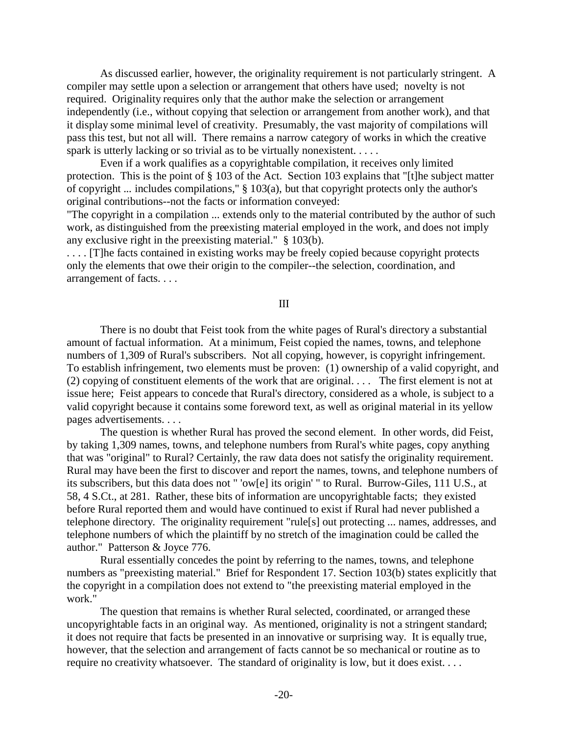As discussed earlier, however, the originality requirement is not particularly stringent. A compiler may settle upon a selection or arrangement that others have used; novelty is not required. Originality requires only that the author make the selection or arrangement independently (i.e., without copying that selection or arrangement from another work), and that it display some minimal level of creativity. Presumably, the vast majority of compilations will pass this test, but not all will. There remains a narrow category of works in which the creative spark is utterly lacking or so trivial as to be virtually nonexistent. . . . .

Even if a work qualifies as a copyrightable compilation, it receives only limited protection. This is the point of § 103 of the Act. Section 103 explains that "[t]he subject matter of copyright ... includes compilations," § 103(a), but that copyright protects only the author's original contributions--not the facts or information conveyed:

"The copyright in a compilation ... extends only to the material contributed by the author of such work, as distinguished from the preexisting material employed in the work, and does not imply any exclusive right in the preexisting material." § 103(b).

. . . . [T]he facts contained in existing works may be freely copied because copyright protects only the elements that owe their origin to the compiler--the selection, coordination, and arrangement of facts. . . .

III

There is no doubt that Feist took from the white pages of Rural's directory a substantial amount of factual information. At a minimum, Feist copied the names, towns, and telephone numbers of 1,309 of Rural's subscribers. Not all copying, however, is copyright infringement. To establish infringement, two elements must be proven: (1) ownership of a valid copyright, and (2) copying of constituent elements of the work that are original. . . . The first element is not at issue here; Feist appears to concede that Rural's directory, considered as a whole, is subject to a valid copyright because it contains some foreword text, as well as original material in its yellow pages advertisements. . . .

The question is whether Rural has proved the second element. In other words, did Feist, by taking 1,309 names, towns, and telephone numbers from Rural's white pages, copy anything that was "original" to Rural? Certainly, the raw data does not satisfy the originality requirement. Rural may have been the first to discover and report the names, towns, and telephone numbers of its subscribers, but this data does not " 'ow[e] its origin' " to Rural. Burrow-Giles, 111 U.S., at 58, 4 S.Ct., at 281. Rather, these bits of information are uncopyrightable facts; they existed before Rural reported them and would have continued to exist if Rural had never published a telephone directory. The originality requirement "rule[s] out protecting ... names, addresses, and telephone numbers of which the plaintiff by no stretch of the imagination could be called the author." Patterson & Joyce 776.

Rural essentially concedes the point by referring to the names, towns, and telephone numbers as "preexisting material." Brief for Respondent 17. Section 103(b) states explicitly that the copyright in a compilation does not extend to "the preexisting material employed in the work."

The question that remains is whether Rural selected, coordinated, or arranged these uncopyrightable facts in an original way. As mentioned, originality is not a stringent standard; it does not require that facts be presented in an innovative or surprising way. It is equally true, however, that the selection and arrangement of facts cannot be so mechanical or routine as to require no creativity whatsoever. The standard of originality is low, but it does exist. . . .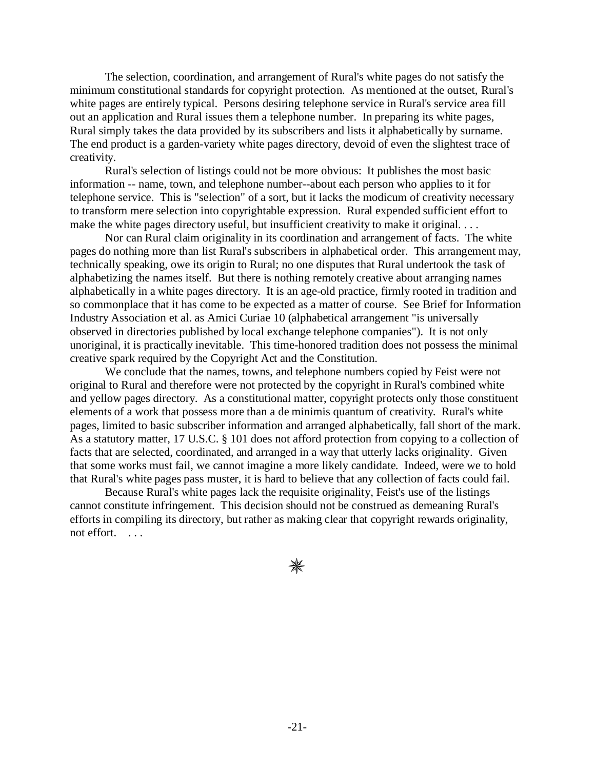The selection, coordination, and arrangement of Rural's white pages do not satisfy the minimum constitutional standards for copyright protection. As mentioned at the outset, Rural's white pages are entirely typical. Persons desiring telephone service in Rural's service area fill out an application and Rural issues them a telephone number. In preparing its white pages, Rural simply takes the data provided by its subscribers and lists it alphabetically by surname. The end product is a garden-variety white pages directory, devoid of even the slightest trace of creativity.

Rural's selection of listings could not be more obvious: It publishes the most basic information -- name, town, and telephone number--about each person who applies to it for telephone service. This is "selection" of a sort, but it lacks the modicum of creativity necessary to transform mere selection into copyrightable expression. Rural expended sufficient effort to make the white pages directory useful, but insufficient creativity to make it original. . . .

Nor can Rural claim originality in its coordination and arrangement of facts. The white pages do nothing more than list Rural's subscribers in alphabetical order. This arrangement may, technically speaking, owe its origin to Rural; no one disputes that Rural undertook the task of alphabetizing the names itself. But there is nothing remotely creative about arranging names alphabetically in a white pages directory. It is an age-old practice, firmly rooted in tradition and so commonplace that it has come to be expected as a matter of course. See Brief for Information Industry Association et al. as Amici Curiae 10 (alphabetical arrangement "is universally observed in directories published by local exchange telephone companies"). It is not only unoriginal, it is practically inevitable. This time-honored tradition does not possess the minimal creative spark required by the Copyright Act and the Constitution.

We conclude that the names, towns, and telephone numbers copied by Feist were not original to Rural and therefore were not protected by the copyright in Rural's combined white and yellow pages directory. As a constitutional matter, copyright protects only those constituent elements of a work that possess more than a de minimis quantum of creativity. Rural's white pages, limited to basic subscriber information and arranged alphabetically, fall short of the mark. As a statutory matter, 17 U.S.C. § 101 does not afford protection from copying to a collection of facts that are selected, coordinated, and arranged in a way that utterly lacks originality. Given that some works must fail, we cannot imagine a more likely candidate. Indeed, were we to hold that Rural's white pages pass muster, it is hard to believe that any collection of facts could fail.

Because Rural's white pages lack the requisite originality, Feist's use of the listings cannot constitute infringement. This decision should not be construed as demeaning Rural's efforts in compiling its directory, but rather as making clear that copyright rewards originality, not effort. . . .

✳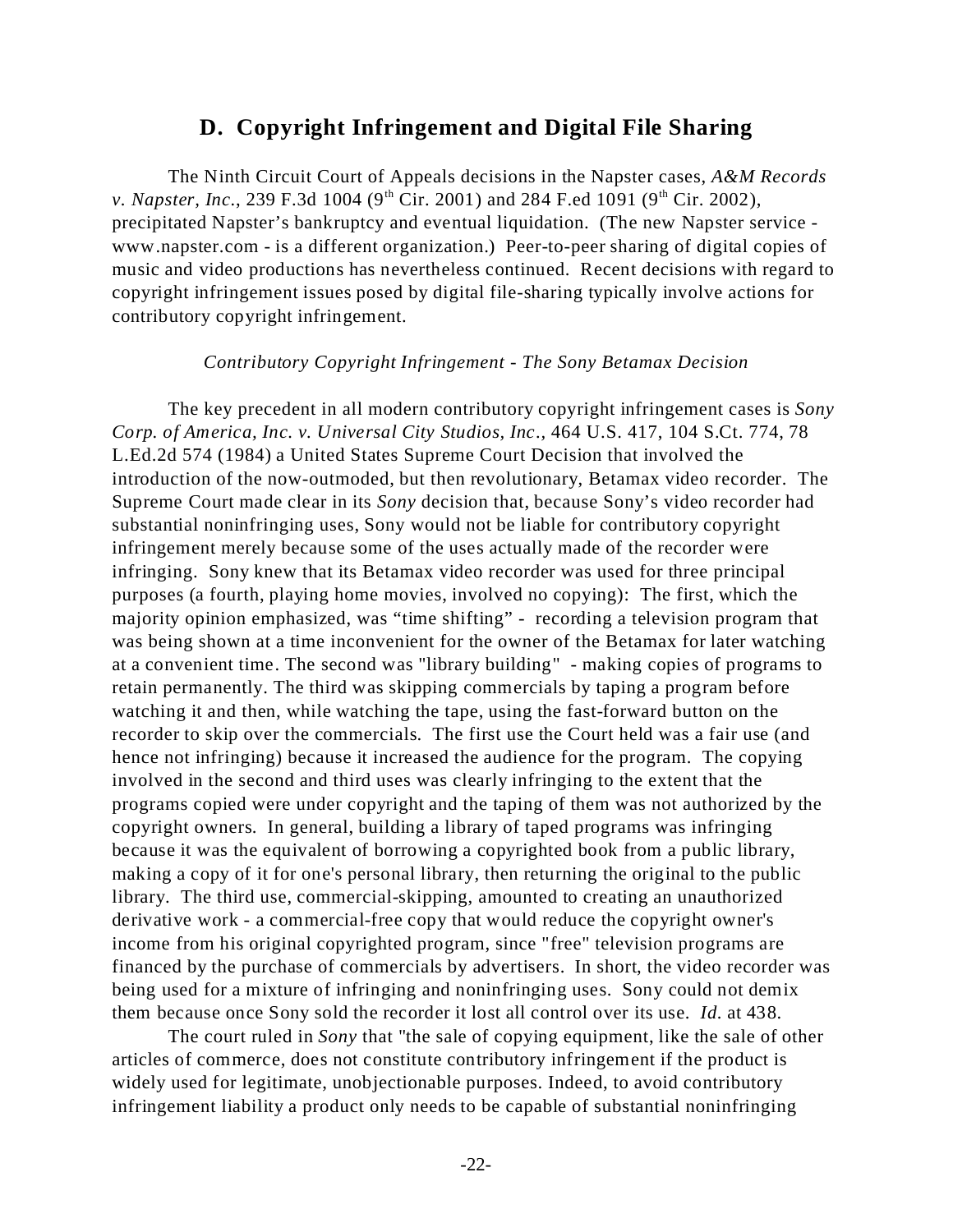## D. Copyright Infringement and Digital File Sharing

The Ninth Circuit Court of Appeals decisions in the Napster cases, *A&M Records v. Napster, Inc.*, 239 F.3d 1004 (9th Cir. 2001) and 284 F.ed 1091 (9th Cir. 2002), precipitated Napster's bankruptcy and eventual liquidation. (The new Napster service - www.napster.com - is a different organization.) Peer-to-peer sharing of digital copies of music and video productions has nevertheless continued. Recent decisions with regard to copyright infringement issues posed by digital file-sharing typically involve actions for contributory copyright infringement.

*Contributory Copyright Infringement - The Sony Betamax Decision*

The key precedent in all modern contributory copyright infringement cases is *Sony Corp. of America, Inc. v. Universal City Studios, Inc.,* 464 U.S. 417, 104 S.Ct. 774, 78 L.Ed.2d 574 (1984) a United States Supreme Court Decision that involved the introduction of the now-outmoded, but then revolutionary, Betamax video recorder. The Supreme Court made clear in its *Sony* decision that, because Sony's video recorder had substantial noninfringing uses, Sony would not be liable for contributory copyright infringement merely because some of the uses actually made of the recorder were infringing. Sony knew that its Betamax video recorder was used for three principal purposes (a fourth, playing home movies, involved no copying): The first, which the majority opinion emphasized, was "time shifting" - recording a television program that was being shown at a time inconvenient for the owner of the Betamax for later watching at a convenient time. The second was "library building" - making copies of programs to retain permanently. The third was skipping commercials by taping a program before watching it and then, while watching the tape, using the fast-forward button on the recorder to skip over the commercials. The first use the Court held was a fair use (and hence not infringing) because it increased the audience for the program. The copying involved in the second and third uses was clearly infringing to the extent that the programs copied were under copyright and the taping of them was not authorized by the copyright owners. In general, building a library of taped programs was infringing because it was the equivalent of borrowing a copyrighted book from a public library, making a copy of it for one's personal library, then returning the original to the public library. The third use, commercial-skipping, amounted to creating an unauthorized derivative work - a commercial-free copy that would reduce the copyright owner's income from his original copyrighted program, since "free" television programs are financed by the purchase of commercials by advertisers. In short, the video recorder was being used for a mixture of infringing and noninfringing uses. Sony could not demix them because once Sony sold the recorder it lost all control over its use. *Id.* at 438.

The court ruled in *Sony* that "the sale of copying equipment, like the sale of other articles of commerce, does not constitute contributory infringement if the product is widely used for legitimate, unobjectionable purposes. Indeed, to avoid contributory infringement liability a product only needs to be capable of substantial noninfringing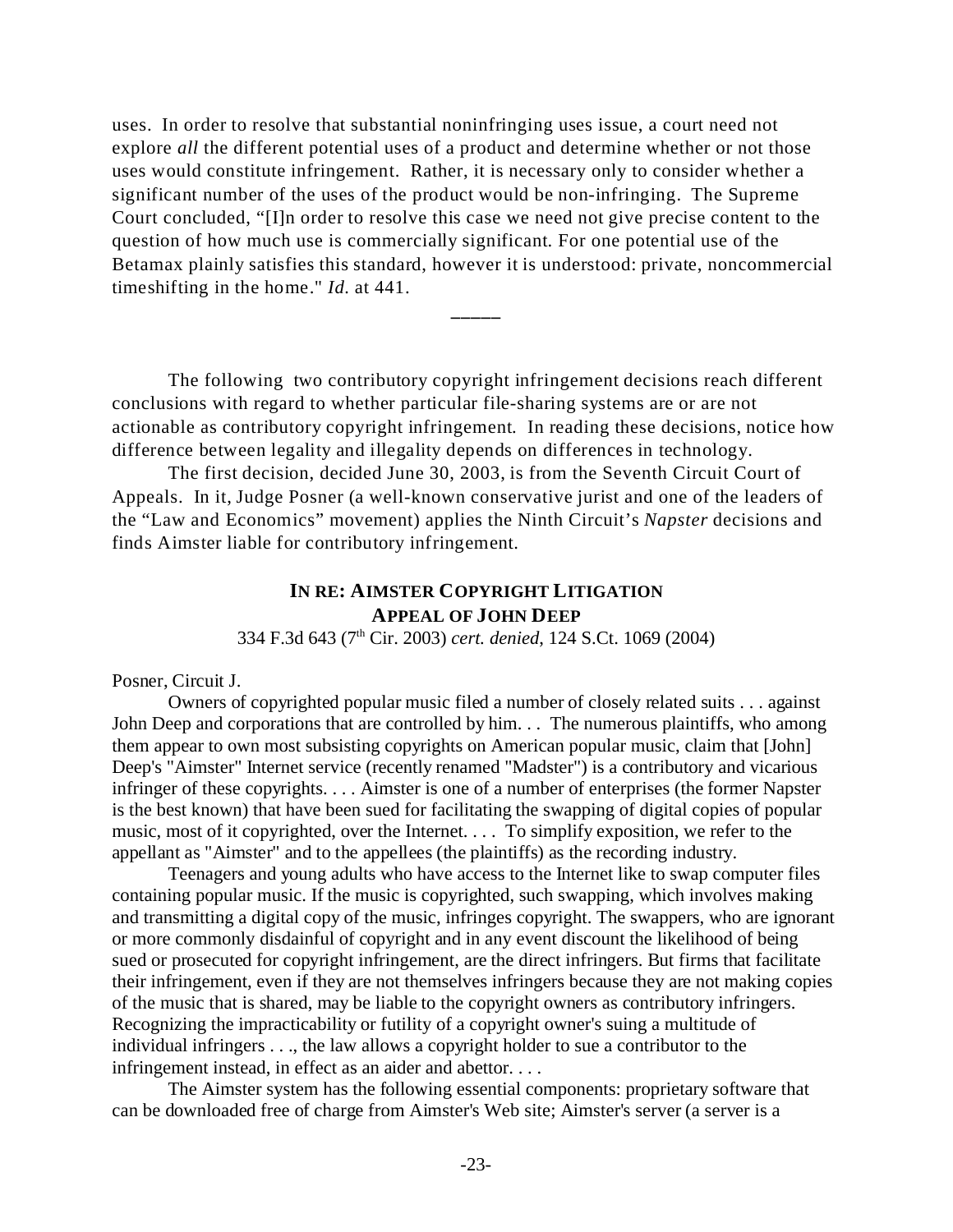uses. In order to resolve that substantial noninfringing uses issue, a court need not explore *all* the different potential uses of a product and determine whether or not those uses would constitute infringement. Rather, it is necessary only to consider whether a significant number of the uses of the product would be non-infringing. The Supreme Court concluded, "[I]n order to resolve this case we need not give precise content to the question of how much use is commercially significant. For one potential use of the Betamax plainly satisfies this standard, however it is understood: private, noncommercial timeshifting in the home." *Id.* at 441.

―――

The following two contributory copyright infringement decisions reach different conclusions with regard to whether particular file-sharing systems are or are not actionable as contributory copyright infringement. In reading these decisions, notice how difference between legality and illegality depends on differences in technology.

The first decision, decided June 30, 2003, is from the Seventh Circuit Court of Appeals. In it, Judge Posner (a well-known conservative jurist and one of the leaders of the "Law and Economics" movement) applies the Ninth Circuit's *Napster* decisions and finds Aimster liable for contributory infringement.

### IN RE: AIMSTER COPYRIGHT LITIGATION
### APPEAL OF JOHN DEEP

334 F.3d 643 (7th Cir. 2003) *cert. denied*, 124 S.Ct. 1069 (2004)

Posner, Circuit J.

Owners of copyrighted popular music filed a number of closely related suits . . . against John Deep and corporations that are controlled by him. . . The numerous plaintiffs, who among them appear to own most subsisting copyrights on American popular music, claim that [John] Deep's "Aimster" Internet service (recently renamed "Madster") is a contributory and vicarious infringer of these copyrights. . . . Aimster is one of a number of enterprises (the former Napster is the best known) that have been sued for facilitating the swapping of digital copies of popular music, most of it copyrighted, over the Internet. . . . To simplify exposition, we refer to the appellant as "Aimster" and to the appellees (the plaintiffs) as the recording industry.

Teenagers and young adults who have access to the Internet like to swap computer files containing popular music. If the music is copyrighted, such swapping, which involves making and transmitting a digital copy of the music, infringes copyright. The swappers, who are ignorant or more commonly disdainful of copyright and in any event discount the likelihood of being sued or prosecuted for copyright infringement, are the direct infringers. But firms that facilitate their infringement, even if they are not themselves infringers because they are not making copies of the music that is shared, may be liable to the copyright owners as contributory infringers. Recognizing the impracticability or futility of a copyright owner's suing a multitude of individual infringers . . ., the law allows a copyright holder to sue a contributor to the infringement instead, in effect as an aider and abettor. . . .

The Aimster system has the following essential components: proprietary software that can be downloaded free of charge from Aimster's Web site; Aimster's server (a server is a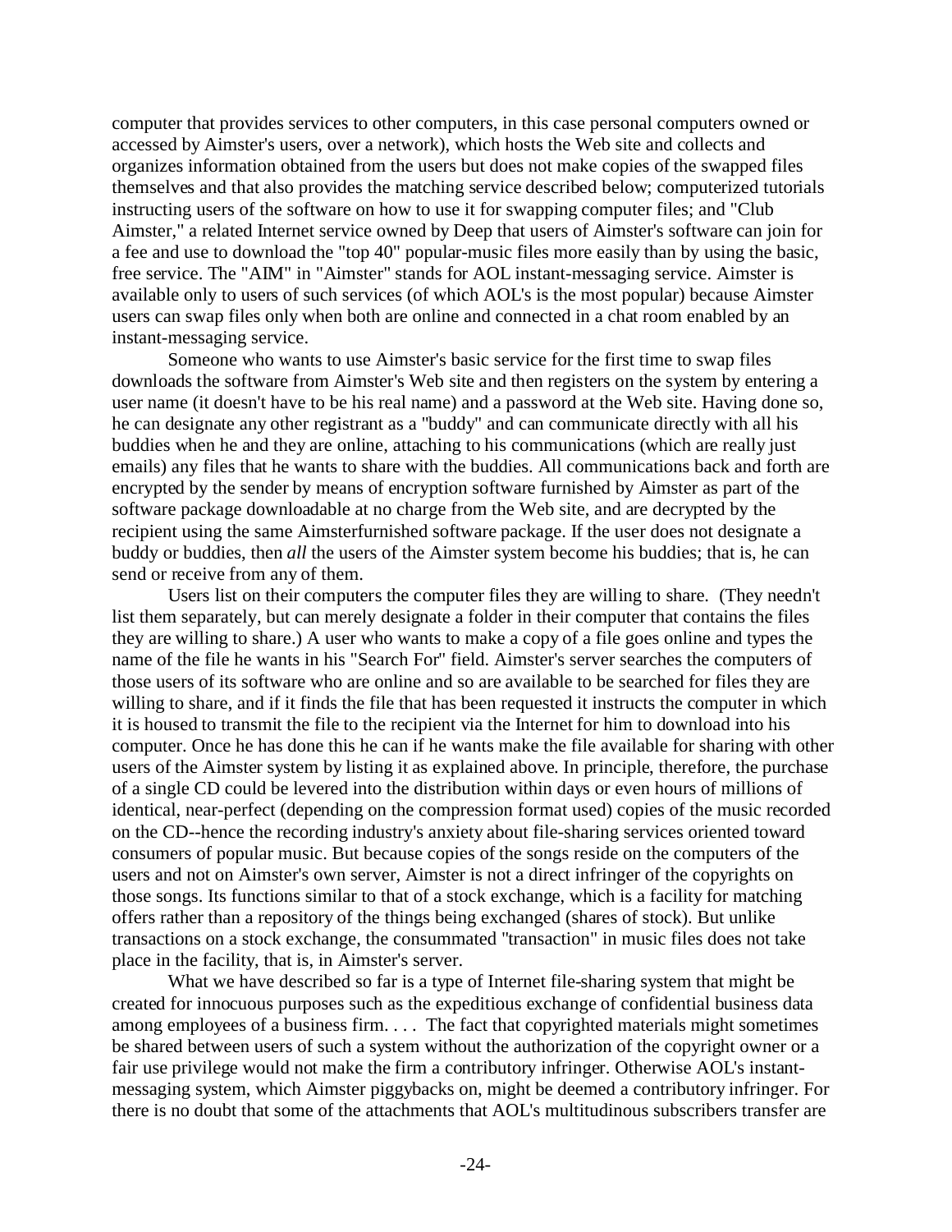computer that provides services to other computers, in this case personal computers owned or accessed by Aimster's users, over a network), which hosts the Web site and collects and organizes information obtained from the users but does not make copies of the swapped files themselves and that also provides the matching service described below; computerized tutorials instructing users of the software on how to use it for swapping computer files; and "Club Aimster," a related Internet service owned by Deep that users of Aimster's software can join for a fee and use to download the "top 40" popular-music files more easily than by using the basic, free service. The "AIM" in "Aimster" stands for AOL instant-messaging service. Aimster is available only to users of such services (of which AOL's is the most popular) because Aimster users can swap files only when both are online and connected in a chat room enabled by an instant-messaging service.

Someone who wants to use Aimster's basic service for the first time to swap files downloads the software from Aimster's Web site and then registers on the system by entering a user name (it doesn't have to be his real name) and a password at the Web site. Having done so, he can designate any other registrant as a "buddy" and can communicate directly with all his buddies when he and they are online, attaching to his communications (which are really just emails) any files that he wants to share with the buddies. All communications back and forth are encrypted by the sender by means of encryption software furnished by Aimster as part of the software package downloadable at no charge from the Web site, and are decrypted by the recipient using the same Aimsterfurnished software package. If the user does not designate a buddy or buddies, then *all* the users of the Aimster system become his buddies; that is, he can send or receive from any of them.

Users list on their computers the computer files they are willing to share. (They needn't list them separately, but can merely designate a folder in their computer that contains the files they are willing to share.) A user who wants to make a copy of a file goes online and types the name of the file he wants in his "Search For" field. Aimster's server searches the computers of those users of its software who are online and so are available to be searched for files they are willing to share, and if it finds the file that has been requested it instructs the computer in which it is housed to transmit the file to the recipient via the Internet for him to download into his computer. Once he has done this he can if he wants make the file available for sharing with other users of the Aimster system by listing it as explained above. In principle, therefore, the purchase of a single CD could be levered into the distribution within days or even hours of millions of identical, near-perfect (depending on the compression format used) copies of the music recorded on the CD--hence the recording industry's anxiety about file-sharing services oriented toward consumers of popular music. But because copies of the songs reside on the computers of the users and not on Aimster's own server, Aimster is not a direct infringer of the copyrights on those songs. Its functions similar to that of a stock exchange, which is a facility for matching offers rather than a repository of the things being exchanged (shares of stock). But unlike transactions on a stock exchange, the consummated "transaction" in music files does not take place in the facility, that is, in Aimster's server.

What we have described so far is a type of Internet file-sharing system that might be created for innocuous purposes such as the expeditious exchange of confidential business data among employees of a business firm. . . . The fact that copyrighted materials might sometimes be shared between users of such a system without the authorization of the copyright owner or a fair use privilege would not make the firm a contributory infringer. Otherwise AOL's instant-messaging system, which Aimster piggybacks on, might be deemed a contributory infringer. For there is no doubt that some of the attachments that AOL's multitudinous subscribers transfer are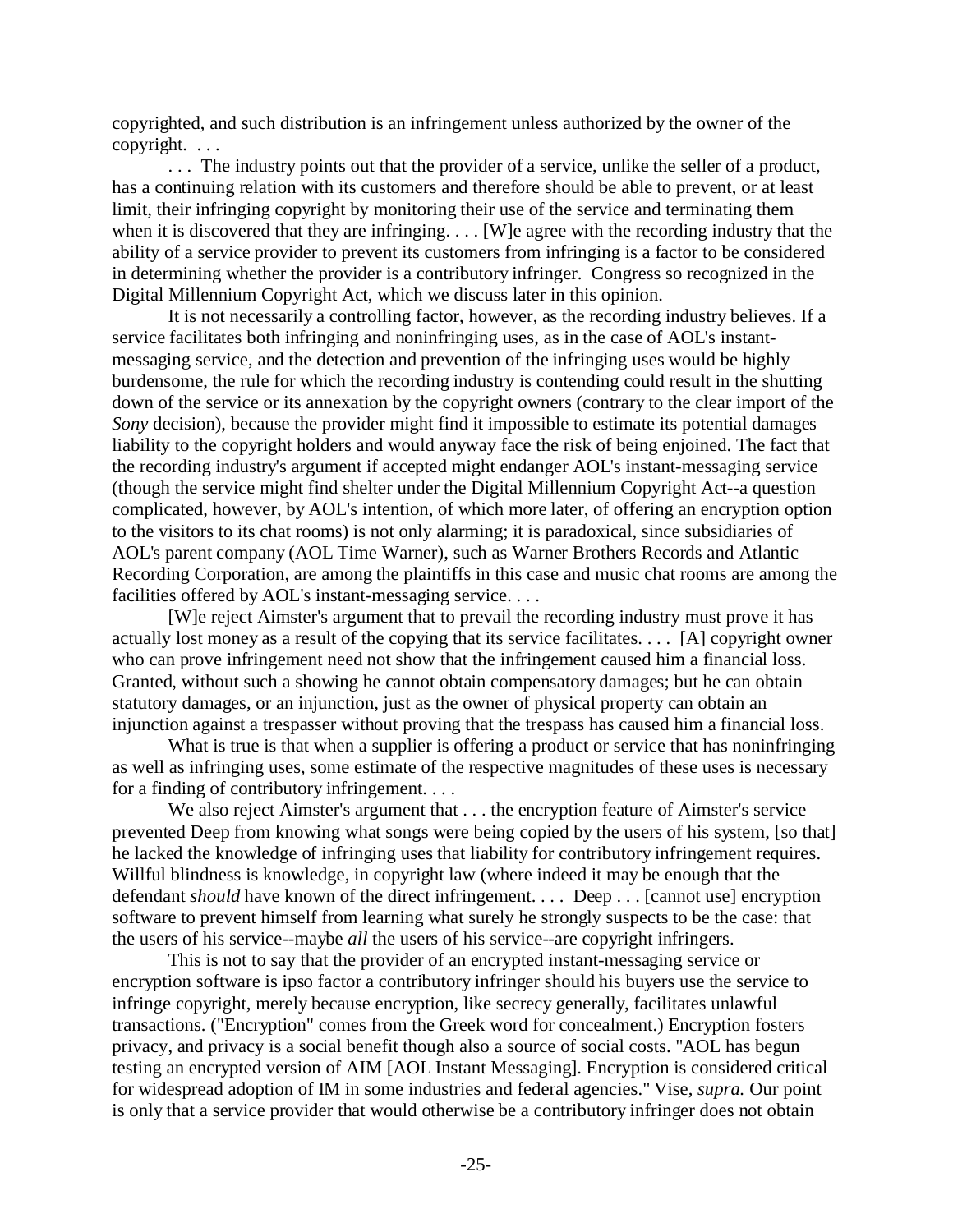copyrighted, and such distribution is an infringement unless authorized by the owner of the copyright. . . .

. . . The industry points out that the provider of a service, unlike the seller of a product, has a continuing relation with its customers and therefore should be able to prevent, or at least limit, their infringing copyright by monitoring their use of the service and terminating them when it is discovered that they are infringing. . . . [W]e agree with the recording industry that the ability of a service provider to prevent its customers from infringing is a factor to be considered in determining whether the provider is a contributory infringer. Congress so recognized in the Digital Millennium Copyright Act, which we discuss later in this opinion.

It is not necessarily a controlling factor, however, as the recording industry believes. If a service facilitates both infringing and noninfringing uses, as in the case of AOL's instant-messaging service, and the detection and prevention of the infringing uses would be highly burdensome, the rule for which the recording industry is contending could result in the shutting down of the service or its annexation by the copyright owners (contrary to the clear import of the *Sony* decision), because the provider might find it impossible to estimate its potential damages liability to the copyright holders and would anyway face the risk of being enjoined. The fact that the recording industry's argument if accepted might endanger AOL's instant-messaging service (though the service might find shelter under the Digital Millennium Copyright Act--a question complicated, however, by AOL's intention, of which more later, of offering an encryption option to the visitors to its chat rooms) is not only alarming; it is paradoxical, since subsidiaries of AOL's parent company (AOL Time Warner), such as Warner Brothers Records and Atlantic Recording Corporation, are among the plaintiffs in this case and music chat rooms are among the facilities offered by AOL's instant-messaging service. . . .

[W]e reject Aimster's argument that to prevail the recording industry must prove it has actually lost money as a result of the copying that its service facilitates. . . . [A] copyright owner who can prove infringement need not show that the infringement caused him a financial loss. Granted, without such a showing he cannot obtain compensatory damages; but he can obtain statutory damages, or an injunction, just as the owner of physical property can obtain an injunction against a trespasser without proving that the trespass has caused him a financial loss.

What is true is that when a supplier is offering a product or service that has noninfringing as well as infringing uses, some estimate of the respective magnitudes of these uses is necessary for a finding of contributory infringement. . . .

We also reject Aimster's argument that . . . the encryption feature of Aimster's service prevented Deep from knowing what songs were being copied by the users of his system, [so that] he lacked the knowledge of infringing uses that liability for contributory infringement requires. Willful blindness is knowledge, in copyright law (where indeed it may be enough that the defendant *should* have known of the direct infringement. . . . Deep . . . [cannot use] encryption software to prevent himself from learning what surely he strongly suspects to be the case: that the users of his service--maybe *all* the users of his service--are copyright infringers.

This is not to say that the provider of an encrypted instant-messaging service or encryption software is ipso factor a contributory infringer should his buyers use the service to infringe copyright, merely because encryption, like secrecy generally, facilitates unlawful transactions. ("Encryption" comes from the Greek word for concealment.) Encryption fosters privacy, and privacy is a social benefit though also a source of social costs. "AOL has begun testing an encrypted version of AIM [AOL Instant Messaging]. Encryption is considered critical for widespread adoption of IM in some industries and federal agencies." Vise, *supra.* Our point is only that a service provider that would otherwise be a contributory infringer does not obtain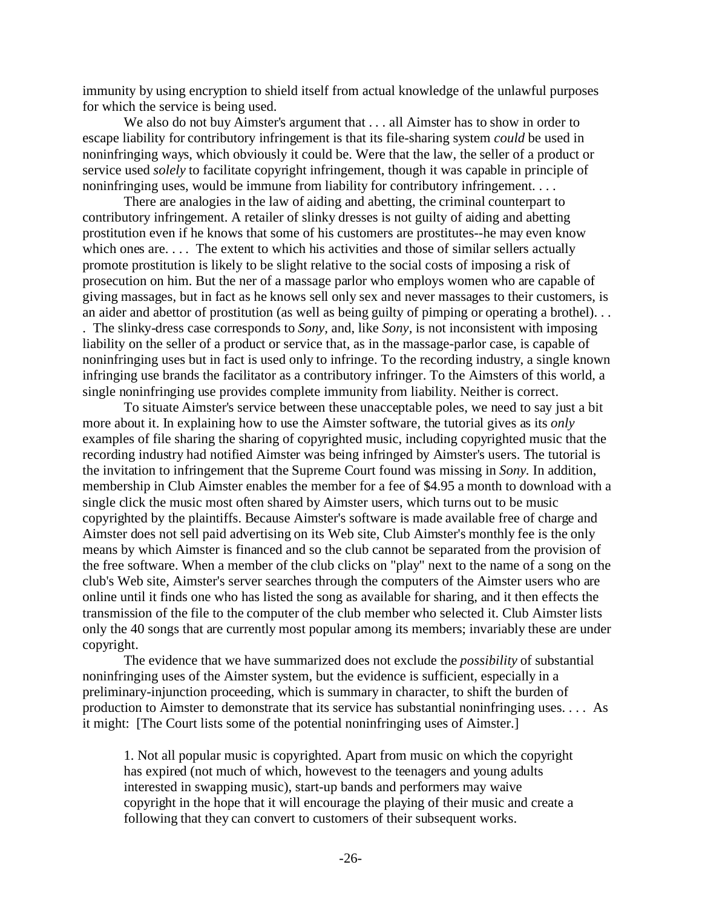immunity by using encryption to shield itself from actual knowledge of the unlawful purposes for which the service is being used.

We also do not buy Aimster's argument that . . . all Aimster has to show in order to escape liability for contributory infringement is that its file-sharing system *could* be used in noninfringing ways, which obviously it could be. Were that the law, the seller of a product or service used *solely* to facilitate copyright infringement, though it was capable in principle of noninfringing uses, would be immune from liability for contributory infringement. . . .

There are analogies in the law of aiding and abetting, the criminal counterpart to contributory infringement. A retailer of slinky dresses is not guilty of aiding and abetting prostitution even if he knows that some of his customers are prostitutes--he may even know which ones are. . . . The extent to which his activities and those of similar sellers actually promote prostitution is likely to be slight relative to the social costs of imposing a risk of prosecution on him. But the ner of a massage parlor who employs women who are capable of giving massages, but in fact as he knows sell only sex and never massages to their customers, is an aider and abettor of prostitution (as well as being guilty of pimping or operating a brothel). . . . The slinky-dress case corresponds to *Sony,* and, like *Sony,* is not inconsistent with imposing liability on the seller of a product or service that, as in the massage-parlor case, is capable of noninfringing uses but in fact is used only to infringe. To the recording industry, a single known infringing use brands the facilitator as a contributory infringer. To the Aimsters of this world, a single noninfringing use provides complete immunity from liability. Neither is correct.

To situate Aimster's service between these unacceptable poles, we need to say just a bit more about it. In explaining how to use the Aimster software, the tutorial gives as its *only* examples of file sharing the sharing of copyrighted music, including copyrighted music that the recording industry had notified Aimster was being infringed by Aimster's users. The tutorial is the invitation to infringement that the Supreme Court found was missing in *Sony.* In addition, membership in Club Aimster enables the member for a fee of $4.95 a month to download with a single click the music most often shared by Aimster users, which turns out to be music copyrighted by the plaintiffs. Because Aimster's software is made available free of charge and Aimster does not sell paid advertising on its Web site, Club Aimster's monthly fee is the only means by which Aimster is financed and so the club cannot be separated from the provision of the free software. When a member of the club clicks on "play" next to the name of a song on the club's Web site, Aimster's server searches through the computers of the Aimster users who are online until it finds one who has listed the song as available for sharing, and it then effects the transmission of the file to the computer of the club member who selected it. Club Aimster lists only the 40 songs that are currently most popular among its members; invariably these are under copyright.

The evidence that we have summarized does not exclude the *possibility* of substantial noninfringing uses of the Aimster system, but the evidence is sufficient, especially in a preliminary-injunction proceeding, which is summary in character, to shift the burden of production to Aimster to demonstrate that its service has substantial noninfringing uses. . . . As it might: [The Court lists some of the potential noninfringing uses of Aimster.]

> 1. Not all popular music is copyrighted. Apart from music on which the copyright has expired (not much of which, howevest to the teenagers and young adults interested in swapping music), start-up bands and performers may waive copyright in the hope that it will encourage the playing of their music and create a following that they can convert to customers of their subsequent works.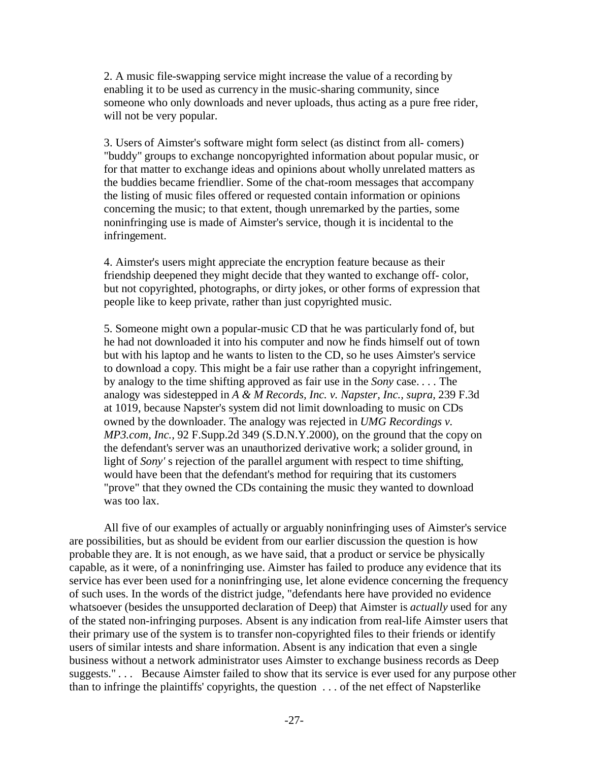> 2. A music file-swapping service might increase the value of a recording by enabling it to be used as currency in the music-sharing community, since someone who only downloads and never uploads, thus acting as a pure free rider, will not be very popular.
>
> 3. Users of Aimster's software might form select (as distinct from all- comers) "buddy" groups to exchange noncopyrighted information about popular music, or for that matter to exchange ideas and opinions about wholly unrelated matters as the buddies became friendlier. Some of the chat-room messages that accompany the listing of music files offered or requested contain information or opinions concerning the music; to that extent, though unremarked by the parties, some noninfringing use is made of Aimster's service, though it is incidental to the infringement.
>
> 4. Aimster's users might appreciate the encryption feature because as their friendship deepened they might decide that they wanted to exchange off- color, but not copyrighted, photographs, or dirty jokes, or other forms of expression that people like to keep private, rather than just copyrighted music.
>
> 5. Someone might own a popular-music CD that he was particularly fond of, but he had not downloaded it into his computer and now he finds himself out of town but with his laptop and he wants to listen to the CD, so he uses Aimster's service to download a copy. This might be a fair use rather than a copyright infringement, by analogy to the time shifting approved as fair use in the *Sony* case. . . . The analogy was sidestepped in *A & M Records, Inc. v. Napster, Inc., supra,* 239 F.3d at 1019, because Napster's system did not limit downloading to music on CDs owned by the downloader. The analogy was rejected in *UMG Recordings v. MP3.com, Inc.,* 92 F.Supp.2d 349 (S.D.N.Y.2000), on the ground that the copy on the defendant's server was an unauthorized derivative work; a solider ground, in light of *Sony'* s rejection of the parallel argument with respect to time shifting, would have been that the defendant's method for requiring that its customers "prove" that they owned the CDs containing the music they wanted to download was too lax.

All five of our examples of actually or arguably noninfringing uses of Aimster's service are possibilities, but as should be evident from our earlier discussion the question is how probable they are. It is not enough, as we have said, that a product or service be physically capable, as it were, of a noninfringing use. Aimster has failed to produce any evidence that its service has ever been used for a noninfringing use, let alone evidence concerning the frequency of such uses. In the words of the district judge, "defendants here have provided no evidence whatsoever (besides the unsupported declaration of Deep) that Aimster is *actually* used for any of the stated non-infringing purposes. Absent is any indication from real-life Aimster users that their primary use of the system is to transfer non-copyrighted files to their friends or identify users of similar intests and share information. Absent is any indication that even a single business without a network administrator uses Aimster to exchange business records as Deep suggests." . . . Because Aimster failed to show that its service is ever used for any purpose other than to infringe the plaintiffs' copyrights, the question . . . of the net effect of Napsterlike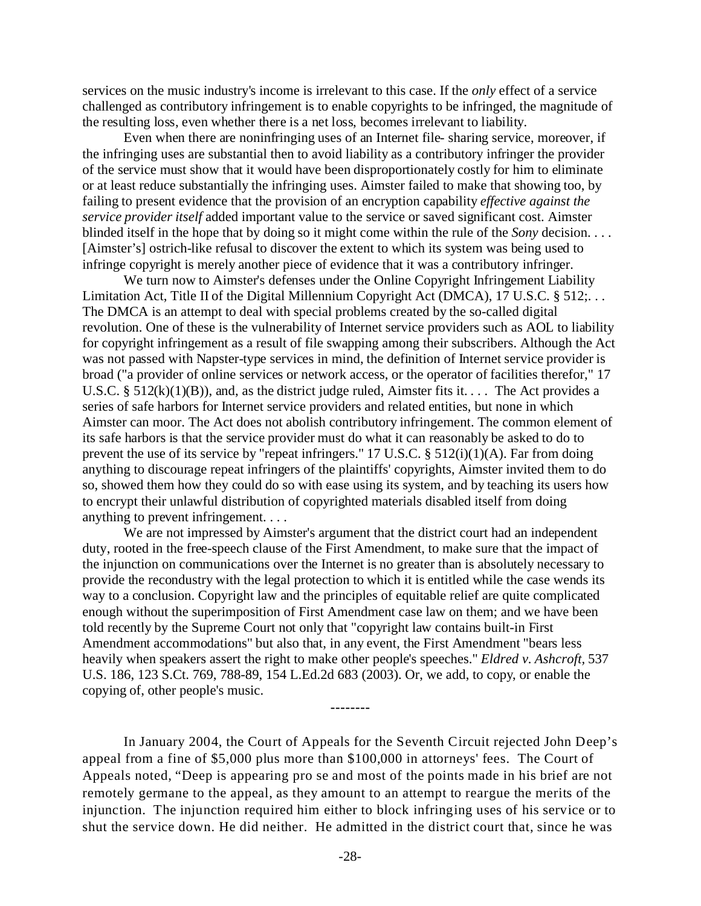services on the music industry's income is irrelevant to this case. If the *only* effect of a service challenged as contributory infringement is to enable copyrights to be infringed, the magnitude of the resulting loss, even whether there is a net loss, becomes irrelevant to liability.

Even when there are noninfringing uses of an Internet file- sharing service, moreover, if the infringing uses are substantial then to avoid liability as a contributory infringer the provider of the service must show that it would have been disproportionately costly for him to eliminate or at least reduce substantially the infringing uses. Aimster failed to make that showing too, by failing to present evidence that the provision of an encryption capability *effective against the service provider itself* added important value to the service or saved significant cost. Aimster blinded itself in the hope that by doing so it might come within the rule of the *Sony* decision. . . . [Aimster's] ostrich-like refusal to discover the extent to which its system was being used to infringe copyright is merely another piece of evidence that it was a contributory infringer.

We turn now to Aimster's defenses under the Online Copyright Infringement Liability Limitation Act, Title II of the Digital Millennium Copyright Act (DMCA), 17 U.S.C. § 512;. . . The DMCA is an attempt to deal with special problems created by the so-called digital revolution. One of these is the vulnerability of Internet service providers such as AOL to liability for copyright infringement as a result of file swapping among their subscribers. Although the Act was not passed with Napster-type services in mind, the definition of Internet service provider is broad ("a provider of online services or network access, or the operator of facilities therefor," 17 U.S.C. § 512(k)(1)(B)), and, as the district judge ruled, Aimster fits it. . . . The Act provides a series of safe harbors for Internet service providers and related entities, but none in which Aimster can moor. The Act does not abolish contributory infringement. The common element of its safe harbors is that the service provider must do what it can reasonably be asked to do to prevent the use of its service by "repeat infringers." 17 U.S.C. § 512(i)(1)(A). Far from doing anything to discourage repeat infringers of the plaintiffs' copyrights, Aimster invited them to do so, showed them how they could do so with ease using its system, and by teaching its users how to encrypt their unlawful distribution of copyrighted materials disabled itself from doing anything to prevent infringement. . . .

We are not impressed by Aimster's argument that the district court had an independent duty, rooted in the free-speech clause of the First Amendment, to make sure that the impact of the injunction on communications over the Internet is no greater than is absolutely necessary to provide the recondustry with the legal protection to which it is entitled while the case wends its way to a conclusion. Copyright law and the principles of equitable relief are quite complicated enough without the superimposition of First Amendment case law on them; and we have been told recently by the Supreme Court not only that "copyright law contains built-in First Amendment accommodations" but also that, in any event, the First Amendment "bears less heavily when speakers assert the right to make other people's speeches." *Eldred v. Ashcroft*, 537 U.S. 186, 123 S.Ct. 769, 788-89, 154 L.Ed.2d 683 (2003). Or, we add, to copy, or enable the copying of, other people's music.

--------

In January 2004, the Court of Appeals for the Seventh Circuit rejected John Deep's appeal from a fine of $5,000 plus more than $100,000 in attorneys' fees. The Court of Appeals noted, "Deep is appearing pro se and most of the points made in his brief are not remotely germane to the appeal, as they amount to an attempt to reargue the merits of the injunction. The injunction required him either to block infringing uses of his service or to shut the service down. He did neither. He admitted in the district court that, since he was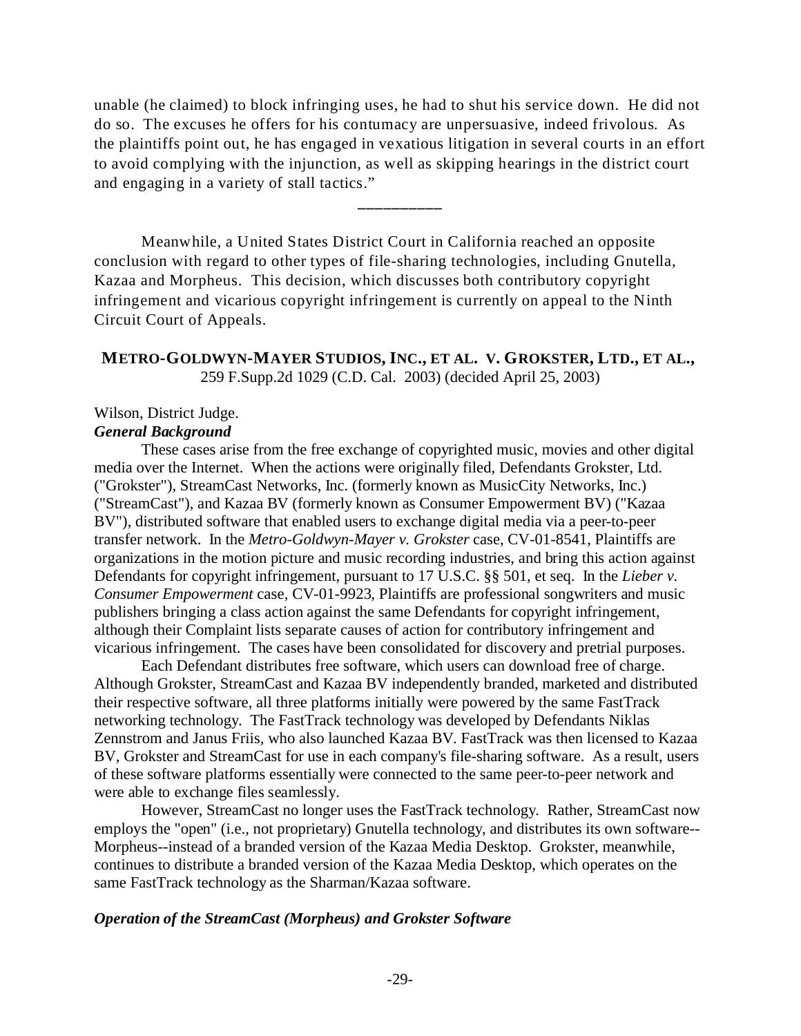unable (he claimed) to block infringing uses, he had to shut his service down. He did not do so. The excuses he offers for his contumacy are unpersuasive, indeed frivolous. As the plaintiffs point out, he has engaged in vexatious litigation in several courts in an effort to avoid complying with the injunction, as well as skipping hearings in the district court and engaging in a variety of stall tactics."

__________

Meanwhile, a United States District Court in California reached an opposite conclusion with regard to other types of file-sharing technologies, including Gnutella, Kazaa and Morpheus. This decision, which discusses both contributory copyright infringement and vicarious copyright infringement is currently on appeal to the Ninth Circuit Court of Appeals.

**METRO-GOLDWYN-MAYER STUDIOS, INC., ET AL. V. GROKSTER, LTD., ET AL.,**
259 F.Supp.2d 1029 (C.D. Cal. 2003) (decided April 25, 2003)

Wilson, District Judge.

***General Background***

These cases arise from the free exchange of copyrighted music, movies and other digital media over the Internet. When the actions were originally filed, Defendants Grokster, Ltd. ("Grokster"), StreamCast Networks, Inc. (formerly known as MusicCity Networks, Inc.) ("StreamCast"), and Kazaa BV (formerly known as Consumer Empowerment BV) ("Kazaa BV"), distributed software that enabled users to exchange digital media via a peer-to-peer transfer network. In the *Metro-Goldwyn-Mayer v. Grokster* case, CV-01-8541, Plaintiffs are organizations in the motion picture and music recording industries, and bring this action against Defendants for copyright infringement, pursuant to 17 U.S.C. §§ 501, et seq. In the *Lieber v. Consumer Empowerment* case, CV-01-9923, Plaintiffs are professional songwriters and music publishers bringing a class action against the same Defendants for copyright infringement, although their Complaint lists separate causes of action for contributory infringement and vicarious infringement. The cases have been consolidated for discovery and pretrial purposes.

Each Defendant distributes free software, which users can download free of charge. Although Grokster, StreamCast and Kazaa BV independently branded, marketed and distributed their respective software, all three platforms initially were powered by the same FastTrack networking technology. The FastTrack technology was developed by Defendants Niklas Zennstrom and Janus Friis, who also launched Kazaa BV. FastTrack was then licensed to Kazaa BV, Grokster and StreamCast for use in each company's file-sharing software. As a result, users of these software platforms essentially were connected to the same peer-to-peer network and were able to exchange files seamlessly.

However, StreamCast no longer uses the FastTrack technology. Rather, StreamCast now employs the "open" (i.e., not proprietary) Gnutella technology, and distributes its own software--Morpheus--instead of a branded version of the Kazaa Media Desktop. Grokster, meanwhile, continues to distribute a branded version of the Kazaa Media Desktop, which operates on the same FastTrack technology as the Sharman/Kazaa software.

***Operation of the StreamCast (Morpheus) and Grokster Software***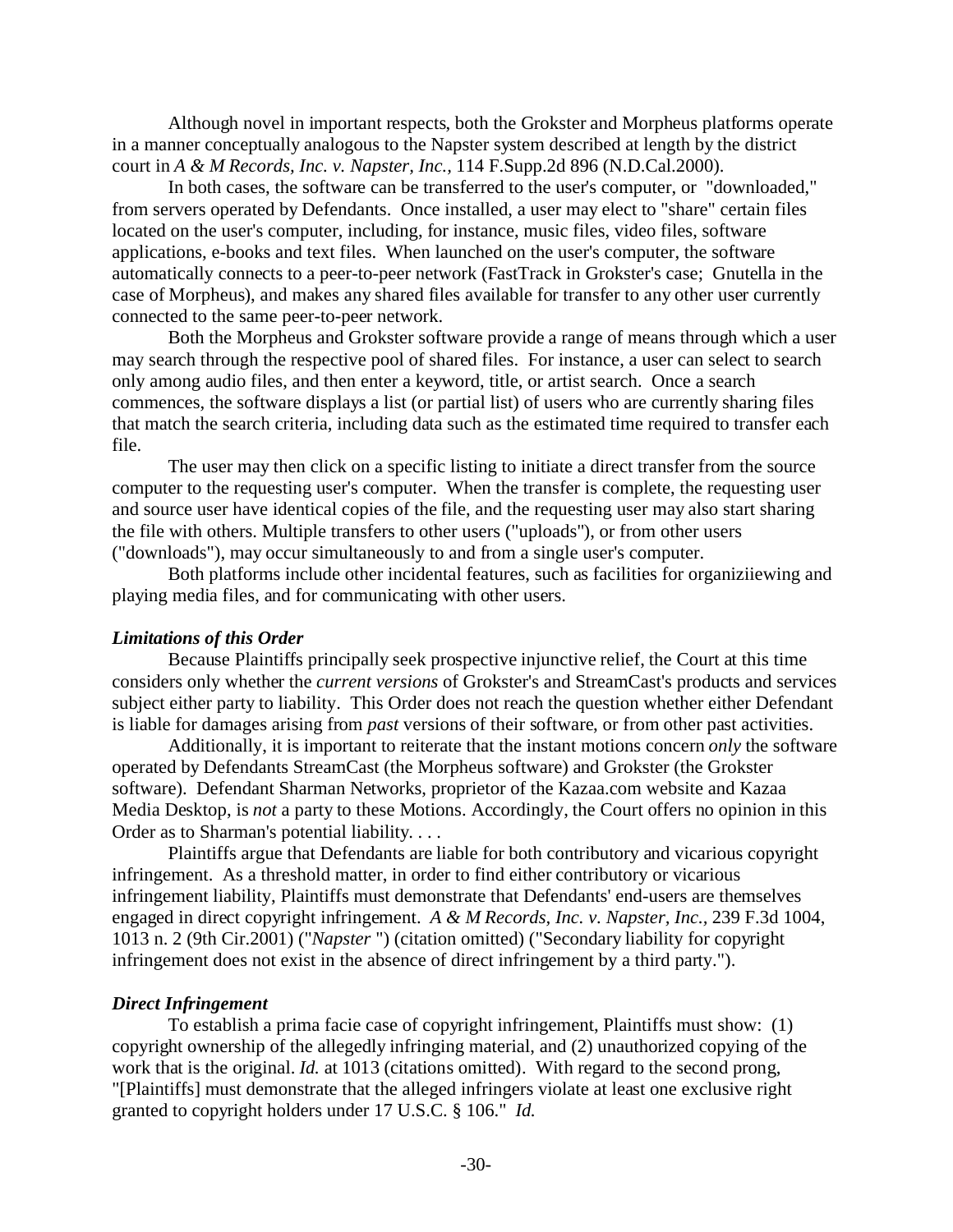Although novel in important respects, both the Grokster and Morpheus platforms operate in a manner conceptually analogous to the Napster system described at length by the district court in *A & M Records, Inc. v. Napster, Inc.*, 114 F.Supp.2d 896 (N.D.Cal.2000).

In both cases, the software can be transferred to the user's computer, or "downloaded," from servers operated by Defendants. Once installed, a user may elect to "share" certain files located on the user's computer, including, for instance, music files, video files, software applications, e-books and text files. When launched on the user's computer, the software automatically connects to a peer-to-peer network (FastTrack in Grokster's case; Gnutella in the case of Morpheus), and makes any shared files available for transfer to any other user currently connected to the same peer-to-peer network.

Both the Morpheus and Grokster software provide a range of means through which a user may search through the respective pool of shared files. For instance, a user can select to search only among audio files, and then enter a keyword, title, or artist search. Once a search commences, the software displays a list (or partial list) of users who are currently sharing files that match the search criteria, including data such as the estimated time required to transfer each file.

The user may then click on a specific listing to initiate a direct transfer from the source computer to the requesting user's computer. When the transfer is complete, the requesting user and source user have identical copies of the file, and the requesting user may also start sharing the file with others. Multiple transfers to other users ("uploads"), or from other users ("downloads"), may occur simultaneously to and from a single user's computer.

Both platforms include other incidental features, such as facilities for organiziiewing and playing media files, and for communicating with other users.

***Limitations of this Order***

Because Plaintiffs principally seek prospective injunctive relief, the Court at this time considers only whether the *current versions* of Grokster's and StreamCast's products and services subject either party to liability. This Order does not reach the question whether either Defendant is liable for damages arising from *past* versions of their software, or from other past activities.

Additionally, it is important to reiterate that the instant motions concern *only* the software operated by Defendants StreamCast (the Morpheus software) and Grokster (the Grokster software). Defendant Sharman Networks, proprietor of the Kazaa.com website and Kazaa Media Desktop, is *not* a party to these Motions. Accordingly, the Court offers no opinion in this Order as to Sharman's potential liability. . . .

Plaintiffs argue that Defendants are liable for both contributory and vicarious copyright infringement. As a threshold matter, in order to find either contributory or vicarious infringement liability, Plaintiffs must demonstrate that Defendants' end-users are themselves engaged in direct copyright infringement. *A & M Records, Inc. v. Napster, Inc.*, 239 F.3d 1004, 1013 n. 2 (9th Cir.2001) ("*Napster* ") (citation omitted) ("Secondary liability for copyright infringement does not exist in the absence of direct infringement by a third party.").

***Direct Infringement***

To establish a prima facie case of copyright infringement, Plaintiffs must show: (1) copyright ownership of the allegedly infringing material, and (2) unauthorized copying of the work that is the original. *Id.* at 1013 (citations omitted). With regard to the second prong, "[Plaintiffs] must demonstrate that the alleged infringers violate at least one exclusive right granted to copyright holders under 17 U.S.C. § 106." *Id.*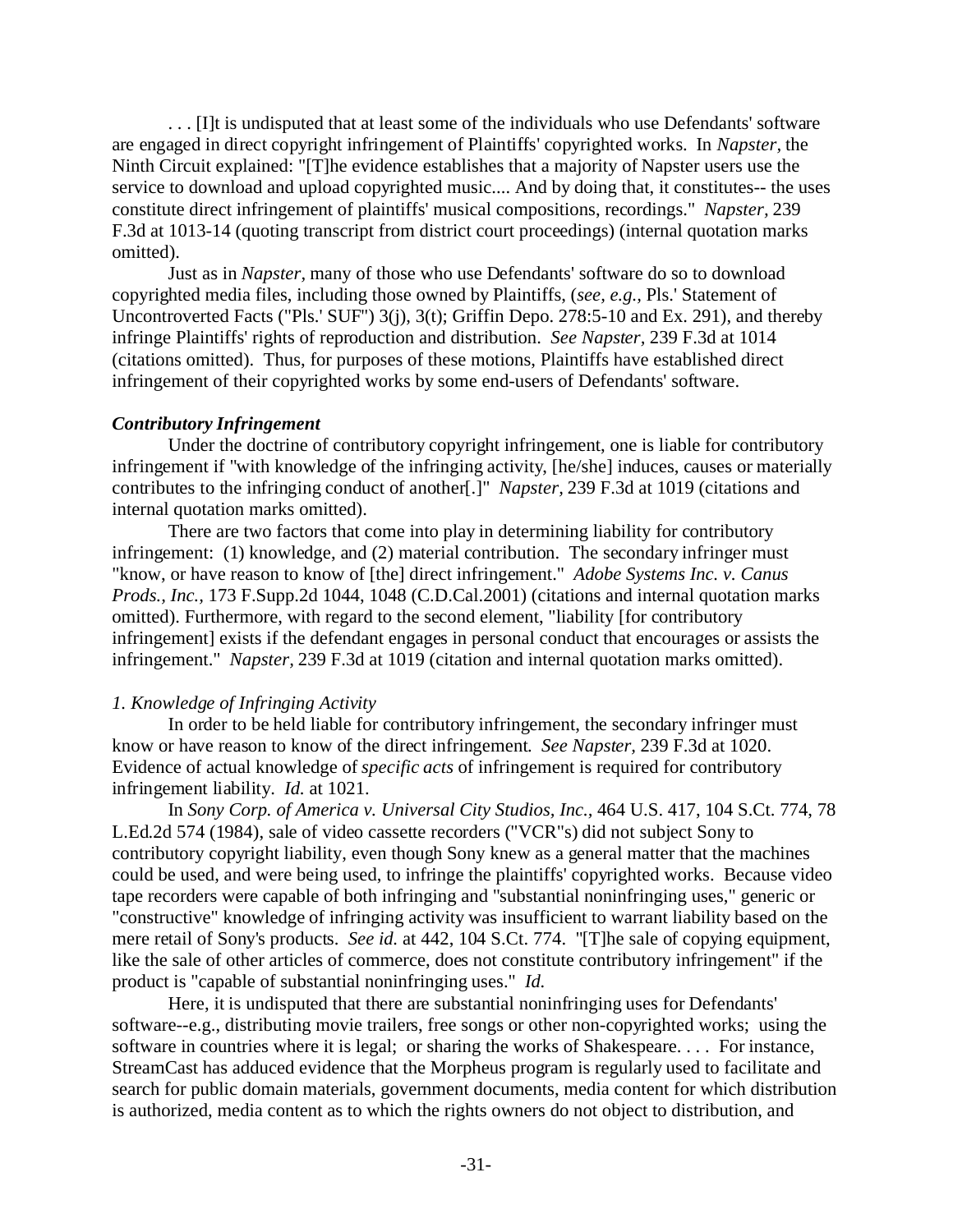. . . [I]t is undisputed that at least some of the individuals who use Defendants' software are engaged in direct copyright infringement of Plaintiffs' copyrighted works. In *Napster*, the Ninth Circuit explained: "[T]he evidence establishes that a majority of Napster users use the service to download and upload copyrighted music.... And by doing that, it constitutes-- the uses constitute direct infringement of plaintiffs' musical compositions, recordings." *Napster*, 239 F.3d at 1013-14 (quoting transcript from district court proceedings) (internal quotation marks omitted).

Just as in *Napster,* many of those who use Defendants' software do so to download copyrighted media files, including those owned by Plaintiffs, (*see, e.g.*, Pls.' Statement of Uncontroverted Facts ("Pls.' SUF") 3(j), 3(t); Griffin Depo. 278:5-10 and Ex. 291), and thereby infringe Plaintiffs' rights of reproduction and distribution. *See Napster*, 239 F.3d at 1014 (citations omitted). Thus, for purposes of these motions, Plaintiffs have established direct infringement of their copyrighted works by some end-users of Defendants' software.

***Contributory Infringement***

Under the doctrine of contributory copyright infringement, one is liable for contributory infringement if "with knowledge of the infringing activity, [he/she] induces, causes or materially contributes to the infringing conduct of another[.]" *Napster*, 239 F.3d at 1019 (citations and internal quotation marks omitted).

There are two factors that come into play in determining liability for contributory infringement: (1) knowledge, and (2) material contribution. The secondary infringer must "know, or have reason to know of [the] direct infringement." *Adobe Systems Inc. v. Canus Prods., Inc.,* 173 F.Supp.2d 1044, 1048 (C.D.Cal.2001) (citations and internal quotation marks omitted). Furthermore, with regard to the second element, "liability [for contributory infringement] exists if the defendant engages in personal conduct that encourages or assists the infringement." *Napster*, 239 F.3d at 1019 (citation and internal quotation marks omitted).

*1. Knowledge of Infringing Activity*

In order to be held liable for contributory infringement, the secondary infringer must know or have reason to know of the direct infringement. *See Napster*, 239 F.3d at 1020. Evidence of actual knowledge of *specific acts* of infringement is required for contributory infringement liability. *Id.* at 1021.

In *Sony Corp. of America v. Universal City Studios, Inc.*, 464 U.S. 417, 104 S.Ct. 774, 78 L.Ed.2d 574 (1984), sale of video cassette recorders ("VCR"s) did not subject Sony to contributory copyright liability, even though Sony knew as a general matter that the machines could be used, and were being used, to infringe the plaintiffs' copyrighted works. Because video tape recorders were capable of both infringing and "substantial noninfringing uses," generic or "constructive" knowledge of infringing activity was insufficient to warrant liability based on the mere retail of Sony's products. *See id.* at 442, 104 S.Ct. 774. "[T]he sale of copying equipment, like the sale of other articles of commerce, does not constitute contributory infringement" if the product is "capable of substantial noninfringing uses." *Id.*

Here, it is undisputed that there are substantial noninfringing uses for Defendants' software--e.g., distributing movie trailers, free songs or other non-copyrighted works; using the software in countries where it is legal; or sharing the works of Shakespeare. . . . For instance, StreamCast has adduced evidence that the Morpheus program is regularly used to facilitate and search for public domain materials, government documents, media content for which distribution is authorized, media content as to which the rights owners do not object to distribution, and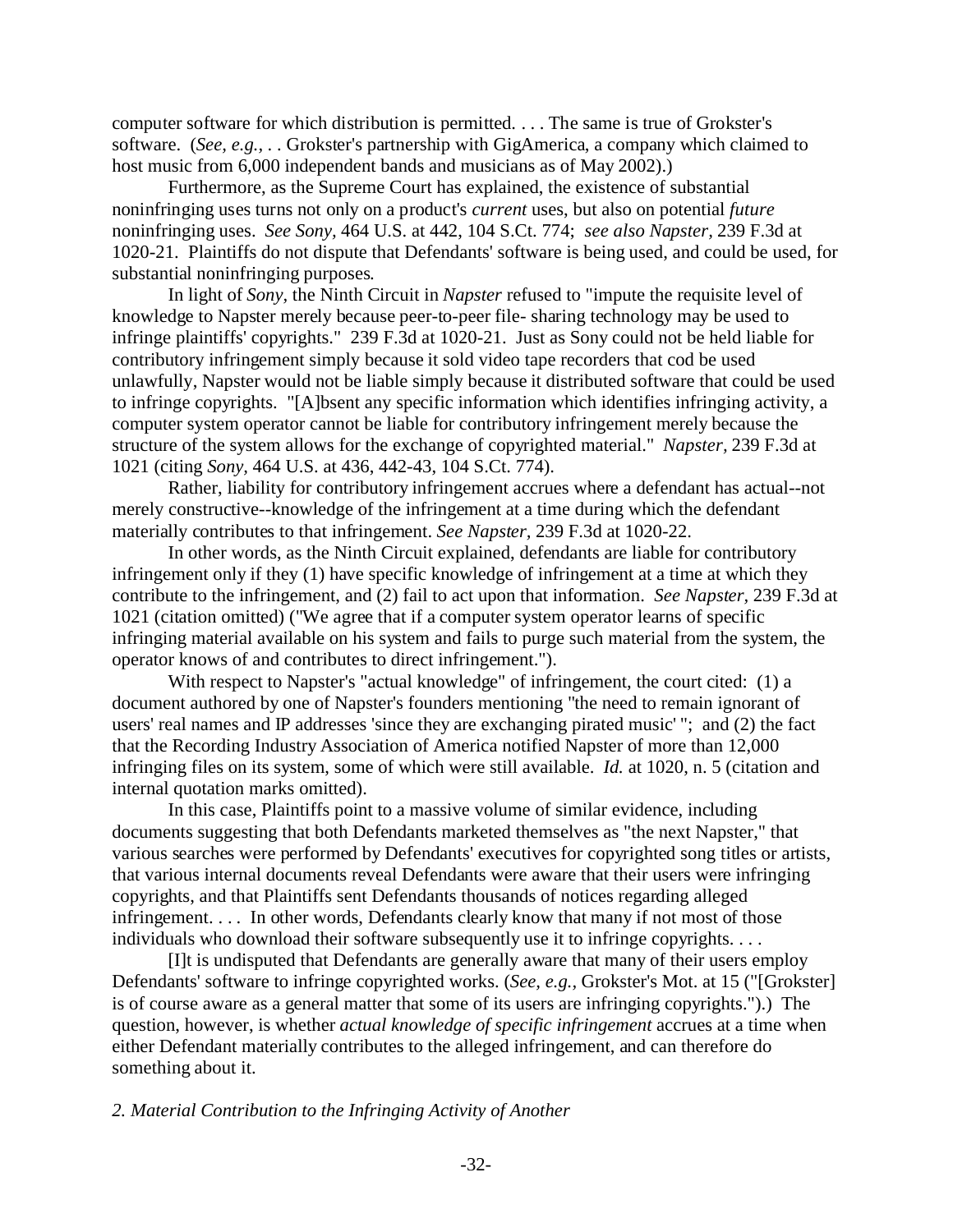computer software for which distribution is permitted. . . . The same is true of Grokster's software. (*See, e.g.,* . . Grokster's partnership with GigAmerica, a company which claimed to host music from 6,000 independent bands and musicians as of May 2002).)

Furthermore, as the Supreme Court has explained, the existence of substantial noninfringing uses turns not only on a product's *current* uses, but also on potential *future* noninfringing uses. *See Sony,* 464 U.S. at 442, 104 S.Ct. 774; *see also Napster,* 239 F.3d at 1020-21. Plaintiffs do not dispute that Defendants' software is being used, and could be used, for substantial noninfringing purposes.

In light of *Sony,* the Ninth Circuit in *Napster* refused to "impute the requisite level of knowledge to Napster merely because peer-to-peer file- sharing technology may be used to infringe plaintiffs' copyrights." 239 F.3d at 1020-21. Just as Sony could not be held liable for contributory infringement simply because it sold video tape recorders that cod be used unlawfully, Napster would not be liable simply because it distributed software that could be used to infringe copyrights. "[A]bsent any specific information which identifies infringing activity, a computer system operator cannot be liable for contributory infringement merely because the structure of the system allows for the exchange of copyrighted material." *Napster,* 239 F.3d at 1021 (citing *Sony,* 464 U.S. at 436, 442-43, 104 S.Ct. 774).

Rather, liability for contributory infringement accrues where a defendant has actual--not merely constructive--knowledge of the infringement at a time during which the defendant materially contributes to that infringement. *See Napster,* 239 F.3d at 1020-22.

In other words, as the Ninth Circuit explained, defendants are liable for contributory infringement only if they (1) have specific knowledge of infringement at a time at which they contribute to the infringement, and (2) fail to act upon that information. *See Napster,* 239 F.3d at 1021 (citation omitted) ("We agree that if a computer system operator learns of specific infringing material available on his system and fails to purge such material from the system, the operator knows of and contributes to direct infringement.").

With respect to Napster's "actual knowledge" of infringement, the court cited: (1) a document authored by one of Napster's founders mentioning "the need to remain ignorant of users' real names and IP addresses 'since they are exchanging pirated music' "; and (2) the fact that the Recording Industry Association of America notified Napster of more than 12,000 infringing files on its system, some of which were still available. *Id.* at 1020, n. 5 (citation and internal quotation marks omitted).

In this case, Plaintiffs point to a massive volume of similar evidence, including documents suggesting that both Defendants marketed themselves as "the next Napster," that various searches were performed by Defendants' executives for copyrighted song titles or artists, that various internal documents reveal Defendants were aware that their users were infringing copyrights, and that Plaintiffs sent Defendants thousands of notices regarding alleged infringement. . . . In other words, Defendants clearly know that many if not most of those individuals who download their software subsequently use it to infringe copyrights. . . .

[I]t is undisputed that Defendants are generally aware that many of their users employ Defendants' software to infringe copyrighted works. (*See, e.g.,* Grokster's Mot. at 15 ("[Grokster] is of course aware as a general matter that some of its users are infringing copyrights.").) The question, however, is whether *actual knowledge of specific infringement* accrues at a time when either Defendant materially contributes to the alleged infringement, and can therefore do something about it.

*2. Material Contribution to the Infringing Activity of Another*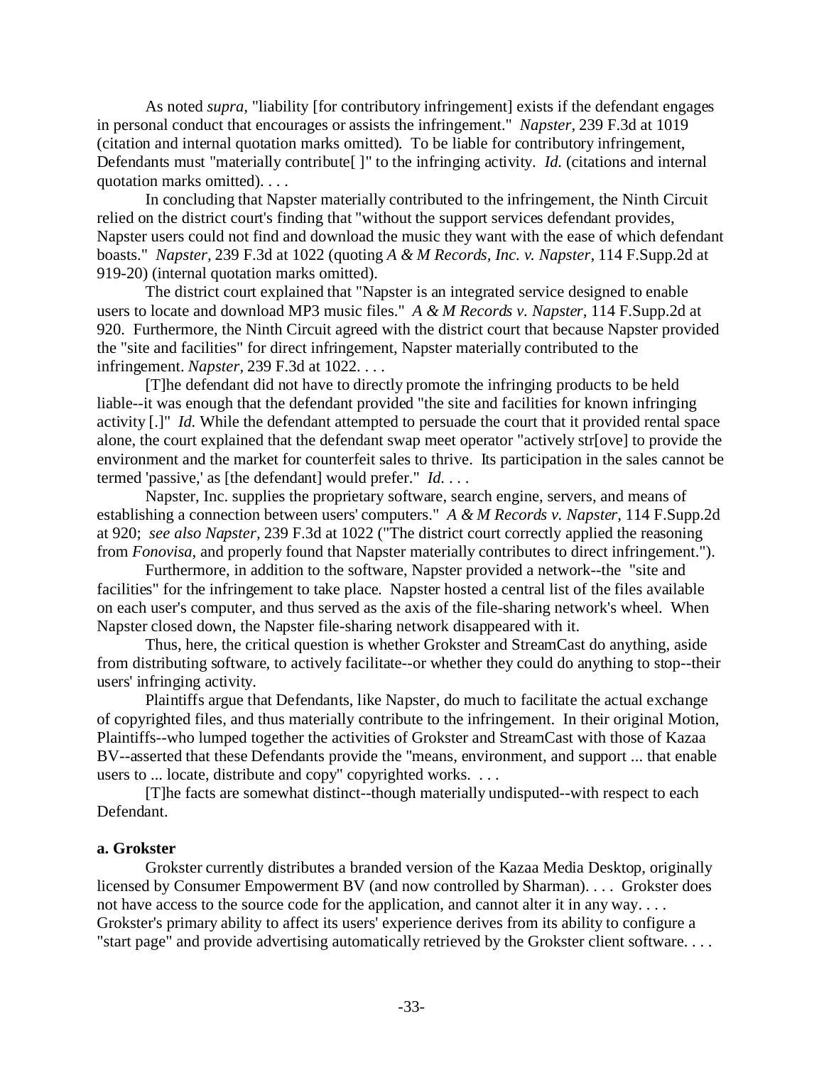As noted *supra,* "liability [for contributory infringement] exists if the defendant engages in personal conduct that encourages or assists the infringement." *Napster,* 239 F.3d at 1019 (citation and internal quotation marks omitted). To be liable for contributory infringement, Defendants must "materially contribute[ ]" to the infringing activity. *Id.* (citations and internal quotation marks omitted). . . .

In concluding that Napster materially contributed to the infringement, the Ninth Circuit relied on the district court's finding that "without the support services defendant provides, Napster users could not find and download the music they want with the ease of which defendant boasts." *Napster,* 239 F.3d at 1022 (quoting *A & M Records, Inc. v. Napster,* 114 F.Supp.2d at 919-20) (internal quotation marks omitted).

The district court explained that "Napster is an integrated service designed to enable users to locate and download MP3 music files." *A & M Records v. Napster,* 114 F.Supp.2d at 920. Furthermore, the Ninth Circuit agreed with the district court that because Napster provided the "site and facilities" for direct infringement, Napster materially contributed to the infringement. *Napster,* 239 F.3d at 1022. . . .

[T]he defendant did not have to directly promote the infringing products to be held liable--it was enough that the defendant provided "the site and facilities for known infringing activity [.]" *Id.* While the defendant attempted to persuade the court that it provided rental space alone, the court explained that the defendant swap meet operator "actively str[ove] to provide the environment and the market for counterfeit sales to thrive. Its participation in the sales cannot be termed 'passive,' as [the defendant] would prefer." *Id.* . . .

Napster, Inc. supplies the proprietary software, search engine, servers, and means of establishing a connection between users' computers." *A & M Records v. Napster,* 114 F.Supp.2d at 920; *see also Napster,* 239 F.3d at 1022 ("The district court correctly applied the reasoning from *Fonovisa,* and properly found that Napster materially contributes to direct infringement.").

Furthermore, in addition to the software, Napster provided a network--the "site and facilities" for the infringement to take place. Napster hosted a central list of the files available on each user's computer, and thus served as the axis of the file-sharing network's wheel. When Napster closed down, the Napster file-sharing network disappeared with it.

Thus, here, the critical question is whether Grokster and StreamCast do anything, aside from distributing software, to actively facilitate--or whether they could do anything to stop--their users' infringing activity.

Plaintiffs argue that Defendants, like Napster, do much to facilitate the actual exchange of copyrighted files, and thus materially contribute to the infringement. In their original Motion, Plaintiffs--who lumped together the activities of Grokster and StreamCast with those of Kazaa BV--asserted that these Defendants provide the "means, environment, and support ... that enable users to ... locate, distribute and copy" copyrighted works. . . .

[T]he facts are somewhat distinct--though materially undisputed--with respect to each Defendant.

**a. Grokster**

Grokster currently distributes a branded version of the Kazaa Media Desktop, originally licensed by Consumer Empowerment BV (and now controlled by Sharman). . . . Grokster does not have access to the source code for the application, and cannot alter it in any way. . . . Grokster's primary ability to affect its users' experience derives from its ability to configure a "start page" and provide advertising automatically retrieved by the Grokster client software. . . .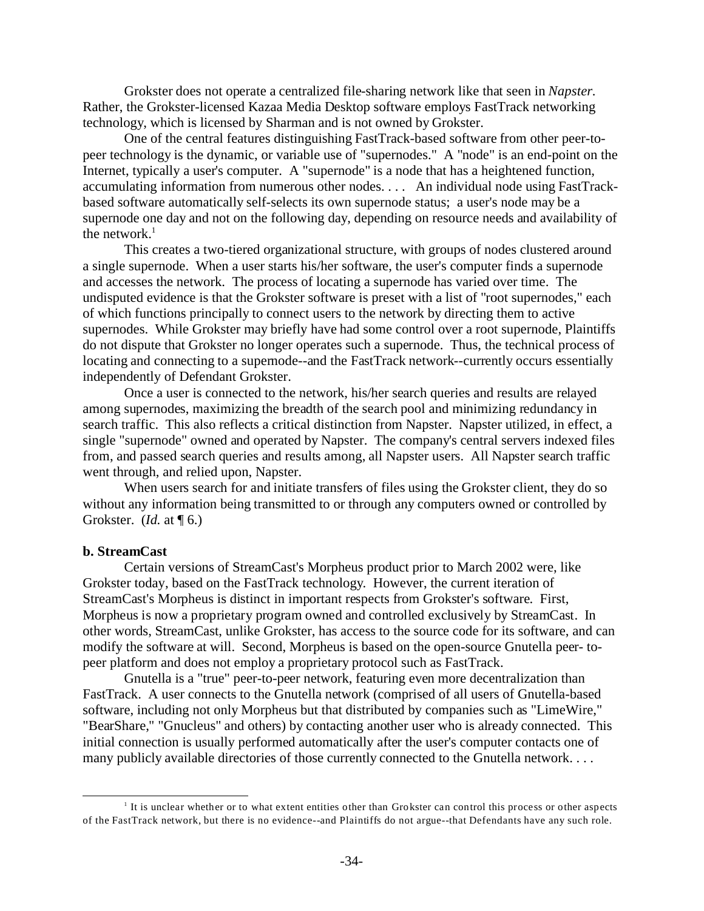Grokster does not operate a centralized file-sharing network like that seen in *Napster*. Rather, the Grokster-licensed Kazaa Media Desktop software employs FastTrack networking technology, which is licensed by Sharman and is not owned by Grokster.

One of the central features distinguishing FastTrack-based software from other peer-to-peer technology is the dynamic, or variable use of "supernodes." A "node" is an end-point on the Internet, typically a user's computer. A "supernode" is a node that has a heightened function, accumulating information from numerous other nodes. . . . An individual node using FastTrack-based software automatically self-selects its own supernode status; a user's node may be a supernode one day and not on the following day, depending on resource needs and availability of the network.[1]

This creates a two-tiered organizational structure, with groups of nodes clustered around a single supernode. When a user starts his/her software, the user's computer finds a supernode and accesses the network. The process of locating a supernode has varied over time. The undisputed evidence is that the Grokster software is preset with a list of "root supernodes," each of which functions principally to connect users to the network by directing them to active supernodes. While Grokster may briefly have had some control over a root supernode, Plaintiffs do not dispute that Grokster no longer operates such a supernode. Thus, the technical process of locating and connecting to a supernode--and the FastTrack network--currently occurs essentially independently of Defendant Grokster.

Once a user is connected to the network, his/her search queries and results are relayed among supernodes, maximizing the breadth of the search pool and minimizing redundancy in search traffic. This also reflects a critical distinction from Napster. Napster utilized, in effect, a single "supernode" owned and operated by Napster. The company's central servers indexed files from, and passed search queries and results among, all Napster users. All Napster search traffic went through, and relied upon, Napster.

When users search for and initiate transfers of files using the Grokster client, they do so without any information being transmitted to or through any computers owned or controlled by Grokster. (*Id.* at ¶ 6.)

**b. StreamCast**

Certain versions of StreamCast's Morpheus product prior to March 2002 were, like Grokster today, based on the FastTrack technology. However, the current iteration of StreamCast's Morpheus is distinct in important respects from Grokster's software. First, Morpheus is now a proprietary program owned and controlled exclusively by StreamCast. In other words, StreamCast, unlike Grokster, has access to the source code for its software, and can modify the software at will. Second, Morpheus is based on the open-source Gnutella peer- to-peer platform and does not employ a proprietary protocol such as FastTrack.

Gnutella is a "true" peer-to-peer network, featuring even more decentralization than FastTrack. A user connects to the Gnutella network (comprised of all users of Gnutella-based software, including not only Morpheus but that distributed by companies such as "LimeWire," "BearShare," "Gnucleus" and others) by contacting another user who is already connected. This initial connection is usually performed automatically after the user's computer contacts one of many publicly available directories of those currently connected to the Gnutella network. . . .

---

[1] It is unclear whether or to what extent entities other than Grokster can control this process or other aspects of the FastTrack network, but there is no evidence--and Plaintiffs do not argue--that Defendants have any such role.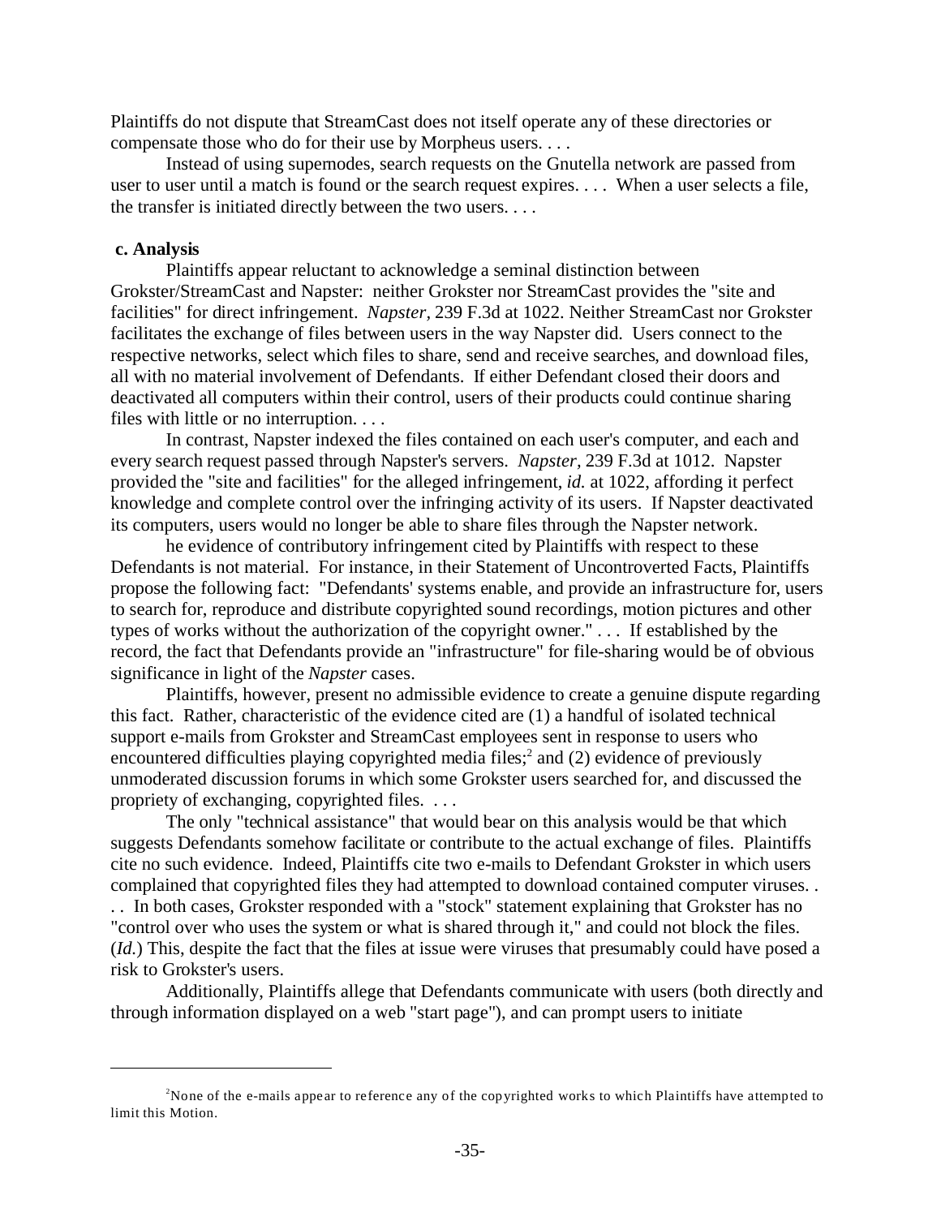Plaintiffs do not dispute that StreamCast does not itself operate any of these directories or compensate those who do for their use by Morpheus users. . . .

Instead of using supernodes, search requests on the Gnutella network are passed from user to user until a match is found or the search request expires. . . . When a user selects a file, the transfer is initiated directly between the two users. . . .

**c. Analysis**

Plaintiffs appear reluctant to acknowledge a seminal distinction between Grokster/StreamCast and Napster: neither Grokster nor StreamCast provides the "site and facilities" for direct infringement. *Napster,* 239 F.3d at 1022. Neither StreamCast nor Grokster facilitates the exchange of files between users in the way Napster did. Users connect to the respective networks, select which files to share, send and receive searches, and download files, all with no material involvement of Defendants. If either Defendant closed their doors and deactivated all computers within their control, users of their products could continue sharing files with little or no interruption. . . .

In contrast, Napster indexed the files contained on each user's computer, and each and every search request passed through Napster's servers. *Napster,* 239 F.3d at 1012. Napster provided the "site and facilities" for the alleged infringement, *id.* at 1022, affording it perfect knowledge and complete control over the infringing activity of its users. If Napster deactivated its computers, users would no longer be able to share files through the Napster network.

he evidence of contributory infringement cited by Plaintiffs with respect to these Defendants is not material. For instance, in their Statement of Uncontroverted Facts, Plaintiffs propose the following fact: "Defendants' systems enable, and provide an infrastructure for, users to search for, reproduce and distribute copyrighted sound recordings, motion pictures and other types of works without the authorization of the copyright owner." . . . If established by the record, the fact that Defendants provide an "infrastructure" for file-sharing would be of obvious significance in light of the *Napster* cases.

Plaintiffs, however, present no admissible evidence to create a genuine dispute regarding this fact. Rather, characteristic of the evidence cited are (1) a handful of isolated technical support e-mails from Grokster and StreamCast employees sent in response to users who encountered difficulties playing copyrighted media files;[2] and (2) evidence of previously unmoderated discussion forums in which some Grokster users searched for, and discussed the propriety of exchanging, copyrighted files. . . .

The only "technical assistance" that would bear on this analysis would be that which suggests Defendants somehow facilitate or contribute to the actual exchange of files. Plaintiffs cite no such evidence. Indeed, Plaintiffs cite two e-mails to Defendant Grokster in which users complained that copyrighted files they had attempted to download contained computer viruses. . . . In both cases, Grokster responded with a "stock" statement explaining that Grokster has no "control over who uses the system or what is shared through it," and could not block the files. (*Id.*) This, despite the fact that the files at issue were viruses that presumably could have posed a risk to Grokster's users.

Additionally, Plaintiffs allege that Defendants communicate with users (both directly and through information displayed on a web "start page"), and can prompt users to initiate

---

[2] None of the e-mails appear to reference any of the copyrighted works to which Plaintiffs have attempted to limit this Motion.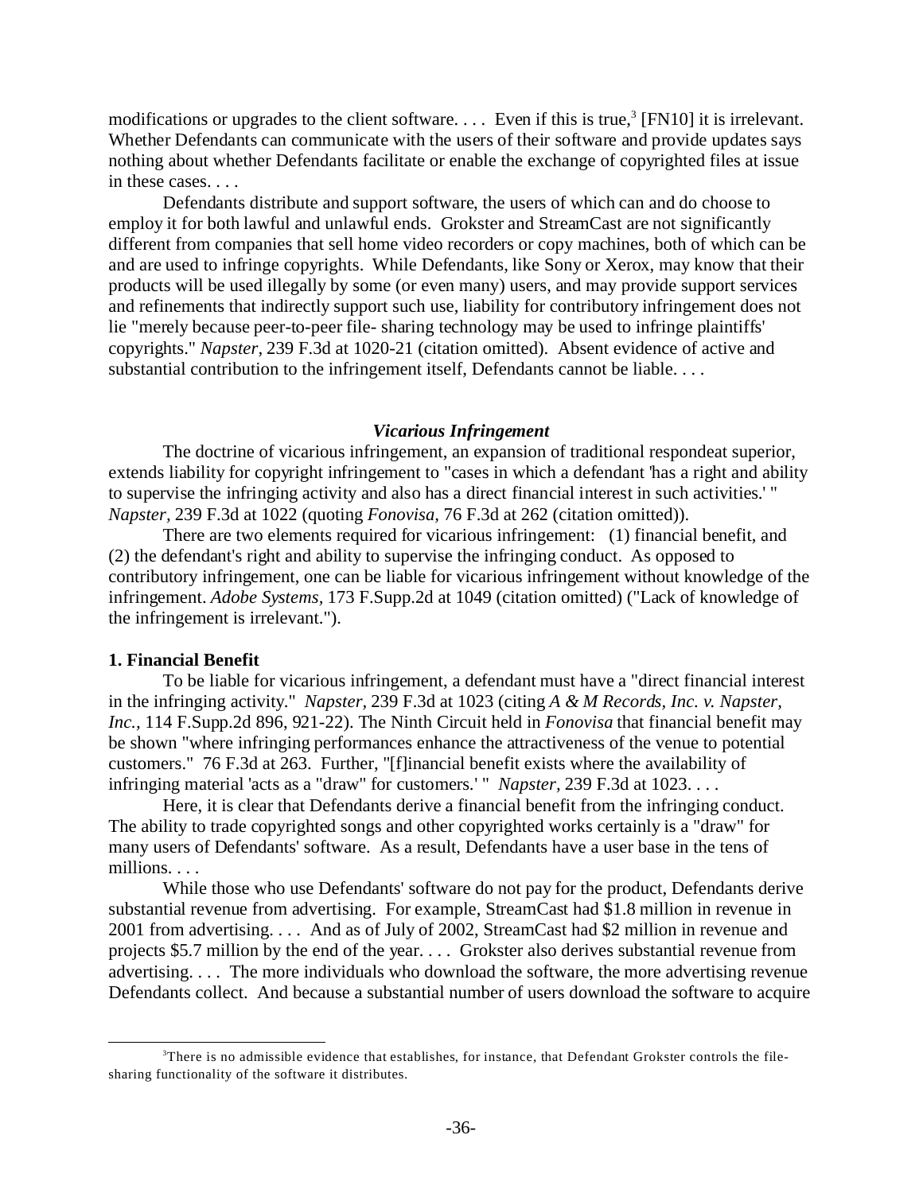modifications or upgrades to the client software. . . . Even if this is true,[3] [FN10] it is irrelevant. Whether Defendants can communicate with the users of their software and provide updates says nothing about whether Defendants facilitate or enable the exchange of copyrighted files at issue in these cases. . . .

Defendants distribute and support software, the users of which can and do choose to employ it for both lawful and unlawful ends. Grokster and StreamCast are not significantly different from companies that sell home video recorders or copy machines, both of which can be and are used to infringe copyrights. While Defendants, like Sony or Xerox, may know that their products will be used illegally by some (or even many) users, and may provide support services and refinements that indirectly support such use, liability for contributory infringement does not lie "merely because peer-to-peer file- sharing technology may be used to infringe plaintiffs' copyrights." *Napster*, 239 F.3d at 1020-21 (citation omitted). Absent evidence of active and substantial contribution to the infringement itself, Defendants cannot be liable. . . .

### *Vicarious Infringement*

The doctrine of vicarious infringement, an expansion of traditional respondeat superior, extends liability for copyright infringement to "cases in which a defendant 'has a right and ability to supervise the infringing activity and also has a direct financial interest in such activities.' " *Napster*, 239 F.3d at 1022 (quoting *Fonovisa*, 76 F.3d at 262 (citation omitted)).

There are two elements required for vicarious infringement: (1) financial benefit, and (2) the defendant's right and ability to supervise the infringing conduct. As opposed to contributory infringement, one can be liable for vicarious infringement without knowledge of the infringement. *Adobe Systems*, 173 F.Supp.2d at 1049 (citation omitted) ("Lack of knowledge of the infringement is irrelevant.").

**1. Financial Benefit**

To be liable for vicarious infringement, a defendant must have a "direct financial interest in the infringing activity." *Napster*, 239 F.3d at 1023 (citing *A & M Records, Inc. v. Napster, Inc.*, 114 F.Supp.2d 896, 921-22). The Ninth Circuit held in *Fonovisa* that financial benefit may be shown "where infringing performances enhance the attractiveness of the venue to potential customers." 76 F.3d at 263. Further, "[f]inancial benefit exists where the availability of infringing material 'acts as a "draw" for customers.' " *Napster*, 239 F.3d at 1023. . . .

Here, it is clear that Defendants derive a financial benefit from the infringing conduct. The ability to trade copyrighted songs and other copyrighted works certainly is a "draw" for many users of Defendants' software. As a result, Defendants have a user base in the tens of millions. . . .

While those who use Defendants' software do not pay for the product, Defendants derive substantial revenue from advertising. For example, StreamCast had $1.8 million in revenue in 2001 from advertising. . . . And as of July of 2002, StreamCast had $2 million in revenue and projects $5.7 million by the end of the year. . . . Grokster also derives substantial revenue from advertising. . . . The more individuals who download the software, the more advertising revenue Defendants collect. And because a substantial number of users download the software to acquire

[3] There is no admissible evidence that establishes, for instance, that Defendant Grokster controls the file-sharing functionality of the software it distributes.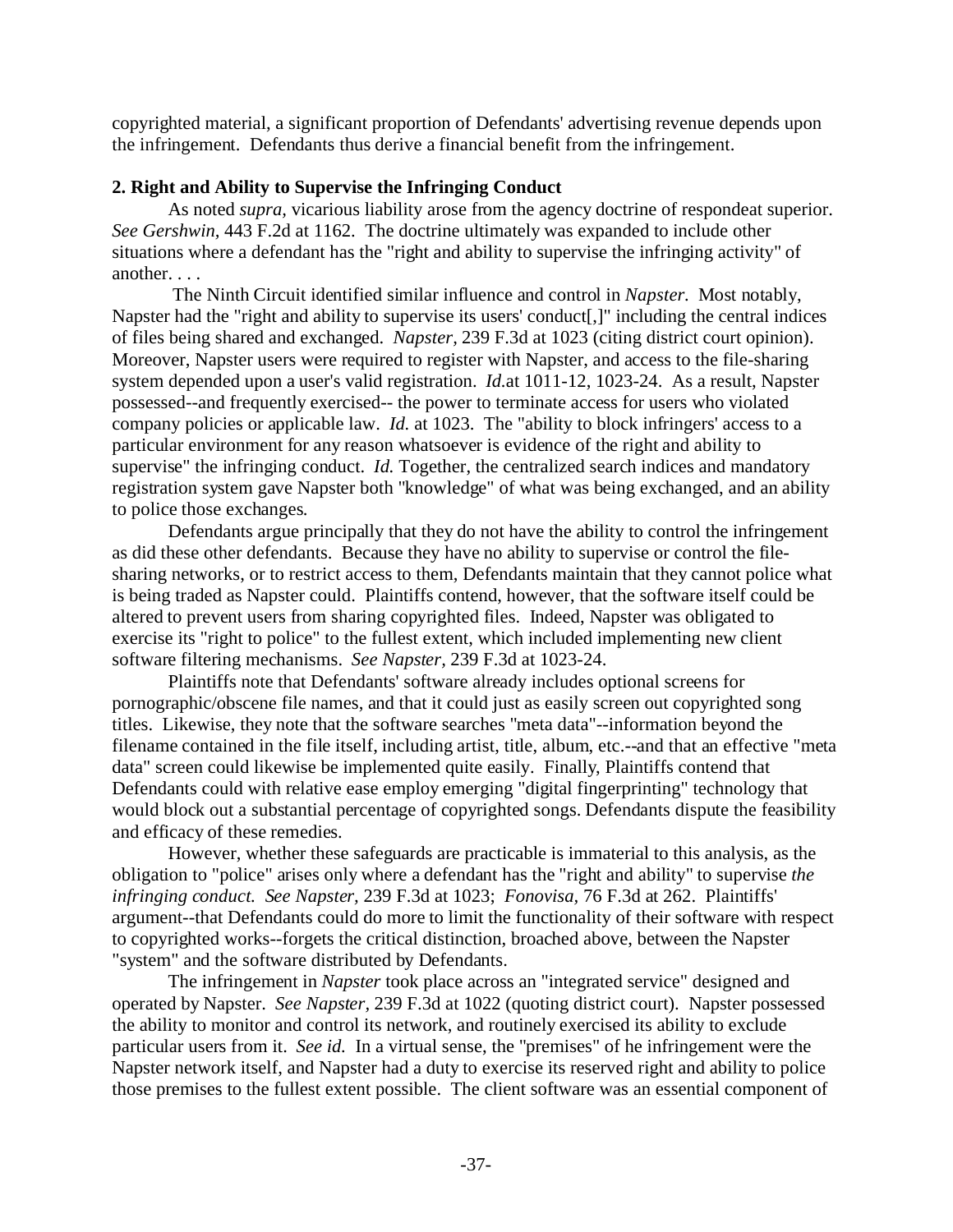copyrighted material, a significant proportion of Defendants' advertising revenue depends upon the infringement. Defendants thus derive a financial benefit from the infringement.

**2. Right and Ability to Supervise the Infringing Conduct**

As noted *supra*, vicarious liability arose from the agency doctrine of respondeat superior. *See Gershwin*, 443 F.2d at 1162. The doctrine ultimately was expanded to include other situations where a defendant has the "right and ability to supervise the infringing activity" of another. . . .

The Ninth Circuit identified similar influence and control in *Napster*. Most notably, Napster had the "right and ability to supervise its users' conduct[,]" including the central indices of files being shared and exchanged. *Napster*, 239 F.3d at 1023 (citing district court opinion). Moreover, Napster users were required to register with Napster, and access to the file-sharing system depended upon a user's valid registration. *Id.*at 1011-12, 1023-24. As a result, Napster possessed--and frequently exercised-- the power to terminate access for users who violated company policies or applicable law. *Id.* at 1023. The "ability to block infringers' access to a particular environment for any reason whatsoever is evidence of the right and ability to supervise" the infringing conduct. *Id.* Together, the centralized search indices and mandatory registration system gave Napster both "knowledge" of what was being exchanged, and an ability to police those exchanges.

Defendants argue principally that they do not have the ability to control the infringement as did these other defendants. Because they have no ability to supervise or control the file-sharing networks, or to restrict access to them, Defendants maintain that they cannot police what is being traded as Napster could. Plaintiffs contend, however, that the software itself could be altered to prevent users from sharing copyrighted files. Indeed, Napster was obligated to exercise its "right to police" to the fullest extent, which included implementing new client software filtering mechanisms. *See Napster*, 239 F.3d at 1023-24.

Plaintiffs note that Defendants' software already includes optional screens for pornographic/obscene file names, and that it could just as easily screen out copyrighted song titles. Likewise, they note that the software searches "meta data"--information beyond the filename contained in the file itself, including artist, title, album, etc.--and that an effective "meta data" screen could likewise be implemented quite easily. Finally, Plaintiffs contend that Defendants could with relative ease employ emerging "digital fingerprinting" technology that would block out a substantial percentage of copyrighted songs. Defendants dispute the feasibility and efficacy of these remedies.

However, whether these safeguards are practicable is immaterial to this analysis, as the obligation to "police" arises only where a defendant has the "right and ability" to supervise *the infringing conduct*. *See Napster*, 239 F.3d at 1023; *Fonovisa*, 76 F.3d at 262. Plaintiffs' argument--that Defendants could do more to limit the functionality of their software with respect to copyrighted works--forgets the critical distinction, broached above, between the Napster "system" and the software distributed by Defendants.

The infringement in *Napster* took place across an "integrated service" designed and operated by Napster. *See Napster*, 239 F.3d at 1022 (quoting district court). Napster possessed the ability to monitor and control its network, and routinely exercised its ability to exclude particular users from it. *See id.* In a virtual sense, the "premises" of he infringement were the Napster network itself, and Napster had a duty to exercise its reserved right and ability to police those premises to the fullest extent possible. The client software was an essential component of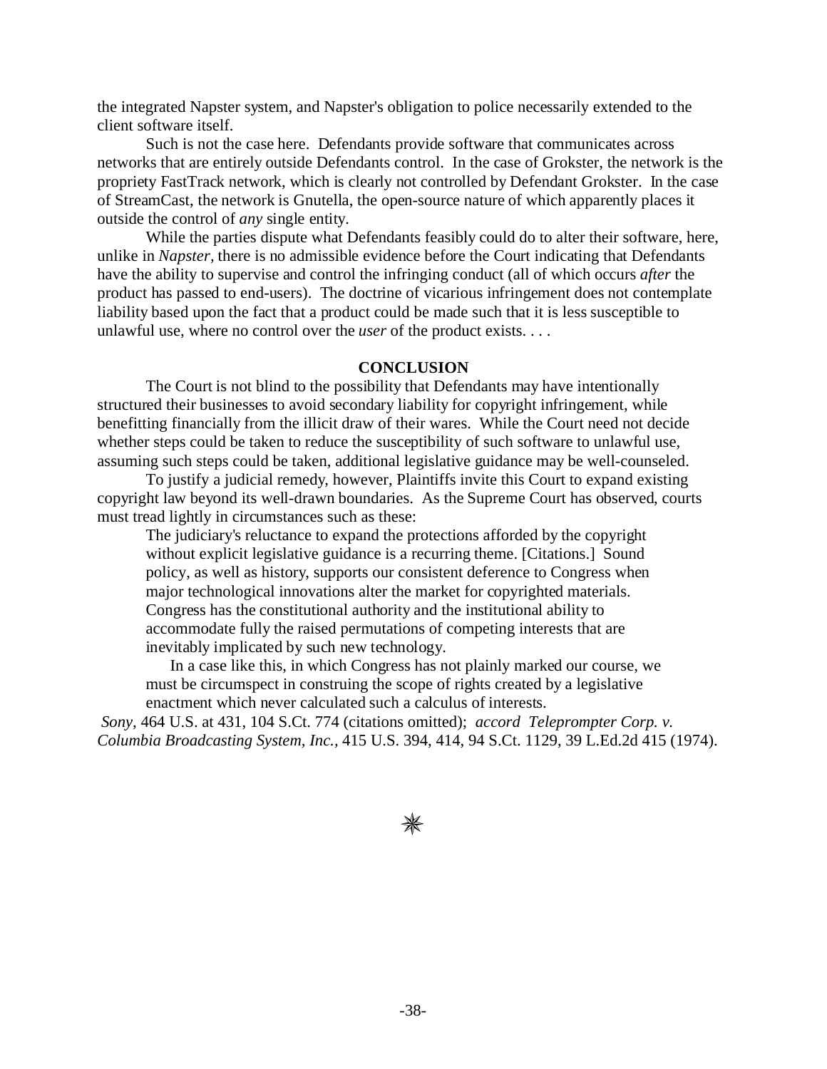the integrated Napster system, and Napster's obligation to police necessarily extended to the client software itself.

Such is not the case here. Defendants provide software that communicates across networks that are entirely outside Defendants control. In the case of Grokster, the network is the propriety FastTrack network, which is clearly not controlled by Defendant Grokster. In the case of StreamCast, the network is Gnutella, the open-source nature of which apparently places it outside the control of *any* single entity.

While the parties dispute what Defendants feasibly could do to alter their software, here, unlike in *Napster*, there is no admissible evidence before the Court indicating that Defendants have the ability to supervise and control the infringing conduct (all of which occurs *after* the product has passed to end-users). The doctrine of vicarious infringement does not contemplate liability based upon the fact that a product could be made such that it is less susceptible to unlawful use, where no control over the *user* of the product exists. . . .

**CONCLUSION**

The Court is not blind to the possibility that Defendants may have intentionally structured their businesses to avoid secondary liability for copyright infringement, while benefitting financially from the illicit draw of their wares. While the Court need not decide whether steps could be taken to reduce the susceptibility of such software to unlawful use, assuming such steps could be taken, additional legislative guidance may be well-counseled.

To justify a judicial remedy, however, Plaintiffs invite this Court to expand existing copyright law beyond its well-drawn boundaries. As the Supreme Court has observed, courts must tread lightly in circumstances such as these:

> The judiciary's reluctance to expand the protections afforded by the copyright without explicit legislative guidance is a recurring theme. [Citations.] Sound policy, as well as history, supports our consistent deference to Congress when major technological innovations alter the market for copyrighted materials. Congress has the constitutional authority and the institutional ability to accommodate fully the raised permutations of competing interests that are inevitably implicated by such new technology.
>
> In a case like this, in which Congress has not plainly marked our course, we must be circumspect in construing the scope of rights created by a legislative enactment which never calculated such a calculus of interests.

*Sony*, 464 U.S. at 431, 104 S.Ct. 774 (citations omitted); *accord Teleprompter Corp. v. Columbia Broadcasting System, Inc.*, 415 U.S. 394, 414, 94 S.Ct. 1129, 39 L.Ed.2d 415 (1974).

✳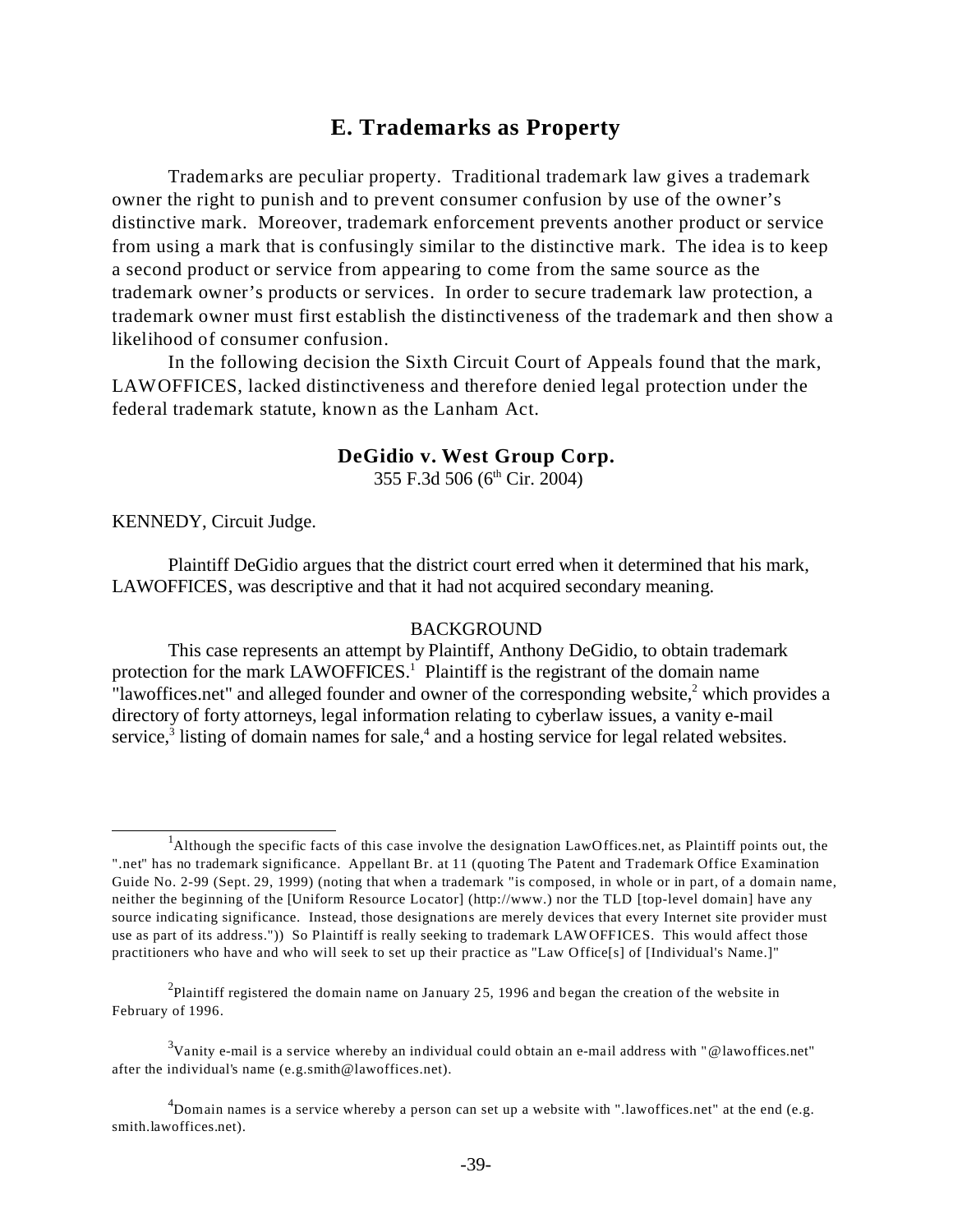## E. Trademarks as Property

Trademarks are peculiar property. Traditional trademark law gives a trademark owner the right to punish and to prevent consumer confusion by use of the owner's distinctive mark. Moreover, trademark enforcement prevents another product or service from using a mark that is confusingly similar to the distinctive mark. The idea is to keep a second product or service from appearing to come from the same source as the trademark owner's products or services. In order to secure trademark law protection, a trademark owner must first establish the distinctiveness of the trademark and then show a likelihood of consumer confusion.

In the following decision the Sixth Circuit Court of Appeals found that the mark, LAWOFFICES, lacked distinctiveness and therefore denied legal protection under the federal trademark statute, known as the Lanham Act.

### DeGidio v. West Group Corp.

355 F.3d 506 (6th Cir. 2004)

KENNEDY, Circuit Judge.

Plaintiff DeGidio argues that the district court erred when it determined that his mark, LAWOFFICES, was descriptive and that it had not acquired secondary meaning.

BACKGROUND

This case represents an attempt by Plaintiff, Anthony DeGidio, to obtain trademark protection for the mark LAWOFFICES.[1] Plaintiff is the registrant of the domain name "lawoffices.net" and alleged founder and owner of the corresponding website,[2] which provides a directory of forty attorneys, legal information relating to cyberlaw issues, a vanity e-mail service,[3] listing of domain names for sale,[4] and a hosting service for legal related websites.

---

[1] Although the specific facts of this case involve the designation LawOffices.net, as Plaintiff points out, the ".net" has no trademark significance. Appellant Br. at 11 (quoting The Patent and Trademark Office Examination Guide No. 2-99 (Sept. 29, 1999) (noting that when a trademark "is composed, in whole or in part, of a domain name, neither the beginning of the [Uniform Resource Locator] (http://www.) nor the TLD [top-level domain] have any source indicating significance. Instead, those designations are merely devices that every Internet site provider must use as part of its address.")) So Plaintiff is really seeking to trademark LAWOFFICES. This would affect those practitioners who have and who will seek to set up their practice as "Law Office[s] of [Individual's Name.]"

[2] Plaintiff registered the domain name on January 25, 1996 and began the creation of the website in February of 1996.

[3] Vanity e-mail is a service whereby an individual could obtain an e-mail address with "@lawoffices.net" after the individual's name (e.g.smith@lawoffices.net).

[4] Domain names is a service whereby a person can set up a website with ".lawoffices.net" at the end (e.g. smith.lawoffices.net).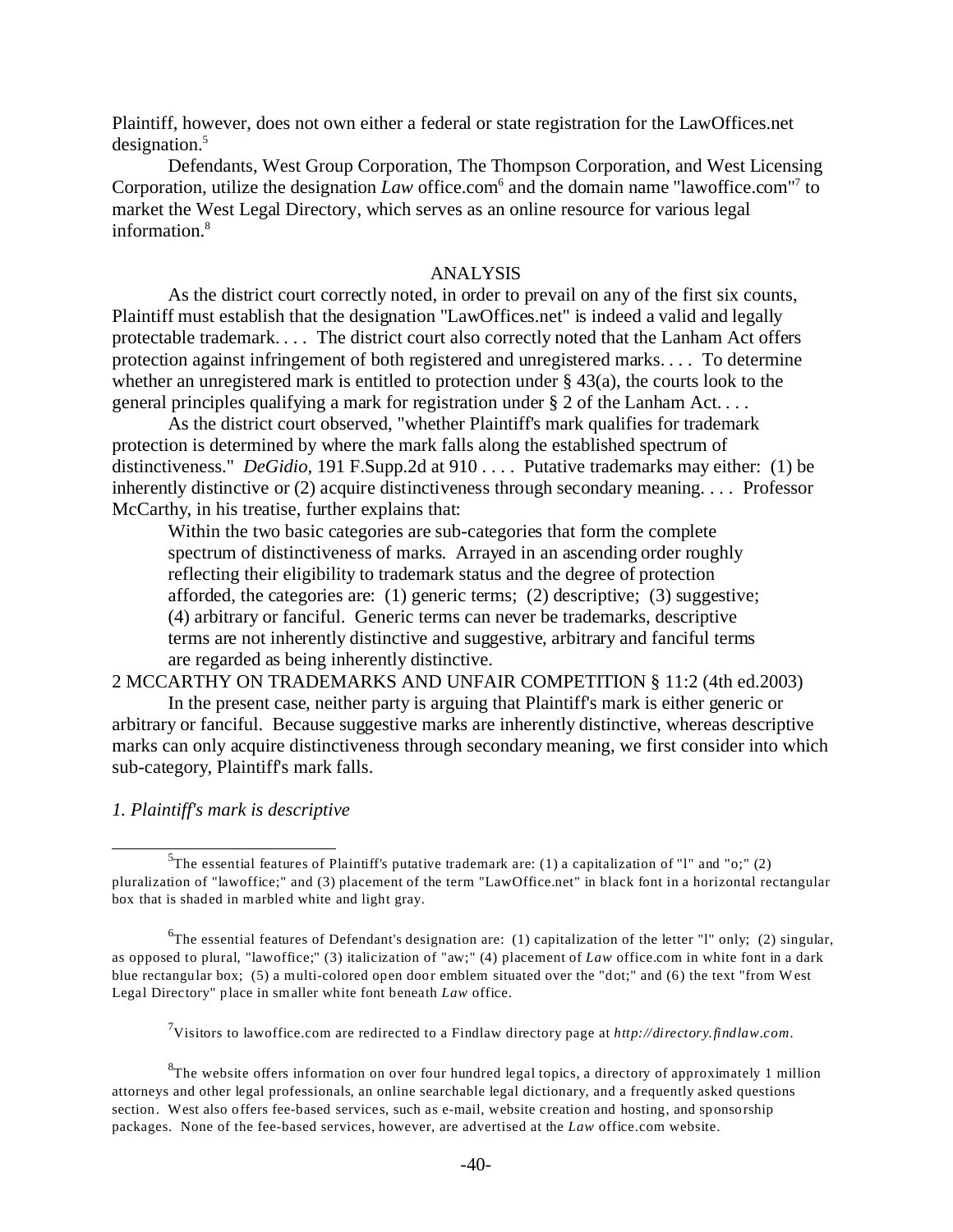Plaintiff, however, does not own either a federal or state registration for the LawOffices.net designation.[5]

Defendants, West Group Corporation, The Thompson Corporation, and West Licensing Corporation, utilize the designation *Law* office.com[6] and the domain name "lawoffice.com"[7] to market the West Legal Directory, which serves as an online resource for various legal information.[8]

ANALYSIS

As the district court correctly noted, in order to prevail on any of the first six counts, Plaintiff must establish that the designation "LawOffices.net" is indeed a valid and legally protectable trademark. . . . The district court also correctly noted that the Lanham Act offers protection against infringement of both registered and unregistered marks. . . . To determine whether an unregistered mark is entitled to protection under § 43(a), the courts look to the general principles qualifying a mark for registration under § 2 of the Lanham Act. . . .

As the district court observed, "whether Plaintiff's mark qualifies for trademark protection is determined by where the mark falls along the established spectrum of distinctiveness." *DeGidio*, 191 F.Supp.2d at 910 . . . . Putative trademarks may either: (1) be inherently distinctive or (2) acquire distinctiveness through secondary meaning. . . . Professor McCarthy, in his treatise, further explains that:

> Within the two basic categories are sub-categories that form the complete spectrum of distinctiveness of marks. Arrayed in an ascending order roughly reflecting their eligibility to trademark status and the degree of protection afforded, the categories are: (1) generic terms; (2) descriptive; (3) suggestive; (4) arbitrary or fanciful. Generic terms can never be trademarks, descriptive terms are not inherently distinctive and suggestive, arbitrary and fanciful terms are regarded as being inherently distinctive.

2 MCCARTHY ON TRADEMARKS AND UNFAIR COMPETITION § 11:2 (4th ed.2003)

In the present case, neither party is arguing that Plaintiff's mark is either generic or arbitrary or fanciful. Because suggestive marks are inherently distinctive, whereas descriptive marks can only acquire distinctiveness through secondary meaning, we first consider into which sub-category, Plaintiff's mark falls.

*1. Plaintiff's mark is descriptive*

---

[5] The essential features of Plaintiff's putative trademark are: (1) a capitalization of "l" and "o;" (2) pluralization of "lawoffice;" and (3) placement of the term "LawOffice.net" in black font in a horizontal rectangular box that is shaded in marbled white and light gray.

[6] The essential features of Defendant's designation are: (1) capitalization of the letter "l" only; (2) singular, as opposed to plural, "lawoffice;" (3) italicization of "aw;" (4) placement of *Law* office.com in white font in a dark blue rectangular box; (5) a multi-colored open door emblem situated over the "dot;" and (6) the text "from West Legal Directory" place in smaller white font beneath *Law* office.

[7] Visitors to lawoffice.com are redirected to a Findlaw directory page at *http://directory.findlaw.com*.

[8] The website offers information on over four hundred legal topics, a directory of approximately 1 million attorneys and other legal professionals, an online searchable legal dictionary, and a frequently asked questions section. West also offers fee-based services, such as e-mail, website creation and hosting, and sponsorship packages. None of the fee-based services, however, are advertised at the *Law* office.com website.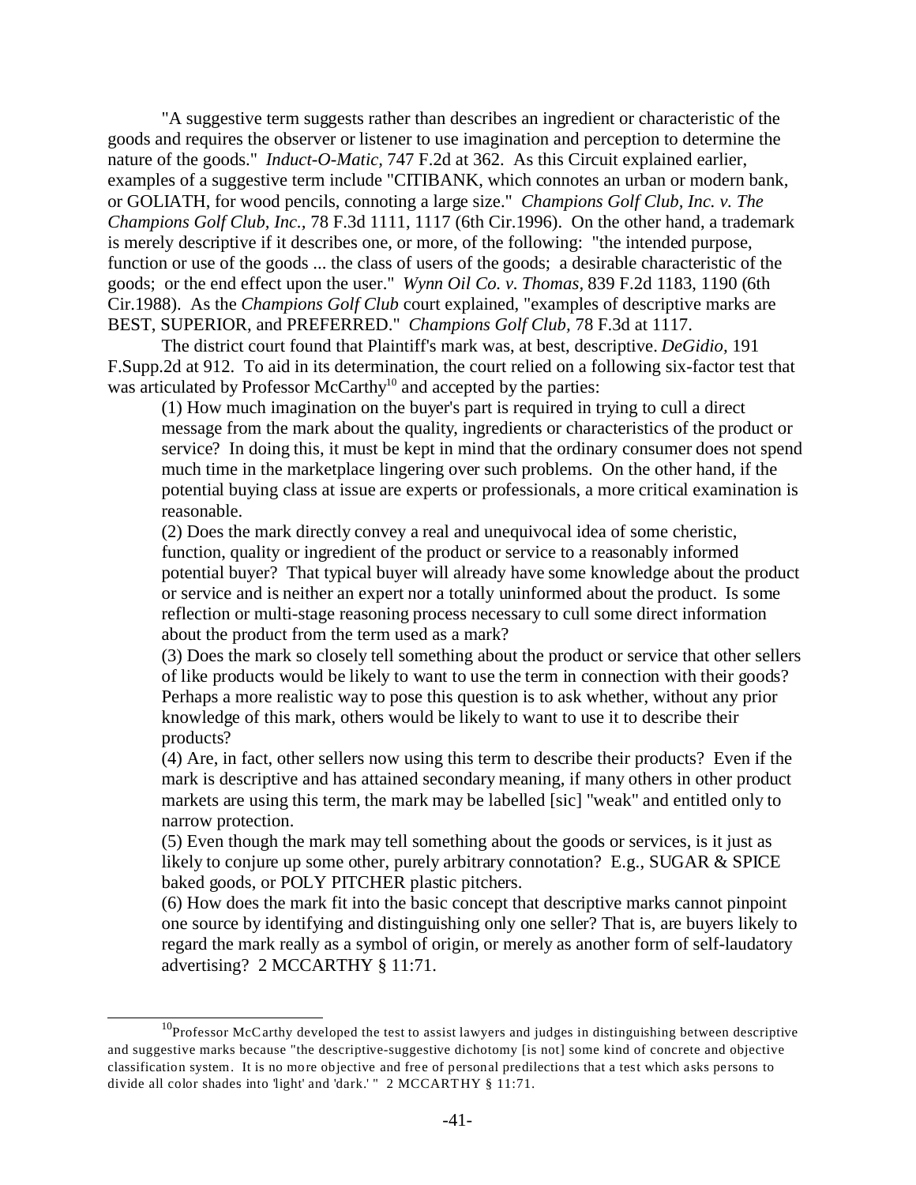"A suggestive term suggests rather than describes an ingredient or characteristic of the goods and requires the observer or listener to use imagination and perception to determine the nature of the goods." *Induct-O-Matic*, 747 F.2d at 362. As this Circuit explained earlier, examples of a suggestive term include "CITIBANK, which connotes an urban or modern bank, or GOLIATH, for wood pencils, connoting a large size." *Champions Golf Club, Inc. v. The Champions Golf Club, Inc.*, 78 F.3d 1111, 1117 (6th Cir.1996). On the other hand, a trademark is merely descriptive if it describes one, or more, of the following: "the intended purpose, function or use of the goods ... the class of users of the goods; a desirable characteristic of the goods; or the end effect upon the user." *Wynn Oil Co. v. Thomas*, 839 F.2d 1183, 1190 (6th Cir.1988). As the *Champions Golf Club* court explained, "examples of descriptive marks are BEST, SUPERIOR, and PREFERRED." *Champions Golf Club,* 78 F.3d at 1117.

The district court found that Plaintiff's mark was, at best, descriptive. *DeGidio,* 191 F.Supp.2d at 912. To aid in its determination, the court relied on a following six-factor test that was articulated by Professor McCarthy[10] and accepted by the parties:

> (1) How much imagination on the buyer's part is required in trying to cull a direct message from the mark about the quality, ingredients or characteristics of the product or service? In doing this, it must be kept in mind that the ordinary consumer does not spend much time in the marketplace lingering over such problems. On the other hand, if the potential buying class at issue are experts or professionals, a more critical examination is reasonable.
>
> (2) Does the mark directly convey a real and unequivocal idea of some cheristic, function, quality or ingredient of the product or service to a reasonably informed potential buyer? That typical buyer will already have some knowledge about the product or service and is neither an expert nor a totally uninformed about the product. Is some reflection or multi-stage reasoning process necessary to cull some direct information about the product from the term used as a mark?
>
> (3) Does the mark so closely tell something about the product or service that other sellers of like products would be likely to want to use the term in connection with their goods? Perhaps a more realistic way to pose this question is to ask whether, without any prior knowledge of this mark, others would be likely to want to use it to describe their products?
>
> (4) Are, in fact, other sellers now using this term to describe their products? Even if the mark is descriptive and has attained secondary meaning, if many others in other product markets are using this term, the mark may be labelled [sic] "weak" and entitled only to narrow protection.
>
> (5) Even though the mark may tell something about the goods or services, is it just as likely to conjure up some other, purely arbitrary connotation? E.g., SUGAR & SPICE baked goods, or POLY PITCHER plastic pitchers.
>
> (6) How does the mark fit into the basic concept that descriptive marks cannot pinpoint one source by identifying and distinguishing only one seller? That is, are buyers likely to regard the mark really as a symbol of origin, or merely as another form of self-laudatory advertising? 2 MCCARTHY § 11:71.

---

[10] Professor McCarthy developed the test to assist lawyers and judges in distinguishing between descriptive and suggestive marks because "the descriptive-suggestive dichotomy [is not] some kind of concrete and objective classification system. It is no more objective and free of personal predilections that a test which asks persons to divide all color shades into 'light' and 'dark.' " 2 MCCARTHY § 11:71.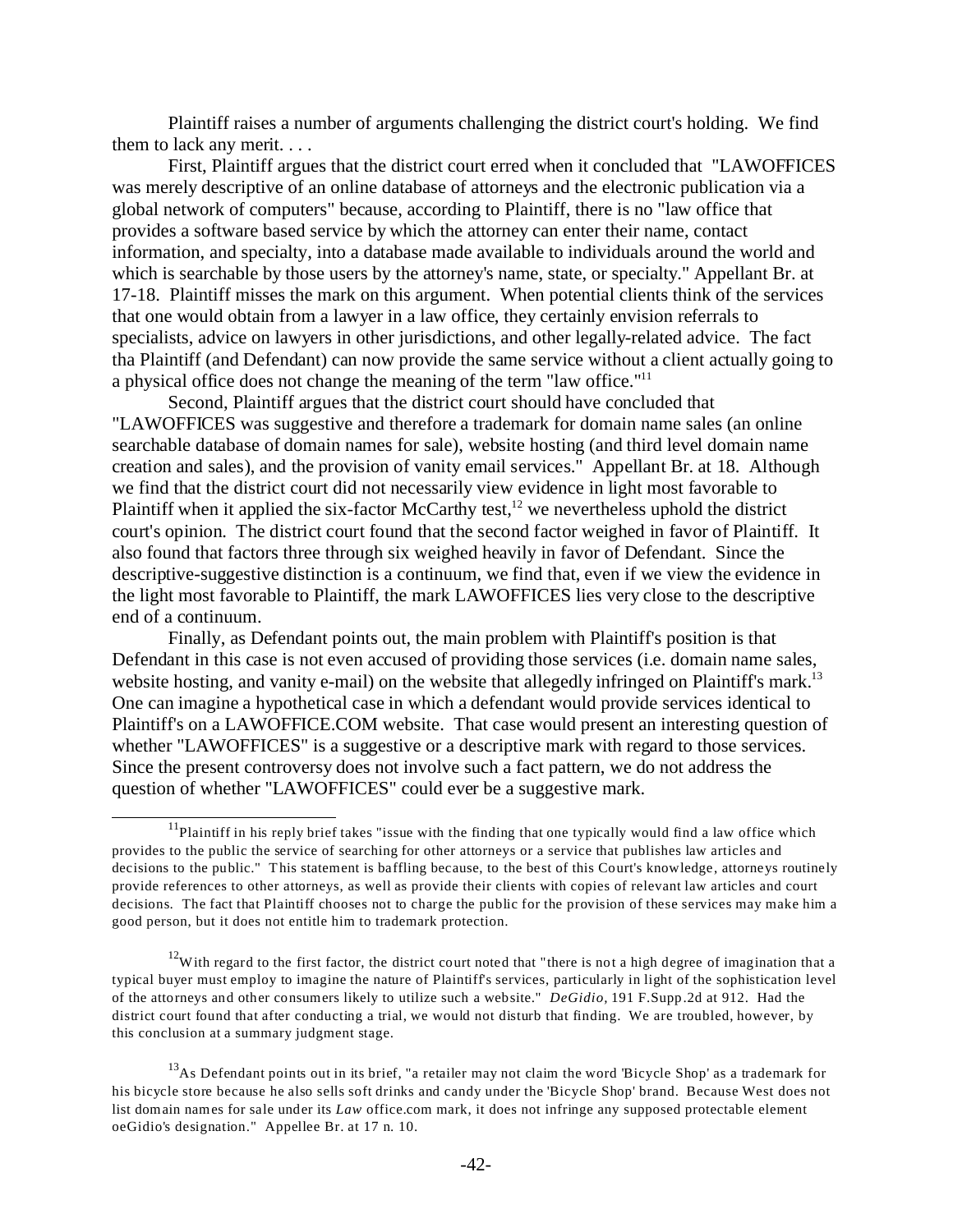Plaintiff raises a number of arguments challenging the district court's holding. We find them to lack any merit. . . .

First, Plaintiff argues that the district court erred when it concluded that "LAWOFFICES was merely descriptive of an online database of attorneys and the electronic publication via a global network of computers" because, according to Plaintiff, there is no "law office that provides a software based service by which the attorney can enter their name, contact information, and specialty, into a database made available to individuals around the world and which is searchable by those users by the attorney's name, state, or specialty." Appellant Br. at 17-18. Plaintiff misses the mark on this argument. When potential clients think of the services that one would obtain from a lawyer in a law office, they certainly envision referrals to specialists, advice on lawyers in other jurisdictions, and other legally-related advice. The fact tha Plaintiff (and Defendant) can now provide the same service without a client actually going to a physical office does not change the meaning of the term "law office."[11]

Second, Plaintiff argues that the district court should have concluded that "LAWOFFICES was suggestive and therefore a trademark for domain name sales (an online searchable database of domain names for sale), website hosting (and third level domain name creation and sales), and the provision of vanity email services." Appellant Br. at 18. Although we find that the district court did not necessarily view evidence in light most favorable to Plaintiff when it applied the six-factor McCarthy test,[12] we nevertheless uphold the district court's opinion. The district court found that the second factor weighed in favor of Plaintiff. It also found that factors three through six weighed heavily in favor of Defendant. Since the descriptive-suggestive distinction is a continuum, we find that, even if we view the evidence in the light most favorable to Plaintiff, the mark LAWOFFICES lies very close to the descriptive end of a continuum.

Finally, as Defendant points out, the main problem with Plaintiff's position is that Defendant in this case is not even accused of providing those services (i.e. domain name sales, website hosting, and vanity e-mail) on the website that allegedly infringed on Plaintiff's mark.[13] One can imagine a hypothetical case in which a defendant would provide services identical to Plaintiff's on a LAWOFFICE.COM website. That case would present an interesting question of whether "LAWOFFICES" is a suggestive or a descriptive mark with regard to those services. Since the present controversy does not involve such a fact pattern, we do not address the question of whether "LAWOFFICES" could ever be a suggestive mark.

---

[11] Plaintiff in his reply brief takes "issue with the finding that one typically would find a law office which provides to the public the service of searching for other attorneys or a service that publishes law articles and decisions to the public." This statement is baffling because, to the best of this Court's knowledge, attorneys routinely provide references to other attorneys, as well as provide their clients with copies of relevant law articles and court decisions. The fact that Plaintiff chooses not to charge the public for the provision of these services may make him a good person, but it does not entitle him to trademark protection.

[12] With regard to the first factor, the district court noted that "there is not a high degree of imagination that a typical buyer must employ to imagine the nature of Plaintiff's services, particularly in light of the sophistication level of the attorneys and other consumers likely to utilize such a website." *DeGidio*, 191 F.Supp.2d at 912. Had the district court found that after conducting a trial, we would not disturb that finding. We are troubled, however, by this conclusion at a summary judgment stage.

[13] As Defendant points out in its brief, "a retailer may not claim the word 'Bicycle Shop' as a trademark for his bicycle store because he also sells soft drinks and candy under the 'Bicycle Shop' brand. Because West does not list domain names for sale under its *Law* office.com mark, it does not infringe any supposed protectable element oeGidio's designation." Appellee Br. at 17 n. 10.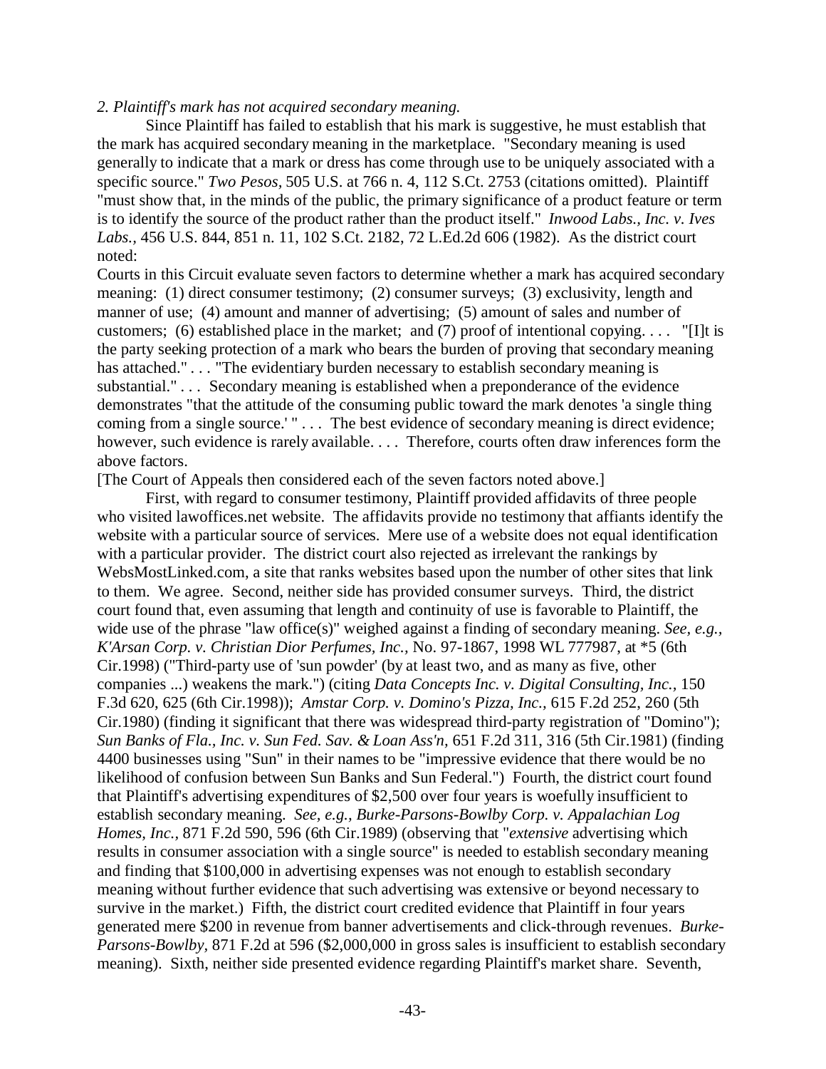*2. Plaintiff's mark has not acquired secondary meaning.*

Since Plaintiff has failed to establish that his mark is suggestive, he must establish that the mark has acquired secondary meaning in the marketplace. "Secondary meaning is used generally to indicate that a mark or dress has come through use to be uniquely associated with a specific source." *Two Pesos*, 505 U.S. at 766 n. 4, 112 S.Ct. 2753 (citations omitted). Plaintiff "must show that, in the minds of the public, the primary significance of a product feature or term is to identify the source of the product rather than the product itself." *Inwood Labs., Inc. v. Ives Labs.*, 456 U.S. 844, 851 n. 11, 102 S.Ct. 2182, 72 L.Ed.2d 606 (1982). As the district court noted:

Courts in this Circuit evaluate seven factors to determine whether a mark has acquired secondary meaning: (1) direct consumer testimony; (2) consumer surveys; (3) exclusivity, length and manner of use; (4) amount and manner of advertising; (5) amount of sales and number of customers; (6) established place in the market; and (7) proof of intentional copying. . . . "[I]t is the party seeking protection of a mark who bears the burden of proving that secondary meaning has attached." . . . "The evidentiary burden necessary to establish secondary meaning is substantial." . . . Secondary meaning is established when a preponderance of the evidence demonstrates "that the attitude of the consuming public toward the mark denotes 'a single thing coming from a single source.' " . . . The best evidence of secondary meaning is direct evidence; however, such evidence is rarely available. . . . Therefore, courts often draw inferences form the above factors.

[The Court of Appeals then considered each of the seven factors noted above.]

First, with regard to consumer testimony, Plaintiff provided affidavits of three people who visited lawoffices.net website. The affidavits provide no testimony that affiants identify the website with a particular source of services. Mere use of a website does not equal identification with a particular provider. The district court also rejected as irrelevant the rankings by WebsMostLinked.com, a site that ranks websites based upon the number of other sites that link to them. We agree. Second, neither side has provided consumer surveys. Third, the district court found that, even assuming that length and continuity of use is favorable to Plaintiff, the wide use of the phrase "law office(s)" weighed against a finding of secondary meaning. *See, e.g., K'Arsan Corp. v. Christian Dior Perfumes, Inc.*, No. 97-1867, 1998 WL 777987, at *5 (6th Cir.1998) ("Third-party use of 'sun powder' (by at least two, and as many as five, other companies ...) weakens the mark.") (citing *Data Concepts Inc. v. Digital Consulting, Inc.*, 150 F.3d 620, 625 (6th Cir.1998)); *Amstar Corp. v. Domino's Pizza, Inc.*, 615 F.2d 252, 260 (5th Cir.1980) (finding it significant that there was widespread third-party registration of "Domino"); *Sun Banks of Fla., Inc. v. Sun Fed. Sav. & Loan Ass'n*, 651 F.2d 311, 316 (5th Cir.1981) (finding 4400 businesses using "Sun" in their names to be "impressive evidence that there would be no likelihood of confusion between Sun Banks and Sun Federal.") Fourth, the district court found that Plaintiff's advertising expenditures of $2,500 over four years is woefully insufficient to establish secondary meaning. *See, e.g., Burke-Parsons-Bowlby Corp. v. Appalachian Log Homes, Inc.*, 871 F.2d 590, 596 (6th Cir.1989) (observing that "*extensive* advertising which results in consumer association with a single source" is needed to establish secondary meaning and finding that $100,000 in advertising expenses was not enough to establish secondary meaning without further evidence that such advertising was extensive or beyond necessary to survive in the market.) Fifth, the district court credited evidence that Plaintiff in four years generated mere $200 in revenue from banner advertisements and click-through revenues. *Burke-Parsons-Bowlby*, 871 F.2d at 596 ($2,000,000 in gross sales is insufficient to establish secondary meaning). Sixth, neither side presented evidence regarding Plaintiff's market share. Seventh,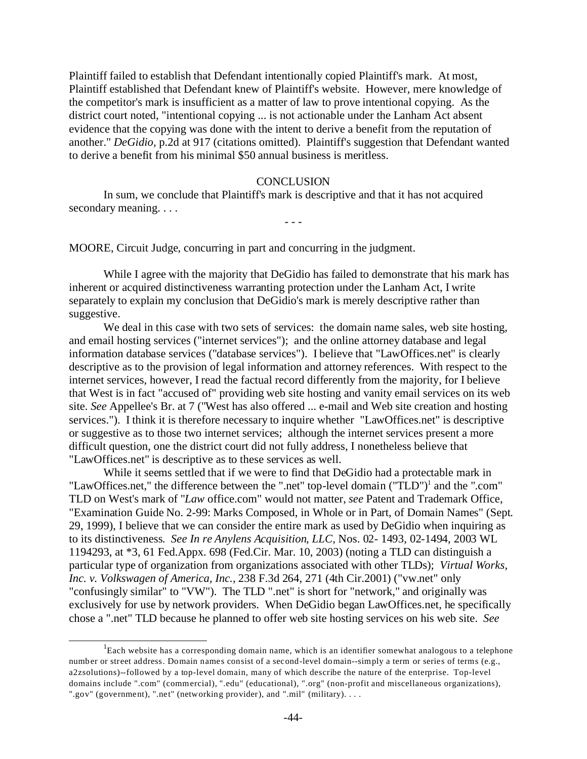Plaintiff failed to establish that Defendant intentionally copied Plaintiff's mark. At most, Plaintiff established that Defendant knew of Plaintiff's website. However, mere knowledge of the competitor's mark is insufficient as a matter of law to prove intentional copying. As the district court noted, "intentional copying ... is not actionable under the Lanham Act absent evidence that the copying was done with the intent to derive a benefit from the reputation of another." *DeGidio*, p.2d at 917 (citations omitted). Plaintiff's suggestion that Defendant wanted to derive a benefit from his minimal $50 annual business is meritless.

## CONCLUSION

In sum, we conclude that Plaintiff's mark is descriptive and that it has not acquired secondary meaning. . . .

- - -

MOORE, Circuit Judge, concurring in part and concurring in the judgment.

While I agree with the majority that DeGidio has failed to demonstrate that his mark has inherent or acquired distinctiveness warranting protection under the Lanham Act, I write separately to explain my conclusion that DeGidio's mark is merely descriptive rather than suggestive.

We deal in this case with two sets of services: the domain name sales, web site hosting, and email hosting services ("internet services"); and the online attorney database and legal information database services ("database services"). I believe that "LawOffices.net" is clearly descriptive as to the provision of legal information and attorney references. With respect to the internet services, however, I read the factual record differently from the majority, for I believe that West is in fact "accused of" providing web site hosting and vanity email services on its web site. *See* Appellee's Br. at 7 ("West has also offered ... e-mail and Web site creation and hosting services."). I think it is therefore necessary to inquire whether "LawOffices.net" is descriptive or suggestive as to those two internet services; although the internet services present a more difficult question, one the district court did not fully address, I nonetheless believe that "LawOffices.net" is descriptive as to these services as well.

While it seems settled that if we were to find that DeGidio had a protectable mark in "LawOffices.net," the difference between the ".net" top-level domain ("TLD")[1] and the ".com" TLD on West's mark of "*Law* office.com" would not matter, *see* Patent and Trademark Office, "Examination Guide No. 2-99: Marks Composed, in Whole or in Part, of Domain Names" (Sept. 29, 1999), I believe that we can consider the entire mark as used by DeGidio when inquiring as to its distinctiveness. *See In re Anylens Acquisition, LLC*, Nos. 02- 1493, 02-1494, 2003 WL 1194293, at *3, 61 Fed.Appx. 698 (Fed.Cir. Mar. 10, 2003) (noting a TLD can distinguish a particular type of organization from organizations associated with other TLDs); *Virtual Works, Inc. v. Volkswagen of America, Inc.*, 238 F.3d 264, 271 (4th Cir.2001) ("vw.net" only "confusingly similar" to "VW"). The TLD ".net" is short for "network," and originally was exclusively for use by network providers. When DeGidio began LawOffices.net, he specifically chose a ".net" TLD because he planned to offer web site hosting services on his web site. *See*

[1]Each website has a corresponding domain name, which is an identifier somewhat analogous to a telephone number or street address. Domain names consist of a second-level domain--simply a term or series of terms (e.g., a2zsolutions)--followed by a top-level domain, many of which describe the nature of the enterprise. Top-level domains include ".com" (commercial), ".edu" (educational), ".org" (non-profit and miscellaneous organizations), ".gov" (government), ".net" (networking provider), and ".mil" (military). . . .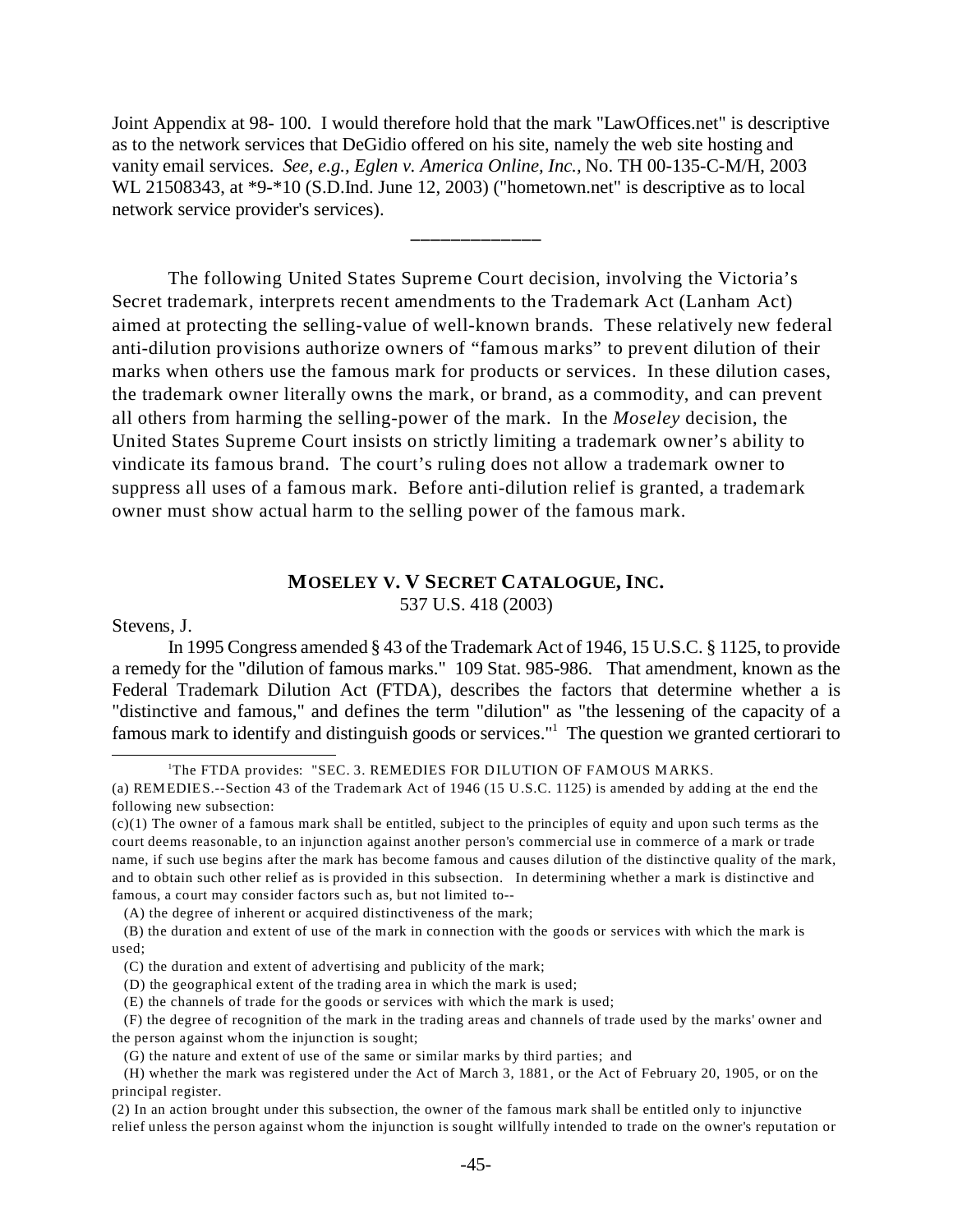Joint Appendix at 98- 100. I would therefore hold that the mark "LawOffices.net" is descriptive as to the network services that DeGidio offered on his site, namely the web site hosting and vanity email services. *See, e.g., Eglen v. America Online, Inc.*, No. TH 00-135-C-M/H, 2003 WL 21508343, at *9-*10 (S.D.Ind. June 12, 2003) ("hometown.net" is descriptive as to local network service provider's services).

\_\_\_\_\_\_\_\_\_\_\_\_\_\_

The following United States Supreme Court decision, involving the Victoria's Secret trademark, interprets recent amendments to the Trademark Act (Lanham Act) aimed at protecting the selling-value of well-known brands. These relatively new federal anti-dilution provisions authorize owners of "famous marks" to prevent dilution of their marks when others use the famous mark for products or services. In these dilution cases, the trademark owner literally owns the mark, or brand, as a commodity, and can prevent all others from harming the selling-power of the mark. In the *Moseley* decision, the United States Supreme Court insists on strictly limiting a trademark owner's ability to vindicate its famous brand. The court's ruling does not allow a trademark owner to suppress all uses of a famous mark. Before anti-dilution relief is granted, a trademark owner must show actual harm to the selling power of the famous mark.

## MOSELEY V. V SECRET CATALOGUE, INC.

537 U.S. 418 (2003)

Stevens, J.

In 1995 Congress amended § 43 of the Trademark Act of 1946, 15 U.S.C. § 1125, to provide a remedy for the "dilution of famous marks." 109 Stat. 985-986. That amendment, known as the Federal Trademark Dilution Act (FTDA), describes the factors that determine whether a is "distinctive and famous," and defines the term "dilution" as "the lessening of the capacity of a famous mark to identify and distinguish goods or services."[1] The question we granted certiorari to

---

[1] The FTDA provides: "SEC. 3. REMEDIES FOR DILUTION OF FAMOUS MARKS.

(a) REMEDIES.--Section 43 of the Trademark Act of 1946 (15 U.S.C. 1125) is amended by adding at the end the following new subsection:

(c)(1) The owner of a famous mark shall be entitled, subject to the principles of equity and upon such terms as the court deems reasonable, to an injunction against another person's commercial use in commerce of a mark or trade name, if such use begins after the mark has become famous and causes dilution of the distinctive quality of the mark, and to obtain such other relief as is provided in this subsection. In determining whether a mark is distinctive and famous, a court may consider factors such as, but not limited to--

(A) the degree of inherent or acquired distinctiveness of the mark;

(B) the duration and extent of use of the mark in connection with the goods or services with which the mark is used;

(C) the duration and extent of advertising and publicity of the mark;

(D) the geographical extent of the trading area in which the mark is used;

(E) the channels of trade for the goods or services with which the mark is used;

(F) the degree of recognition of the mark in the trading areas and channels of trade used by the marks' owner and the person against whom the injunction is sought;

(G) the nature and extent of use of the same or similar marks by third parties; and

(H) whether the mark was registered under the Act of March 3, 1881, or the Act of February 20, 1905, or on the principal register.

(2) In an action brought under this subsection, the owner of the famous mark shall be entitled only to injunctive relief unless the person against whom the injunction is sought willfully intended to trade on the owner's reputation or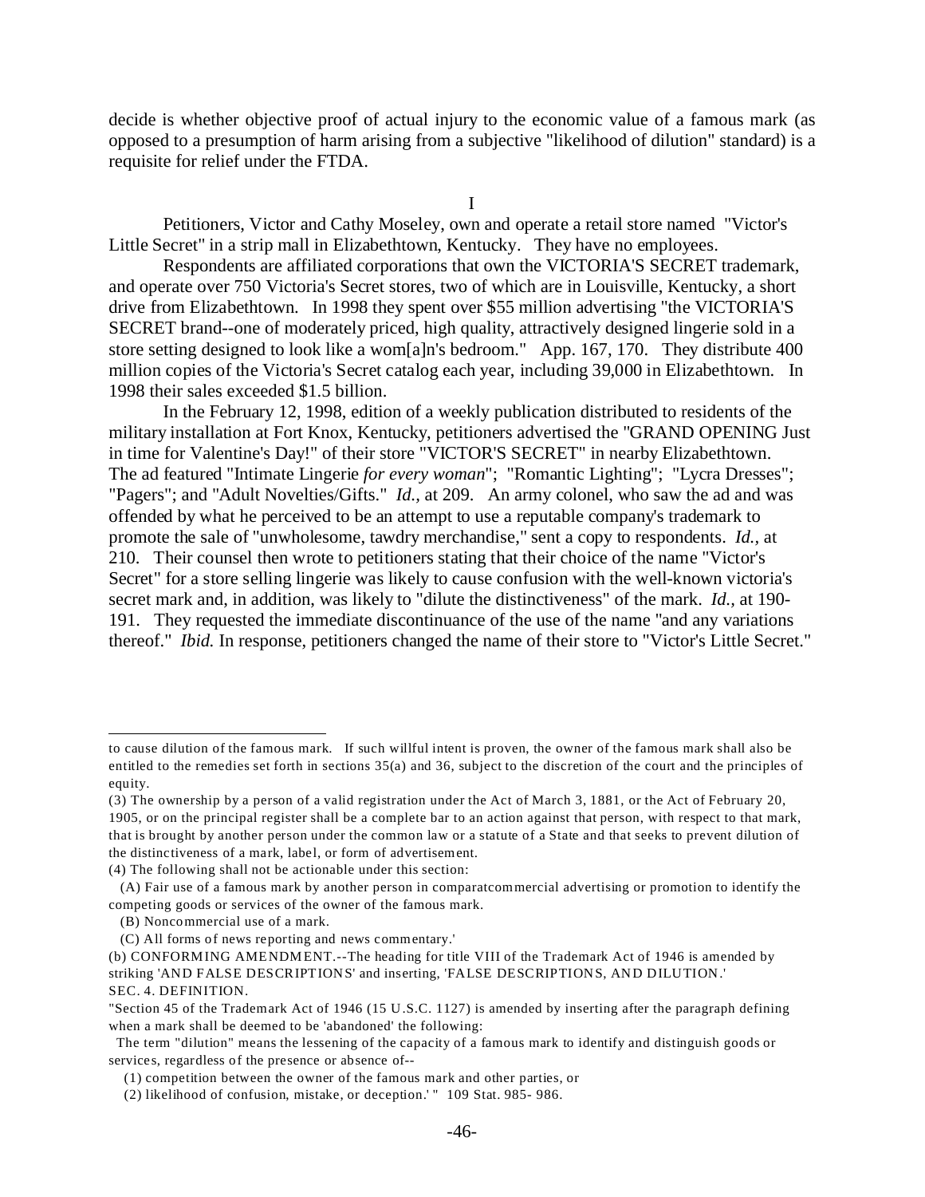decide is whether objective proof of actual injury to the economic value of a famous mark (as opposed to a presumption of harm arising from a subjective "likelihood of dilution" standard) is a requisite for relief under the FTDA.

I

Petitioners, Victor and Cathy Moseley, own and operate a retail store named "Victor's Little Secret" in a strip mall in Elizabethtown, Kentucky. They have no employees.

Respondents are affiliated corporations that own the VICTORIA'S SECRET trademark, and operate over 750 Victoria's Secret stores, two of which are in Louisville, Kentucky, a short drive from Elizabethtown. In 1998 they spent over $55 million advertising "the VICTORIA'S SECRET brand--one of moderately priced, high quality, attractively designed lingerie sold in a store setting designed to look like a wom[a]n's bedroom." App. 167, 170. They distribute 400 million copies of the Victoria's Secret catalog each year, including 39,000 in Elizabethtown. In 1998 their sales exceeded $1.5 billion.

In the February 12, 1998, edition of a weekly publication distributed to residents of the military installation at Fort Knox, Kentucky, petitioners advertised the "GRAND OPENING Just in time for Valentine's Day!" of their store "VICTOR'S SECRET" in nearby Elizabethtown. The ad featured "Intimate Lingerie *for every woman*"; "Romantic Lighting"; "Lycra Dresses"; "Pagers"; and "Adult Novelties/Gifts." *Id.*, at 209. An army colonel, who saw the ad and was offended by what he perceived to be an attempt to use a reputable company's trademark to promote the sale of "unwholesome, tawdry merchandise," sent a copy to respondents. *Id.*, at 210. Their counsel then wrote to petitioners stating that their choice of the name "Victor's Secret" for a store selling lingerie was likely to cause confusion with the well-known victoria's secret mark and, in addition, was likely to "dilute the distinctiveness" of the mark. *Id.*, at 190-191. They requested the immediate discontinuance of the use of the name "and any variations thereof." *Ibid.* In response, petitioners changed the name of their store to "Victor's Little Secret."

---

to cause dilution of the famous mark. If such willful intent is proven, the owner of the famous mark shall also be entitled to the remedies set forth in sections 35(a) and 36, subject to the discretion of the court and the principles of equity.

(3) The ownership by a person of a valid registration under the Act of March 3, 1881, or the Act of February 20, 1905, or on the principal register shall be a complete bar to an action against that person, with respect to that mark, that is brought by another person under the common law or a statute of a State and that seeks to prevent dilution of the distinctiveness of a mark, label, or form of advertisement.

(4) The following shall not be actionable under this section:

(A) Fair use of a famous mark by another person in comparatcommercial advertising or promotion to identify the competing goods or services of the owner of the famous mark.

(B) Noncommercial use of a mark.

(C) All forms of news reporting and news commentary.'

(b) CONFORMING AMENDMENT.--The heading for title VIII of the Trademark Act of 1946 is amended by striking 'AND FALSE DESCRIPTIONS' and inserting, 'FALSE DESCRIPTIONS, AND DILUTION.'

SEC. 4. DEFINITION.

"Section 45 of the Trademark Act of 1946 (15 U.S.C. 1127) is amended by inserting after the paragraph defining when a mark shall be deemed to be 'abandoned' the following:

The term "dilution" means the lessening of the capacity of a famous mark to identify and distinguish goods or services, regardless of the presence or absence of--

(1) competition between the owner of the famous mark and other parties, or

(2) likelihood of confusion, mistake, or deception.' " 109 Stat. 985- 986.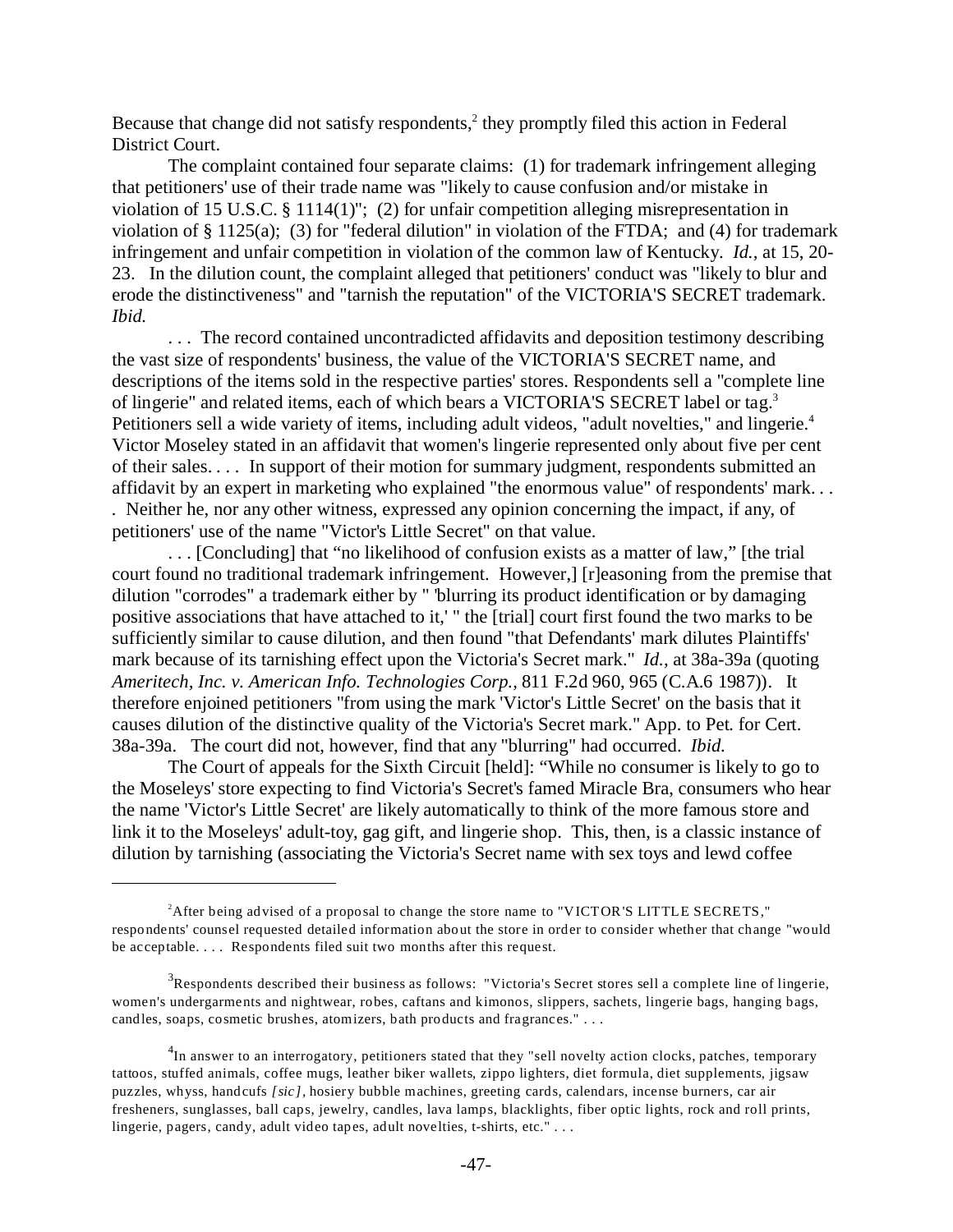Because that change did not satisfy respondents,[2] they promptly filed this action in Federal District Court.

The complaint contained four separate claims: (1) for trademark infringement alleging that petitioners' use of their trade name was "likely to cause confusion and/or mistake in violation of 15 U.S.C. § 1114(1)"; (2) for unfair competition alleging misrepresentation in violation of § 1125(a); (3) for "federal dilution" in violation of the FTDA; and (4) for trademark infringement and unfair competition in violation of the common law of Kentucky. *Id.,* at 15, 20-23. In the dilution count, the complaint alleged that petitioners' conduct was "likely to blur and erode the distinctiveness" and "tarnish the reputation" of the VICTORIA'S SECRET trademark. *Ibid.*

. . . The record contained uncontradicted affidavits and deposition testimony describing the vast size of respondents' business, the value of the VICTORIA'S SECRET name, and descriptions of the items sold in the respective parties' stores. Respondents sell a "complete line of lingerie" and related items, each of which bears a VICTORIA'S SECRET label or tag.[3] Petitioners sell a wide variety of items, including adult videos, "adult novelties," and lingerie.[4] Victor Moseley stated in an affidavit that women's lingerie represented only about five per cent of their sales. . . . In support of their motion for summary judgment, respondents submitted an affidavit by an expert in marketing who explained "the enormous value" of respondents' mark. . . . Neither he, nor any other witness, expressed any opinion concerning the impact, if any, of petitioners' use of the name "Victor's Little Secret" on that value.

. . . [Concluding] that "no likelihood of confusion exists as a matter of law," [the trial court found no traditional trademark infringement. However,] [r]easoning from the premise that dilution "corrodes" a trademark either by " 'blurring its product identification or by damaging positive associations that have attached to it,' " the [trial] court first found the two marks to be sufficiently similar to cause dilution, and then found "that Defendants' mark dilutes Plaintiffs' mark because of its tarnishing effect upon the Victoria's Secret mark." *Id.,* at 38a-39a (quoting *Ameritech, Inc. v. American Info. Technologies Corp.,* 811 F.2d 960, 965 (C.A.6 1987)). It therefore enjoined petitioners "from using the mark 'Victor's Little Secret' on the basis that it causes dilution of the distinctive quality of the Victoria's Secret mark." App. to Pet. for Cert. 38a-39a. The court did not, however, find that any "blurring" had occurred. *Ibid.*

The Court of appeals for the Sixth Circuit [held]: "While no consumer is likely to go to the Moseleys' store expecting to find Victoria's Secret's famed Miracle Bra, consumers who hear the name 'Victor's Little Secret' are likely automatically to think of the more famous store and link it to the Moseleys' adult-toy, gag gift, and lingerie shop. This, then, is a classic instance of dilution by tarnishing (associating the Victoria's Secret name with sex toys and lewd coffee

---

[2] After being advised of a proposal to change the store name to "VICTOR'S LITTLE SECRETS," respondents' counsel requested detailed information about the store in order to consider whether that change "would be acceptable. . . . Respondents filed suit two months after this request.

[3] Respondents described their business as follows: "Victoria's Secret stores sell a complete line of lingerie, women's undergarments and nightwear, robes, caftans and kimonos, slippers, sachets, lingerie bags, hanging bags, candles, soaps, cosmetic brushes, atomizers, bath products and fragrances." . . .

[4] In answer to an interrogatory, petitioners stated that they "sell novelty action clocks, patches, temporary tattoos, stuffed animals, coffee mugs, leather biker wallets, zippo lighters, diet formula, diet supplements, jigsaw puzzles, whyss, handcufs *[sic],* hosiery bubble machines, greeting cards, calendars, incense burners, car air fresheners, sunglasses, ball caps, jewelry, candles, lava lamps, blacklights, fiber optic lights, rock and roll prints, lingerie, pagers, candy, adult video tapes, adult novelties, t-shirts, etc." . . .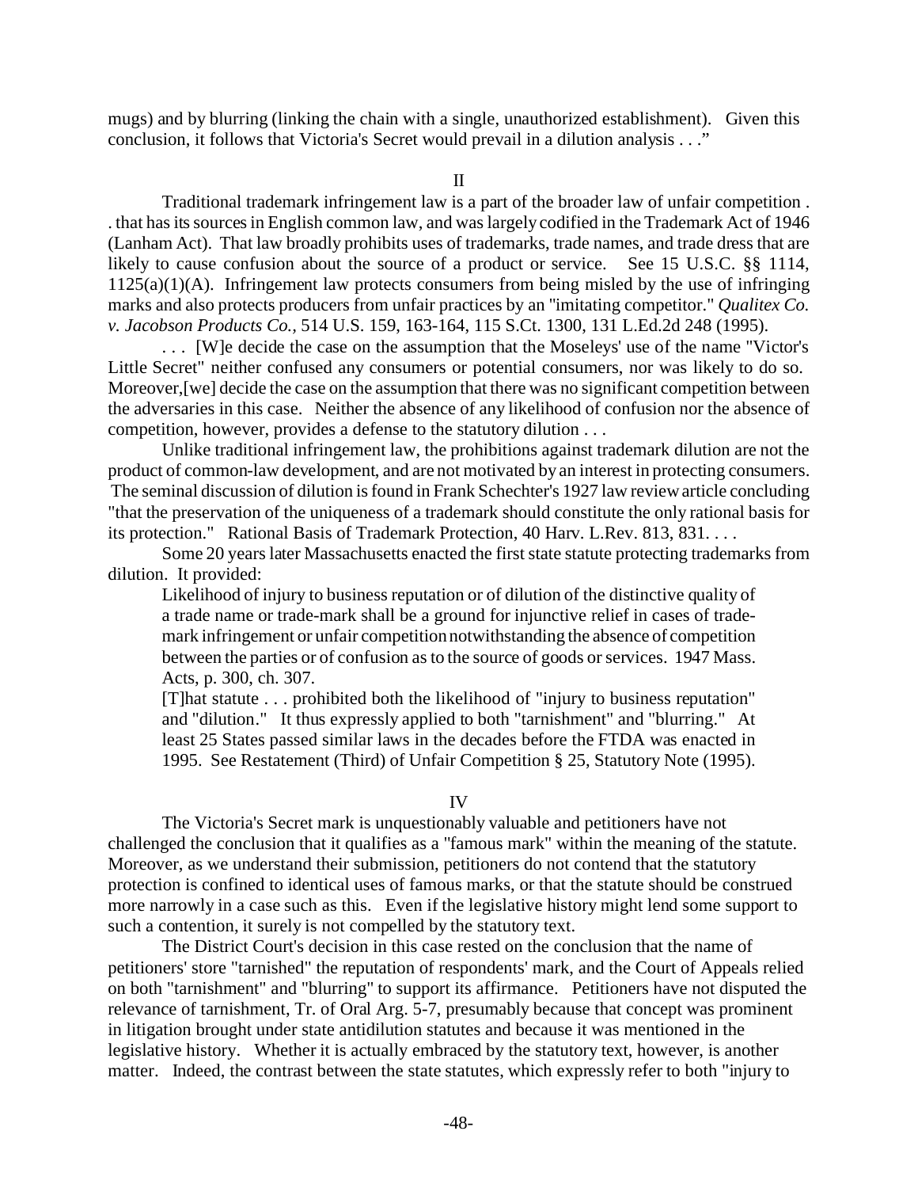mugs) and by blurring (linking the chain with a single, unauthorized establishment). Given this conclusion, it follows that Victoria's Secret would prevail in a dilution analysis . . ."

II

Traditional trademark infringement law is a part of the broader law of unfair competition . . that has its sources in English common law, and was largely codified in the Trademark Act of 1946 (Lanham Act). That law broadly prohibits uses of trademarks, trade names, and trade dress that are likely to cause confusion about the source of a product or service. See 15 U.S.C. §§ 1114, 1125(a)(1)(A). Infringement law protects consumers from being misled by the use of infringing marks and also protects producers from unfair practices by an "imitating competitor." *Qualitex Co. v. Jacobson Products Co.,* 514 U.S. 159, 163-164, 115 S.Ct. 1300, 131 L.Ed.2d 248 (1995).

. . . [W]e decide the case on the assumption that the Moseleys' use of the name "Victor's Little Secret" neither confused any consumers or potential consumers, nor was likely to do so. Moreover,[we] decide the case on the assumption that there was no significant competition between the adversaries in this case. Neither the absence of any likelihood of confusion nor the absence of competition, however, provides a defense to the statutory dilution . . .

Unlike traditional infringement law, the prohibitions against trademark dilution are not the product of common-law development, and are not motivated by an interest in protecting consumers. The seminal discussion of dilution is found in Frank Schechter's 1927 law review article concluding "that the preservation of the uniqueness of a trademark should constitute the only rational basis for its protection." Rational Basis of Trademark Protection, 40 Harv. L.Rev. 813, 831. . . .

Some 20 years later Massachusetts enacted the first state statute protecting trademarks from dilution. It provided:

> Likelihood of injury to business reputation or of dilution of the distinctive quality of a trade name or trade-mark shall be a ground for injunctive relief in cases of trade-mark infringement or unfair competition notwithstanding the absence of competition between the parties or of confusion as to the source of goods or services. 1947 Mass. Acts, p. 300, ch. 307.
>
> [T]hat statute . . . prohibited both the likelihood of "injury to business reputation" and "dilution." It thus expressly applied to both "tarnishment" and "blurring." At least 25 States passed similar laws in the decades before the FTDA was enacted in 1995. See Restatement (Third) of Unfair Competition § 25, Statutory Note (1995).

IV

The Victoria's Secret mark is unquestionably valuable and petitioners have not challenged the conclusion that it qualifies as a "famous mark" within the meaning of the statute. Moreover, as we understand their submission, petitioners do not contend that the statutory protection is confined to identical uses of famous marks, or that the statute should be construed more narrowly in a case such as this. Even if the legislative history might lend some support to such a contention, it surely is not compelled by the statutory text.

The District Court's decision in this case rested on the conclusion that the name of petitioners' store "tarnished" the reputation of respondents' mark, and the Court of Appeals relied on both "tarnishment" and "blurring" to support its affirmance. Petitioners have not disputed the relevance of tarnishment, Tr. of Oral Arg. 5-7, presumably because that concept was prominent in litigation brought under state antidilution statutes and because it was mentioned in the legislative history. Whether it is actually embraced by the statutory text, however, is another matter. Indeed, the contrast between the state statutes, which expressly refer to both "injury to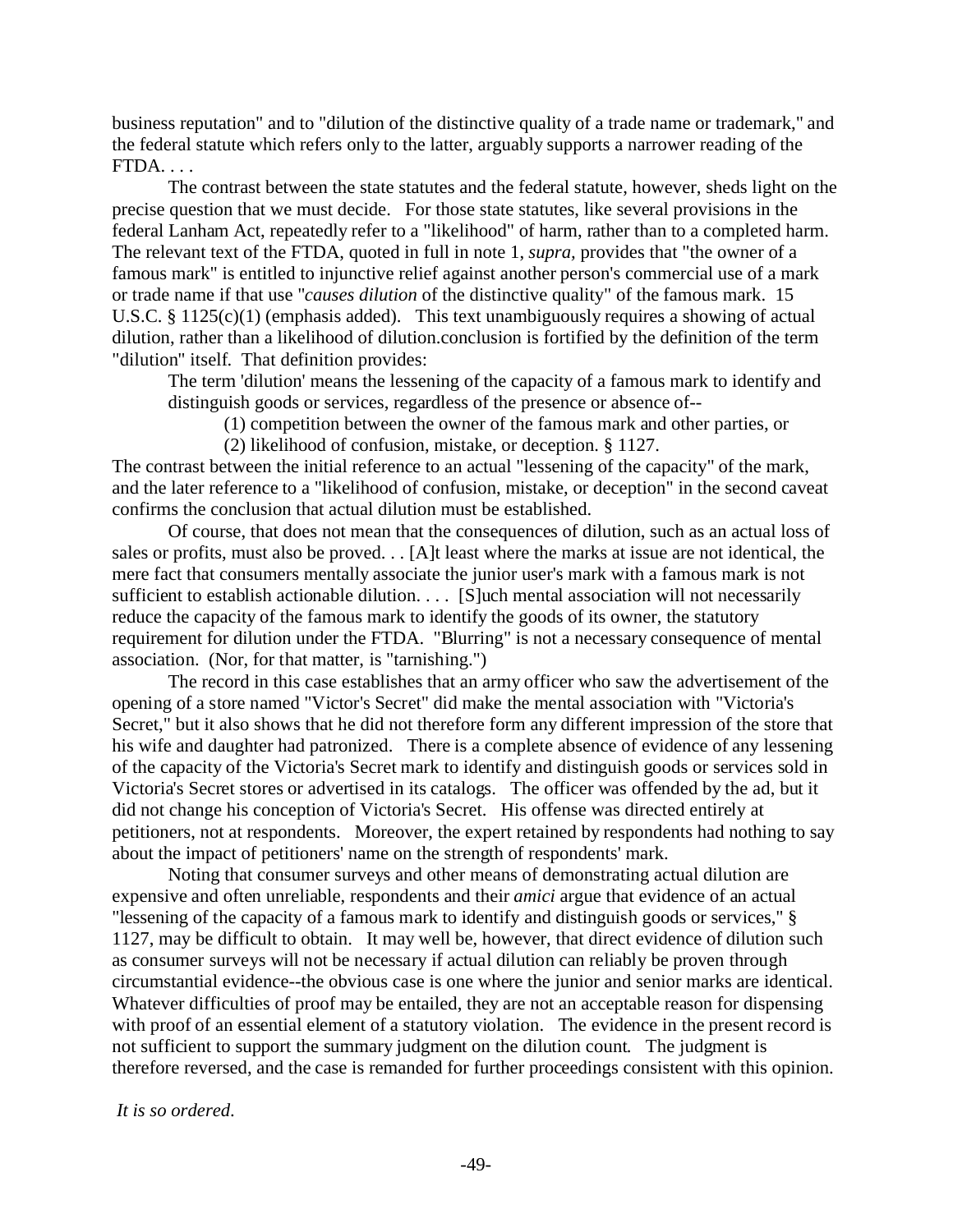business reputation" and to "dilution of the distinctive quality of a trade name or trademark," and the federal statute which refers only to the latter, arguably supports a narrower reading of the FTDA. . . .

The contrast between the state statutes and the federal statute, however, sheds light on the precise question that we must decide. For those state statutes, like several provisions in the federal Lanham Act, repeatedly refer to a "likelihood" of harm, rather than to a completed harm. The relevant text of the FTDA, quoted in full in note 1, *supra,* provides that "the owner of a famous mark" is entitled to injunctive relief against another person's commercial use of a mark or trade name if that use "*causes dilution* of the distinctive quality" of the famous mark. 15 U.S.C. § 1125(c)(1) (emphasis added). This text unambiguously requires a showing of actual dilution, rather than a likelihood of dilution.conclusion is fortified by the definition of the term "dilution" itself. That definition provides:

> The term 'dilution' means the lessening of the capacity of a famous mark to identify and distinguish goods or services, regardless of the presence or absence of--
>
> (1) competition between the owner of the famous mark and other parties, or
>
> (2) likelihood of confusion, mistake, or deception. § 1127.

The contrast between the initial reference to an actual "lessening of the capacity" of the mark, and the later reference to a "likelihood of confusion, mistake, or deception" in the second caveat confirms the conclusion that actual dilution must be established.

Of course, that does not mean that the consequences of dilution, such as an actual loss of sales or profits, must also be proved. . . [A]t least where the marks at issue are not identical, the mere fact that consumers mentally associate the junior user's mark with a famous mark is not sufficient to establish actionable dilution. . . . [S]uch mental association will not necessarily reduce the capacity of the famous mark to identify the goods of its owner, the statutory requirement for dilution under the FTDA. "Blurring" is not a necessary consequence of mental association. (Nor, for that matter, is "tarnishing.")

The record in this case establishes that an army officer who saw the advertisement of the opening of a store named "Victor's Secret" did make the mental association with "Victoria's Secret," but it also shows that he did not therefore form any different impression of the store that his wife and daughter had patronized. There is a complete absence of evidence of any lessening of the capacity of the Victoria's Secret mark to identify and distinguish goods or services sold in Victoria's Secret stores or advertised in its catalogs. The officer was offended by the ad, but it did not change his conception of Victoria's Secret. His offense was directed entirely at petitioners, not at respondents. Moreover, the expert retained by respondents had nothing to say about the impact of petitioners' name on the strength of respondents' mark.

Noting that consumer surveys and other means of demonstrating actual dilution are expensive and often unreliable, respondents and their *amici* argue that evidence of an actual "lessening of the capacity of a famous mark to identify and distinguish goods or services," § 1127, may be difficult to obtain. It may well be, however, that direct evidence of dilution such as consumer surveys will not be necessary if actual dilution can reliably be proven through circumstantial evidence--the obvious case is one where the junior and senior marks are identical. Whatever difficulties of proof may be entailed, they are not an acceptable reason for dispensing with proof of an essential element of a statutory violation. The evidence in the present record is not sufficient to support the summary judgment on the dilution count. The judgment is therefore reversed, and the case is remanded for further proceedings consistent with this opinion.

*It is so ordered.*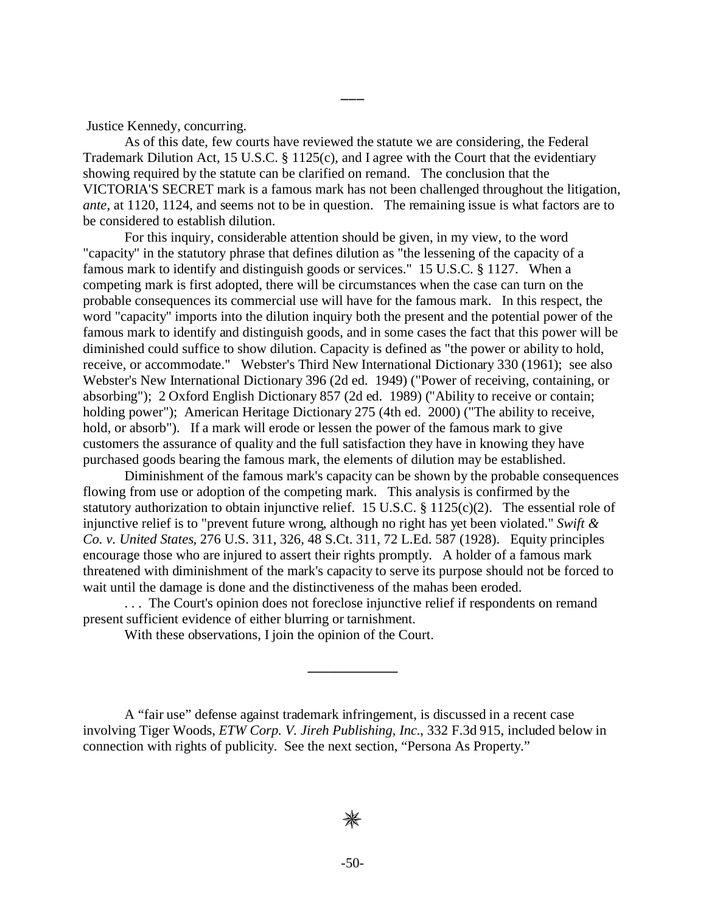—

Justice Kennedy, concurring.

As of this date, few courts have reviewed the statute we are considering, the Federal Trademark Dilution Act, 15 U.S.C. § 1125(c), and I agree with the Court that the evidentiary showing required by the statute can be clarified on remand. The conclusion that the VICTORIA'S SECRET mark is a famous mark has not been challenged throughout the litigation, *ante*, at 1120, 1124, and seems not to be in question. The remaining issue is what factors are to be considered to establish dilution.

For this inquiry, considerable attention should be given, in my view, to the word "capacity" in the statutory phrase that defines dilution as "the lessening of the capacity of a famous mark to identify and distinguish goods or services." 15 U.S.C. § 1127. When a competing mark is first adopted, there will be circumstances when the case can turn on the probable consequences its commercial use will have for the famous mark. In this respect, the word "capacity" imports into the dilution inquiry both the present and the potential power of the famous mark to identify and distinguish goods, and in some cases the fact that this power will be diminished could suffice to show dilution. Capacity is defined as "the power or ability to hold, receive, or accommodate." Webster's Third New International Dictionary 330 (1961); see also Webster's New International Dictionary 396 (2d ed. 1949) ("Power of receiving, containing, or absorbing"); 2 Oxford English Dictionary 857 (2d ed. 1989) ("Ability to receive or contain; holding power"); American Heritage Dictionary 275 (4th ed. 2000) ("The ability to receive, hold, or absorb"). If a mark will erode or lessen the power of the famous mark to give customers the assurance of quality and the full satisfaction they have in knowing they have purchased goods bearing the famous mark, the elements of dilution may be established.

Diminishment of the famous mark's capacity can be shown by the probable consequences flowing from use or adoption of the competing mark. This analysis is confirmed by the statutory authorization to obtain injunctive relief. 15 U.S.C. § 1125(c)(2). The essential role of injunctive relief is to "prevent future wrong, although no right has yet been violated." *Swift & Co. v. United States*, 276 U.S. 311, 326, 48 S.Ct. 311, 72 L.Ed. 587 (1928). Equity principles encourage those who are injured to assert their rights promptly. A holder of a famous mark threatened with diminishment of the mark's capacity to serve its purpose should not be forced to wait until the damage is done and the distinctiveness of the mahas been eroded.

. . . The Court's opinion does not foreclose injunctive relief if respondents on remand present sufficient evidence of either blurring or tarnishment.

With these observations, I join the opinion of the Court.

———

A "fair use" defense against trademark infringement, is discussed in a recent case involving Tiger Woods, *ETW Corp. V. Jireh Publishing, Inc*., 332 F.3d 915, included below in connection with rights of publicity. See the next section, "Persona As Property."

✳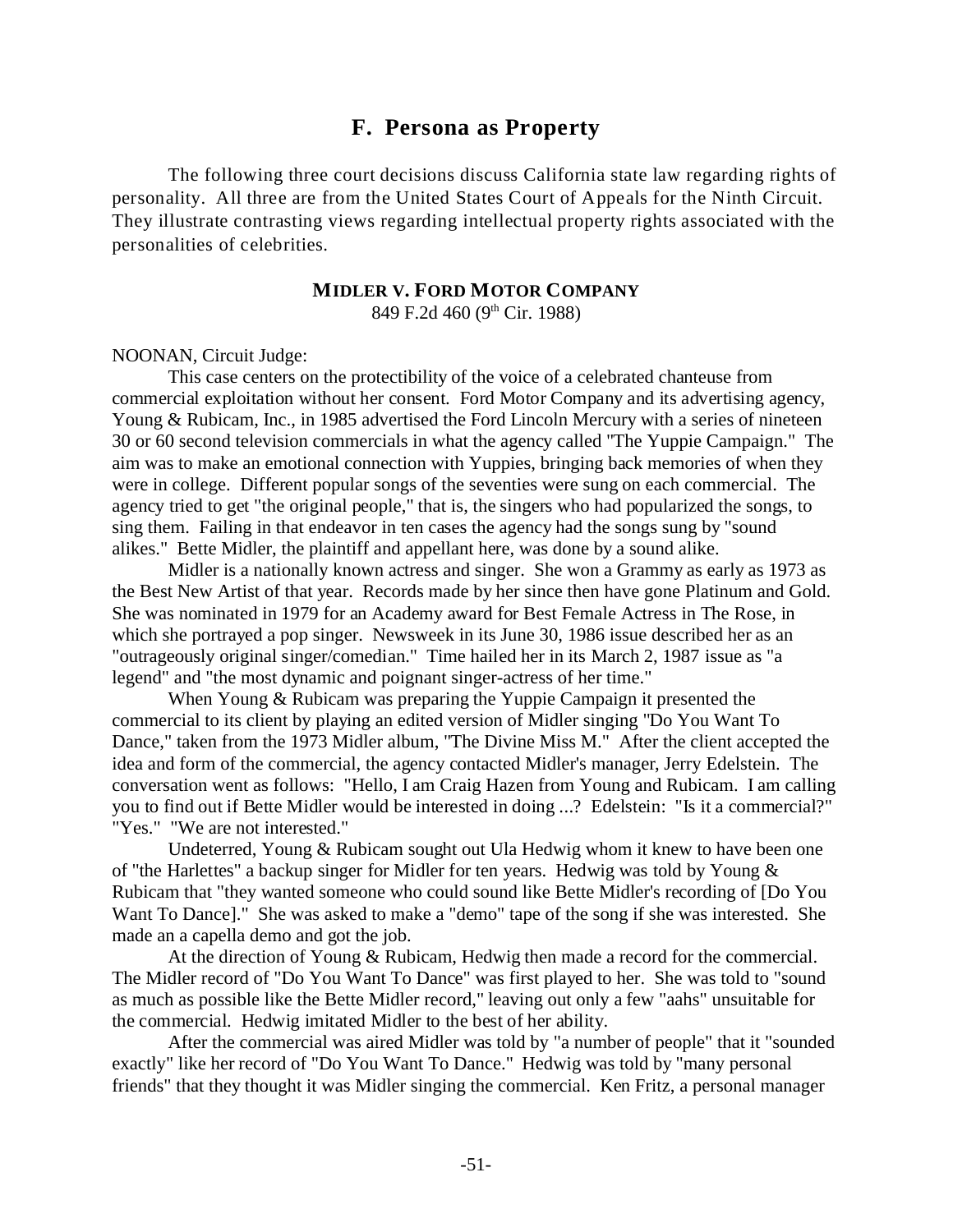## F. Persona as Property

The following three court decisions discuss California state law regarding rights of personality. All three are from the United States Court of Appeals for the Ninth Circuit. They illustrate contrasting views regarding intellectual property rights associated with the personalities of celebrities.

### MIDLER V. FORD MOTOR COMPANY

849 F.2d 460 (9th Cir. 1988)

NOONAN, Circuit Judge:

This case centers on the protectibility of the voice of a celebrated chanteuse from commercial exploitation without her consent. Ford Motor Company and its advertising agency, Young & Rubicam, Inc., in 1985 advertised the Ford Lincoln Mercury with a series of nineteen 30 or 60 second television commercials in what the agency called "The Yuppie Campaign." The aim was to make an emotional connection with Yuppies, bringing back memories of when they were in college. Different popular songs of the seventies were sung on each commercial. The agency tried to get "the original people," that is, the singers who had popularized the songs, to sing them. Failing in that endeavor in ten cases the agency had the songs sung by "sound alikes." Bette Midler, the plaintiff and appellant here, was done by a sound alike.

Midler is a nationally known actress and singer. She won a Grammy as early as 1973 as the Best New Artist of that year. Records made by her since then have gone Platinum and Gold. She was nominated in 1979 for an Academy award for Best Female Actress in The Rose, in which she portrayed a pop singer. Newsweek in its June 30, 1986 issue described her as an "outrageously original singer/comedian." Time hailed her in its March 2, 1987 issue as "a legend" and "the most dynamic and poignant singer-actress of her time."

When Young & Rubicam was preparing the Yuppie Campaign it presented the commercial to its client by playing an edited version of Midler singing "Do You Want To Dance," taken from the 1973 Midler album, "The Divine Miss M." After the client accepted the idea and form of the commercial, the agency contacted Midler's manager, Jerry Edelstein. The conversation went as follows: "Hello, I am Craig Hazen from Young and Rubicam. I am calling you to find out if Bette Midler would be interested in doing ...? Edelstein: "Is it a commercial?" "Yes." "We are not interested."

Undeterred, Young & Rubicam sought out Ula Hedwig whom it knew to have been one of "the Harlettes" a backup singer for Midler for ten years. Hedwig was told by Young & Rubicam that "they wanted someone who could sound like Bette Midler's recording of [Do You Want To Dance]." She was asked to make a "demo" tape of the song if she was interested. She made an a capella demo and got the job.

At the direction of Young & Rubicam, Hedwig then made a record for the commercial. The Midler record of "Do You Want To Dance" was first played to her. She was told to "sound as much as possible like the Bette Midler record," leaving out only a few "aahs" unsuitable for the commercial. Hedwig imitated Midler to the best of her ability.

After the commercial was aired Midler was told by "a number of people" that it "sounded exactly" like her record of "Do You Want To Dance." Hedwig was told by "many personal friends" that they thought it was Midler singing the commercial. Ken Fritz, a personal manager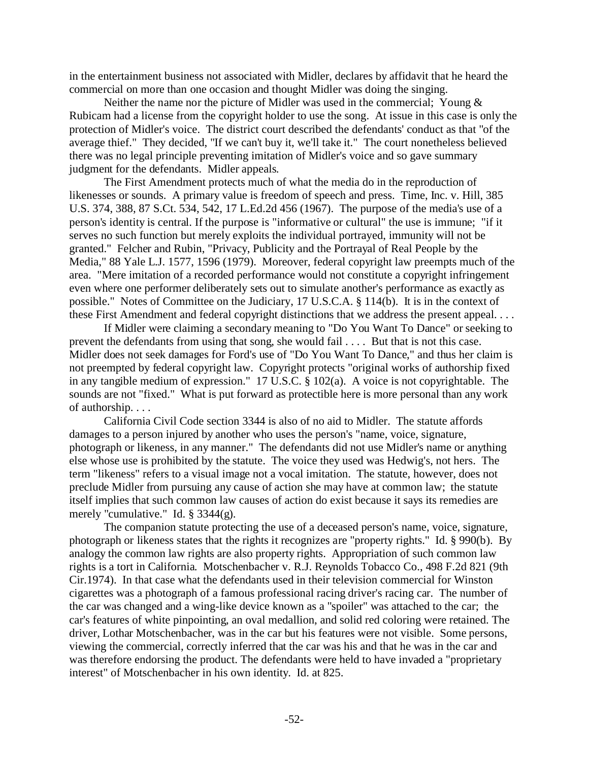in the entertainment business not associated with Midler, declares by affidavit that he heard the commercial on more than one occasion and thought Midler was doing the singing.

Neither the name nor the picture of Midler was used in the commercial; Young & Rubicam had a license from the copyright holder to use the song. At issue in this case is only the protection of Midler's voice. The district court described the defendants' conduct as that "of the average thief." They decided, "If we can't buy it, we'll take it." The court nonetheless believed there was no legal principle preventing imitation of Midler's voice and so gave summary judgment for the defendants. Midler appeals.

The First Amendment protects much of what the media do in the reproduction of likenesses or sounds. A primary value is freedom of speech and press. Time, Inc. v. Hill, 385 U.S. 374, 388, 87 S.Ct. 534, 542, 17 L.Ed.2d 456 (1967). The purpose of the media's use of a person's identity is central. If the purpose is "informative or cultural" the use is immune; "if it serves no such function but merely exploits the individual portrayed, immunity will not be granted." Felcher and Rubin, "Privacy, Publicity and the Portrayal of Real People by the Media," 88 Yale L.J. 1577, 1596 (1979). Moreover, federal copyright law preempts much of the area. "Mere imitation of a recorded performance would not constitute a copyright infringement even where one performer deliberately sets out to simulate another's performance as exactly as possible." Notes of Committee on the Judiciary, 17 U.S.C.A. § 114(b). It is in the context of these First Amendment and federal copyright distinctions that we address the present appeal. . . .

If Midler were claiming a secondary meaning to "Do You Want To Dance" or seeking to prevent the defendants from using that song, she would fail . . . . But that is not this case. Midler does not seek damages for Ford's use of "Do You Want To Dance," and thus her claim is not preempted by federal copyright law. Copyright protects "original works of authorship fixed in any tangible medium of expression." 17 U.S.C. § 102(a). A voice is not copyrightable. The sounds are not "fixed." What is put forward as protectible here is more personal than any work of authorship. . . .

California Civil Code section 3344 is also of no aid to Midler. The statute affords damages to a person injured by another who uses the person's "name, voice, signature, photograph or likeness, in any manner." The defendants did not use Midler's name or anything else whose use is prohibited by the statute. The voice they used was Hedwig's, not hers. The term "likeness" refers to a visual image not a vocal imitation. The statute, however, does not preclude Midler from pursuing any cause of action she may have at common law; the statute itself implies that such common law causes of action do exist because it says its remedies are merely "cumulative." Id. § 3344(g).

The companion statute protecting the use of a deceased person's name, voice, signature, photograph or likeness states that the rights it recognizes are "property rights." Id. § 990(b). By analogy the common law rights are also property rights. Appropriation of such common law rights is a tort in California. Motschenbacher v. R.J. Reynolds Tobacco Co., 498 F.2d 821 (9th Cir.1974). In that case what the defendants used in their television commercial for Winston cigarettes was a photograph of a famous professional racing driver's racing car. The number of the car was changed and a wing-like device known as a "spoiler" was attached to the car; the car's features of white pinpointing, an oval medallion, and solid red coloring were retained. The driver, Lothar Motschenbacher, was in the car but his features were not visible. Some persons, viewing the commercial, correctly inferred that the car was his and that he was in the car and was therefore endorsing the product. The defendants were held to have invaded a "proprietary interest" of Motschenbacher in his own identity. Id. at 825.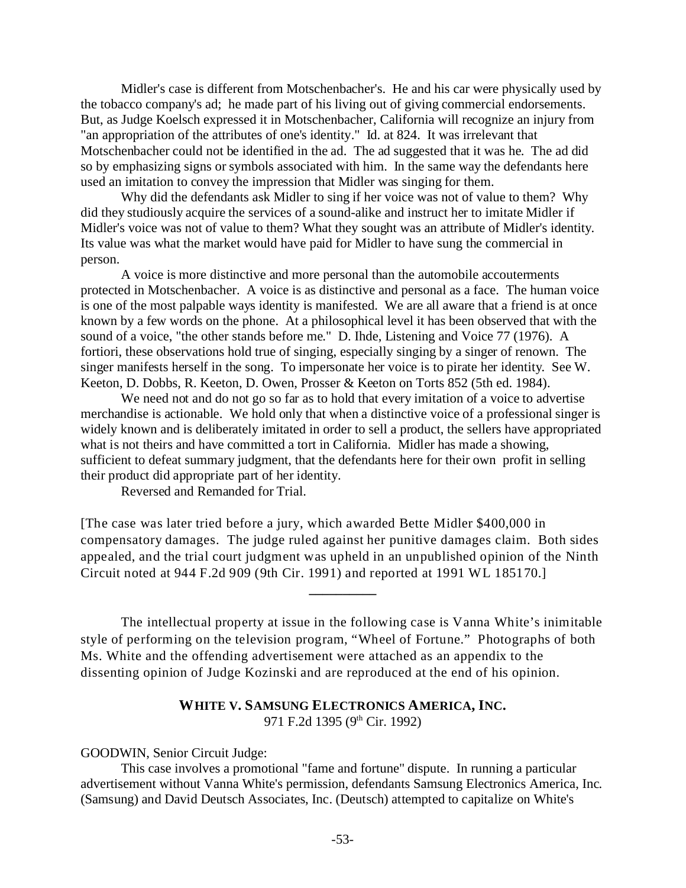Midler's case is different from Motschenbacher's. He and his car were physically used by the tobacco company's ad; he made part of his living out of giving commercial endorsements. But, as Judge Koelsch expressed it in Motschenbacher, California will recognize an injury from "an appropriation of the attributes of one's identity." Id. at 824. It was irrelevant that Motschenbacher could not be identified in the ad. The ad suggested that it was he. The ad did so by emphasizing signs or symbols associated with him. In the same way the defendants here used an imitation to convey the impression that Midler was singing for them.

Why did the defendants ask Midler to sing if her voice was not of value to them? Why did they studiously acquire the services of a sound-alike and instruct her to imitate Midler if Midler's voice was not of value to them? What they sought was an attribute of Midler's identity. Its value was what the market would have paid for Midler to have sung the commercial in person.

A voice is more distinctive and more personal than the automobile accouterments protected in Motschenbacher. A voice is as distinctive and personal as a face. The human voice is one of the most palpable ways identity is manifested. We are all aware that a friend is at once known by a few words on the phone. At a philosophical level it has been observed that with the sound of a voice, "the other stands before me." D. Ihde, Listening and Voice 77 (1976). A fortiori, these observations hold true of singing, especially singing by a singer of renown. The singer manifests herself in the song. To impersonate her voice is to pirate her identity. See W. Keeton, D. Dobbs, R. Keeton, D. Owen, Prosser & Keeton on Torts 852 (5th ed. 1984).

We need not and do not go so far as to hold that every imitation of a voice to advertise merchandise is actionable. We hold only that when a distinctive voice of a professional singer is widely known and is deliberately imitated in order to sell a product, the sellers have appropriated what is not theirs and have committed a tort in California. Midler has made a showing, sufficient to defeat summary judgment, that the defendants here for their own profit in selling their product did appropriate part of her identity.

Reversed and Remanded for Trial.

[The case was later tried before a jury, which awarded Bette Midler $400,000 in compensatory damages. The judge ruled against her punitive damages claim. Both sides appealed, and the trial court judgment was upheld in an unpublished opinion of the Ninth Circuit noted at 944 F.2d 909 (9th Cir. 1991) and reported at 1991 WL 185170.]

---

The intellectual property at issue in the following case is Vanna White's inimitable style of performing on the television program, "Wheel of Fortune." Photographs of both Ms. White and the offending advertisement were attached as an appendix to the dissenting opinion of Judge Kozinski and are reproduced at the end of his opinion.

**WHITE V. SAMSUNG ELECTRONICS AMERICA, INC.**
971 F.2d 1395 (9th Cir. 1992)

GOODWIN, Senior Circuit Judge:

This case involves a promotional "fame and fortune" dispute. In running a particular advertisement without Vanna White's permission, defendants Samsung Electronics America, Inc. (Samsung) and David Deutsch Associates, Inc. (Deutsch) attempted to capitalize on White's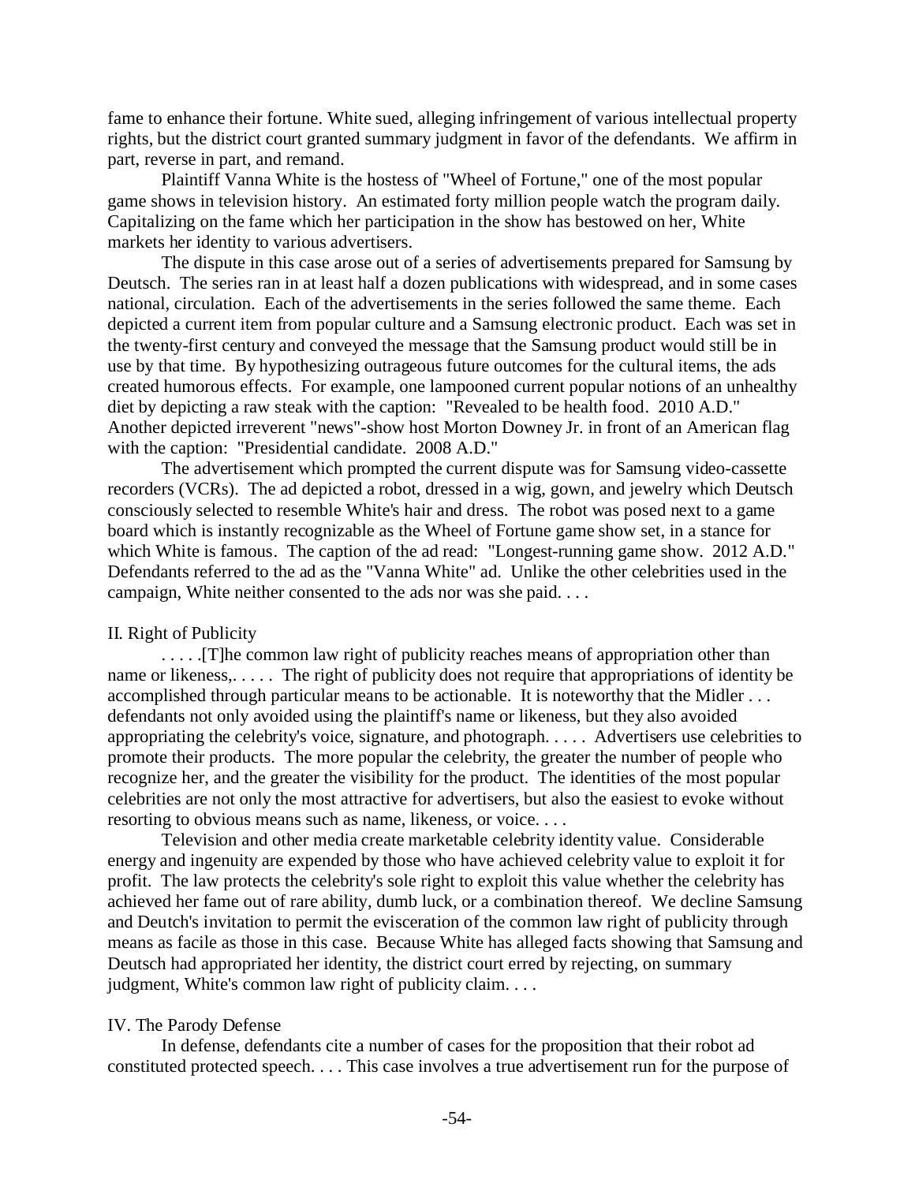fame to enhance their fortune. White sued, alleging infringement of various intellectual property rights, but the district court granted summary judgment in favor of the defendants. We affirm in part, reverse in part, and remand.

Plaintiff Vanna White is the hostess of "Wheel of Fortune," one of the most popular game shows in television history. An estimated forty million people watch the program daily. Capitalizing on the fame which her participation in the show has bestowed on her, White markets her identity to various advertisers.

The dispute in this case arose out of a series of advertisements prepared for Samsung by Deutsch. The series ran in at least half a dozen publications with widespread, and in some cases national, circulation. Each of the advertisements in the series followed the same theme. Each depicted a current item from popular culture and a Samsung electronic product. Each was set in the twenty-first century and conveyed the message that the Samsung product would still be in use by that time. By hypothesizing outrageous future outcomes for the cultural items, the ads created humorous effects. For example, one lampooned current popular notions of an unhealthy diet by depicting a raw steak with the caption: "Revealed to be health food. 2010 A.D." Another depicted irreverent "news"-show host Morton Downey Jr. in front of an American flag with the caption: "Presidential candidate. 2008 A.D."

The advertisement which prompted the current dispute was for Samsung video-cassette recorders (VCRs). The ad depicted a robot, dressed in a wig, gown, and jewelry which Deutsch consciously selected to resemble White's hair and dress. The robot was posed next to a game board which is instantly recognizable as the Wheel of Fortune game show set, in a stance for which White is famous. The caption of the ad read: "Longest-running game show. 2012 A.D." Defendants referred to the ad as the "Vanna White" ad. Unlike the other celebrities used in the campaign, White neither consented to the ads nor was she paid. . . .

II. Right of Publicity

. . . . .[T]he common law right of publicity reaches means of appropriation other than name or likeness,. . . . . The right of publicity does not require that appropriations of identity be accomplished through particular means to be actionable. It is noteworthy that the Midler . . . defendants not only avoided using the plaintiff's name or likeness, but they also avoided appropriating the celebrity's voice, signature, and photograph. . . . . Advertisers use celebrities to promote their products. The more popular the celebrity, the greater the number of people who recognize her, and the greater the visibility for the product. The identities of the most popular celebrities are not only the most attractive for advertisers, but also the easiest to evoke without resorting to obvious means such as name, likeness, or voice. . . .

Television and other media create marketable celebrity identity value. Considerable energy and ingenuity are expended by those who have achieved celebrity value to exploit it for profit. The law protects the celebrity's sole right to exploit this value whether the celebrity has achieved her fame out of rare ability, dumb luck, or a combination thereof. We decline Samsung and Deutch's invitation to permit the evisceration of the common law right of publicity through means as facile as those in this case. Because White has alleged facts showing that Samsung and Deutsch had appropriated her identity, the district court erred by rejecting, on summary judgment, White's common law right of publicity claim. . . .

IV. The Parody Defense

In defense, defendants cite a number of cases for the proposition that their robot ad constituted protected speech. . . . This case involves a true advertisement run for the purpose of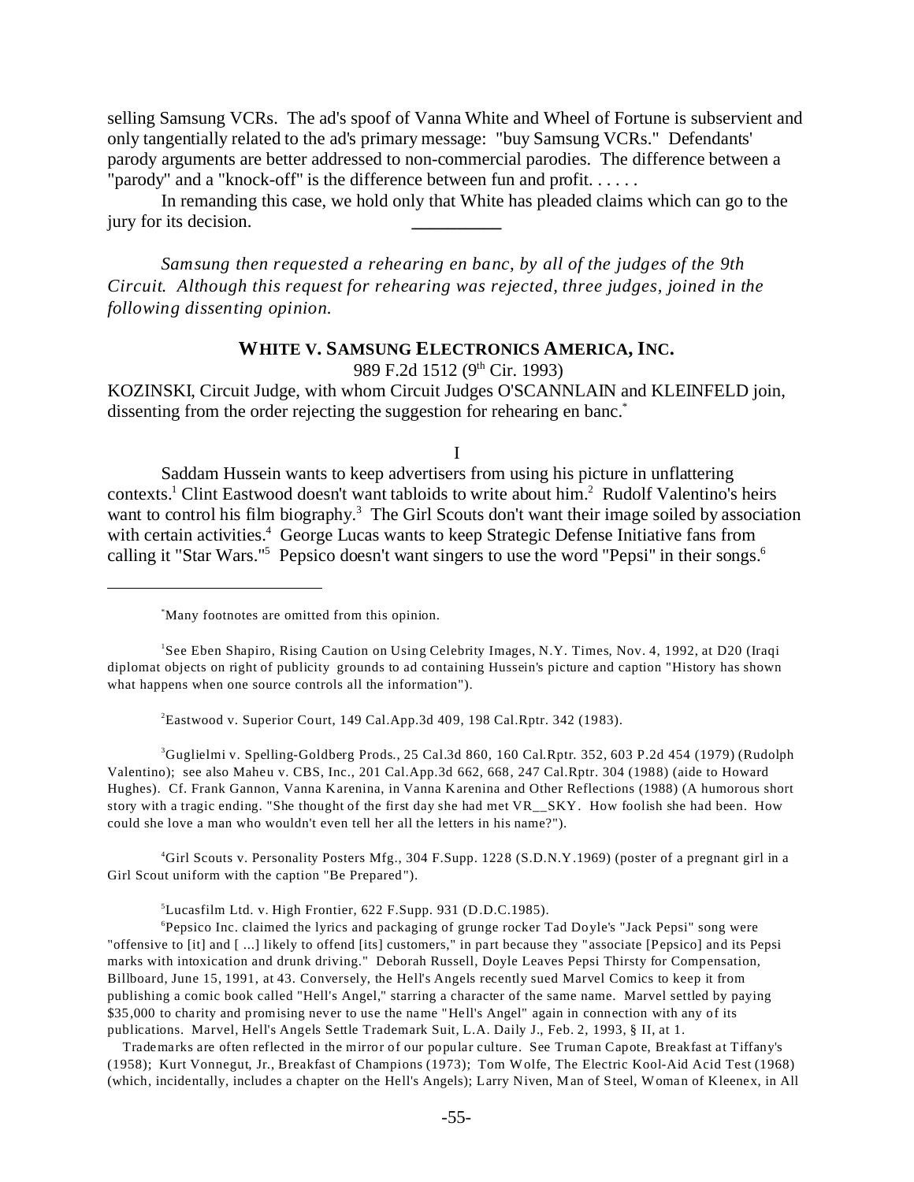selling Samsung VCRs. The ad's spoof of Vanna White and Wheel of Fortune is subservient and only tangentially related to the ad's primary message: "buy Samsung VCRs." Defendants' parody arguments are better addressed to non-commercial parodies. The difference between a "parody" and a "knock-off" is the difference between fun and profit. . . . . .

In remanding this case, we hold only that White has pleaded claims which can go to the jury for its decision.

---

*Samsung then requested a rehearing en banc, by all of the judges of the 9th Circuit. Although this request for rehearing was rejected, three judges, joined in the following dissenting opinion.*

**WHITE V. SAMSUNG ELECTRONICS AMERICA, INC.**

989 F.2d 1512 (9th Cir. 1993)

KOZINSKI, Circuit Judge, with whom Circuit Judges O'SCANNLAIN and KLEINFELD join, dissenting from the order rejecting the suggestion for rehearing en banc.[*]

I

Saddam Hussein wants to keep advertisers from using his picture in unflattering contexts.[1] Clint Eastwood doesn't want tabloids to write about him.[2] Rudolf Valentino's heirs want to control his film biography.[3] The Girl Scouts don't want their image soiled by association with certain activities.[4] George Lucas wants to keep Strategic Defense Initiative fans from calling it "Star Wars."[5] Pepsico doesn't want singers to use the word "Pepsi" in their songs.[6]

---

[*] Many footnotes are omitted from this opinion.

[1] See Eben Shapiro, Rising Caution on Using Celebrity Images, N.Y. Times, Nov. 4, 1992, at D20 (Iraqi diplomat objects on right of publicity grounds to ad containing Hussein's picture and caption "History has shown what happens when one source controls all the information").

[2] Eastwood v. Superior Court, 149 Cal.App.3d 409, 198 Cal.Rptr. 342 (1983).

[3] Guglielmi v. Spelling-Goldberg Prods., 25 Cal.3d 860, 160 Cal.Rptr. 352, 603 P.2d 454 (1979) (Rudolph Valentino); see also Maheu v. CBS, Inc., 201 Cal.App.3d 662, 668, 247 Cal.Rptr. 304 (1988) (aide to Howard Hughes). Cf. Frank Gannon, Vanna Karenina, in Vanna Karenina and Other Reflections (1988) (A humorous short story with a tragic ending. "She thought of the first day she had met VR__SKY. How foolish she had been. How could she love a man who wouldn't even tell her all the letters in his name?").

[4] Girl Scouts v. Personality Posters Mfg., 304 F.Supp. 1228 (S.D.N.Y.1969) (poster of a pregnant girl in a Girl Scout uniform with the caption "Be Prepared").

[5] Lucasfilm Ltd. v. High Frontier, 622 F.Supp. 931 (D.D.C.1985).

[6] Pepsico Inc. claimed the lyrics and packaging of grunge rocker Tad Doyle's "Jack Pepsi" song were "offensive to [it] and [ ...] likely to offend [its] customers," in part because they "associate [Pepsico] and its Pepsi marks with intoxication and drunk driving." Deborah Russell, Doyle Leaves Pepsi Thirsty for Compensation, Billboard, June 15, 1991, at 43. Conversely, the Hell's Angels recently sued Marvel Comics to keep it from publishing a comic book called "Hell's Angel," starring a character of the same name. Marvel settled by paying $35,000 to charity and promising never to use the name "Hell's Angel" again in connection with any of its publications. Marvel, Hell's Angels Settle Trademark Suit, L.A. Daily J., Feb. 2, 1993, § II, at 1.

Trademarks are often reflected in the mirror of our popular culture. See Truman Capote, Breakfast at Tiffany's (1958); Kurt Vonnegut, Jr., Breakfast of Champions (1973); Tom Wolfe, The Electric Kool-Aid Acid Test (1968) (which, incidentally, includes a chapter on the Hell's Angels); Larry Niven, Man of Steel, Woman of Kleenex, in All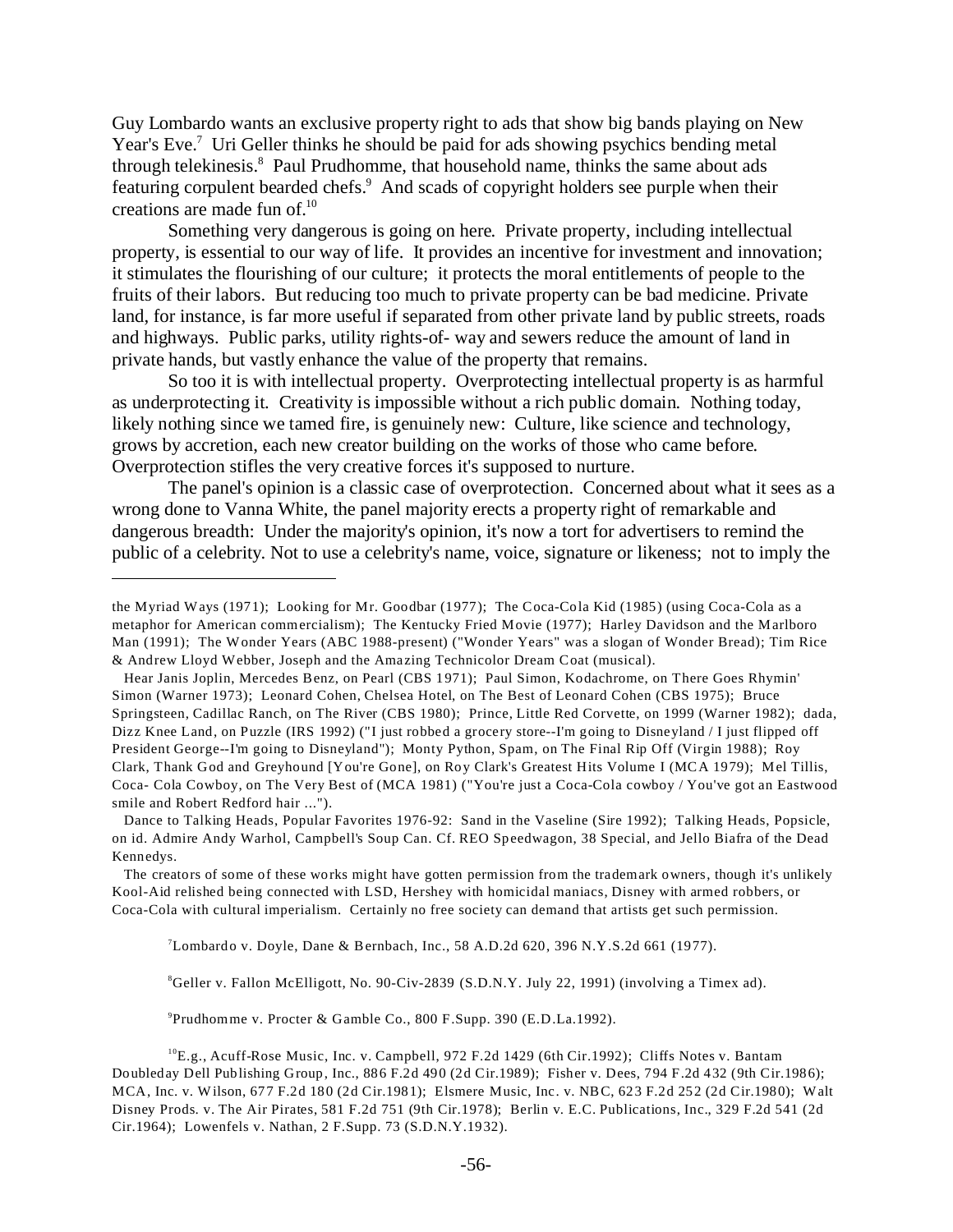Guy Lombardo wants an exclusive property right to ads that show big bands playing on New Year's Eve.[7] Uri Geller thinks he should be paid for ads showing psychics bending metal through telekinesis.[8] Paul Prudhomme, that household name, thinks the same about ads featuring corpulent bearded chefs.[9] And scads of copyright holders see purple when their creations are made fun of.[10]

Something very dangerous is going on here. Private property, including intellectual property, is essential to our way of life. It provides an incentive for investment and innovation; it stimulates the flourishing of our culture; it protects the moral entitlements of people to the fruits of their labors. But reducing too much to private property can be bad medicine. Private land, for instance, is far more useful if separated from other private land by public streets, roads and highways. Public parks, utility rights-of- way and sewers reduce the amount of land in private hands, but vastly enhance the value of the property that remains.

So too it is with intellectual property. Overprotecting intellectual property is as harmful as underprotecting it. Creativity is impossible without a rich public domain. Nothing today, likely nothing since we tamed fire, is genuinely new: Culture, like science and technology, grows by accretion, each new creator building on the works of those who came before. Overprotection stifles the very creative forces it's supposed to nurture.

The panel's opinion is a classic case of overprotection. Concerned about what it sees as a wrong done to Vanna White, the panel majority erects a property right of remarkable and dangerous breadth: Under the majority's opinion, it's now a tort for advertisers to remind the public of a celebrity. Not to use a celebrity's name, voice, signature or likeness; not to imply the

---

the Myriad Ways (1971); Looking for Mr. Goodbar (1977); The Coca-Cola Kid (1985) (using Coca-Cola as a metaphor for American commercialism); The Kentucky Fried Movie (1977); Harley Davidson and the Marlboro Man (1991); The Wonder Years (ABC 1988-present) ("Wonder Years" was a slogan of Wonder Bread); Tim Rice & Andrew Lloyd Webber, Joseph and the Amazing Technicolor Dream Coat (musical).

Hear Janis Joplin, Mercedes Benz, on Pearl (CBS 1971); Paul Simon, Kodachrome, on There Goes Rhymin' Simon (Warner 1973); Leonard Cohen, Chelsea Hotel, on The Best of Leonard Cohen (CBS 1975); Bruce Springsteen, Cadillac Ranch, on The River (CBS 1980); Prince, Little Red Corvette, on 1999 (Warner 1982); dada, Dizz Knee Land, on Puzzle (IRS 1992) ("I just robbed a grocery store--I'm going to Disneyland / I just flipped off President George--I'm going to Disneyland"); Monty Python, Spam, on The Final Rip Off (Virgin 1988); Roy Clark, Thank God and Greyhound [You're Gone], on Roy Clark's Greatest Hits Volume I (MCA 1979); Mel Tillis, Coca- Cola Cowboy, on The Very Best of (MCA 1981) ("You're just a Coca-Cola cowboy / You've got an Eastwood smile and Robert Redford hair ...").

Dance to Talking Heads, Popular Favorites 1976-92: Sand in the Vaseline (Sire 1992); Talking Heads, Popsicle, on id. Admire Andy Warhol, Campbell's Soup Can. Cf. REO Speedwagon, 38 Special, and Jello Biafra of the Dead Kennedys.

The creators of some of these works might have gotten permission from the trademark owners, though it's unlikely Kool-Aid relished being connected with LSD, Hershey with homicidal maniacs, Disney with armed robbers, or Coca-Cola with cultural imperialism. Certainly no free society can demand that artists get such permission.

[7] Lombardo v. Doyle, Dane & Bernbach, Inc., 58 A.D.2d 620, 396 N.Y.S.2d 661 (1977).

[8] Geller v. Fallon McElligott, No. 90-Civ-2839 (S.D.N.Y. July 22, 1991) (involving a Timex ad).

[9] Prudhomme v. Procter & Gamble Co., 800 F.Supp. 390 (E.D.La.1992).

[10] E.g., Acuff-Rose Music, Inc. v. Campbell, 972 F.2d 1429 (6th Cir.1992); Cliffs Notes v. Bantam Doubleday Dell Publishing Group, Inc., 886 F.2d 490 (2d Cir.1989); Fisher v. Dees, 794 F.2d 432 (9th Cir.1986); MCA, Inc. v. Wilson, 677 F.2d 180 (2d Cir.1981); Elsmere Music, Inc. v. NBC, 623 F.2d 252 (2d Cir.1980); Walt Disney Prods. v. The Air Pirates, 581 F.2d 751 (9th Cir.1978); Berlin v. E.C. Publications, Inc., 329 F.2d 541 (2d Cir.1964); Lowenfels v. Nathan, 2 F.Supp. 73 (S.D.N.Y.1932).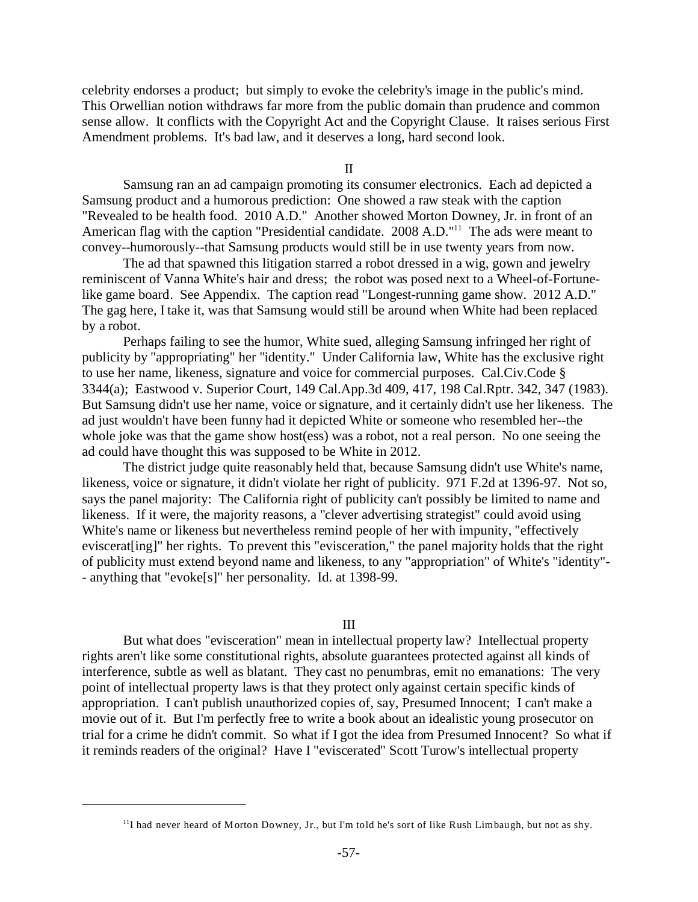celebrity endorses a product; but simply to evoke the celebrity's image in the public's mind. This Orwellian notion withdraws far more from the public domain than prudence and common sense allow. It conflicts with the Copyright Act and the Copyright Clause. It raises serious First Amendment problems. It's bad law, and it deserves a long, hard second look.

## II

Samsung ran an ad campaign promoting its consumer electronics. Each ad depicted a Samsung product and a humorous prediction: One showed a raw steak with the caption "Revealed to be health food. 2010 A.D." Another showed Morton Downey, Jr. in front of an American flag with the caption "Presidential candidate. 2008 A.D."[11] The ads were meant to convey--humorously--that Samsung products would still be in use twenty years from now.

The ad that spawned this litigation starred a robot dressed in a wig, gown and jewelry reminiscent of Vanna White's hair and dress; the robot was posed next to a Wheel-of-Fortune-like game board. See Appendix. The caption read "Longest-running game show. 2012 A.D." The gag here, I take it, was that Samsung would still be around when White had been replaced by a robot.

Perhaps failing to see the humor, White sued, alleging Samsung infringed her right of publicity by "appropriating" her "identity." Under California law, White has the exclusive right to use her name, likeness, signature and voice for commercial purposes. Cal.Civ.Code § 3344(a); Eastwood v. Superior Court, 149 Cal.App.3d 409, 417, 198 Cal.Rptr. 342, 347 (1983). But Samsung didn't use her name, voice or signature, and it certainly didn't use her likeness. The ad just wouldn't have been funny had it depicted White or someone who resembled her--the whole joke was that the game show host(ess) was a robot, not a real person. No one seeing the ad could have thought this was supposed to be White in 2012.

The district judge quite reasonably held that, because Samsung didn't use White's name, likeness, voice or signature, it didn't violate her right of publicity. 971 F.2d at 1396-97. Not so, says the panel majority: The California right of publicity can't possibly be limited to name and likeness. If it were, the majority reasons, a "clever advertising strategist" could avoid using White's name or likeness but nevertheless remind people of her with impunity, "effectively eviscerat[ing]" her rights. To prevent this "evisceration," the panel majority holds that the right of publicity must extend beyond name and likeness, to any "appropriation" of White's "identity"-- anything that "evoke[s]" her personality. Id. at 1398-99.

## III

But what does "evisceration" mean in intellectual property law? Intellectual property rights aren't like some constitutional rights, absolute guarantees protected against all kinds of interference, subtle as well as blatant. They cast no penumbras, emit no emanations: The very point of intellectual property laws is that they protect only against certain specific kinds of appropriation. I can't publish unauthorized copies of, say, Presumed Innocent; I can't make a movie out of it. But I'm perfectly free to write a book about an idealistic young prosecutor on trial for a crime he didn't commit. So what if I got the idea from Presumed Innocent? So what if it reminds readers of the original? Have I "eviscerated" Scott Turow's intellectual property

---

[11] I had never heard of Morton Downey, Jr., but I'm told he's sort of like Rush Limbaugh, but not as shy.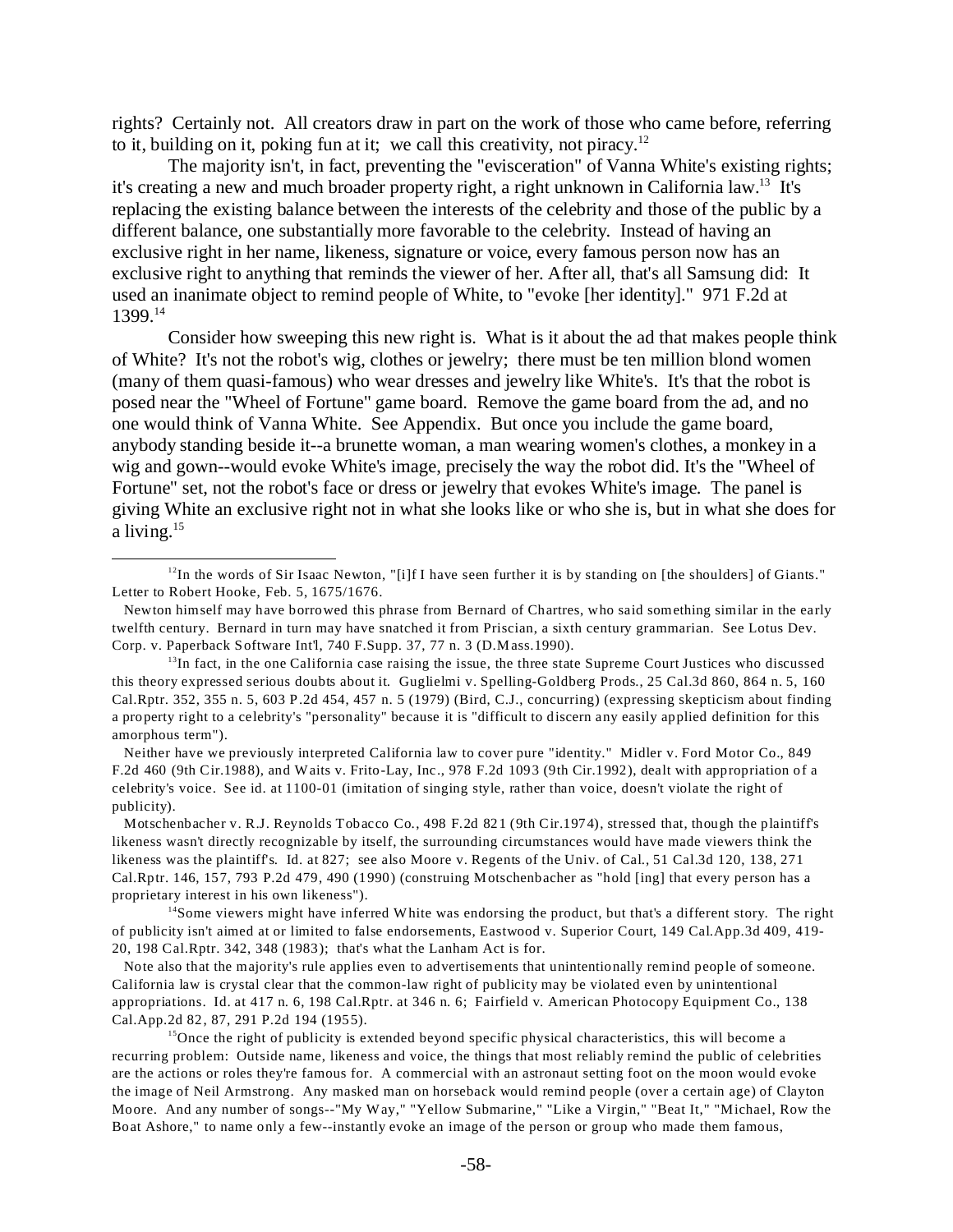rights? Certainly not. All creators draw in part on the work of those who came before, referring to it, building on it, poking fun at it; we call this creativity, not piracy.[12]

The majority isn't, in fact, preventing the "evisceration" of Vanna White's existing rights; it's creating a new and much broader property right, a right unknown in California law.[13] It's replacing the existing balance between the interests of the celebrity and those of the public by a different balance, one substantially more favorable to the celebrity. Instead of having an exclusive right in her name, likeness, signature or voice, every famous person now has an exclusive right to anything that reminds the viewer of her. After all, that's all Samsung did: It used an inanimate object to remind people of White, to "evoke [her identity]." 971 F.2d at 1399.[14]

Consider how sweeping this new right is. What is it about the ad that makes people think of White? It's not the robot's wig, clothes or jewelry; there must be ten million blond women (many of them quasi-famous) who wear dresses and jewelry like White's. It's that the robot is posed near the "Wheel of Fortune" game board. Remove the game board from the ad, and no one would think of Vanna White. See Appendix. But once you include the game board, anybody standing beside it--a brunette woman, a man wearing women's clothes, a monkey in a wig and gown--would evoke White's image, precisely the way the robot did. It's the "Wheel of Fortune" set, not the robot's face or dress or jewelry that evokes White's image. The panel is giving White an exclusive right not in what she looks like or who she is, but in what she does for a living.[15]

---

[12] In the words of Sir Isaac Newton, "[i]f I have seen further it is by standing on [the shoulders] of Giants." Letter to Robert Hooke, Feb. 5, 1675/1676.

Newton himself may have borrowed this phrase from Bernard of Chartres, who said something similar in the early twelfth century. Bernard in turn may have snatched it from Priscian, a sixth century grammarian. See Lotus Dev. Corp. v. Paperback Software Int'l, 740 F.Supp. 37, 77 n. 3 (D.Mass.1990).

[13] In fact, in the one California case raising the issue, the three state Supreme Court Justices who discussed this theory expressed serious doubts about it. Guglielmi v. Spelling-Goldberg Prods., 25 Cal.3d 860, 864 n. 5, 160 Cal.Rptr. 352, 355 n. 5, 603 P.2d 454, 457 n. 5 (1979) (Bird, C.J., concurring) (expressing skepticism about finding a property right to a celebrity's "personality" because it is "difficult to discern any easily applied definition for this amorphous term").

Neither have we previously interpreted California law to cover pure "identity." Midler v. Ford Motor Co., 849 F.2d 460 (9th Cir.1988), and Waits v. Frito-Lay, Inc., 978 F.2d 1093 (9th Cir.1992), dealt with appropriation of a celebrity's voice. See id. at 1100-01 (imitation of singing style, rather than voice, doesn't violate the right of publicity).

Motschenbacher v. R.J. Reynolds Tobacco Co., 498 F.2d 821 (9th Cir.1974), stressed that, though the plaintiff's likeness wasn't directly recognizable by itself, the surrounding circumstances would have made viewers think the likeness was the plaintiff's. Id. at 827; see also Moore v. Regents of the Univ. of Cal., 51 Cal.3d 120, 138, 271 Cal.Rptr. 146, 157, 793 P.2d 479, 490 (1990) (construing Motschenbacher as "hold [ing] that every person has a proprietary interest in his own likeness").

[14] Some viewers might have inferred White was endorsing the product, but that's a different story. The right of publicity isn't aimed at or limited to false endorsements, Eastwood v. Superior Court, 149 Cal.App.3d 409, 419-20, 198 Cal.Rptr. 342, 348 (1983); that's what the Lanham Act is for.

Note also that the majority's rule applies even to advertisements that unintentionally remind people of someone. California law is crystal clear that the common-law right of publicity may be violated even by unintentional appropriations. Id. at 417 n. 6, 198 Cal.Rptr. at 346 n. 6; Fairfield v. American Photocopy Equipment Co., 138 Cal.App.2d 82, 87, 291 P.2d 194 (1955).

[15] Once the right of publicity is extended beyond specific physical characteristics, this will become a recurring problem: Outside name, likeness and voice, the things that most reliably remind the public of celebrities are the actions or roles they're famous for. A commercial with an astronaut setting foot on the moon would evoke the image of Neil Armstrong. Any masked man on horseback would remind people (over a certain age) of Clayton Moore. And any number of songs--"My Way," "Yellow Submarine," "Like a Virgin," "Beat It," "Michael, Row the Boat Ashore," to name only a few--instantly evoke an image of the person or group who made them famous,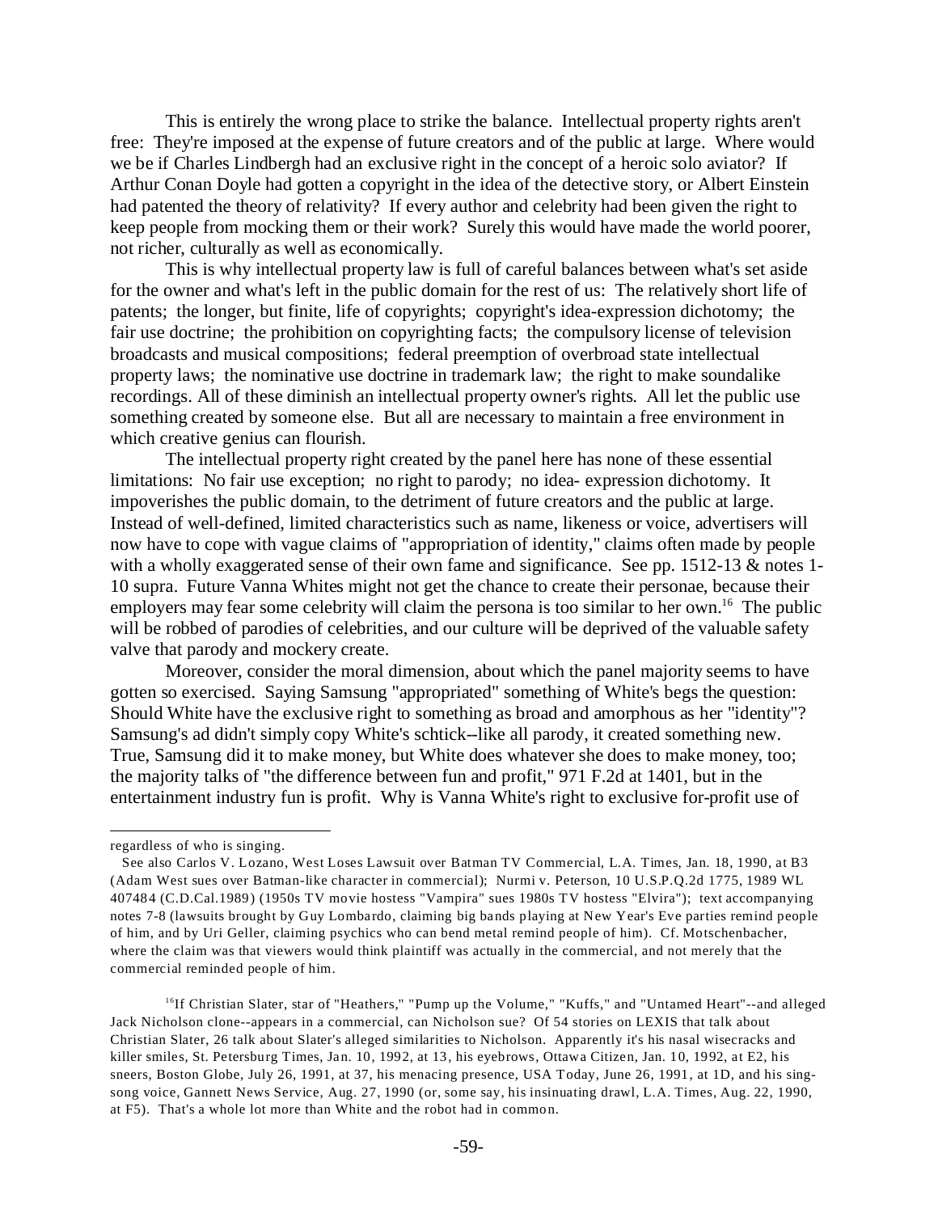This is entirely the wrong place to strike the balance. Intellectual property rights aren't free: They're imposed at the expense of future creators and of the public at large. Where would we be if Charles Lindbergh had an exclusive right in the concept of a heroic solo aviator? If Arthur Conan Doyle had gotten a copyright in the idea of the detective story, or Albert Einstein had patented the theory of relativity? If every author and celebrity had been given the right to keep people from mocking them or their work? Surely this would have made the world poorer, not richer, culturally as well as economically.

This is why intellectual property law is full of careful balances between what's set aside for the owner and what's left in the public domain for the rest of us: The relatively short life of patents; the longer, but finite, life of copyrights; copyright's idea-expression dichotomy; the fair use doctrine; the prohibition on copyrighting facts; the compulsory license of television broadcasts and musical compositions; federal preemption of overbroad state intellectual property laws; the nominative use doctrine in trademark law; the right to make soundalike recordings. All of these diminish an intellectual property owner's rights. All let the public use something created by someone else. But all are necessary to maintain a free environment in which creative genius can flourish.

The intellectual property right created by the panel here has none of these essential limitations: No fair use exception; no right to parody; no idea- expression dichotomy. It impoverishes the public domain, to the detriment of future creators and the public at large. Instead of well-defined, limited characteristics such as name, likeness or voice, advertisers will now have to cope with vague claims of "appropriation of identity," claims often made by people with a wholly exaggerated sense of their own fame and significance. See pp. 1512-13 & notes 1-10 supra. Future Vanna Whites might not get the chance to create their personae, because their employers may fear some celebrity will claim the persona is too similar to her own.[16] The public will be robbed of parodies of celebrities, and our culture will be deprived of the valuable safety valve that parody and mockery create.

Moreover, consider the moral dimension, about which the panel majority seems to have gotten so exercised. Saying Samsung "appropriated" something of White's begs the question: Should White have the exclusive right to something as broad and amorphous as her "identity"? Samsung's ad didn't simply copy White's schtick--like all parody, it created something new. True, Samsung did it to make money, but White does whatever she does to make money, too; the majority talks of "the difference between fun and profit," 971 F.2d at 1401, but in the entertainment industry fun is profit. Why is Vanna White's right to exclusive for-profit use of

---

regardless of who is singing.

See also Carlos V. Lozano, West Loses Lawsuit over Batman TV Commercial, L.A. Times, Jan. 18, 1990, at B3 (Adam West sues over Batman-like character in commercial); Nurmi v. Peterson, 10 U.S.P.Q.2d 1775, 1989 WL 407484 (C.D.Cal.1989) (1950s TV movie hostess "Vampira" sues 1980s TV hostess "Elvira"); text accompanying notes 7-8 (lawsuits brought by Guy Lombardo, claiming big bands playing at New Year's Eve parties remind people of him, and by Uri Geller, claiming psychics who can bend metal remind people of him). Cf. Motschenbacher, where the claim was that viewers would think plaintiff was actually in the commercial, and not merely that the commercial reminded people of him.

[16] If Christian Slater, star of "Heathers," "Pump up the Volume," "Kuffs," and "Untamed Heart"--and alleged Jack Nicholson clone--appears in a commercial, can Nicholson sue? Of 54 stories on LEXIS that talk about Christian Slater, 26 talk about Slater's alleged similarities to Nicholson. Apparently it's his nasal wisecracks and killer smiles, St. Petersburg Times, Jan. 10, 1992, at 13, his eyebrows, Ottawa Citizen, Jan. 10, 1992, at E2, his sneers, Boston Globe, July 26, 1991, at 37, his menacing presence, USA Today, June 26, 1991, at 1D, and his sing-song voice, Gannett News Service, Aug. 27, 1990 (or, some say, his insinuating drawl, L.A. Times, Aug. 22, 1990, at F5). That's a whole lot more than White and the robot had in common.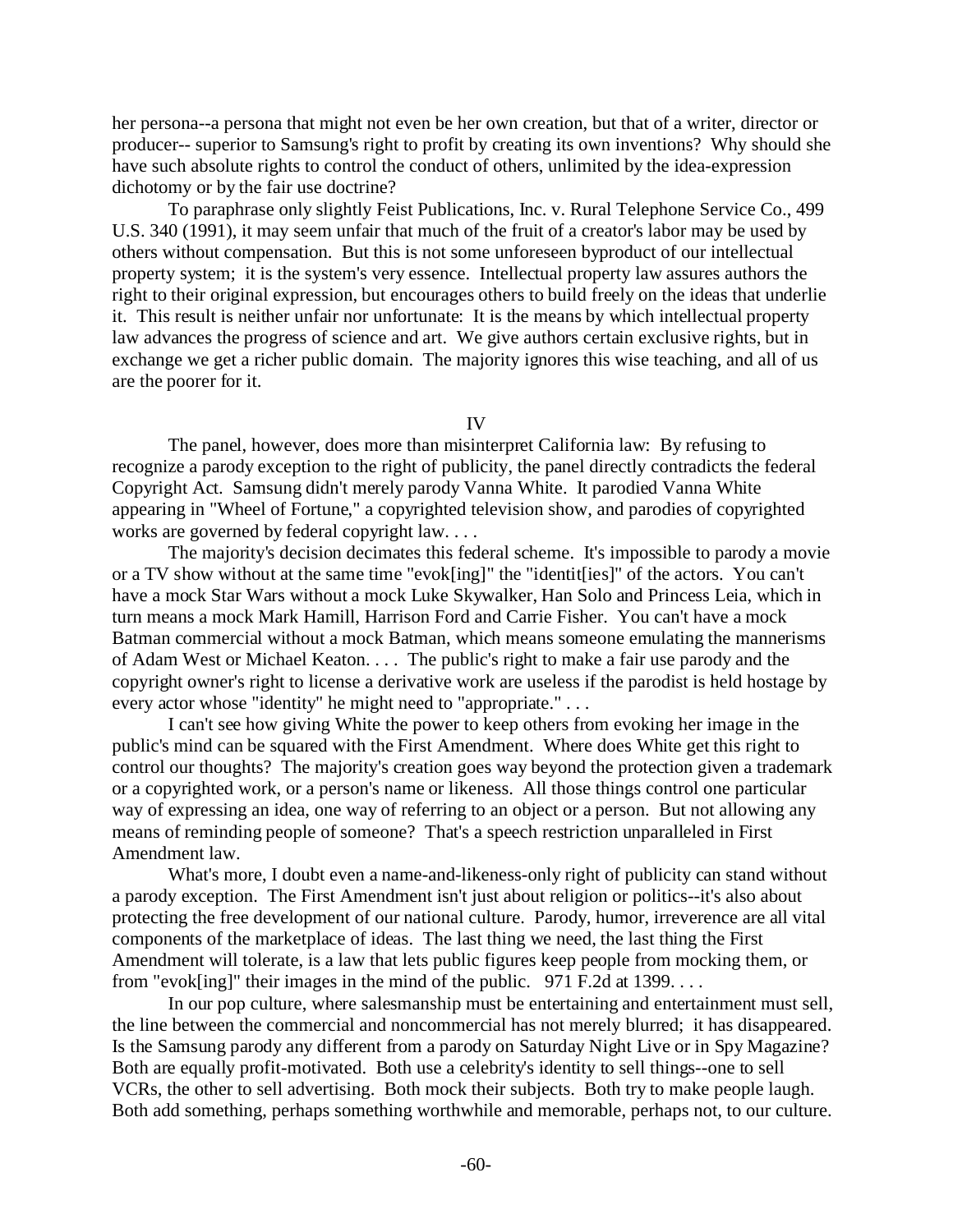her persona--a persona that might not even be her own creation, but that of a writer, director or producer-- superior to Samsung's right to profit by creating its own inventions? Why should she have such absolute rights to control the conduct of others, unlimited by the idea-expression dichotomy or by the fair use doctrine?

To paraphrase only slightly Feist Publications, Inc. v. Rural Telephone Service Co., 499 U.S. 340 (1991), it may seem unfair that much of the fruit of a creator's labor may be used by others without compensation. But this is not some unforeseen byproduct of our intellectual property system; it is the system's very essence. Intellectual property law assures authors the right to their original expression, but encourages others to build freely on the ideas that underlie it. This result is neither unfair nor unfortunate: It is the means by which intellectual property law advances the progress of science and art. We give authors certain exclusive rights, but in exchange we get a richer public domain. The majority ignores this wise teaching, and all of us are the poorer for it.

## IV

The panel, however, does more than misinterpret California law: By refusing to recognize a parody exception to the right of publicity, the panel directly contradicts the federal Copyright Act. Samsung didn't merely parody Vanna White. It parodied Vanna White appearing in "Wheel of Fortune," a copyrighted television show, and parodies of copyrighted works are governed by federal copyright law. . . .

The majority's decision decimates this federal scheme. It's impossible to parody a movie or a TV show without at the same time "evok[ing]" the "identit[ies]" of the actors. You can't have a mock Star Wars without a mock Luke Skywalker, Han Solo and Princess Leia, which in turn means a mock Mark Hamill, Harrison Ford and Carrie Fisher. You can't have a mock Batman commercial without a mock Batman, which means someone emulating the mannerisms of Adam West or Michael Keaton. . . . The public's right to make a fair use parody and the copyright owner's right to license a derivative work are useless if the parodist is held hostage by every actor whose "identity" he might need to "appropriate." . . .

I can't see how giving White the power to keep others from evoking her image in the public's mind can be squared with the First Amendment. Where does White get this right to control our thoughts? The majority's creation goes way beyond the protection given a trademark or a copyrighted work, or a person's name or likeness. All those things control one particular way of expressing an idea, one way of referring to an object or a person. But not allowing any means of reminding people of someone? That's a speech restriction unparalleled in First Amendment law.

What's more, I doubt even a name-and-likeness-only right of publicity can stand without a parody exception. The First Amendment isn't just about religion or politics--it's also about protecting the free development of our national culture. Parody, humor, irreverence are all vital components of the marketplace of ideas. The last thing we need, the last thing the First Amendment will tolerate, is a law that lets public figures keep people from mocking them, or from "evok[ing]" their images in the mind of the public. 971 F.2d at 1399. . . .

In our pop culture, where salesmanship must be entertaining and entertainment must sell, the line between the commercial and noncommercial has not merely blurred; it has disappeared. Is the Samsung parody any different from a parody on Saturday Night Live or in Spy Magazine? Both are equally profit-motivated. Both use a celebrity's identity to sell things--one to sell VCRs, the other to sell advertising. Both mock their subjects. Both try to make people laugh. Both add something, perhaps something worthwhile and memorable, perhaps not, to our culture.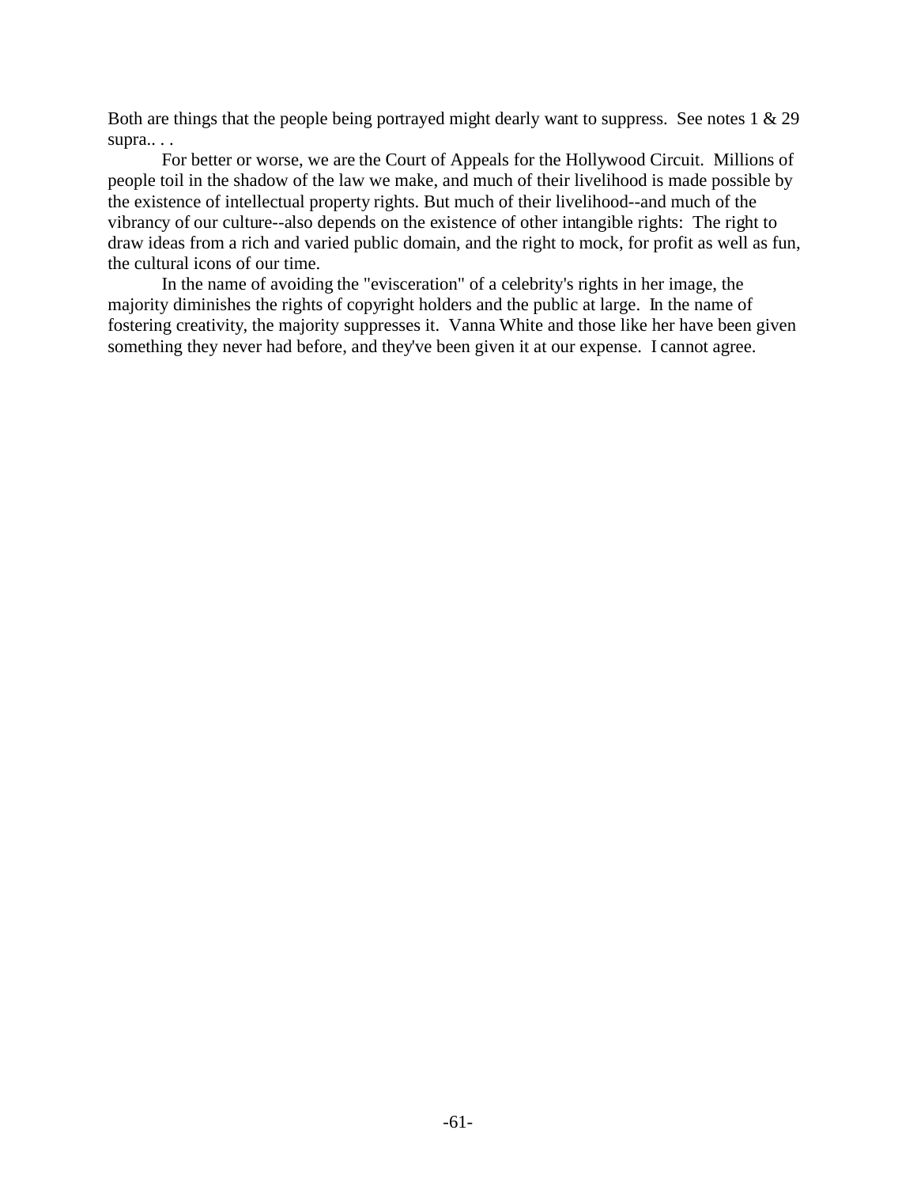Both are things that the people being portrayed might dearly want to suppress. See notes 1 & 29 supra.. . .

For better or worse, we are the Court of Appeals for the Hollywood Circuit. Millions of people toil in the shadow of the law we make, and much of their livelihood is made possible by the existence of intellectual property rights. But much of their livelihood--and much of the vibrancy of our culture--also depends on the existence of other intangible rights: The right to draw ideas from a rich and varied public domain, and the right to mock, for profit as well as fun, the cultural icons of our time.

In the name of avoiding the "evisceration" of a celebrity's rights in her image, the majority diminishes the rights of copyright holders and the public at large. In the name of fostering creativity, the majority suppresses it. Vanna White and those like her have been given something they never had before, and they've been given it at our expense. I cannot agree.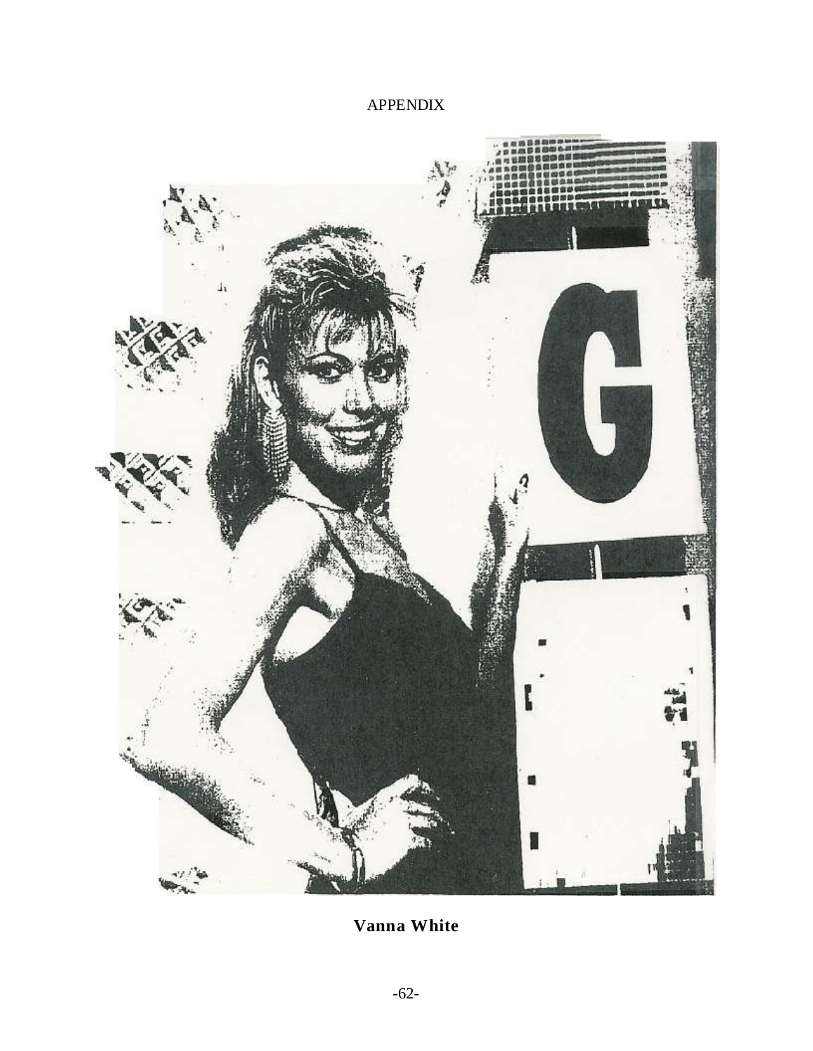APPENDIX

**Vanna White**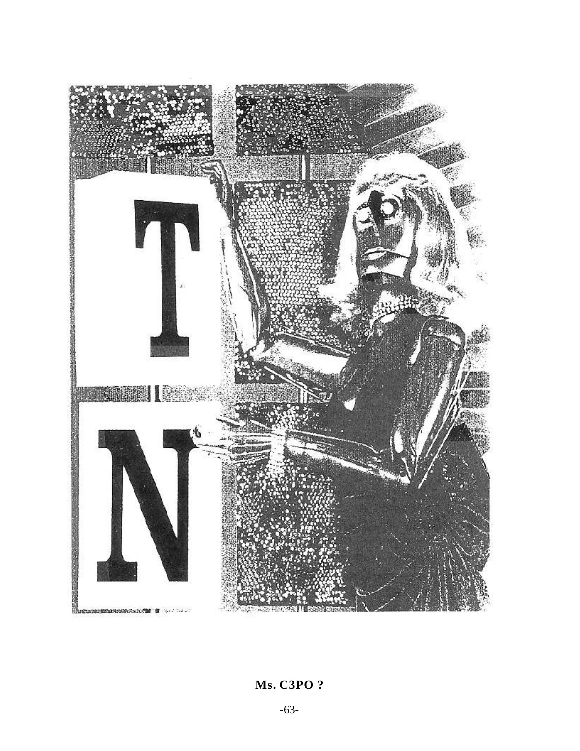**Ms. C3PO ?**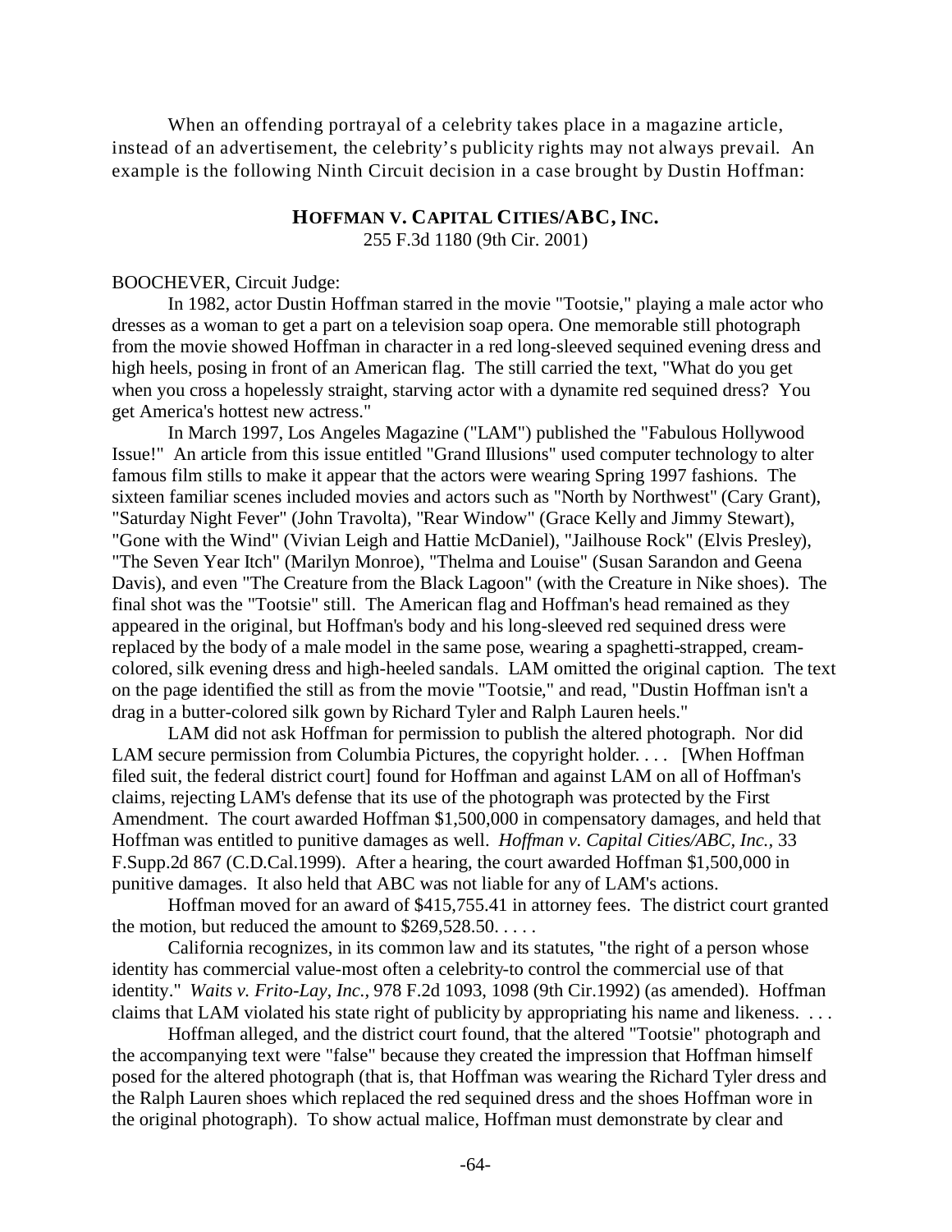When an offending portrayal of a celebrity takes place in a magazine article, instead of an advertisement, the celebrity's publicity rights may not always prevail. An example is the following Ninth Circuit decision in a case brought by Dustin Hoffman:

## HOFFMAN V. CAPITAL CITIES/ABC, INC.

255 F.3d 1180 (9th Cir. 2001)

BOOCHEVER, Circuit Judge:

In 1982, actor Dustin Hoffman starred in the movie "Tootsie," playing a male actor who dresses as a woman to get a part on a television soap opera. One memorable still photograph from the movie showed Hoffman in character in a red long-sleeved sequined evening dress and high heels, posing in front of an American flag. The still carried the text, "What do you get when you cross a hopelessly straight, starving actor with a dynamite red sequined dress? You get America's hottest new actress."

In March 1997, Los Angeles Magazine ("LAM") published the "Fabulous Hollywood Issue!" An article from this issue entitled "Grand Illusions" used computer technology to alter famous film stills to make it appear that the actors were wearing Spring 1997 fashions. The sixteen familiar scenes included movies and actors such as "North by Northwest" (Cary Grant), "Saturday Night Fever" (John Travolta), "Rear Window" (Grace Kelly and Jimmy Stewart), "Gone with the Wind" (Vivian Leigh and Hattie McDaniel), "Jailhouse Rock" (Elvis Presley), "The Seven Year Itch" (Marilyn Monroe), "Thelma and Louise" (Susan Sarandon and Geena Davis), and even "The Creature from the Black Lagoon" (with the Creature in Nike shoes). The final shot was the "Tootsie" still. The American flag and Hoffman's head remained as they appeared in the original, but Hoffman's body and his long-sleeved red sequined dress were replaced by the body of a male model in the same pose, wearing a spaghetti-strapped, cream-colored, silk evening dress and high-heeled sandals. LAM omitted the original caption. The text on the page identified the still as from the movie "Tootsie," and read, "Dustin Hoffman isn't a drag in a butter-colored silk gown by Richard Tyler and Ralph Lauren heels."

LAM did not ask Hoffman for permission to publish the altered photograph. Nor did LAM secure permission from Columbia Pictures, the copyright holder. . . . [When Hoffman filed suit, the federal district court] found for Hoffman and against LAM on all of Hoffman's claims, rejecting LAM's defense that its use of the photograph was protected by the First Amendment. The court awarded Hoffman $1,500,000 in compensatory damages, and held that Hoffman was entitled to punitive damages as well. *Hoffman v. Capital Cities/ABC, Inc.*, 33 F.Supp.2d 867 (C.D.Cal.1999). After a hearing, the court awarded Hoffman $1,500,000 in punitive damages. It also held that ABC was not liable for any of LAM's actions.

Hoffman moved for an award of $415,755.41 in attorney fees. The district court granted the motion, but reduced the amount to $269,528.50. . . . .

California recognizes, in its common law and its statutes, "the right of a person whose identity has commercial value-most often a celebrity-to control the commercial use of that identity." *Waits v. Frito-Lay, Inc.*, 978 F.2d 1093, 1098 (9th Cir.1992) (as amended). Hoffman claims that LAM violated his state right of publicity by appropriating his name and likeness. . . .

Hoffman alleged, and the district court found, that the altered "Tootsie" photograph and the accompanying text were "false" because they created the impression that Hoffman himself posed for the altered photograph (that is, that Hoffman was wearing the Richard Tyler dress and the Ralph Lauren shoes which replaced the red sequined dress and the shoes Hoffman wore in the original photograph). To show actual malice, Hoffman must demonstrate by clear and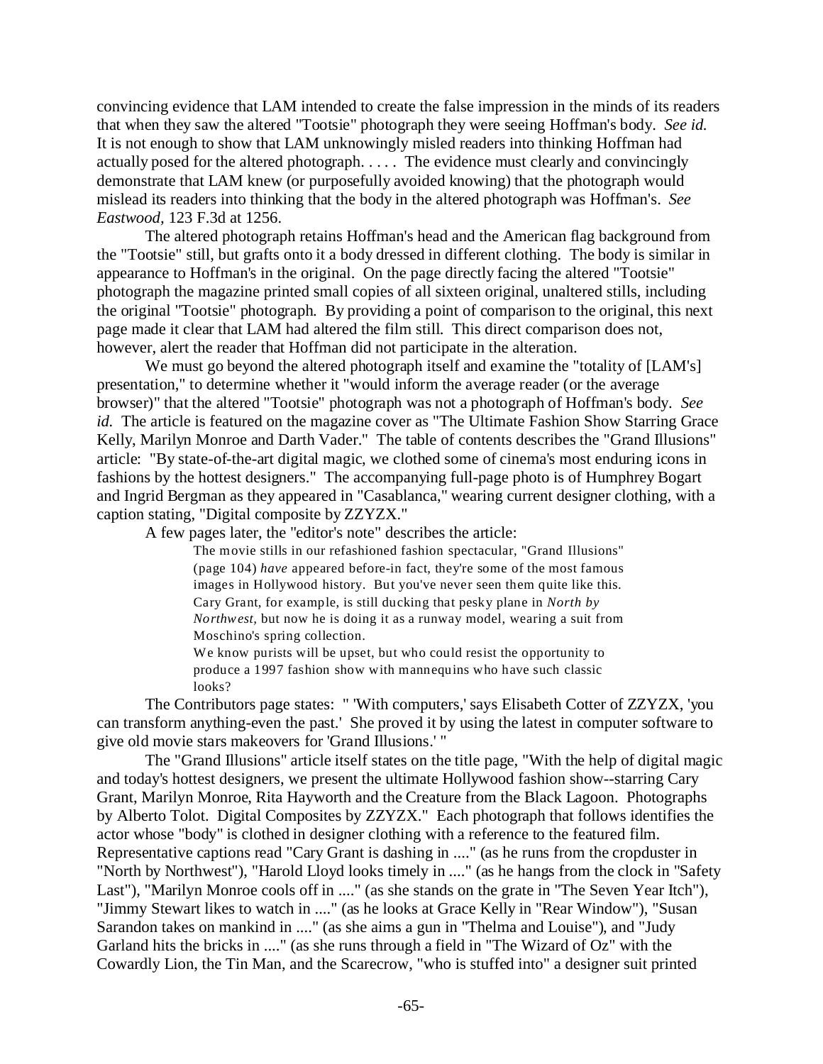convincing evidence that LAM intended to create the false impression in the minds of its readers that when they saw the altered "Tootsie" photograph they were seeing Hoffman's body. *See id.* It is not enough to show that LAM unknowingly misled readers into thinking Hoffman had actually posed for the altered photograph. . . . . The evidence must clearly and convincingly demonstrate that LAM knew (or purposefully avoided knowing) that the photograph would mislead its readers into thinking that the body in the altered photograph was Hoffman's. *See Eastwood,* 123 F.3d at 1256.

The altered photograph retains Hoffman's head and the American flag background from the "Tootsie" still, but grafts onto it a body dressed in different clothing. The body is similar in appearance to Hoffman's in the original. On the page directly facing the altered "Tootsie" photograph the magazine printed small copies of all sixteen original, unaltered stills, including the original "Tootsie" photograph. By providing a point of comparison to the original, this next page made it clear that LAM had altered the film still. This direct comparison does not, however, alert the reader that Hoffman did not participate in the alteration.

We must go beyond the altered photograph itself and examine the "totality of [LAM's] presentation," to determine whether it "would inform the average reader (or the average browser)" that the altered "Tootsie" photograph was not a photograph of Hoffman's body. *See id.* The article is featured on the magazine cover as "The Ultimate Fashion Show Starring Grace Kelly, Marilyn Monroe and Darth Vader." The table of contents describes the "Grand Illusions" article: "By state-of-the-art digital magic, we clothed some of cinema's most enduring icons in fashions by the hottest designers." The accompanying full-page photo is of Humphrey Bogart and Ingrid Bergman as they appeared in "Casablanca," wearing current designer clothing, with a caption stating, "Digital composite by ZZYZX."

A few pages later, the "editor's note" describes the article:

> The movie stills in our refashioned fashion spectacular, "Grand Illusions" (page 104) *have* appeared before-in fact, they're some of the most famous images in Hollywood history. But you've never seen them quite like this. Cary Grant, for example, is still ducking that pesky plane in *North by Northwest,* but now he is doing it as a runway model, wearing a suit from Moschino's spring collection.
>
> We know purists will be upset, but who could resist the opportunity to produce a 1997 fashion show with mannequins who have such classic looks?

The Contributors page states: " 'With computers,' says Elisabeth Cotter of ZZYZX, 'you can transform anything-even the past.' She proved it by using the latest in computer software to give old movie stars makeovers for 'Grand Illusions.' "

The "Grand Illusions" article itself states on the title page, "With the help of digital magic and today's hottest designers, we present the ultimate Hollywood fashion show--starring Cary Grant, Marilyn Monroe, Rita Hayworth and the Creature from the Black Lagoon. Photographs by Alberto Tolot. Digital Composites by ZZYZX." Each photograph that follows identifies the actor whose "body" is clothed in designer clothing with a reference to the featured film. Representative captions read "Cary Grant is dashing in ...." (as he runs from the cropduster in "North by Northwest"), "Harold Lloyd looks timely in ...." (as he hangs from the clock in "Safety Last"), "Marilyn Monroe cools off in ...." (as she stands on the grate in "The Seven Year Itch"), "Jimmy Stewart likes to watch in ...." (as he looks at Grace Kelly in "Rear Window"), "Susan Sarandon takes on mankind in ...." (as she aims a gun in "Thelma and Louise"), and "Judy Garland hits the bricks in ...." (as she runs through a field in "The Wizard of Oz" with the Cowardly Lion, the Tin Man, and the Scarecrow, "who is stuffed into" a designer suit printed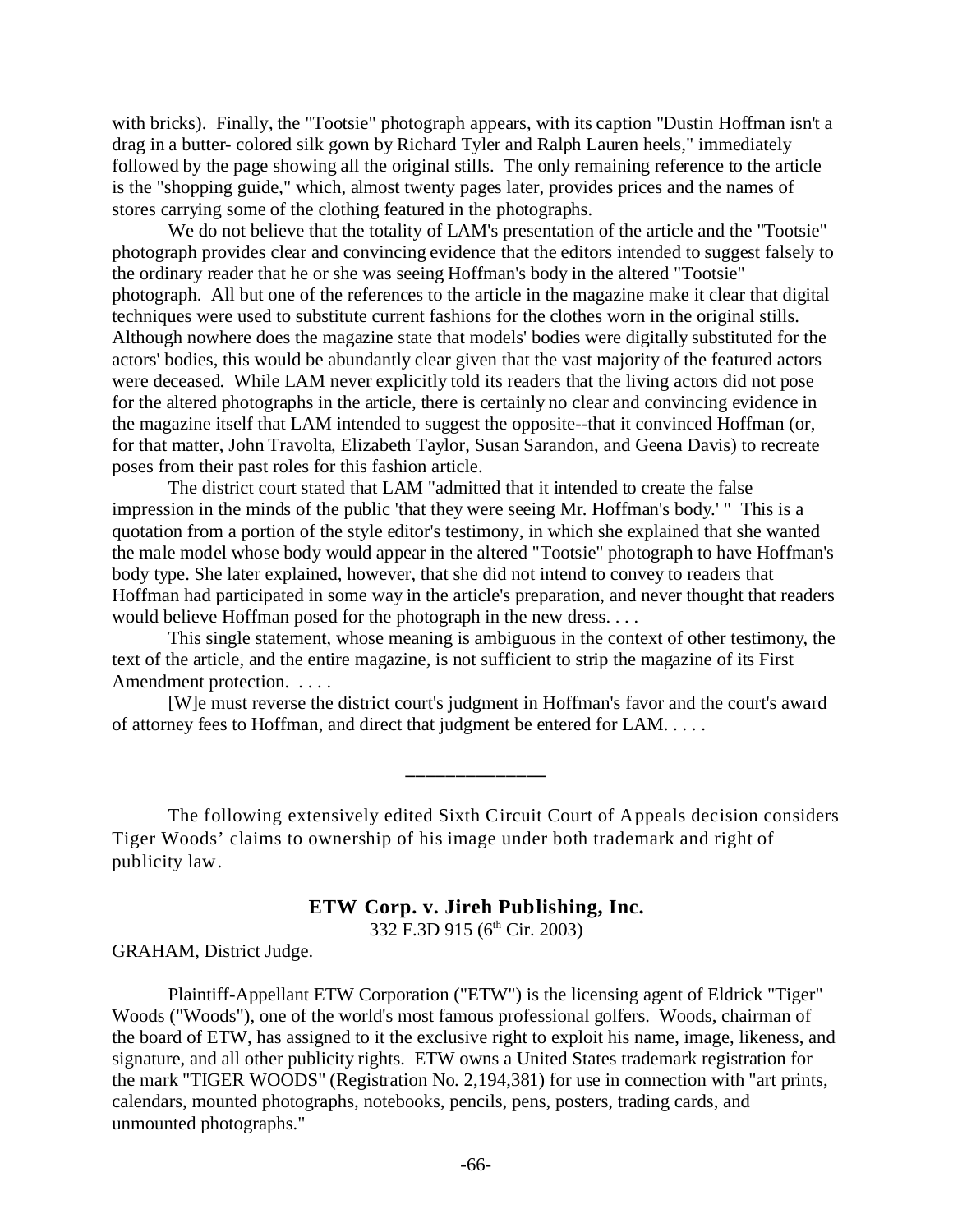with bricks). Finally, the "Tootsie" photograph appears, with its caption "Dustin Hoffman isn't a drag in a butter- colored silk gown by Richard Tyler and Ralph Lauren heels," immediately followed by the page showing all the original stills. The only remaining reference to the article is the "shopping guide," which, almost twenty pages later, provides prices and the names of stores carrying some of the clothing featured in the photographs.

We do not believe that the totality of LAM's presentation of the article and the "Tootsie" photograph provides clear and convincing evidence that the editors intended to suggest falsely to the ordinary reader that he or she was seeing Hoffman's body in the altered "Tootsie" photograph. All but one of the references to the article in the magazine make it clear that digital techniques were used to substitute current fashions for the clothes worn in the original stills. Although nowhere does the magazine state that models' bodies were digitally substituted for the actors' bodies, this would be abundantly clear given that the vast majority of the featured actors were deceased. While LAM never explicitly told its readers that the living actors did not pose for the altered photographs in the article, there is certainly no clear and convincing evidence in the magazine itself that LAM intended to suggest the opposite--that it convinced Hoffman (or, for that matter, John Travolta, Elizabeth Taylor, Susan Sarandon, and Geena Davis) to recreate poses from their past roles for this fashion article.

The district court stated that LAM "admitted that it intended to create the false impression in the minds of the public 'that they were seeing Mr. Hoffman's body.' " This is a quotation from a portion of the style editor's testimony, in which she explained that she wanted the male model whose body would appear in the altered "Tootsie" photograph to have Hoffman's body type. She later explained, however, that she did not intend to convey to readers that Hoffman had participated in some way in the article's preparation, and never thought that readers would believe Hoffman posed for the photograph in the new dress. . . .

This single statement, whose meaning is ambiguous in the context of other testimony, the text of the article, and the entire magazine, is not sufficient to strip the magazine of its First Amendment protection. . . . .

[W]e must reverse the district court's judgment in Hoffman's favor and the court's award of attorney fees to Hoffman, and direct that judgment be entered for LAM. . . . .

______________

The following extensively edited Sixth Circuit Court of Appeals decision considers Tiger Woods' claims to ownership of his image under both trademark and right of publicity law.

### ETW Corp. v. Jireh Publishing, Inc.

332 F.3D 915 (6th Cir. 2003)

GRAHAM, District Judge.

Plaintiff-Appellant ETW Corporation ("ETW") is the licensing agent of Eldrick "Tiger" Woods ("Woods"), one of the world's most famous professional golfers. Woods, chairman of the board of ETW, has assigned to it the exclusive right to exploit his name, image, likeness, and signature, and all other publicity rights. ETW owns a United States trademark registration for the mark "TIGER WOODS" (Registration No. 2,194,381) for use in connection with "art prints, calendars, mounted photographs, notebooks, pencils, pens, posters, trading cards, and unmounted photographs."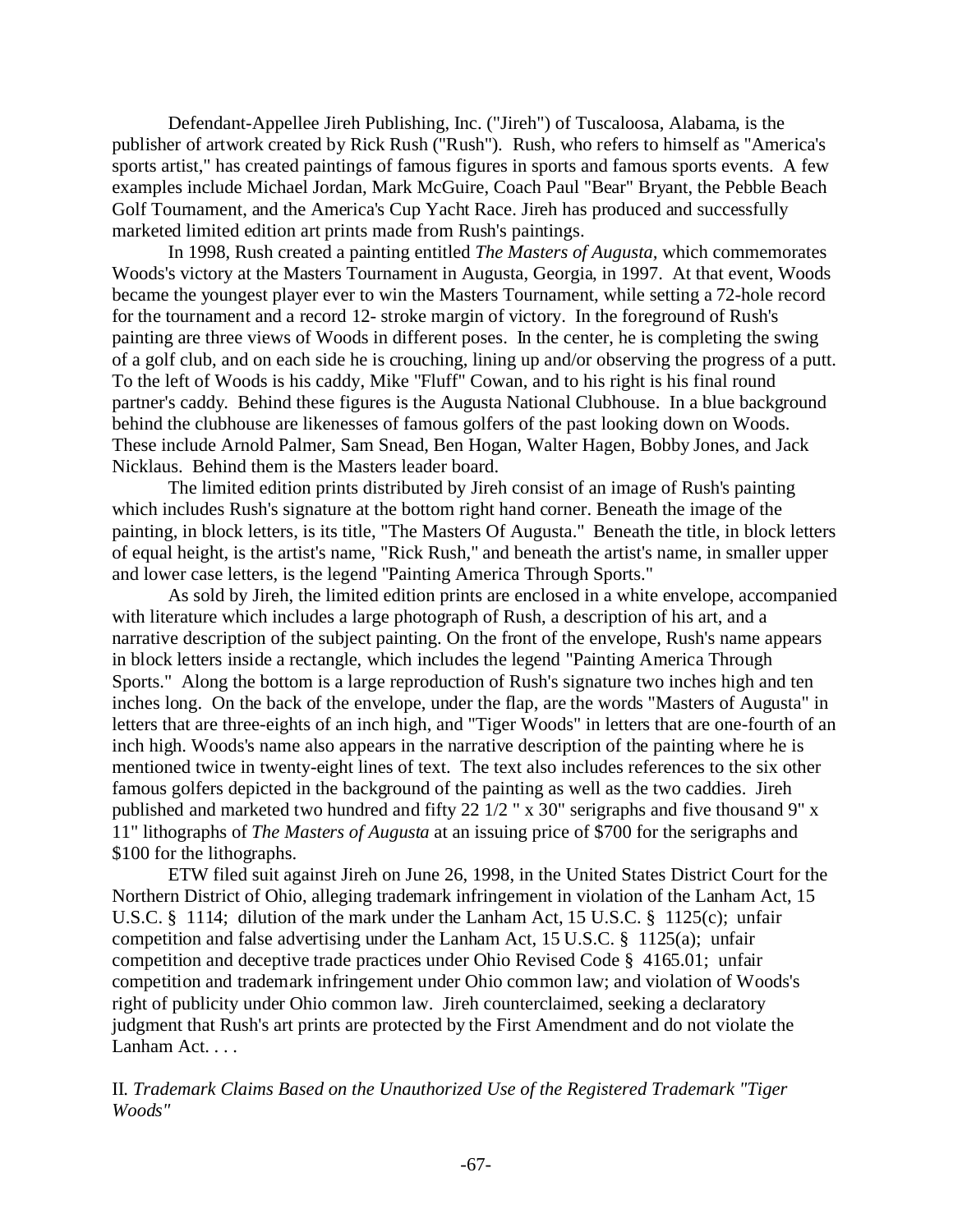Defendant-Appellee Jireh Publishing, Inc. ("Jireh") of Tuscaloosa, Alabama, is the publisher of artwork created by Rick Rush ("Rush"). Rush, who refers to himself as "America's sports artist," has created paintings of famous figures in sports and famous sports events. A few examples include Michael Jordan, Mark McGuire, Coach Paul "Bear" Bryant, the Pebble Beach Golf Tournament, and the America's Cup Yacht Race. Jireh has produced and successfully marketed limited edition art prints made from Rush's paintings.

In 1998, Rush created a painting entitled *The Masters of Augusta,* which commemorates Woods's victory at the Masters Tournament in Augusta, Georgia, in 1997. At that event, Woods became the youngest player ever to win the Masters Tournament, while setting a 72-hole record for the tournament and a record 12- stroke margin of victory. In the foreground of Rush's painting are three views of Woods in different poses. In the center, he is completing the swing of a golf club, and on each side he is crouching, lining up and/or observing the progress of a putt. To the left of Woods is his caddy, Mike "Fluff" Cowan, and to his right is his final round partner's caddy. Behind these figures is the Augusta National Clubhouse. In a blue background behind the clubhouse are likenesses of famous golfers of the past looking down on Woods. These include Arnold Palmer, Sam Snead, Ben Hogan, Walter Hagen, Bobby Jones, and Jack Nicklaus. Behind them is the Masters leader board.

The limited edition prints distributed by Jireh consist of an image of Rush's painting which includes Rush's signature at the bottom right hand corner. Beneath the image of the painting, in block letters, is its title, "The Masters Of Augusta." Beneath the title, in block letters of equal height, is the artist's name, "Rick Rush," and beneath the artist's name, in smaller upper and lower case letters, is the legend "Painting America Through Sports."

As sold by Jireh, the limited edition prints are enclosed in a white envelope, accompanied with literature which includes a large photograph of Rush, a description of his art, and a narrative description of the subject painting. On the front of the envelope, Rush's name appears in block letters inside a rectangle, which includes the legend "Painting America Through Sports." Along the bottom is a large reproduction of Rush's signature two inches high and ten inches long. On the back of the envelope, under the flap, are the words "Masters of Augusta" in letters that are three-eights of an inch high, and "Tiger Woods" in letters that are one-fourth of an inch high. Woods's name also appears in the narrative description of the painting where he is mentioned twice in twenty-eight lines of text. The text also includes references to the six other famous golfers depicted in the background of the painting as well as the two caddies. Jireh published and marketed two hundred and fifty 22 1/2 " x 30" serigraphs and five thousand 9" x 11" lithographs of *The Masters of Augusta* at an issuing price of $700 for the serigraphs and $100 for the lithographs.

ETW filed suit against Jireh on June 26, 1998, in the United States District Court for the Northern District of Ohio, alleging trademark infringement in violation of the Lanham Act, 15 U.S.C. § 1114; dilution of the mark under the Lanham Act, 15 U.S.C. § 1125(c); unfair competition and false advertising under the Lanham Act, 15 U.S.C. § 1125(a); unfair competition and deceptive trade practices under Ohio Revised Code § 4165.01; unfair competition and trademark infringement under Ohio common law; and violation of Woods's right of publicity under Ohio common law. Jireh counterclaimed, seeking a declaratory judgment that Rush's art prints are protected by the First Amendment and do not violate the Lanham Act. . . .

II. *Trademark Claims Based on the Unauthorized Use of the Registered Trademark "Tiger Woods"*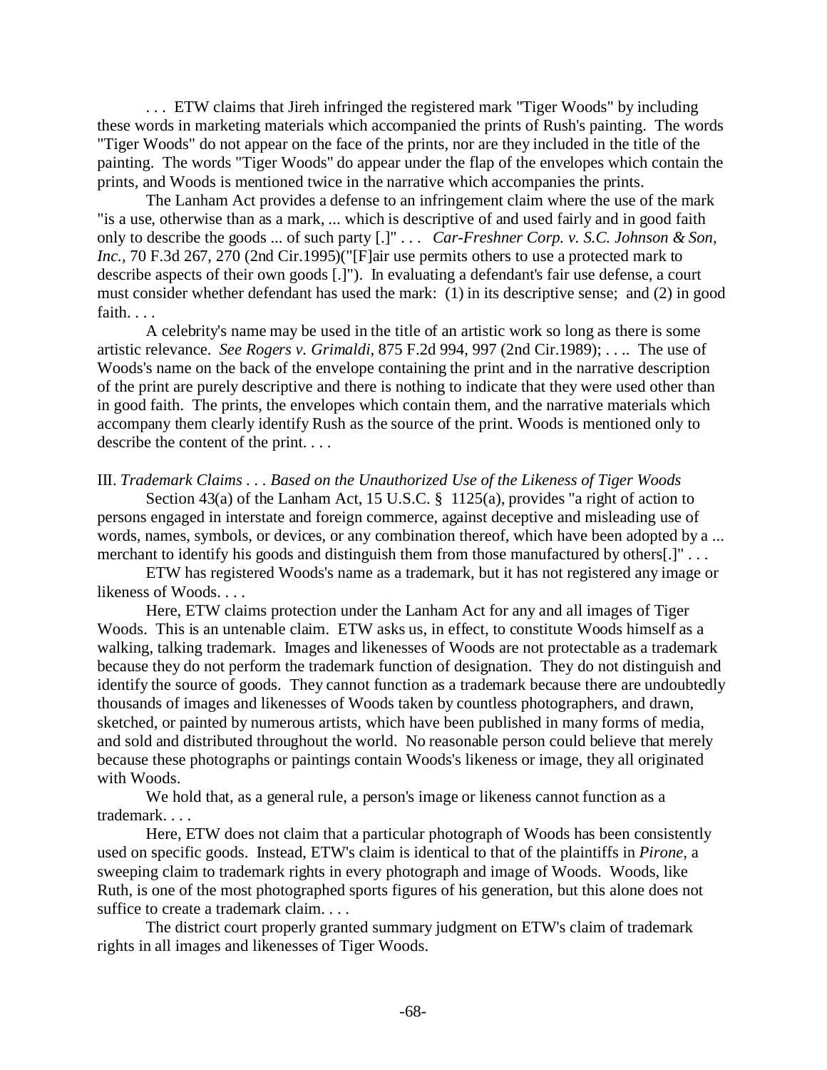. . . ETW claims that Jireh infringed the registered mark "Tiger Woods" by including these words in marketing materials which accompanied the prints of Rush's painting. The words "Tiger Woods" do not appear on the face of the prints, nor are they included in the title of the painting. The words "Tiger Woods" do appear under the flap of the envelopes which contain the prints, and Woods is mentioned twice in the narrative which accompanies the prints.

The Lanham Act provides a defense to an infringement claim where the use of the mark "is a use, otherwise than as a mark, ... which is descriptive of and used fairly and in good faith only to describe the goods ... of such party [.]" . . . *Car-Freshner Corp. v. S.C. Johnson & Son, Inc.*, 70 F.3d 267, 270 (2nd Cir.1995)("[F]air use permits others to use a protected mark to describe aspects of their own goods [.]"). In evaluating a defendant's fair use defense, a court must consider whether defendant has used the mark: (1) in its descriptive sense; and (2) in good faith. . . .

A celebrity's name may be used in the title of an artistic work so long as there is some artistic relevance. *See Rogers v. Grimaldi*, 875 F.2d 994, 997 (2nd Cir.1989); . . .. The use of Woods's name on the back of the envelope containing the print and in the narrative description of the print are purely descriptive and there is nothing to indicate that they were used other than in good faith. The prints, the envelopes which contain them, and the narrative materials which accompany them clearly identify Rush as the source of the print. Woods is mentioned only to describe the content of the print. . . .

III. *Trademark Claims . . . Based on the Unauthorized Use of the Likeness of Tiger Woods*

Section 43(a) of the Lanham Act, 15 U.S.C. § 1125(a), provides "a right of action to persons engaged in interstate and foreign commerce, against deceptive and misleading use of words, names, symbols, or devices, or any combination thereof, which have been adopted by a ... merchant to identify his goods and distinguish them from those manufactured by others[.]" . . .

ETW has registered Woods's name as a trademark, but it has not registered any image or likeness of Woods. . . .

Here, ETW claims protection under the Lanham Act for any and all images of Tiger Woods. This is an untenable claim. ETW asks us, in effect, to constitute Woods himself as a walking, talking trademark. Images and likenesses of Woods are not protectable as a trademark because they do not perform the trademark function of designation. They do not distinguish and identify the source of goods. They cannot function as a trademark because there are undoubtedly thousands of images and likenesses of Woods taken by countless photographers, and drawn, sketched, or painted by numerous artists, which have been published in many forms of media, and sold and distributed throughout the world. No reasonable person could believe that merely because these photographs or paintings contain Woods's likeness or image, they all originated with Woods.

We hold that, as a general rule, a person's image or likeness cannot function as a trademark. . . .

Here, ETW does not claim that a particular photograph of Woods has been consistently used on specific goods. Instead, ETW's claim is identical to that of the plaintiffs in *Pirone*, a sweeping claim to trademark rights in every photograph and image of Woods. Woods, like Ruth, is one of the most photographed sports figures of his generation, but this alone does not suffice to create a trademark claim. . . .

The district court properly granted summary judgment on ETW's claim of trademark rights in all images and likenesses of Tiger Woods.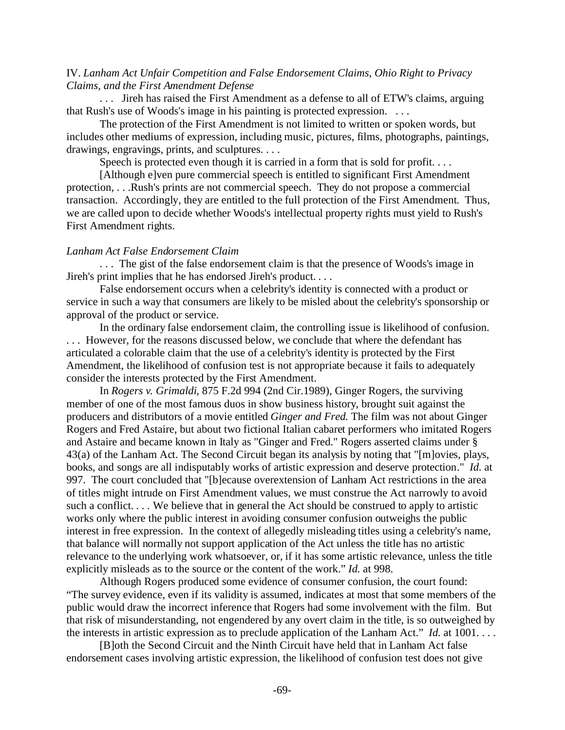IV. *Lanham Act Unfair Competition and False Endorsement Claims, Ohio Right to Privacy Claims, and the First Amendment Defense*

. . . Jireh has raised the First Amendment as a defense to all of ETW's claims, arguing that Rush's use of Woods's image in his painting is protected expression. . . .

The protection of the First Amendment is not limited to written or spoken words, but includes other mediums of expression, including music, pictures, films, photographs, paintings, drawings, engravings, prints, and sculptures. . . .

Speech is protected even though it is carried in a form that is sold for profit. . . .

[Although e]ven pure commercial speech is entitled to significant First Amendment protection, . . .Rush's prints are not commercial speech. They do not propose a commercial transaction. Accordingly, they are entitled to the full protection of the First Amendment. Thus, we are called upon to decide whether Woods's intellectual property rights must yield to Rush's First Amendment rights.

*Lanham Act False Endorsement Claim*

. . . The gist of the false endorsement claim is that the presence of Woods's image in Jireh's print implies that he has endorsed Jireh's product. . . .

False endorsement occurs when a celebrity's identity is connected with a product or service in such a way that consumers are likely to be misled about the celebrity's sponsorship or approval of the product or service.

In the ordinary false endorsement claim, the controlling issue is likelihood of confusion. . . . However, for the reasons discussed below, we conclude that where the defendant has articulated a colorable claim that the use of a celebrity's identity is protected by the First Amendment, the likelihood of confusion test is not appropriate because it fails to adequately consider the interests protected by the First Amendment.

In *Rogers v. Grimaldi,* 875 F.2d 994 (2nd Cir.1989), Ginger Rogers, the surviving member of one of the most famous duos in show business history, brought suit against the producers and distributors of a movie entitled *Ginger and Fred.* The film was not about Ginger Rogers and Fred Astaire, but about two fictional Italian cabaret performers who imitated Rogers and Astaire and became known in Italy as "Ginger and Fred." Rogers asserted claims under § 43(a) of the Lanham Act. The Second Circuit began its analysis by noting that "[m]ovies, plays, books, and songs are all indisputably works of artistic expression and deserve protection." *Id.* at 997. The court concluded that "[b]ecause overextension of Lanham Act restrictions in the area of titles might intrude on First Amendment values, we must construe the Act narrowly to avoid such a conflict. . . . We believe that in general the Act should be construed to apply to artistic works only where the public interest in avoiding consumer confusion outweighs the public interest in free expression. In the context of allegedly misleading titles using a celebrity's name, that balance will normally not support application of the Act unless the title has no artistic relevance to the underlying work whatsoever, or, if it has some artistic relevance, unless the title explicitly misleads as to the source or the content of the work." *Id.* at 998.

Although Rogers produced some evidence of consumer confusion, the court found: "The survey evidence, even if its validity is assumed, indicates at most that some members of the public would draw the incorrect inference that Rogers had some involvement with the film. But that risk of misunderstanding, not engendered by any overt claim in the title, is so outweighed by the interests in artistic expression as to preclude application of the Lanham Act." *Id.* at 1001. . . .

[B]oth the Second Circuit and the Ninth Circuit have held that in Lanham Act false endorsement cases involving artistic expression, the likelihood of confusion test does not give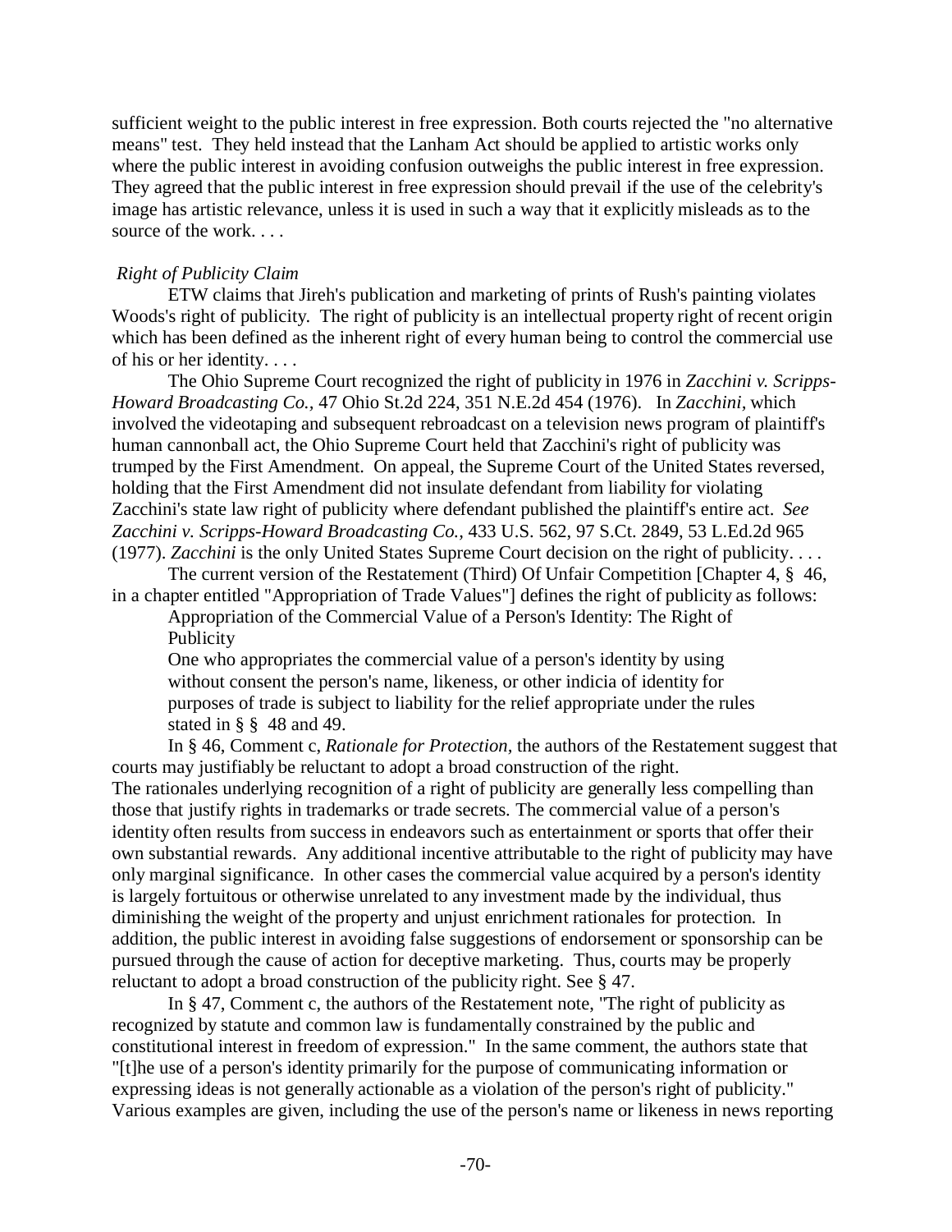sufficient weight to the public interest in free expression. Both courts rejected the "no alternative means" test. They held instead that the Lanham Act should be applied to artistic works only where the public interest in avoiding confusion outweighs the public interest in free expression. They agreed that the public interest in free expression should prevail if the use of the celebrity's image has artistic relevance, unless it is used in such a way that it explicitly misleads as to the source of the work. . . .

*Right of Publicity Claim*

ETW claims that Jireh's publication and marketing of prints of Rush's painting violates Woods's right of publicity. The right of publicity is an intellectual property right of recent origin which has been defined as the inherent right of every human being to control the commercial use of his or her identity. . . .

The Ohio Supreme Court recognized the right of publicity in 1976 in *Zacchini v. Scripps-Howard Broadcasting Co.,* 47 Ohio St.2d 224, 351 N.E.2d 454 (1976). In *Zacchini*, which involved the videotaping and subsequent rebroadcast on a television news program of plaintiff's human cannonball act, the Ohio Supreme Court held that Zacchini's right of publicity was trumped by the First Amendment. On appeal, the Supreme Court of the United States reversed, holding that the First Amendment did not insulate defendant from liability for violating Zacchini's state law right of publicity where defendant published the plaintiff's entire act. *See Zacchini v. Scripps-Howard Broadcasting Co.,* 433 U.S. 562, 97 S.Ct. 2849, 53 L.Ed.2d 965 (1977). *Zacchini* is the only United States Supreme Court decision on the right of publicity. . . .

The current version of the Restatement (Third) Of Unfair Competition [Chapter 4, § 46, in a chapter entitled "Appropriation of Trade Values"] defines the right of publicity as follows:

> Appropriation of the Commercial Value of a Person's Identity: The Right of Publicity
>
> One who appropriates the commercial value of a person's identity by using without consent the person's name, likeness, or other indicia of identity for purposes of trade is subject to liability for the relief appropriate under the rules stated in § § 48 and 49.

In § 46, Comment c, *Rationale for Protection,* the authors of the Restatement suggest that courts may justifiably be reluctant to adopt a broad construction of the right.
The rationales underlying recognition of a right of publicity are generally less compelling than those that justify rights in trademarks or trade secrets. The commercial value of a person's identity often results from success in endeavors such as entertainment or sports that offer their own substantial rewards. Any additional incentive attributable to the right of publicity may have only marginal significance. In other cases the commercial value acquired by a person's identity is largely fortuitous or otherwise unrelated to any investment made by the individual, thus diminishing the weight of the property and unjust enrichment rationales for protection. In addition, the public interest in avoiding false suggestions of endorsement or sponsorship can be pursued through the cause of action for deceptive marketing. Thus, courts may be properly reluctant to adopt a broad construction of the publicity right. See § 47.

In § 47, Comment c, the authors of the Restatement note, "The right of publicity as recognized by statute and common law is fundamentally constrained by the public and constitutional interest in freedom of expression." In the same comment, the authors state that "[t]he use of a person's identity primarily for the purpose of communicating information or expressing ideas is not generally actionable as a violation of the person's right of publicity." Various examples are given, including the use of the person's name or likeness in news reporting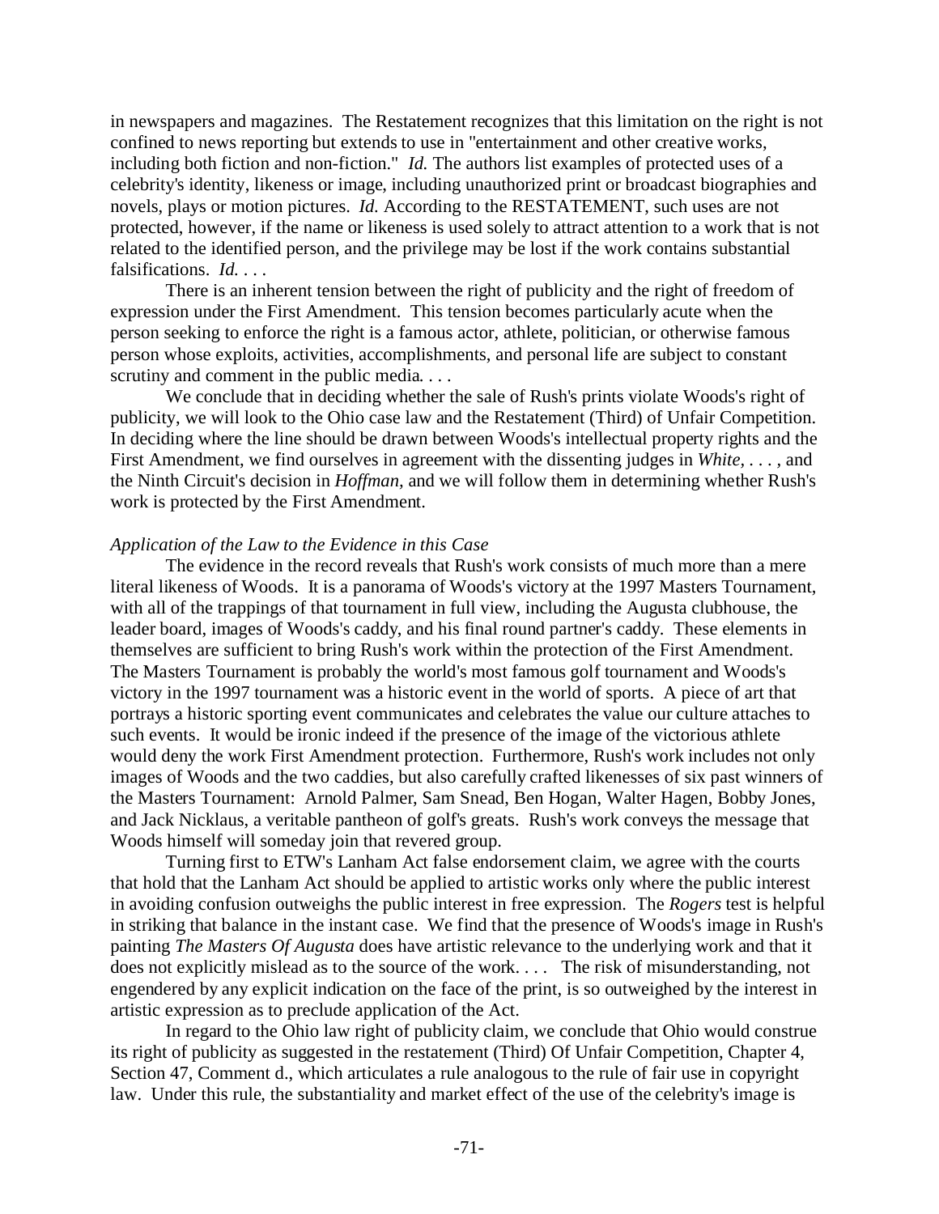in newspapers and magazines. The Restatement recognizes that this limitation on the right is not confined to news reporting but extends to use in "entertainment and other creative works, including both fiction and non-fiction." *Id.* The authors list examples of protected uses of a celebrity's identity, likeness or image, including unauthorized print or broadcast biographies and novels, plays or motion pictures. *Id.* According to the RESTATEMENT, such uses are not protected, however, if the name or likeness is used solely to attract attention to a work that is not related to the identified person, and the privilege may be lost if the work contains substantial falsifications. *Id.* . . .

There is an inherent tension between the right of publicity and the right of freedom of expression under the First Amendment. This tension becomes particularly acute when the person seeking to enforce the right is a famous actor, athlete, politician, or otherwise famous person whose exploits, activities, accomplishments, and personal life are subject to constant scrutiny and comment in the public media. . . .

We conclude that in deciding whether the sale of Rush's prints violate Woods's right of publicity, we will look to the Ohio case law and the Restatement (Third) of Unfair Competition. In deciding where the line should be drawn between Woods's intellectual property rights and the First Amendment, we find ourselves in agreement with the dissenting judges in *White*, . . . , and the Ninth Circuit's decision in *Hoffman,* and we will follow them in determining whether Rush's work is protected by the First Amendment.

*Application of the Law to the Evidence in this Case*

The evidence in the record reveals that Rush's work consists of much more than a mere literal likeness of Woods. It is a panorama of Woods's victory at the 1997 Masters Tournament, with all of the trappings of that tournament in full view, including the Augusta clubhouse, the leader board, images of Woods's caddy, and his final round partner's caddy. These elements in themselves are sufficient to bring Rush's work within the protection of the First Amendment. The Masters Tournament is probably the world's most famous golf tournament and Woods's victory in the 1997 tournament was a historic event in the world of sports. A piece of art that portrays a historic sporting event communicates and celebrates the value our culture attaches to such events. It would be ironic indeed if the presence of the image of the victorious athlete would deny the work First Amendment protection. Furthermore, Rush's work includes not only images of Woods and the two caddies, but also carefully crafted likenesses of six past winners of the Masters Tournament: Arnold Palmer, Sam Snead, Ben Hogan, Walter Hagen, Bobby Jones, and Jack Nicklaus, a veritable pantheon of golf's greats. Rush's work conveys the message that Woods himself will someday join that revered group.

Turning first to ETW's Lanham Act false endorsement claim, we agree with the courts that hold that the Lanham Act should be applied to artistic works only where the public interest in avoiding confusion outweighs the public interest in free expression. The *Rogers* test is helpful in striking that balance in the instant case. We find that the presence of Woods's image in Rush's painting *The Masters Of Augusta* does have artistic relevance to the underlying work and that it does not explicitly mislead as to the source of the work. . . . The risk of misunderstanding, not engendered by any explicit indication on the face of the print, is so outweighed by the interest in artistic expression as to preclude application of the Act.

In regard to the Ohio law right of publicity claim, we conclude that Ohio would construe its right of publicity as suggested in the restatement (Third) Of Unfair Competition, Chapter 4, Section 47, Comment d., which articulates a rule analogous to the rule of fair use in copyright law. Under this rule, the substantiality and market effect of the use of the celebrity's image is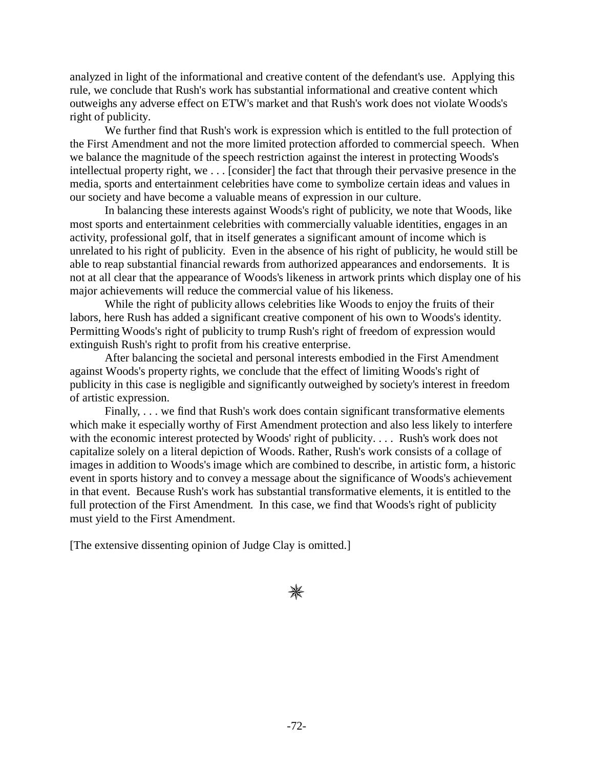analyzed in light of the informational and creative content of the defendant's use. Applying this rule, we conclude that Rush's work has substantial informational and creative content which outweighs any adverse effect on ETW's market and that Rush's work does not violate Woods's right of publicity.

We further find that Rush's work is expression which is entitled to the full protection of the First Amendment and not the more limited protection afforded to commercial speech. When we balance the magnitude of the speech restriction against the interest in protecting Woods's intellectual property right, we . . . [consider] the fact that through their pervasive presence in the media, sports and entertainment celebrities have come to symbolize certain ideas and values in our society and have become a valuable means of expression in our culture.

In balancing these interests against Woods's right of publicity, we note that Woods, like most sports and entertainment celebrities with commercially valuable identities, engages in an activity, professional golf, that in itself generates a significant amount of income which is unrelated to his right of publicity. Even in the absence of his right of publicity, he would still be able to reap substantial financial rewards from authorized appearances and endorsements. It is not at all clear that the appearance of Woods's likeness in artwork prints which display one of his major achievements will reduce the commercial value of his likeness.

While the right of publicity allows celebrities like Woods to enjoy the fruits of their labors, here Rush has added a significant creative component of his own to Woods's identity. Permitting Woods's right of publicity to trump Rush's right of freedom of expression would extinguish Rush's right to profit from his creative enterprise.

After balancing the societal and personal interests embodied in the First Amendment against Woods's property rights, we conclude that the effect of limiting Woods's right of publicity in this case is negligible and significantly outweighed by society's interest in freedom of artistic expression.

Finally, . . . we find that Rush's work does contain significant transformative elements which make it especially worthy of First Amendment protection and also less likely to interfere with the economic interest protected by Woods' right of publicity. . . . Rush's work does not capitalize solely on a literal depiction of Woods. Rather, Rush's work consists of a collage of images in addition to Woods's image which are combined to describe, in artistic form, a historic event in sports history and to convey a message about the significance of Woods's achievement in that event. Because Rush's work has substantial transformative elements, it is entitled to the full protection of the First Amendment. In this case, we find that Woods's right of publicity must yield to the First Amendment.

[The extensive dissenting opinion of Judge Clay is omitted.]

✳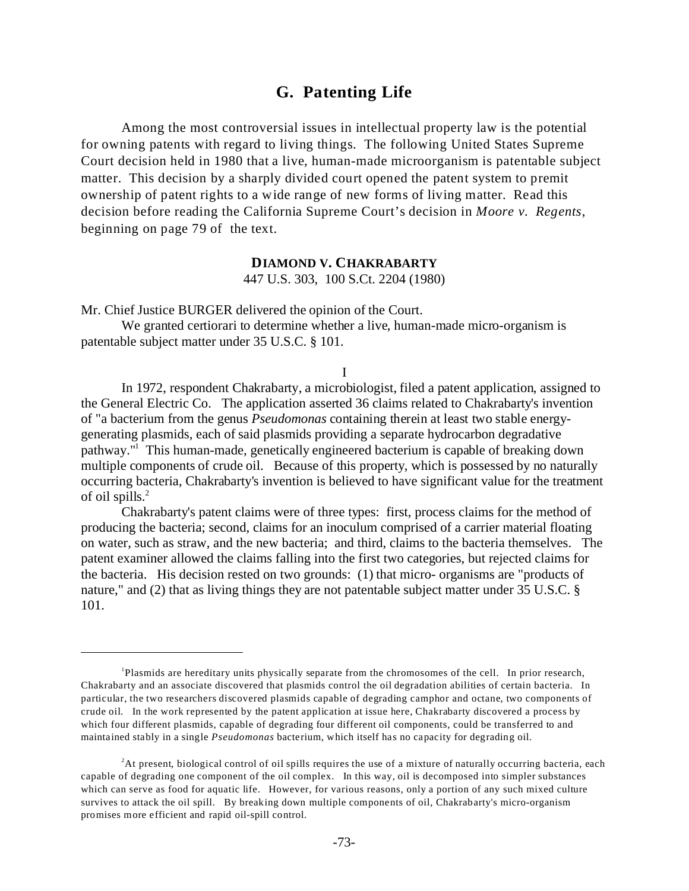## G. Patenting Life

Among the most controversial issues in intellectual property law is the potential for owning patents with regard to living things. The following United States Supreme Court decision held in 1980 that a live, human-made microorganism is patentable subject matter. This decision by a sharply divided court opened the patent system to premit ownership of patent rights to a wide range of new forms of living matter. Read this decision before reading the California Supreme Court's decision in *Moore v. Regents*, beginning on page 79 of the text.

**DIAMOND V. CHAKRABARTY**

447 U.S. 303, 100 S.Ct. 2204 (1980)

Mr. Chief Justice BURGER delivered the opinion of the Court.

We granted certiorari to determine whether a live, human-made micro-organism is patentable subject matter under 35 U.S.C. § 101.

I

In 1972, respondent Chakrabarty, a microbiologist, filed a patent application, assigned to the General Electric Co. The application asserted 36 claims related to Chakrabarty's invention of "a bacterium from the genus *Pseudomonas* containing therein at least two stable energy-generating plasmids, each of said plasmids providing a separate hydrocarbon degradative pathway."[1] This human-made, genetically engineered bacterium is capable of breaking down multiple components of crude oil. Because of this property, which is possessed by no naturally occurring bacteria, Chakrabarty's invention is believed to have significant value for the treatment of oil spills.[2]

Chakrabarty's patent claims were of three types: first, process claims for the method of producing the bacteria; second, claims for an inoculum comprised of a carrier material floating on water, such as straw, and the new bacteria; and third, claims to the bacteria themselves. The patent examiner allowed the claims falling into the first two categories, but rejected claims for the bacteria. His decision rested on two grounds: (1) that micro- organisms are "products of nature," and (2) that as living things they are not patentable subject matter under 35 U.S.C. § 101.

---

[1] Plasmids are hereditary units physically separate from the chromosomes of the cell. In prior research, Chakrabarty and an associate discovered that plasmids control the oil degradation abilities of certain bacteria. In particular, the two researchers discovered plasmids capable of degrading camphor and octane, two components of crude oil. In the work represented by the patent application at issue here, Chakrabarty discovered a process by which four different plasmids, capable of degrading four different oil components, could be transferred to and maintained stably in a single *Pseudomonas* bacterium, which itself has no capacity for degrading oil.

[2] At present, biological control of oil spills requires the use of a mixture of naturally occurring bacteria, each capable of degrading one component of the oil complex. In this way, oil is decomposed into simpler substances which can serve as food for aquatic life. However, for various reasons, only a portion of any such mixed culture survives to attack the oil spill. By breaking down multiple components of oil, Chakrabarty's micro-organism promises more efficient and rapid oil-spill control.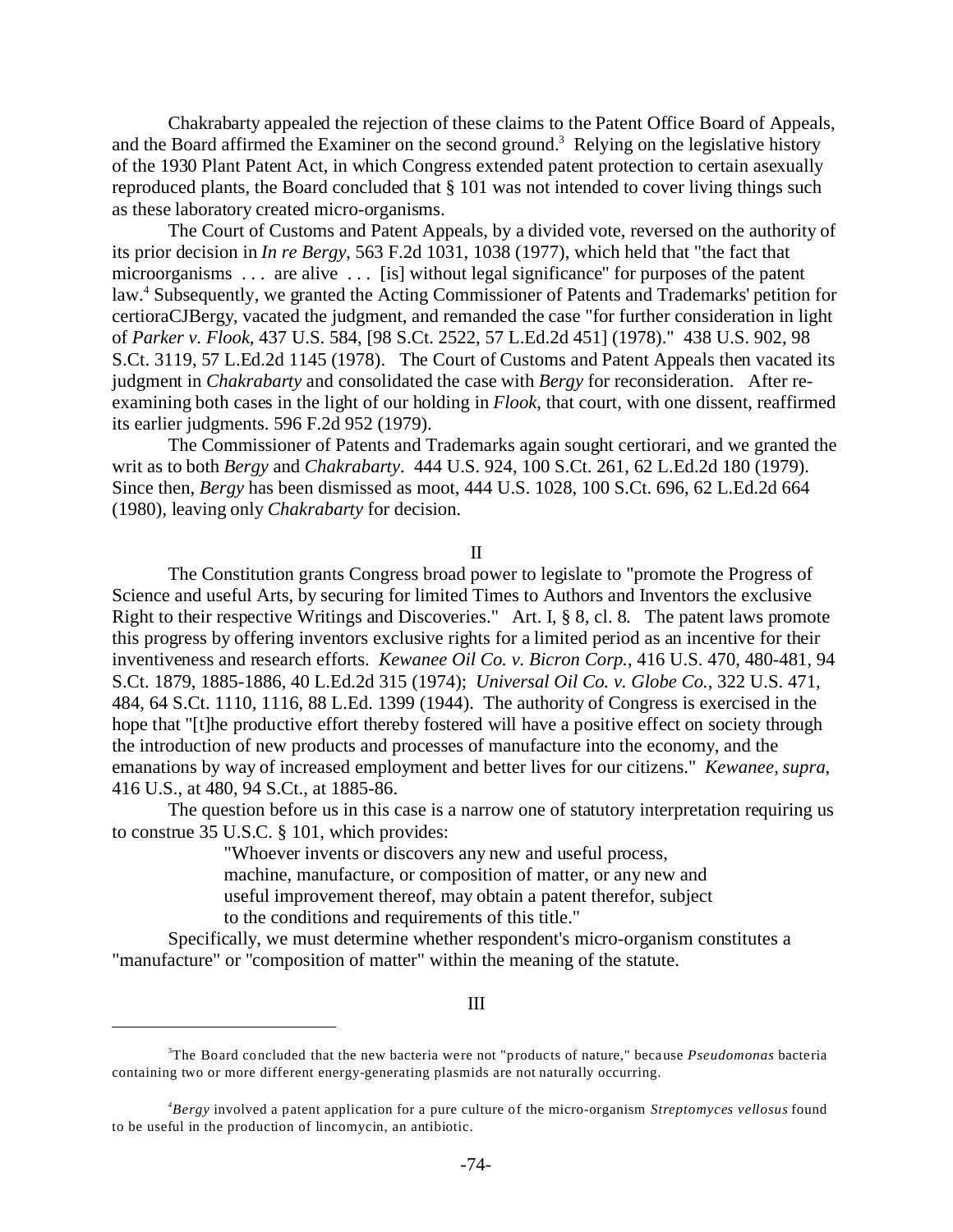Chakrabarty appealed the rejection of these claims to the Patent Office Board of Appeals, and the Board affirmed the Examiner on the second ground.[3] Relying on the legislative history of the 1930 Plant Patent Act, in which Congress extended patent protection to certain asexually reproduced plants, the Board concluded that § 101 was not intended to cover living things such as these laboratory created micro-organisms.

The Court of Customs and Patent Appeals, by a divided vote, reversed on the authority of its prior decision in *In re Bergy*, 563 F.2d 1031, 1038 (1977), which held that "the fact that microorganisms . . . are alive . . . [is] without legal significance" for purposes of the patent law.[4] Subsequently, we granted the Acting Commissioner of Patents and Trademarks' petition for certioraCJBergy, vacated the judgment, and remanded the case "for further consideration in light of *Parker v. Flook*, 437 U.S. 584, [98 S.Ct. 2522, 57 L.Ed.2d 451] (1978)." 438 U.S. 902, 98 S.Ct. 3119, 57 L.Ed.2d 1145 (1978). The Court of Customs and Patent Appeals then vacated its judgment in *Chakrabarty* and consolidated the case with *Bergy* for reconsideration. After re-examining both cases in the light of our holding in *Flook*, that court, with one dissent, reaffirmed its earlier judgments. 596 F.2d 952 (1979).

The Commissioner of Patents and Trademarks again sought certiorari, and we granted the writ as to both *Bergy* and *Chakrabarty*. 444 U.S. 924, 100 S.Ct. 261, 62 L.Ed.2d 180 (1979). Since then, *Bergy* has been dismissed as moot, 444 U.S. 1028, 100 S.Ct. 696, 62 L.Ed.2d 664 (1980), leaving only *Chakrabarty* for decision.

II

The Constitution grants Congress broad power to legislate to "promote the Progress of Science and useful Arts, by securing for limited Times to Authors and Inventors the exclusive Right to their respective Writings and Discoveries." Art. I, § 8, cl. 8. The patent laws promote this progress by offering inventors exclusive rights for a limited period as an incentive for their inventiveness and research efforts. *Kewanee Oil Co. v. Bicron Corp.*, 416 U.S. 470, 480-481, 94 S.Ct. 1879, 1885-1886, 40 L.Ed.2d 315 (1974); *Universal Oil Co. v. Globe Co.*, 322 U.S. 471, 484, 64 S.Ct. 1110, 1116, 88 L.Ed. 1399 (1944). The authority of Congress is exercised in the hope that "[t]he productive effort thereby fostered will have a positive effect on society through the introduction of new products and processes of manufacture into the economy, and the emanations by way of increased employment and better lives for our citizens." *Kewanee, supra*, 416 U.S., at 480, 94 S.Ct., at 1885-86.

The question before us in this case is a narrow one of statutory interpretation requiring us to construe 35 U.S.C. § 101, which provides:

> "Whoever invents or discovers any new and useful process, machine, manufacture, or composition of matter, or any new and useful improvement thereof, may obtain a patent therefor, subject to the conditions and requirements of this title."

Specifically, we must determine whether respondent's micro-organism constitutes a "manufacture" or "composition of matter" within the meaning of the statute.

III

---

[3] The Board concluded that the new bacteria were not "products of nature," because *Pseudomonas* bacteria containing two or more different energy-generating plasmids are not naturally occurring.

[4] *Bergy* involved a patent application for a pure culture of the micro-organism *Streptomyces vellosus* found to be useful in the production of lincomycin, an antibiotic.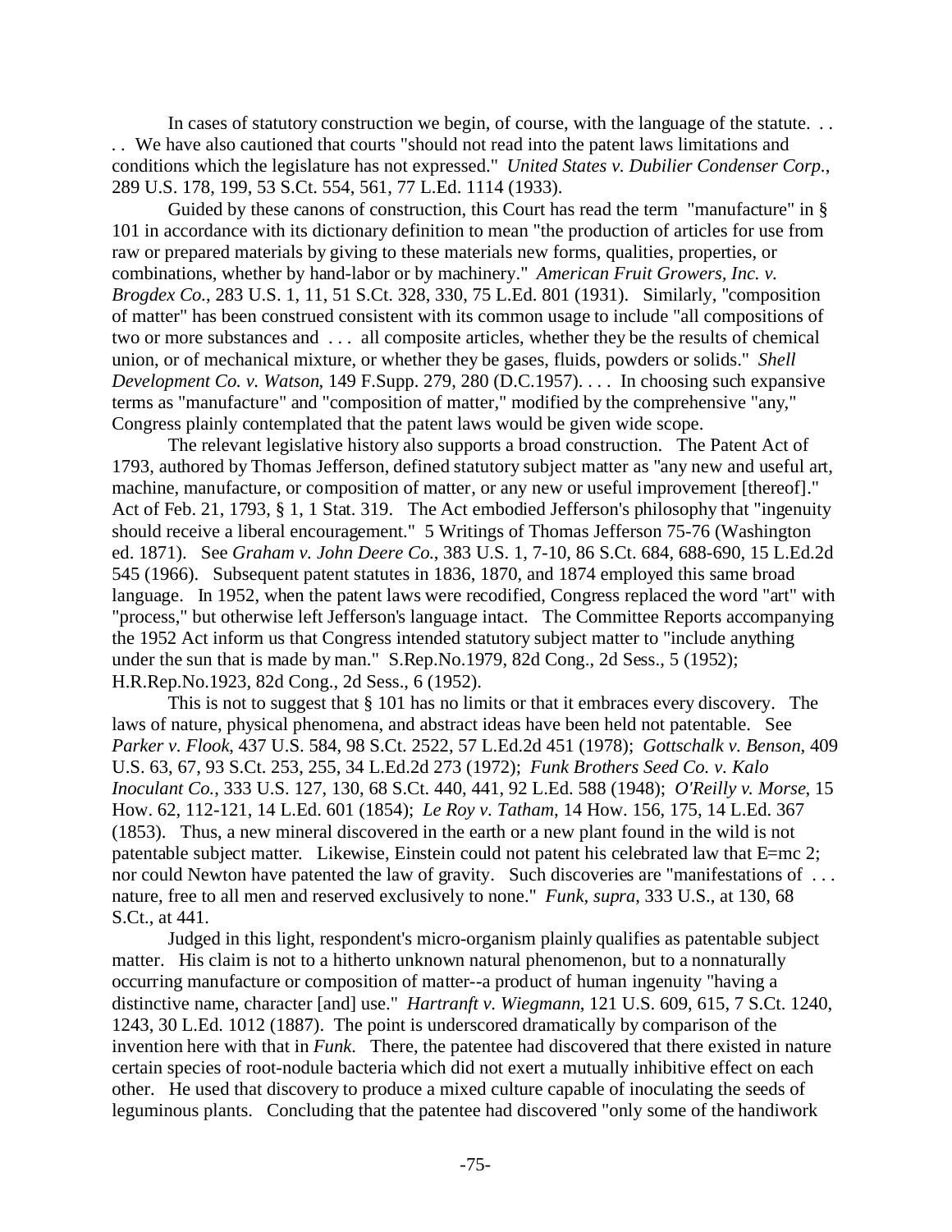In cases of statutory construction we begin, of course, with the language of the statute. . . . . We have also cautioned that courts "should not read into the patent laws limitations and conditions which the legislature has not expressed." *United States v. Dubilier Condenser Corp.*, 289 U.S. 178, 199, 53 S.Ct. 554, 561, 77 L.Ed. 1114 (1933).

Guided by these canons of construction, this Court has read the term "manufacture" in § 101 in accordance with its dictionary definition to mean "the production of articles for use from raw or prepared materials by giving to these materials new forms, qualities, properties, or combinations, whether by hand-labor or by machinery." *American Fruit Growers, Inc. v. Brogdex Co.*, 283 U.S. 1, 11, 51 S.Ct. 328, 330, 75 L.Ed. 801 (1931). Similarly, "composition of matter" has been construed consistent with its common usage to include "all compositions of two or more substances and . . . all composite articles, whether they be the results of chemical union, or of mechanical mixture, or whether they be gases, fluids, powders or solids." *Shell Development Co. v. Watson*, 149 F.Supp. 279, 280 (D.C.1957). . . . In choosing such expansive terms as "manufacture" and "composition of matter," modified by the comprehensive "any," Congress plainly contemplated that the patent laws would be given wide scope.

The relevant legislative history also supports a broad construction. The Patent Act of 1793, authored by Thomas Jefferson, defined statutory subject matter as "any new and useful art, machine, manufacture, or composition of matter, or any new or useful improvement [thereof]." Act of Feb. 21, 1793, § 1, 1 Stat. 319. The Act embodied Jefferson's philosophy that "ingenuity should receive a liberal encouragement." 5 Writings of Thomas Jefferson 75-76 (Washington ed. 1871). See *Graham v. John Deere Co.*, 383 U.S. 1, 7-10, 86 S.Ct. 684, 688-690, 15 L.Ed.2d 545 (1966). Subsequent patent statutes in 1836, 1870, and 1874 employed this same broad language. In 1952, when the patent laws were recodified, Congress replaced the word "art" with "process," but otherwise left Jefferson's language intact. The Committee Reports accompanying the 1952 Act inform us that Congress intended statutory subject matter to "include anything under the sun that is made by man." S.Rep.No.1979, 82d Cong., 2d Sess., 5 (1952); H.R.Rep.No.1923, 82d Cong., 2d Sess., 6 (1952).

This is not to suggest that § 101 has no limits or that it embraces every discovery. The laws of nature, physical phenomena, and abstract ideas have been held not patentable. See *Parker v. Flook*, 437 U.S. 584, 98 S.Ct. 2522, 57 L.Ed.2d 451 (1978); *Gottschalk v. Benson*, 409 U.S. 63, 67, 93 S.Ct. 253, 255, 34 L.Ed.2d 273 (1972); *Funk Brothers Seed Co. v. Kalo Inoculant Co.*, 333 U.S. 127, 130, 68 S.Ct. 440, 441, 92 L.Ed. 588 (1948); *O'Reilly v. Morse*, 15 How. 62, 112-121, 14 L.Ed. 601 (1854); *Le Roy v. Tatham*, 14 How. 156, 175, 14 L.Ed. 367 (1853). Thus, a new mineral discovered in the earth or a new plant found in the wild is not patentable subject matter. Likewise, Einstein could not patent his celebrated law that $E=mc^2$; nor could Newton have patented the law of gravity. Such discoveries are "manifestations of . . . nature, free to all men and reserved exclusively to none." *Funk, supra*, 333 U.S., at 130, 68 S.Ct., at 441.

Judged in this light, respondent's micro-organism plainly qualifies as patentable subject matter. His claim is not to a hitherto unknown natural phenomenon, but to a nonnaturally occurring manufacture or composition of matter--a product of human ingenuity "having a distinctive name, character [and] use." *Hartranft v. Wiegmann*, 121 U.S. 609, 615, 7 S.Ct. 1240, 1243, 30 L.Ed. 1012 (1887). The point is underscored dramatically by comparison of the invention here with that in *Funk*. There, the patentee had discovered that there existed in nature certain species of root-nodule bacteria which did not exert a mutually inhibitive effect on each other. He used that discovery to produce a mixed culture capable of inoculating the seeds of leguminous plants. Concluding that the patentee had discovered "only some of the handiwork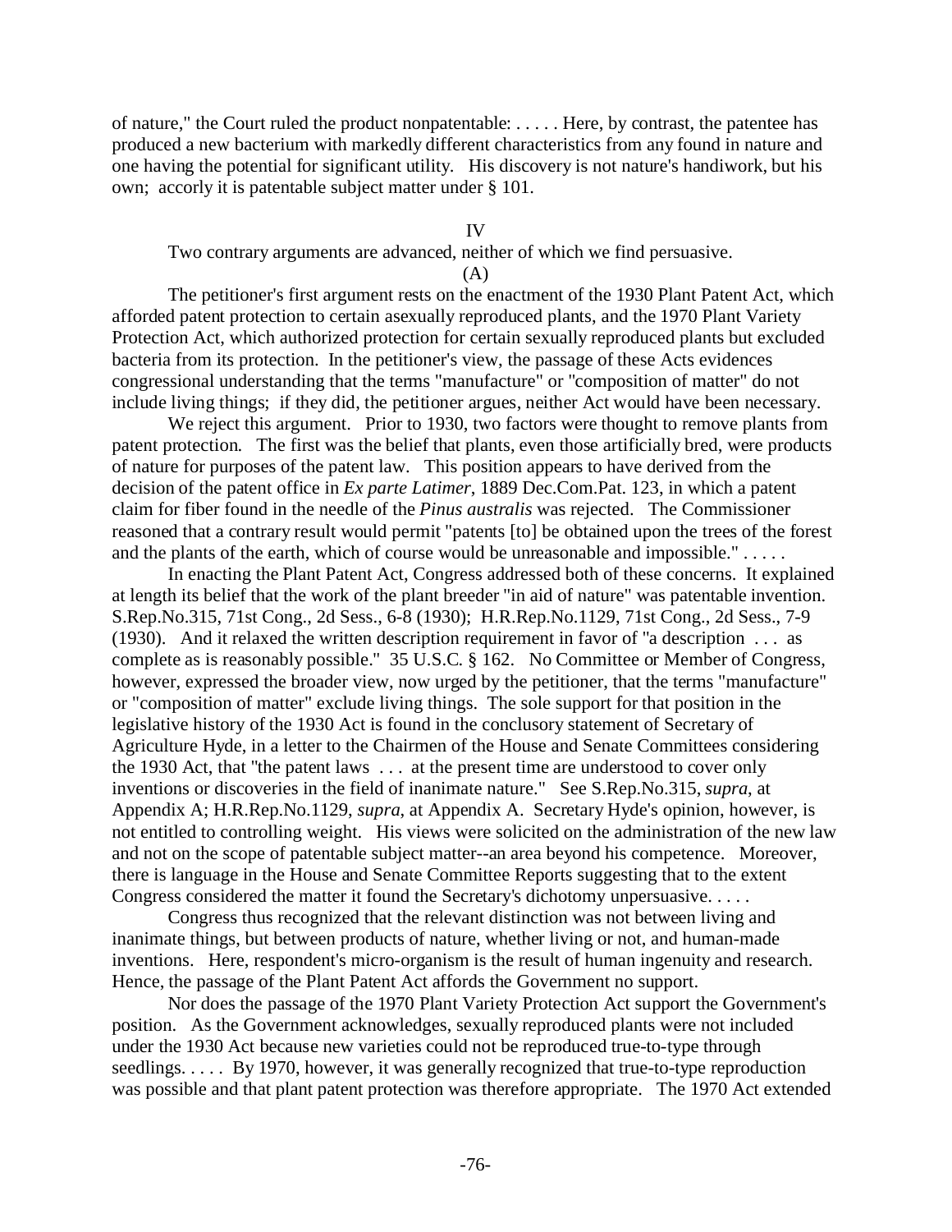of nature," the Court ruled the product nonpatentable: . . . . . Here, by contrast, the patentee has produced a new bacterium with markedly different characteristics from any found in nature and one having the potential for significant utility. His discovery is not nature's handiwork, but his own; accorly it is patentable subject matter under § 101.

IV

Two contrary arguments are advanced, neither of which we find persuasive.

(A)

The petitioner's first argument rests on the enactment of the 1930 Plant Patent Act, which afforded patent protection to certain asexually reproduced plants, and the 1970 Plant Variety Protection Act, which authorized protection for certain sexually reproduced plants but excluded bacteria from its protection. In the petitioner's view, the passage of these Acts evidences congressional understanding that the terms "manufacture" or "composition of matter" do not include living things; if they did, the petitioner argues, neither Act would have been necessary.

We reject this argument. Prior to 1930, two factors were thought to remove plants from patent protection. The first was the belief that plants, even those artificially bred, were products of nature for purposes of the patent law. This position appears to have derived from the decision of the patent office in *Ex parte Latimer*, 1889 Dec.Com.Pat. 123, in which a patent claim for fiber found in the needle of the *Pinus australis* was rejected. The Commissioner reasoned that a contrary result would permit "patents [to] be obtained upon the trees of the forest and the plants of the earth, which of course would be unreasonable and impossible." . . . . .

In enacting the Plant Patent Act, Congress addressed both of these concerns. It explained at length its belief that the work of the plant breeder "in aid of nature" was patentable invention. S.Rep.No.315, 71st Cong., 2d Sess., 6-8 (1930); H.R.Rep.No.1129, 71st Cong., 2d Sess., 7-9 (1930). And it relaxed the written description requirement in favor of "a description . . . as complete as is reasonably possible." 35 U.S.C. § 162. No Committee or Member of Congress, however, expressed the broader view, now urged by the petitioner, that the terms "manufacture" or "composition of matter" exclude living things. The sole support for that position in the legislative history of the 1930 Act is found in the conclusory statement of Secretary of Agriculture Hyde, in a letter to the Chairmen of the House and Senate Committees considering the 1930 Act, that "the patent laws . . . at the present time are understood to cover only inventions or discoveries in the field of inanimate nature." See S.Rep.No.315, *supra*, at Appendix A; H.R.Rep.No.1129, *supra*, at Appendix A. Secretary Hyde's opinion, however, is not entitled to controlling weight. His views were solicited on the administration of the new law and not on the scope of patentable subject matter--an area beyond his competence. Moreover, there is language in the House and Senate Committee Reports suggesting that to the extent Congress considered the matter it found the Secretary's dichotomy unpersuasive. . . . .

Congress thus recognized that the relevant distinction was not between living and inanimate things, but between products of nature, whether living or not, and human-made inventions. Here, respondent's micro-organism is the result of human ingenuity and research. Hence, the passage of the Plant Patent Act affords the Government no support.

Nor does the passage of the 1970 Plant Variety Protection Act support the Government's position. As the Government acknowledges, sexually reproduced plants were not included under the 1930 Act because new varieties could not be reproduced true-to-type through seedlings. . . . . By 1970, however, it was generally recognized that true-to-type reproduction was possible and that plant patent protection was therefore appropriate. The 1970 Act extended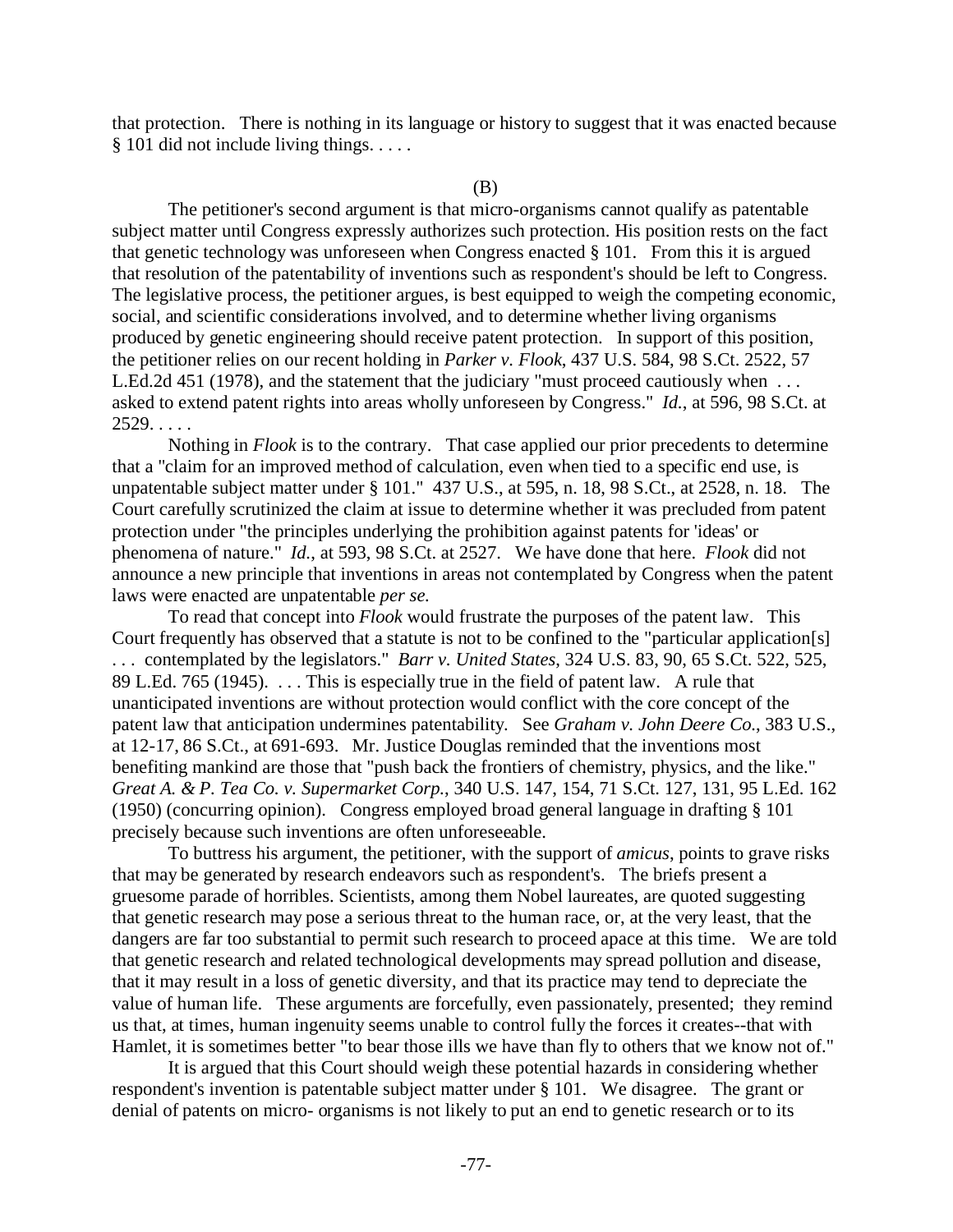that protection. There is nothing in its language or history to suggest that it was enacted because § 101 did not include living things. . . . .

(B)

The petitioner's second argument is that micro-organisms cannot qualify as patentable subject matter until Congress expressly authorizes such protection. His position rests on the fact that genetic technology was unforeseen when Congress enacted § 101. From this it is argued that resolution of the patentability of inventions such as respondent's should be left to Congress. The legislative process, the petitioner argues, is best equipped to weigh the competing economic, social, and scientific considerations involved, and to determine whether living organisms produced by genetic engineering should receive patent protection. In support of this position, the petitioner relies on our recent holding in *Parker v. Flook*, 437 U.S. 584, 98 S.Ct. 2522, 57 L.Ed.2d 451 (1978), and the statement that the judiciary "must proceed cautiously when . . . asked to extend patent rights into areas wholly unforeseen by Congress." *Id.*, at 596, 98 S.Ct. at 2529. . . . .

Nothing in *Flook* is to the contrary. That case applied our prior precedents to determine that a "claim for an improved method of calculation, even when tied to a specific end use, is unpatentable subject matter under § 101." 437 U.S., at 595, n. 18, 98 S.Ct., at 2528, n. 18. The Court carefully scrutinized the claim at issue to determine whether it was precluded from patent protection under "the principles underlying the prohibition against patents for 'ideas' or phenomena of nature." *Id.*, at 593, 98 S.Ct. at 2527. We have done that here. *Flook* did not announce a new principle that inventions in areas not contemplated by Congress when the patent laws were enacted are unpatentable *per se.*

To read that concept into *Flook* would frustrate the purposes of the patent law. This Court frequently has observed that a statute is not to be confined to the "particular application[s] . . . contemplated by the legislators." *Barr v. United States*, 324 U.S. 83, 90, 65 S.Ct. 522, 525, 89 L.Ed. 765 (1945). . . . This is especially true in the field of patent law. A rule that unanticipated inventions are without protection would conflict with the core concept of the patent law that anticipation undermines patentability. See *Graham v. John Deere Co.*, 383 U.S., at 12-17, 86 S.Ct., at 691-693. Mr. Justice Douglas reminded that the inventions most benefiting mankind are those that "push back the frontiers of chemistry, physics, and the like." *Great A. & P. Tea Co. v. Supermarket Corp.*, 340 U.S. 147, 154, 71 S.Ct. 127, 131, 95 L.Ed. 162 (1950) (concurring opinion). Congress employed broad general language in drafting § 101 precisely because such inventions are often unforeseeable.

To buttress his argument, the petitioner, with the support of *amicus*, points to grave risks that may be generated by research endeavors such as respondent's. The briefs present a gruesome parade of horribles. Scientists, among them Nobel laureates, are quoted suggesting that genetic research may pose a serious threat to the human race, or, at the very least, that the dangers are far too substantial to permit such research to proceed apace at this time. We are told that genetic research and related technological developments may spread pollution and disease, that it may result in a loss of genetic diversity, and that its practice may tend to depreciate the value of human life. These arguments are forcefully, even passionately, presented; they remind us that, at times, human ingenuity seems unable to control fully the forces it creates--that with Hamlet, it is sometimes better "to bear those ills we have than fly to others that we know not of."

It is argued that this Court should weigh these potential hazards in considering whether respondent's invention is patentable subject matter under § 101. We disagree. The grant or denial of patents on micro- organisms is not likely to put an end to genetic research or to its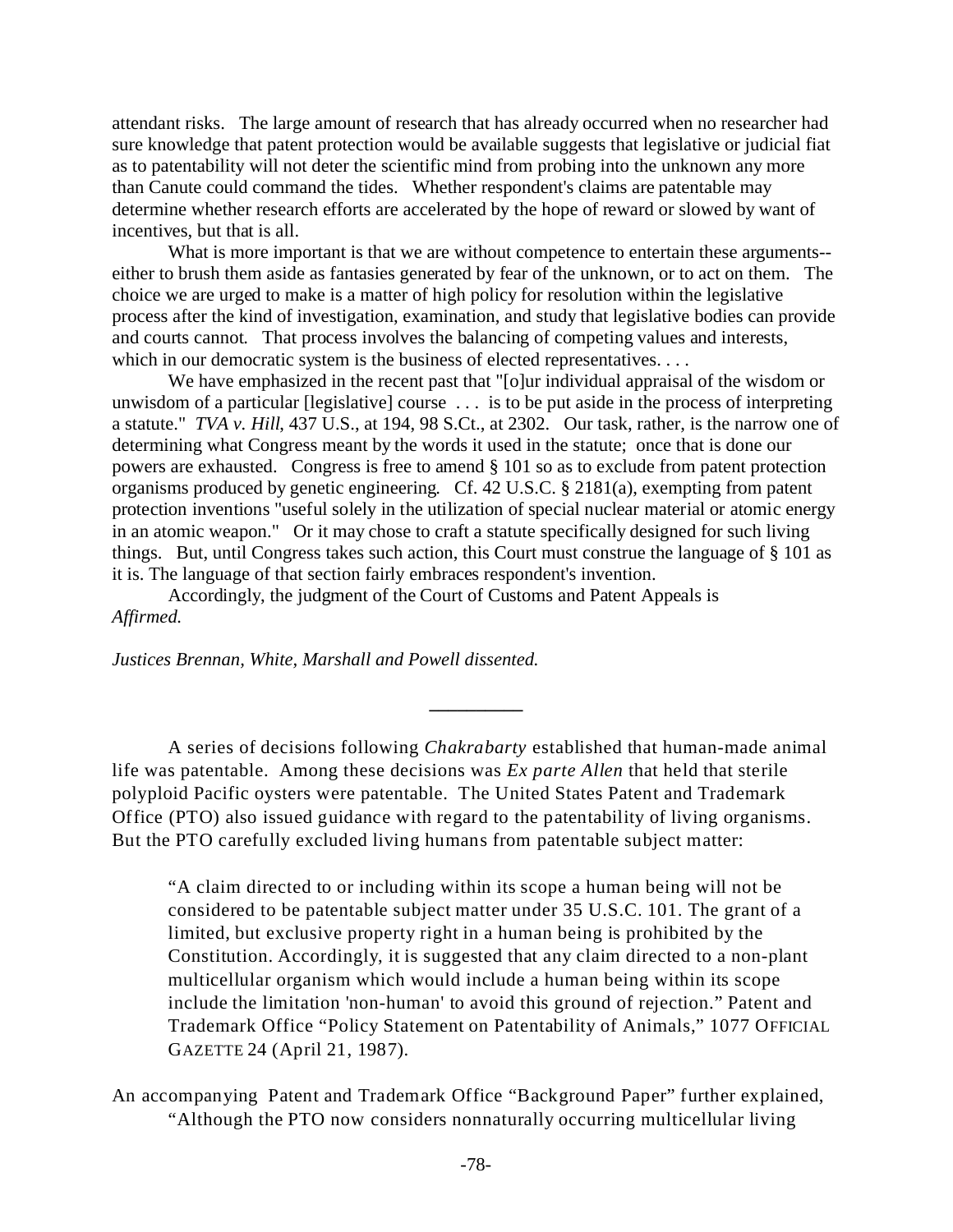attendant risks. The large amount of research that has already occurred when no researcher had sure knowledge that patent protection would be available suggests that legislative or judicial fiat as to patentability will not deter the scientific mind from probing into the unknown any more than Canute could command the tides. Whether respondent's claims are patentable may determine whether research efforts are accelerated by the hope of reward or slowed by want of incentives, but that is all.

What is more important is that we are without competence to entertain these arguments--either to brush them aside as fantasies generated by fear of the unknown, or to act on them. The choice we are urged to make is a matter of high policy for resolution within the legislative process after the kind of investigation, examination, and study that legislative bodies can provide and courts cannot. That process involves the balancing of competing values and interests, which in our democratic system is the business of elected representatives. . . .

We have emphasized in the recent past that "[o]ur individual appraisal of the wisdom or unwisdom of a particular [legislative] course . . . is to be put aside in the process of interpreting a statute." *TVA v. Hill*, 437 U.S., at 194, 98 S.Ct., at 2302. Our task, rather, is the narrow one of determining what Congress meant by the words it used in the statute; once that is done our powers are exhausted. Congress is free to amend § 101 so as to exclude from patent protection organisms produced by genetic engineering. Cf. 42 U.S.C. § 2181(a), exempting from patent protection inventions "useful solely in the utilization of special nuclear material or atomic energy in an atomic weapon." Or it may chose to craft a statute specifically designed for such living things. But, until Congress takes such action, this Court must construe the language of § 101 as it is. The language of that section fairly embraces respondent's invention.

Accordingly, the judgment of the Court of Customs and Patent Appeals is
*Affirmed.*

*Justices Brennan, White, Marshall and Powell dissented.*

---

A series of decisions following *Chakrabarty* established that human-made animal life was patentable. Among these decisions was *Ex parte Allen* that held that sterile polyploid Pacific oysters were patentable. The United States Patent and Trademark Office (PTO) also issued guidance with regard to the patentability of living organisms. But the PTO carefully excluded living humans from patentable subject matter:

> "A claim directed to or including within its scope a human being will not be considered to be patentable subject matter under 35 U.S.C. 101. The grant of a limited, but exclusive property right in a human being is prohibited by the Constitution. Accordingly, it is suggested that any claim directed to a non-plant multicellular organism which would include a human being within its scope include the limitation 'non-human' to avoid this ground of rejection." Patent and Trademark Office "Policy Statement on Patentability of Animals," 1077 OFFICIAL GAZETTE 24 (April 21, 1987).

An accompanying Patent and Trademark Office "Background Paper" further explained,

"Although the PTO now considers nonnaturally occurring multicellular living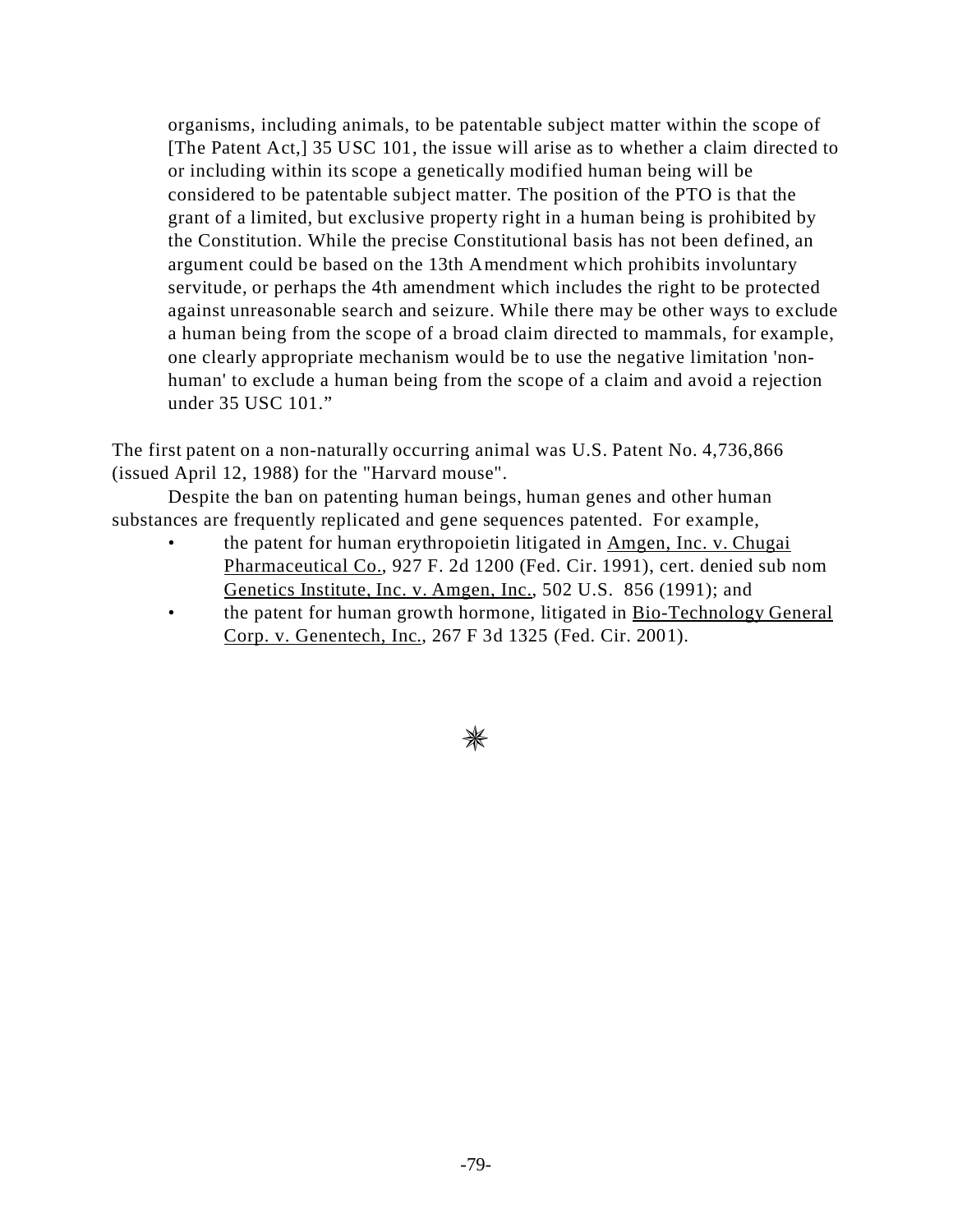> organisms, including animals, to be patentable subject matter within the scope of [The Patent Act,] 35 USC 101, the issue will arise as to whether a claim directed to or including within its scope a genetically modified human being will be considered to be patentable subject matter. The position of the PTO is that the grant of a limited, but exclusive property right in a human being is prohibited by the Constitution. While the precise Constitutional basis has not been defined, an argument could be based on the 13th Amendment which prohibits involuntary servitude, or perhaps the 4th amendment which includes the right to be protected against unreasonable search and seizure. While there may be other ways to exclude a human being from the scope of a broad claim directed to mammals, for example, one clearly appropriate mechanism would be to use the negative limitation 'non-human' to exclude a human being from the scope of a claim and avoid a rejection under 35 USC 101."

The first patent on a non-naturally occurring animal was U.S. Patent No. 4,736,866 (issued April 12, 1988) for the "Harvard mouse".

Despite the ban on patenting human beings, human genes and other human substances are frequently replicated and gene sequences patented. For example,

- the patent for human erythropoietin litigated in Amgen, Inc. v. Chugai Pharmaceutical Co., 927 F. 2d 1200 (Fed. Cir. 1991), cert. denied sub nom Genetics Institute, Inc. v. Amgen, Inc., 502 U.S. 856 (1991); and
- the patent for human growth hormone, litigated in Bio-Technology General Corp. v. Genentech, Inc., 267 F 3d 1325 (Fed. Cir. 2001).

✷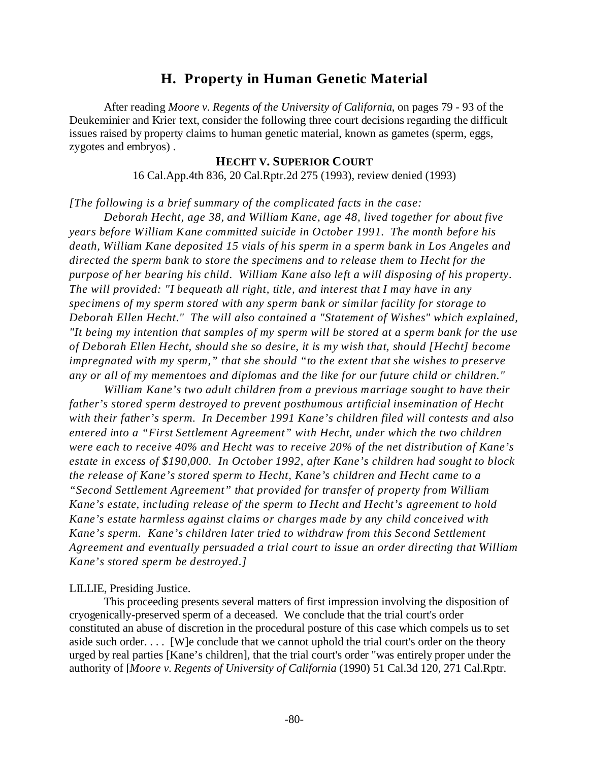## H. Property in Human Genetic Material

After reading *Moore v. Regents of the University of California*, on pages 79 - 93 of the Deukeminier and Krier text, consider the following three court decisions regarding the difficult issues raised by property claims to human genetic material, known as gametes (sperm, eggs, zygotes and embryos) .

### HECHT V. SUPERIOR COURT

16 Cal.App.4th 836, 20 Cal.Rptr.2d 275 (1993), review denied (1993)

*[The following is a brief summary of the complicated facts in the case:*

*Deborah Hecht, age 38, and William Kane, age 48, lived together for about five years before William Kane committed suicide in October 1991. The month before his death, William Kane deposited 15 vials of his sperm in a sperm bank in Los Angeles and directed the sperm bank to store the specimens and to release them to Hecht for the purpose of her bearing his child. William Kane also left a will disposing of his property. The will provided: "I bequeath all right, title, and interest that I may have in any specimens of my sperm stored with any sperm bank or similar facility for storage to Deborah Ellen Hecht." The will also contained a "Statement of Wishes" which explained, "It being my intention that samples of my sperm will be stored at a sperm bank for the use of Deborah Ellen Hecht, should she so desire, it is my wish that, should [Hecht] become impregnated with my sperm," that she should "to the extent that she wishes to preserve any or all of my mementoes and diplomas and the like for our future child or children."*

*William Kane's two adult children from a previous marriage sought to have their father's stored sperm destroyed to prevent posthumous artificial insemination of Hecht with their father's sperm. In December 1991 Kane's children filed will contests and also entered into a "First Settlement Agreement" with Hecht, under which the two children were each to receive 40% and Hecht was to receive 20% of the net distribution of Kane's estate in excess of $190,000. In October 1992, after Kane's children had sought to block the release of Kane's stored sperm to Hecht, Kane's children and Hecht came to a "Second Settlement Agreement" that provided for transfer of property from William Kane's estate, including release of the sperm to Hecht and Hecht's agreement to hold Kane's estate harmless against claims or charges made by any child conceived with Kane's sperm. Kane's children later tried to withdraw from this Second Settlement Agreement and eventually persuaded a trial court to issue an order directing that William Kane's stored sperm be destroyed.]*

LILLIE, Presiding Justice.

This proceeding presents several matters of first impression involving the disposition of cryogenically-preserved sperm of a deceased. We conclude that the trial court's order constituted an abuse of discretion in the procedural posture of this case which compels us to set aside such order. . . . [W]e conclude that we cannot uphold the trial court's order on the theory urged by real parties [Kane's children], that the trial court's order "was entirely proper under the authority of [*Moore v. Regents of University of California* (1990) 51 Cal.3d 120, 271 Cal.Rptr.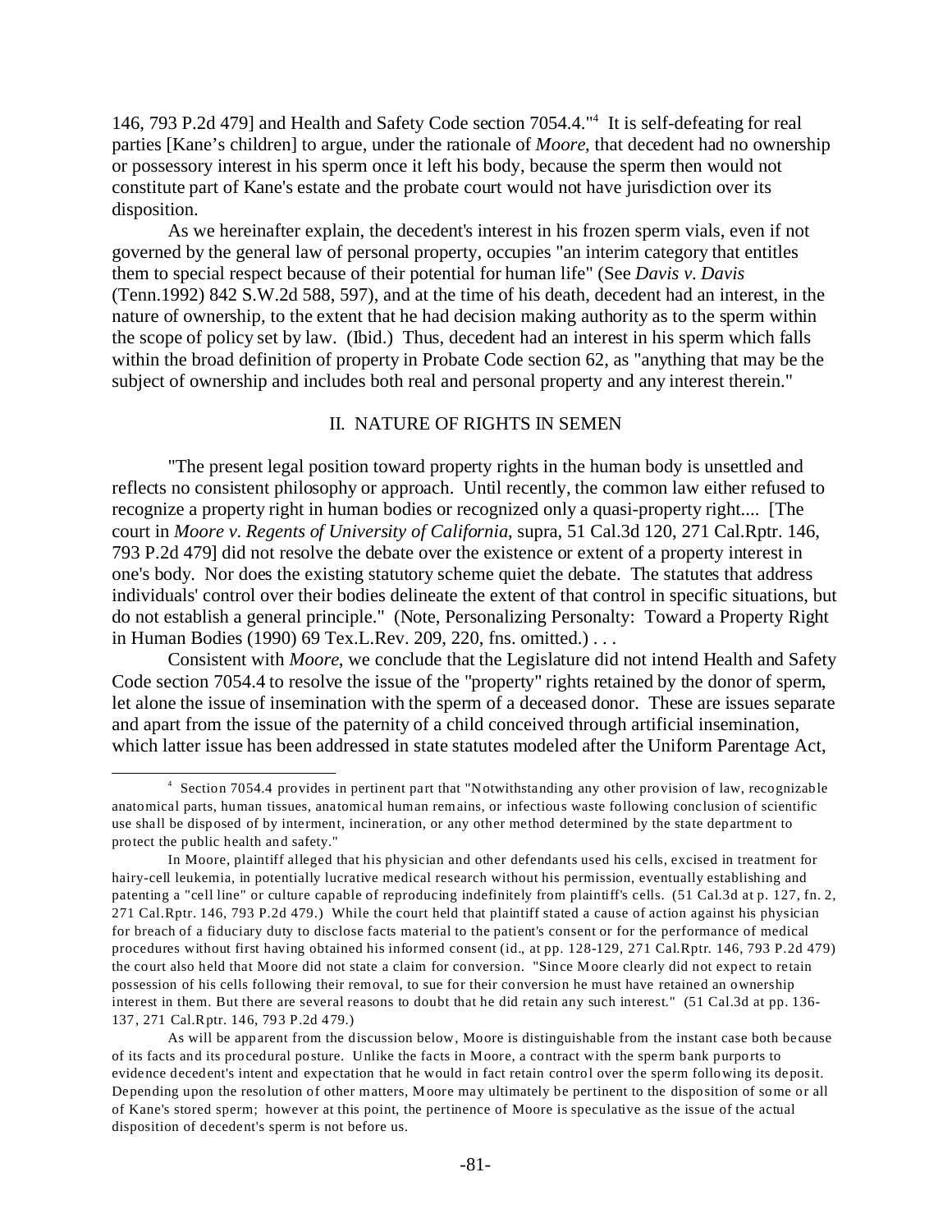146, 793 P.2d 479] and Health and Safety Code section 7054.4."[4] It is self-defeating for real parties [Kane's children] to argue, under the rationale of *Moore*, that decedent had no ownership or possessory interest in his sperm once it left his body, because the sperm then would not constitute part of Kane's estate and the probate court would not have jurisdiction over its disposition.

As we hereinafter explain, the decedent's interest in his frozen sperm vials, even if not governed by the general law of personal property, occupies "an interim category that entitles them to special respect because of their potential for human life" (See *Davis v. Davis* (Tenn.1992) 842 S.W.2d 588, 597), and at the time of his death, decedent had an interest, in the nature of ownership, to the extent that he had decision making authority as to the sperm within the scope of policy set by law. (Ibid.) Thus, decedent had an interest in his sperm which falls within the broad definition of property in Probate Code section 62, as "anything that may be the subject of ownership and includes both real and personal property and any interest therein."

## II. NATURE OF RIGHTS IN SEMEN

"The present legal position toward property rights in the human body is unsettled and reflects no consistent philosophy or approach. Until recently, the common law either refused to recognize a property right in human bodies or recognized only a quasi-property right.... [The court in *Moore v. Regents of University of California*, supra, 51 Cal.3d 120, 271 Cal.Rptr. 146, 793 P.2d 479] did not resolve the debate over the existence or extent of a property interest in one's body. Nor does the existing statutory scheme quiet the debate. The statutes that address individuals' control over their bodies delineate the extent of that control in specific situations, but do not establish a general principle." (Note, Personalizing Personalty: Toward a Property Right in Human Bodies (1990) 69 Tex.L.Rev. 209, 220, fns. omitted.) . . .

Consistent with *Moore*, we conclude that the Legislature did not intend Health and Safety Code section 7054.4 to resolve the issue of the "property" rights retained by the donor of sperm, let alone the issue of insemination with the sperm of a deceased donor. These are issues separate and apart from the issue of the paternity of a child conceived through artificial insemination, which latter issue has been addressed in state statutes modeled after the Uniform Parentage Act,

---

[4] Section 7054.4 provides in pertinent part that "Notwithstanding any other provision of law, recognizable anatomical parts, human tissues, anatomical human remains, or infectious waste following conclusion of scientific use shall be disposed of by interment, incineration, or any other method determined by the state department to protect the public health and safety."

In Moore, plaintiff alleged that his physician and other defendants used his cells, excised in treatment for hairy-cell leukemia, in potentially lucrative medical research without his permission, eventually establishing and patenting a "cell line" or culture capable of reproducing indefinitely from plaintiff's cells. (51 Cal.3d at p. 127, fn. 2, 271 Cal.Rptr. 146, 793 P.2d 479.) While the court held that plaintiff stated a cause of action against his physician for breach of a fiduciary duty to disclose facts material to the patient's consent or for the performance of medical procedures without first having obtained his informed consent (id., at pp. 128-129, 271 Cal.Rptr. 146, 793 P.2d 479) the court also held that Moore did not state a claim for conversion. "Since Moore clearly did not expect to retain possession of his cells following their removal, to sue for their conversion he must have retained an ownership interest in them. But there are several reasons to doubt that he did retain any such interest." (51 Cal.3d at pp. 136-137, 271 Cal.Rptr. 146, 793 P.2d 479.)

As will be apparent from the discussion below, Moore is distinguishable from the instant case both because of its facts and its procedural posture. Unlike the facts in Moore, a contract with the sperm bank purports to evidence decedent's intent and expectation that he would in fact retain control over the sperm following its deposit. Depending upon the resolution of other matters, Moore may ultimately be pertinent to the disposition of some or all of Kane's stored sperm; however at this point, the pertinence of Moore is speculative as the issue of the actual disposition of decedent's sperm is not before us.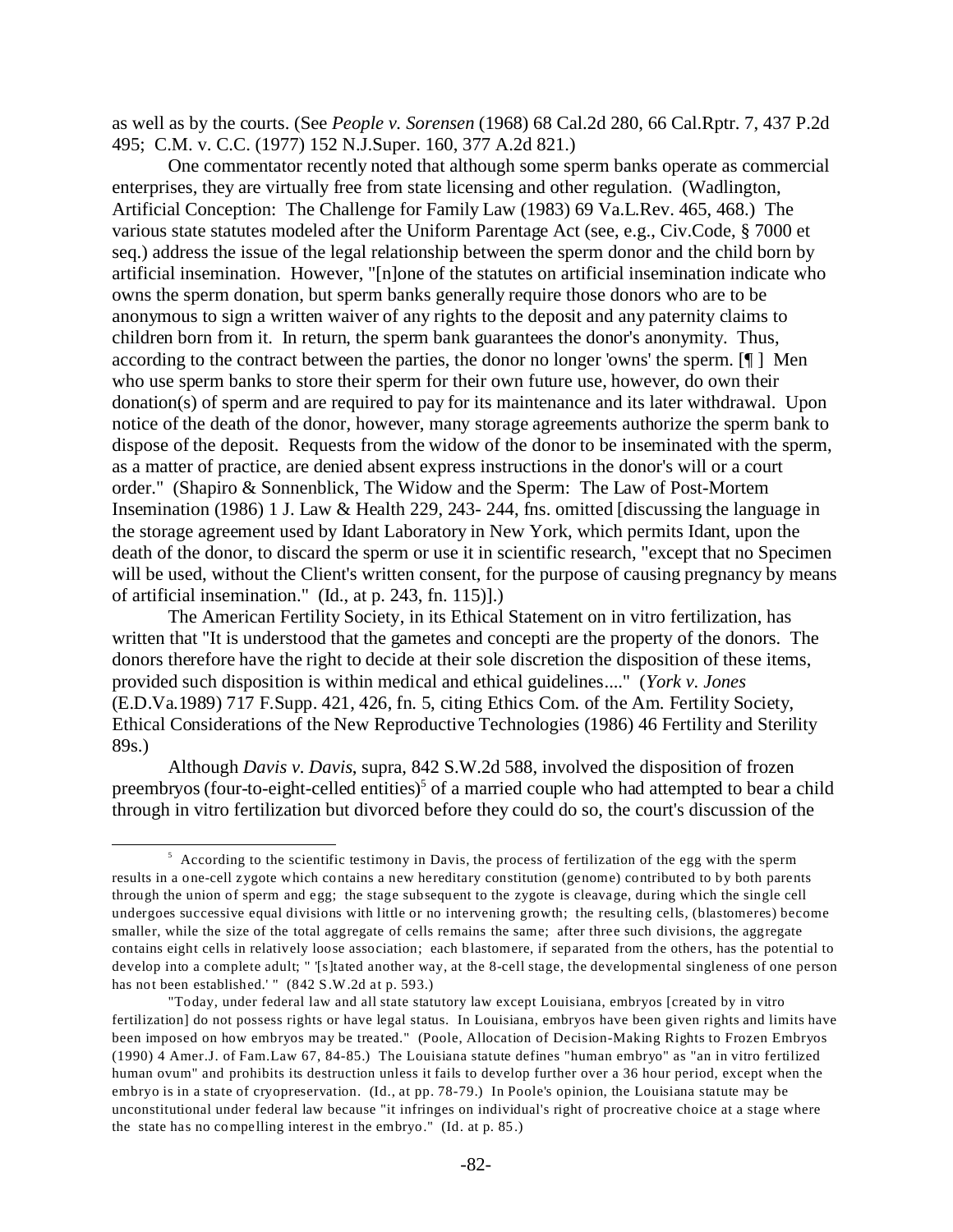as well as by the courts. (See *People v. Sorensen* (1968) 68 Cal.2d 280, 66 Cal.Rptr. 7, 437 P.2d 495; C.M. v. C.C. (1977) 152 N.J.Super. 160, 377 A.2d 821.)

One commentator recently noted that although some sperm banks operate as commercial enterprises, they are virtually free from state licensing and other regulation. (Wadlington, Artificial Conception: The Challenge for Family Law (1983) 69 Va.L.Rev. 465, 468.) The various state statutes modeled after the Uniform Parentage Act (see, e.g., Civ.Code, § 7000 et seq.) address the issue of the legal relationship between the sperm donor and the child born by artificial insemination. However, "[n]one of the statutes on artificial insemination indicate who owns the sperm donation, but sperm banks generally require those donors who are to be anonymous to sign a written waiver of any rights to the deposit and any paternity claims to children born from it. In return, the sperm bank guarantees the donor's anonymity. Thus, according to the contract between the parties, the donor no longer 'owns' the sperm. [¶ ] Men who use sperm banks to store their sperm for their own future use, however, do own their donation(s) of sperm and are required to pay for its maintenance and its later withdrawal. Upon notice of the death of the donor, however, many storage agreements authorize the sperm bank to dispose of the deposit. Requests from the widow of the donor to be inseminated with the sperm, as a matter of practice, are denied absent express instructions in the donor's will or a court order." (Shapiro & Sonnenblick, The Widow and the Sperm: The Law of Post-Mortem Insemination (1986) 1 J. Law & Health 229, 243- 244, fns. omitted [discussing the language in the storage agreement used by Idant Laboratory in New York, which permits Idant, upon the death of the donor, to discard the sperm or use it in scientific research, "except that no Specimen will be used, without the Client's written consent, for the purpose of causing pregnancy by means of artificial insemination." (Id., at p. 243, fn. 115)].)

The American Fertility Society, in its Ethical Statement on in vitro fertilization, has written that "It is understood that the gametes and concepti are the property of the donors. The donors therefore have the right to decide at their sole discretion the disposition of these items, provided such disposition is within medical and ethical guidelines...." (*York v. Jones* (E.D.Va.1989) 717 F.Supp. 421, 426, fn. 5, citing Ethics Com. of the Am. Fertility Society, Ethical Considerations of the New Reproductive Technologies (1986) 46 Fertility and Sterility 89s.)

Although *Davis v. Davis*, supra, 842 S.W.2d 588, involved the disposition of frozen preembryos (four-to-eight-celled entities)[5] of a married couple who had attempted to bear a child through in vitro fertilization but divorced before they could do so, the court's discussion of the

---

[5] According to the scientific testimony in Davis, the process of fertilization of the egg with the sperm results in a one-cell zygote which contains a new hereditary constitution (genome) contributed to by both parents through the union of sperm and egg; the stage subsequent to the zygote is cleavage, during which the single cell undergoes successive equal divisions with little or no intervening growth; the resulting cells, (blastomeres) become smaller, while the size of the total aggregate of cells remains the same; after three such divisions, the aggregate contains eight cells in relatively loose association; each blastomere, if separated from the others, has the potential to develop into a complete adult; " '[s]tated another way, at the 8-cell stage, the developmental singleness of one person has not been established.' " (842 S.W.2d at p. 593.)

"Today, under federal law and all state statutory law except Louisiana, embryos [created by in vitro fertilization] do not possess rights or have legal status. In Louisiana, embryos have been given rights and limits have been imposed on how embryos may be treated." (Poole, Allocation of Decision-Making Rights to Frozen Embryos (1990) 4 Amer.J. of Fam.Law 67, 84-85.) The Louisiana statute defines "human embryo" as "an in vitro fertilized human ovum" and prohibits its destruction unless it fails to develop further over a 36 hour period, except when the embryo is in a state of cryopreservation. (Id., at pp. 78-79.) In Poole's opinion, the Louisiana statute may be unconstitutional under federal law because "it infringes on individual's right of procreative choice at a stage where the state has no compelling interest in the embryo." (Id. at p. 85.)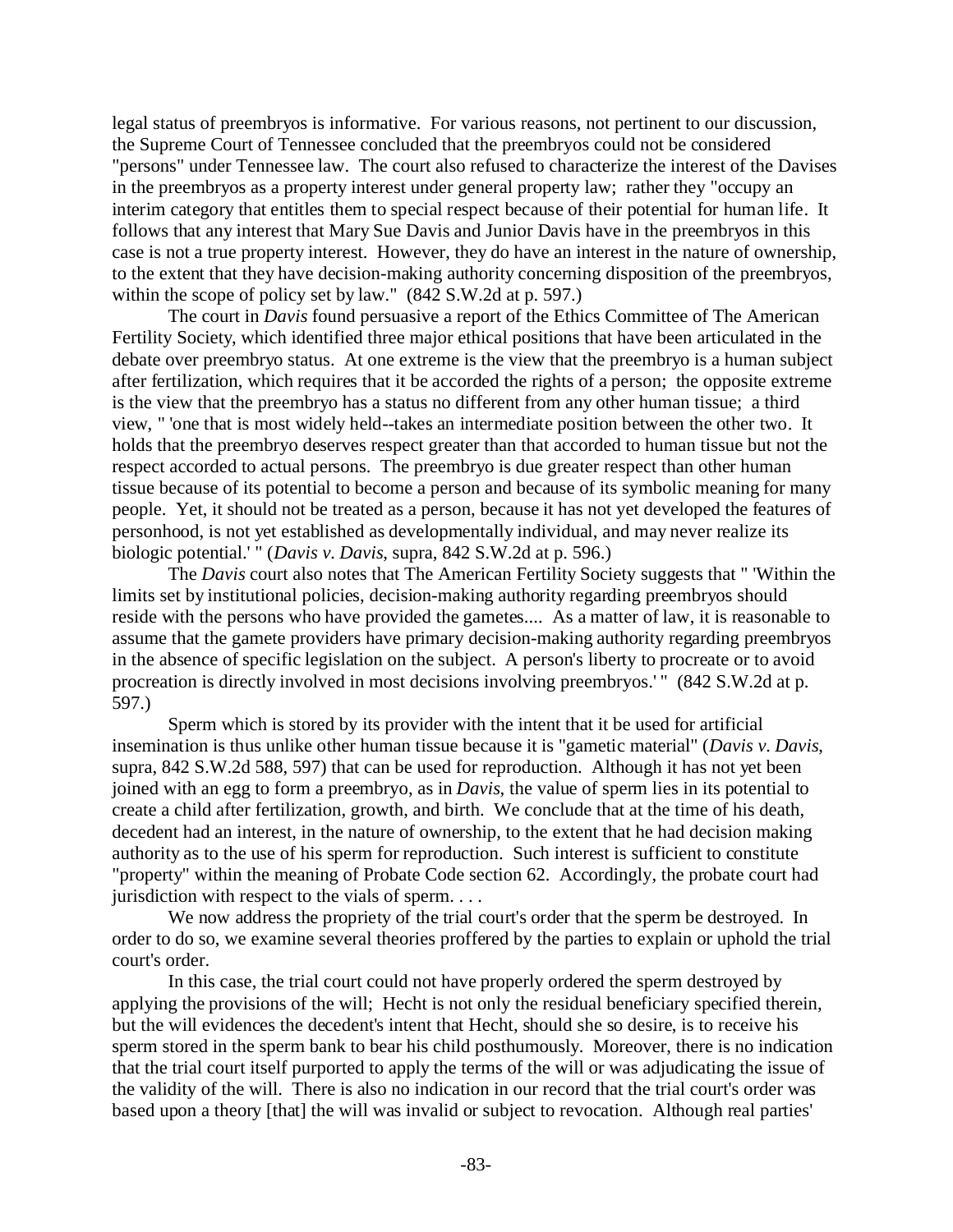legal status of preembryos is informative. For various reasons, not pertinent to our discussion, the Supreme Court of Tennessee concluded that the preembryos could not be considered "persons" under Tennessee law. The court also refused to characterize the interest of the Davises in the preembryos as a property interest under general property law; rather they "occupy an interim category that entitles them to special respect because of their potential for human life. It follows that any interest that Mary Sue Davis and Junior Davis have in the preembryos in this case is not a true property interest. However, they do have an interest in the nature of ownership, to the extent that they have decision-making authority concerning disposition of the preembryos, within the scope of policy set by law." (842 S.W.2d at p. 597.)

The court in *Davis* found persuasive a report of the Ethics Committee of The American Fertility Society, which identified three major ethical positions that have been articulated in the debate over preembryo status. At one extreme is the view that the preembryo is a human subject after fertilization, which requires that it be accorded the rights of a person; the opposite extreme is the view that the preembryo has a status no different from any other human tissue; a third view, " 'one that is most widely held--takes an intermediate position between the other two. It holds that the preembryo deserves respect greater than that accorded to human tissue but not the respect accorded to actual persons. The preembryo is due greater respect than other human tissue because of its potential to become a person and because of its symbolic meaning for many people. Yet, it should not be treated as a person, because it has not yet developed the features of personhood, is not yet established as developmentally individual, and may never realize its biologic potential.' " (*Davis v. Davis*, supra, 842 S.W.2d at p. 596.)

The *Davis* court also notes that The American Fertility Society suggests that " 'Within the limits set by institutional policies, decision-making authority regarding preembryos should reside with the persons who have provided the gametes.... As a matter of law, it is reasonable to assume that the gamete providers have primary decision-making authority regarding preembryos in the absence of specific legislation on the subject. A person's liberty to procreate or to avoid procreation is directly involved in most decisions involving preembryos.' " (842 S.W.2d at p. 597.)

Sperm which is stored by its provider with the intent that it be used for artificial insemination is thus unlike other human tissue because it is "gametic material" (*Davis v. Davis*, supra, 842 S.W.2d 588, 597) that can be used for reproduction. Although it has not yet been joined with an egg to form a preembryo, as in *Davis*, the value of sperm lies in its potential to create a child after fertilization, growth, and birth. We conclude that at the time of his death, decedent had an interest, in the nature of ownership, to the extent that he had decision making authority as to the use of his sperm for reproduction. Such interest is sufficient to constitute "property" within the meaning of Probate Code section 62. Accordingly, the probate court had jurisdiction with respect to the vials of sperm. . . .

We now address the propriety of the trial court's order that the sperm be destroyed. In order to do so, we examine several theories proffered by the parties to explain or uphold the trial court's order.

In this case, the trial court could not have properly ordered the sperm destroyed by applying the provisions of the will; Hecht is not only the residual beneficiary specified therein, but the will evidences the decedent's intent that Hecht, should she so desire, is to receive his sperm stored in the sperm bank to bear his child posthumously. Moreover, there is no indication that the trial court itself purported to apply the terms of the will or was adjudicating the issue of the validity of the will. There is also no indication in our record that the trial court's order was based upon a theory [that] the will was invalid or subject to revocation. Although real parties'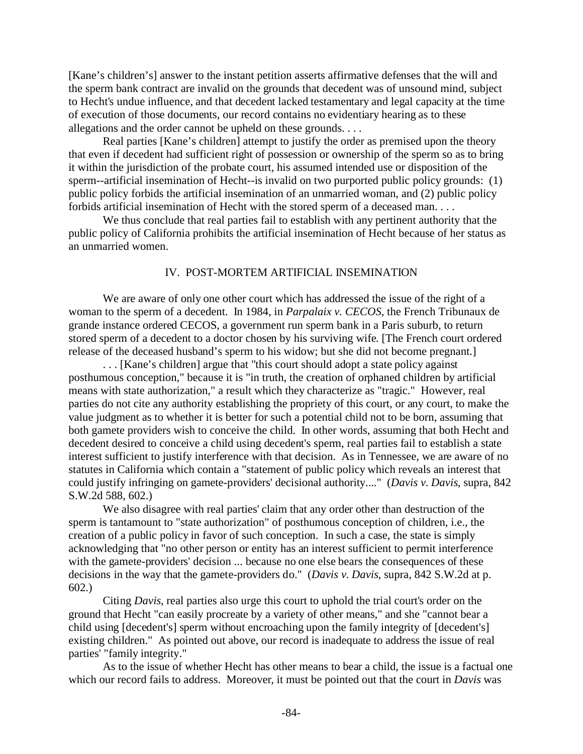[Kane's children's] answer to the instant petition asserts affirmative defenses that the will and the sperm bank contract are invalid on the grounds that decedent was of unsound mind, subject to Hecht's undue influence, and that decedent lacked testamentary and legal capacity at the time of execution of those documents, our record contains no evidentiary hearing as to these allegations and the order cannot be upheld on these grounds. . . .

Real parties [Kane's children] attempt to justify the order as premised upon the theory that even if decedent had sufficient right of possession or ownership of the sperm so as to bring it within the jurisdiction of the probate court, his assumed intended use or disposition of the sperm--artificial insemination of Hecht--is invalid on two purported public policy grounds: (1) public policy forbids the artificial insemination of an unmarried woman, and (2) public policy forbids artificial insemination of Hecht with the stored sperm of a deceased man. . . .

We thus conclude that real parties fail to establish with any pertinent authority that the public policy of California prohibits the artificial insemination of Hecht because of her status as an unmarried women.

## IV. POST-MORTEM ARTIFICIAL INSEMINATION

We are aware of only one other court which has addressed the issue of the right of a woman to the sperm of a decedent. In 1984, in *Parpalaix v. CECOS*, the French Tribunaux de grande instance ordered CECOS, a government run sperm bank in a Paris suburb, to return stored sperm of a decedent to a doctor chosen by his surviving wife. [The French court ordered release of the deceased husband's sperm to his widow; but she did not become pregnant.]

. . . [Kane's children] argue that "this court should adopt a state policy against posthumous conception," because it is "in truth, the creation of orphaned children by artificial means with state authorization," a result which they characterize as "tragic." However, real parties do not cite any authority establishing the propriety of this court, or any court, to make the value judgment as to whether it is better for such a potential child not to be born, assuming that both gamete providers wish to conceive the child. In other words, assuming that both Hecht and decedent desired to conceive a child using decedent's sperm, real parties fail to establish a state interest sufficient to justify interference with that decision. As in Tennessee, we are aware of no statutes in California which contain a "statement of public policy which reveals an interest that could justify infringing on gamete-providers' decisional authority...." (*Davis v. Davis*, supra, 842 S.W.2d 588, 602.)

We also disagree with real parties' claim that any order other than destruction of the sperm is tantamount to "state authorization" of posthumous conception of children, i.e., the creation of a public policy in favor of such conception. In such a case, the state is simply acknowledging that "no other person or entity has an interest sufficient to permit interference with the gamete-providers' decision ... because no one else bears the consequences of these decisions in the way that the gamete-providers do." (*Davis v. Davis*, supra, 842 S.W.2d at p. 602.)

Citing *Davis*, real parties also urge this court to uphold the trial court's order on the ground that Hecht "can easily procreate by a variety of other means," and she "cannot bear a child using [decedent's] sperm without encroaching upon the family integrity of [decedent's] existing children." As pointed out above, our record is inadequate to address the issue of real parties' "family integrity."

As to the issue of whether Hecht has other means to bear a child, the issue is a factual one which our record fails to address. Moreover, it must be pointed out that the court in *Davis* was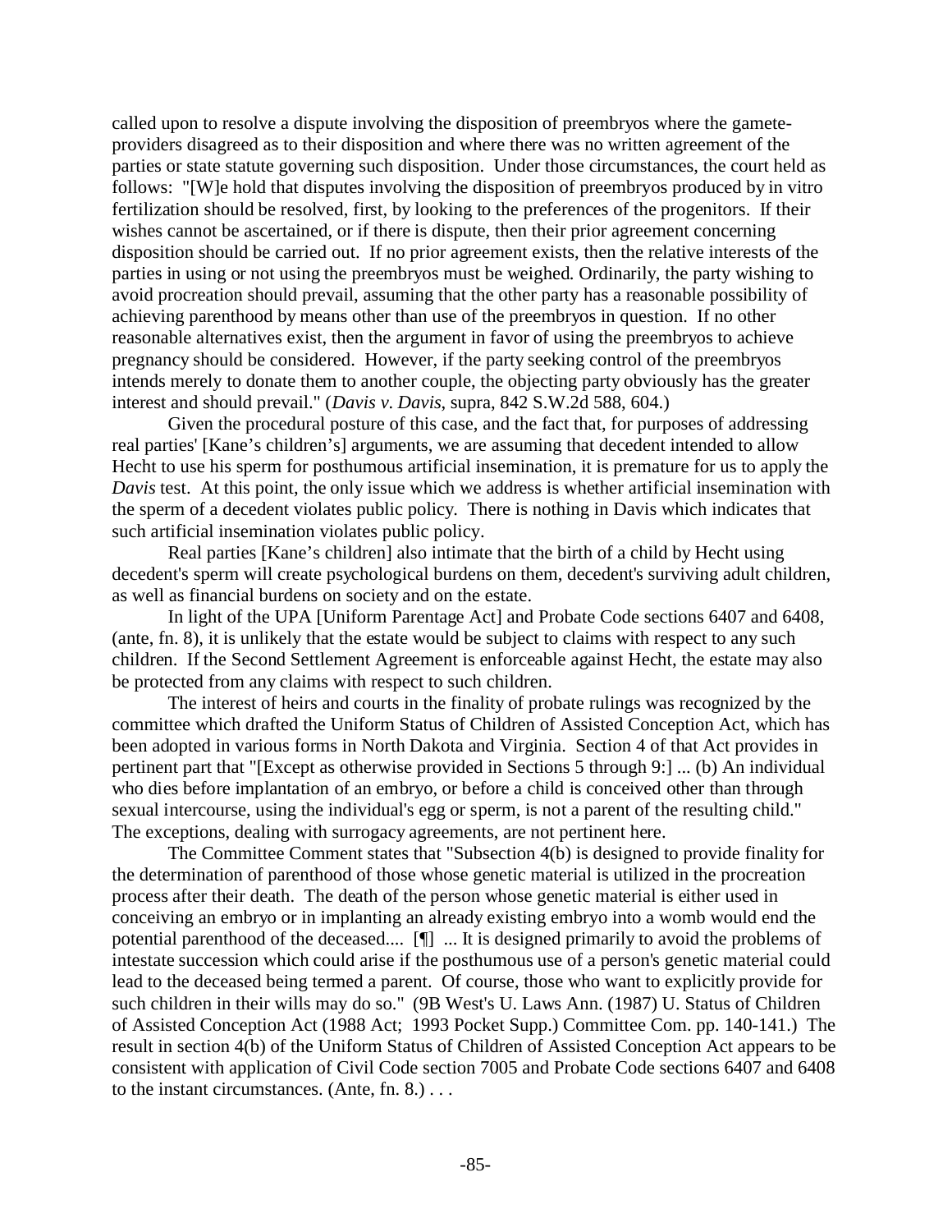called upon to resolve a dispute involving the disposition of preembryos where the gamete-providers disagreed as to their disposition and where there was no written agreement of the parties or state statute governing such disposition. Under those circumstances, the court held as follows: "[W]e hold that disputes involving the disposition of preembryos produced by in vitro fertilization should be resolved, first, by looking to the preferences of the progenitors. If their wishes cannot be ascertained, or if there is dispute, then their prior agreement concerning disposition should be carried out. If no prior agreement exists, then the relative interests of the parties in using or not using the preembryos must be weighed. Ordinarily, the party wishing to avoid procreation should prevail, assuming that the other party has a reasonable possibility of achieving parenthood by means other than use of the preembryos in question. If no other reasonable alternatives exist, then the argument in favor of using the preembryos to achieve pregnancy should be considered. However, if the party seeking control of the preembryos intends merely to donate them to another couple, the objecting party obviously has the greater interest and should prevail." (*Davis v. Davis*, supra, 842 S.W.2d 588, 604.)

Given the procedural posture of this case, and the fact that, for purposes of addressing real parties' [Kane's children's] arguments, we are assuming that decedent intended to allow Hecht to use his sperm for posthumous artificial insemination, it is premature for us to apply the *Davis* test. At this point, the only issue which we address is whether artificial insemination with the sperm of a decedent violates public policy. There is nothing in Davis which indicates that such artificial insemination violates public policy.

Real parties [Kane's children] also intimate that the birth of a child by Hecht using decedent's sperm will create psychological burdens on them, decedent's surviving adult children, as well as financial burdens on society and on the estate.

In light of the UPA [Uniform Parentage Act] and Probate Code sections 6407 and 6408, (ante, fn. 8), it is unlikely that the estate would be subject to claims with respect to any such children. If the Second Settlement Agreement is enforceable against Hecht, the estate may also be protected from any claims with respect to such children.

The interest of heirs and courts in the finality of probate rulings was recognized by the committee which drafted the Uniform Status of Children of Assisted Conception Act, which has been adopted in various forms in North Dakota and Virginia. Section 4 of that Act provides in pertinent part that "[Except as otherwise provided in Sections 5 through 9:] ... (b) An individual who dies before implantation of an embryo, or before a child is conceived other than through sexual intercourse, using the individual's egg or sperm, is not a parent of the resulting child." The exceptions, dealing with surrogacy agreements, are not pertinent here.

The Committee Comment states that "Subsection 4(b) is designed to provide finality for the determination of parenthood of those whose genetic material is utilized in the procreation process after their death. The death of the person whose genetic material is either used in conceiving an embryo or in implanting an already existing embryo into a womb would end the potential parenthood of the deceased.... [¶] ... It is designed primarily to avoid the problems of intestate succession which could arise if the posthumous use of a person's genetic material could lead to the deceased being termed a parent. Of course, those who want to explicitly provide for such children in their wills may do so." (9B West's U. Laws Ann. (1987) U. Status of Children of Assisted Conception Act (1988 Act; 1993 Pocket Supp.) Committee Com. pp. 140-141.) The result in section 4(b) of the Uniform Status of Children of Assisted Conception Act appears to be consistent with application of Civil Code section 7005 and Probate Code sections 6407 and 6408 to the instant circumstances. (Ante, fn. 8.) . . .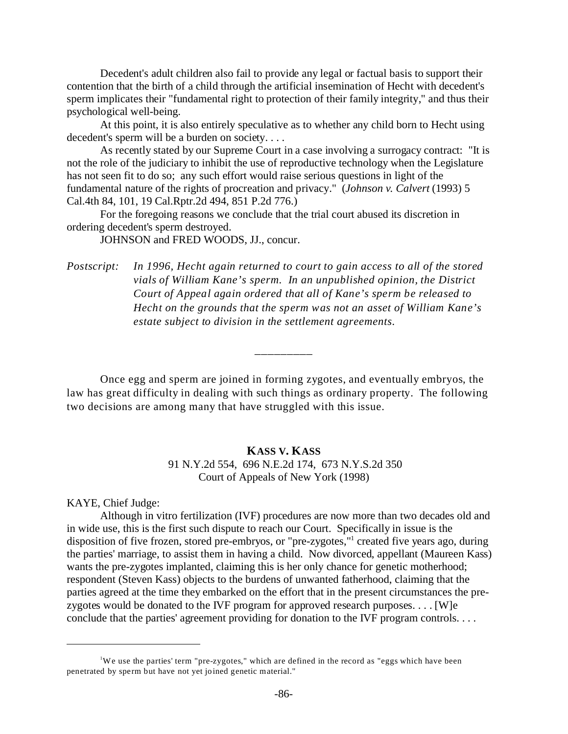Decedent's adult children also fail to provide any legal or factual basis to support their contention that the birth of a child through the artificial insemination of Hecht with decedent's sperm implicates their "fundamental right to protection of their family integrity," and thus their psychological well-being.

At this point, it is also entirely speculative as to whether any child born to Hecht using decedent's sperm will be a burden on society. . . .

As recently stated by our Supreme Court in a case involving a surrogacy contract: "It is not the role of the judiciary to inhibit the use of reproductive technology when the Legislature has not seen fit to do so; any such effort would raise serious questions in light of the fundamental nature of the rights of procreation and privacy." (*Johnson v. Calvert* (1993) 5 Cal.4th 84, 101, 19 Cal.Rptr.2d 494, 851 P.2d 776.)

For the foregoing reasons we conclude that the trial court abused its discretion in ordering decedent's sperm destroyed.

JOHNSON and FRED WOODS, JJ., concur.

*Postscript: In 1996, Hecht again returned to court to gain access to all of the stored vials of William Kane's sperm. In an unpublished opinion, the District Court of Appeal again ordered that all of Kane's sperm be released to Hecht on the grounds that the sperm was not an asset of William Kane's estate subject to division in the settlement agreements.*

__________

Once egg and sperm are joined in forming zygotes, and eventually embryos, the law has great difficulty in dealing with such things as ordinary property. The following two decisions are among many that have struggled with this issue.

## KASS V. KASS

91 N.Y.2d 554, 696 N.E.2d 174, 673 N.Y.S.2d 350
Court of Appeals of New York (1998)

KAYE, Chief Judge:

Although in vitro fertilization (IVF) procedures are now more than two decades old and in wide use, this is the first such dispute to reach our Court. Specifically in issue is the disposition of five frozen, stored pre-embryos, or "pre-zygotes,"[1] created five years ago, during the parties' marriage, to assist them in having a child. Now divorced, appellant (Maureen Kass) wants the pre-zygotes implanted, claiming this is her only chance for genetic motherhood; respondent (Steven Kass) objects to the burdens of unwanted fatherhood, claiming that the parties agreed at the time they embarked on the effort that in the present circumstances the pre-zygotes would be donated to the IVF program for approved research purposes. . . . [W]e conclude that the parties' agreement providing for donation to the IVF program controls. . . .

---

[1] We use the parties' term "pre-zygotes," which are defined in the record as "eggs which have been penetrated by sperm but have not yet joined genetic material."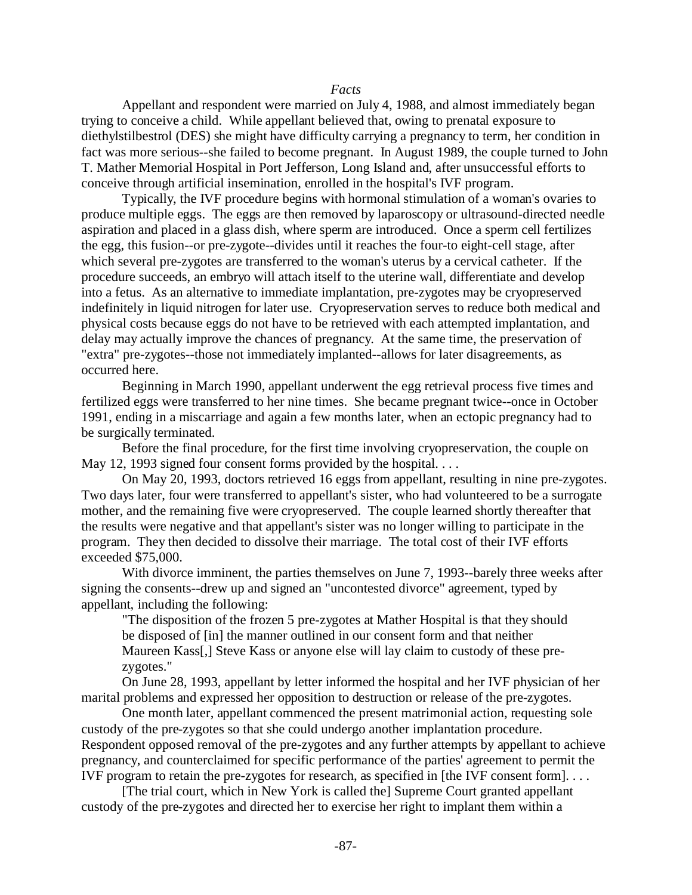*Facts*

Appellant and respondent were married on July 4, 1988, and almost immediately began trying to conceive a child. While appellant believed that, owing to prenatal exposure to diethylstilbestrol (DES) she might have difficulty carrying a pregnancy to term, her condition in fact was more serious--she failed to become pregnant. In August 1989, the couple turned to John T. Mather Memorial Hospital in Port Jefferson, Long Island and, after unsuccessful efforts to conceive through artificial insemination, enrolled in the hospital's IVF program.

Typically, the IVF procedure begins with hormonal stimulation of a woman's ovaries to produce multiple eggs. The eggs are then removed by laparoscopy or ultrasound-directed needle aspiration and placed in a glass dish, where sperm are introduced. Once a sperm cell fertilizes the egg, this fusion--or pre-zygote--divides until it reaches the four-to eight-cell stage, after which several pre-zygotes are transferred to the woman's uterus by a cervical catheter. If the procedure succeeds, an embryo will attach itself to the uterine wall, differentiate and develop into a fetus. As an alternative to immediate implantation, pre-zygotes may be cryopreserved indefinitely in liquid nitrogen for later use. Cryopreservation serves to reduce both medical and physical costs because eggs do not have to be retrieved with each attempted implantation, and delay may actually improve the chances of pregnancy. At the same time, the preservation of "extra" pre-zygotes--those not immediately implanted--allows for later disagreements, as occurred here.

Beginning in March 1990, appellant underwent the egg retrieval process five times and fertilized eggs were transferred to her nine times. She became pregnant twice--once in October 1991, ending in a miscarriage and again a few months later, when an ectopic pregnancy had to be surgically terminated.

Before the final procedure, for the first time involving cryopreservation, the couple on May 12, 1993 signed four consent forms provided by the hospital. . . .

On May 20, 1993, doctors retrieved 16 eggs from appellant, resulting in nine pre-zygotes. Two days later, four were transferred to appellant's sister, who had volunteered to be a surrogate mother, and the remaining five were cryopreserved. The couple learned shortly thereafter that the results were negative and that appellant's sister was no longer willing to participate in the program. They then decided to dissolve their marriage. The total cost of their IVF efforts exceeded $75,000.

With divorce imminent, the parties themselves on June 7, 1993--barely three weeks after signing the consents--drew up and signed an "uncontested divorce" agreement, typed by appellant, including the following:

> "The disposition of the frozen 5 pre-zygotes at Mather Hospital is that they should be disposed of [in] the manner outlined in our consent form and that neither Maureen Kass[,] Steve Kass or anyone else will lay claim to custody of these pre-zygotes."

On June 28, 1993, appellant by letter informed the hospital and her IVF physician of her marital problems and expressed her opposition to destruction or release of the pre-zygotes.

One month later, appellant commenced the present matrimonial action, requesting sole custody of the pre-zygotes so that she could undergo another implantation procedure. Respondent opposed removal of the pre-zygotes and any further attempts by appellant to achieve pregnancy, and counterclaimed for specific performance of the parties' agreement to permit the IVF program to retain the pre-zygotes for research, as specified in [the IVF consent form]. . . .

[The trial court, which in New York is called the] Supreme Court granted appellant custody of the pre-zygotes and directed her to exercise her right to implant them within a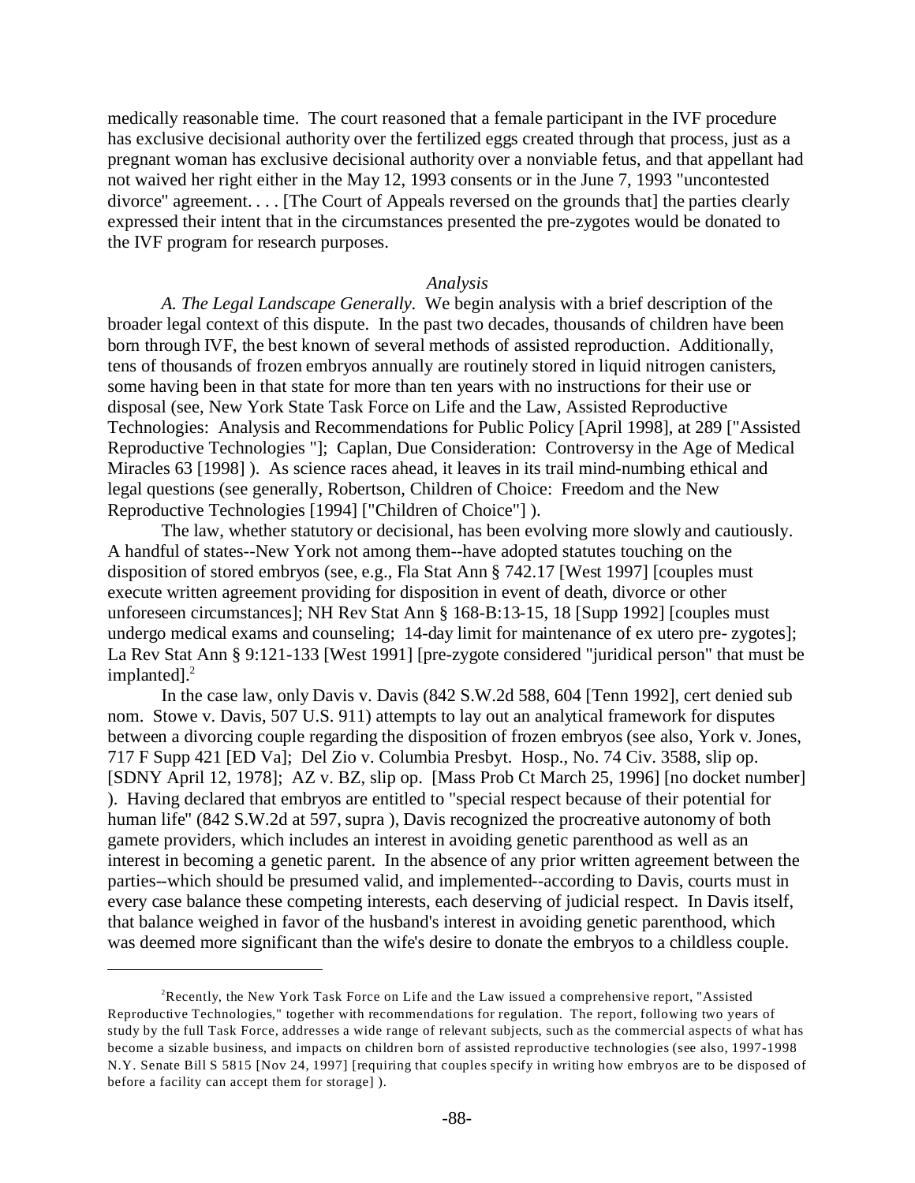medically reasonable time. The court reasoned that a female participant in the IVF procedure has exclusive decisional authority over the fertilized eggs created through that process, just as a pregnant woman has exclusive decisional authority over a nonviable fetus, and that appellant had not waived her right either in the May 12, 1993 consents or in the June 7, 1993 "uncontested divorce" agreement. . . . [The Court of Appeals reversed on the grounds that] the parties clearly expressed their intent that in the circumstances presented the pre-zygotes would be donated to the IVF program for research purposes.

*Analysis*

*A. The Legal Landscape Generally.* We begin analysis with a brief description of the broader legal context of this dispute. In the past two decades, thousands of children have been born through IVF, the best known of several methods of assisted reproduction. Additionally, tens of thousands of frozen embryos annually are routinely stored in liquid nitrogen canisters, some having been in that state for more than ten years with no instructions for their use or disposal (see, New York State Task Force on Life and the Law, Assisted Reproductive Technologies: Analysis and Recommendations for Public Policy [April 1998], at 289 ["Assisted Reproductive Technologies "]; Caplan, Due Consideration: Controversy in the Age of Medical Miracles 63 [1998] ). As science races ahead, it leaves in its trail mind-numbing ethical and legal questions (see generally, Robertson, Children of Choice: Freedom and the New Reproductive Technologies [1994] ["Children of Choice"] ).

The law, whether statutory or decisional, has been evolving more slowly and cautiously. A handful of states--New York not among them--have adopted statutes touching on the disposition of stored embryos (see, e.g., Fla Stat Ann § 742.17 [West 1997] [couples must execute written agreement providing for disposition in event of death, divorce or other unforeseen circumstances]; NH Rev Stat Ann § 168-B:13-15, 18 [Supp 1992] [couples must undergo medical exams and counseling; 14-day limit for maintenance of ex utero pre- zygotes]; La Rev Stat Ann § 9:121-133 [West 1991] [pre-zygote considered "juridical person" that must be implanted].[2]

In the case law, only Davis v. Davis (842 S.W.2d 588, 604 [Tenn 1992], cert denied sub nom. Stowe v. Davis, 507 U.S. 911) attempts to lay out an analytical framework for disputes between a divorcing couple regarding the disposition of frozen embryos (see also, York v. Jones, 717 F Supp 421 [ED Va]; Del Zio v. Columbia Presbyt. Hosp., No. 74 Civ. 3588, slip op. [SDNY April 12, 1978]; AZ v. BZ, slip op. [Mass Prob Ct March 25, 1996] [no docket number] ). Having declared that embryos are entitled to "special respect because of their potential for human life" (842 S.W.2d at 597, supra ), Davis recognized the procreative autonomy of both gamete providers, which includes an interest in avoiding genetic parenthood as well as an interest in becoming a genetic parent. In the absence of any prior written agreement between the parties--which should be presumed valid, and implemented--according to Davis, courts must in every case balance these competing interests, each deserving of judicial respect. In Davis itself, that balance weighed in favor of the husband's interest in avoiding genetic parenthood, which was deemed more significant than the wife's desire to donate the embryos to a childless couple.

---

[2] Recently, the New York Task Force on Life and the Law issued a comprehensive report, "Assisted Reproductive Technologies," together with recommendations for regulation. The report, following two years of study by the full Task Force, addresses a wide range of relevant subjects, such as the commercial aspects of what has become a sizable business, and impacts on children born of assisted reproductive technologies (see also, 1997-1998 N.Y. Senate Bill S 5815 [Nov 24, 1997] [requiring that couples specify in writing how embryos are to be disposed of before a facility can accept them for storage] ).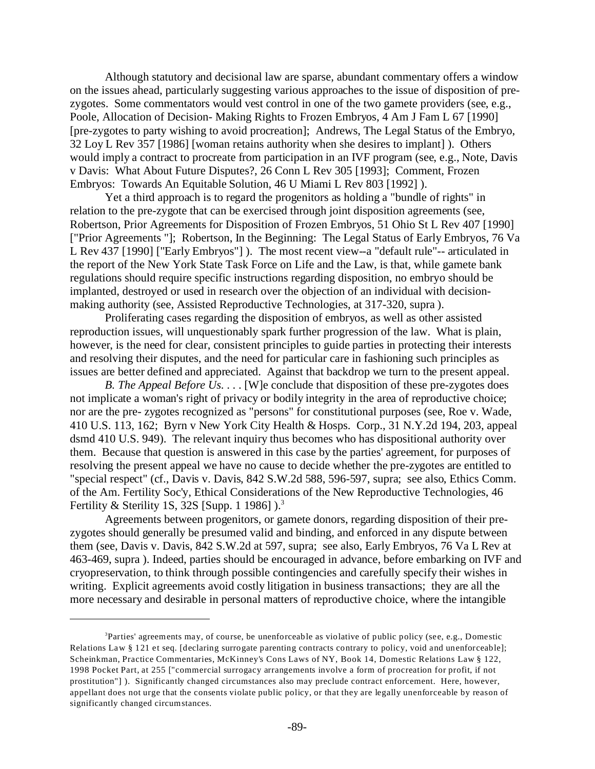Although statutory and decisional law are sparse, abundant commentary offers a window on the issues ahead, particularly suggesting various approaches to the issue of disposition of pre-zygotes. Some commentators would vest control in one of the two gamete providers (see, e.g., Poole, Allocation of Decision- Making Rights to Frozen Embryos, 4 Am J Fam L 67 [1990] [pre-zygotes to party wishing to avoid procreation]; Andrews, The Legal Status of the Embryo, 32 Loy L Rev 357 [1986] [woman retains authority when she desires to implant] ). Others would imply a contract to procreate from participation in an IVF program (see, e.g., Note, Davis v Davis: What About Future Disputes?, 26 Conn L Rev 305 [1993]; Comment, Frozen Embryos: Towards An Equitable Solution, 46 U Miami L Rev 803 [1992] ).

Yet a third approach is to regard the progenitors as holding a "bundle of rights" in relation to the pre-zygote that can be exercised through joint disposition agreements (see, Robertson, Prior Agreements for Disposition of Frozen Embryos, 51 Ohio St L Rev 407 [1990] ["Prior Agreements "]; Robertson, In the Beginning: The Legal Status of Early Embryos, 76 Va L Rev 437 [1990] ["Early Embryos"] ). The most recent view--a "default rule"-- articulated in the report of the New York State Task Force on Life and the Law, is that, while gamete bank regulations should require specific instructions regarding disposition, no embryo should be implanted, destroyed or used in research over the objection of an individual with decision-making authority (see, Assisted Reproductive Technologies, at 317-320, supra ).

Proliferating cases regarding the disposition of embryos, as well as other assisted reproduction issues, will unquestionably spark further progression of the law. What is plain, however, is the need for clear, consistent principles to guide parties in protecting their interests and resolving their disputes, and the need for particular care in fashioning such principles as issues are better defined and appreciated. Against that backdrop we turn to the present appeal.

*B. The Appeal Before Us*. . . . [W]e conclude that disposition of these pre-zygotes does not implicate a woman's right of privacy or bodily integrity in the area of reproductive choice; nor are the pre- zygotes recognized as "persons" for constitutional purposes (see, Roe v. Wade, 410 U.S. 113, 162; Byrn v New York City Health & Hosps. Corp., 31 N.Y.2d 194, 203, appeal dsmd 410 U.S. 949). The relevant inquiry thus becomes who has dispositional authority over them. Because that question is answered in this case by the parties' agreement, for purposes of resolving the present appeal we have no cause to decide whether the pre-zygotes are entitled to "special respect" (cf., Davis v. Davis, 842 S.W.2d 588, 596-597, supra; see also, Ethics Comm. of the Am. Fertility Soc'y, Ethical Considerations of the New Reproductive Technologies, 46 Fertility & Sterility 1S, 32S [Supp. 1 1986] ).[3]

Agreements between progenitors, or gamete donors, regarding disposition of their pre-zygotes should generally be presumed valid and binding, and enforced in any dispute between them (see, Davis v. Davis, 842 S.W.2d at 597, supra; see also, Early Embryos, 76 Va L Rev at 463-469, supra ). Indeed, parties should be encouraged in advance, before embarking on IVF and cryopreservation, to think through possible contingencies and carefully specify their wishes in writing. Explicit agreements avoid costly litigation in business transactions; they are all the more necessary and desirable in personal matters of reproductive choice, where the intangible

---

[3] Parties' agreements may, of course, be unenforceable as violative of public policy (see, e.g., Domestic Relations Law § 121 et seq. [declaring surrogate parenting contracts contrary to policy, void and unenforceable]; Scheinkman, Practice Commentaries, McKinney's Cons Laws of NY, Book 14, Domestic Relations Law § 122, 1998 Pocket Part, at 255 ["commercial surrogacy arrangements involve a form of procreation for profit, if not prostitution"] ). Significantly changed circumstances also may preclude contract enforcement. Here, however, appellant does not urge that the consents violate public policy, or that they are legally unenforceable by reason of significantly changed circumstances.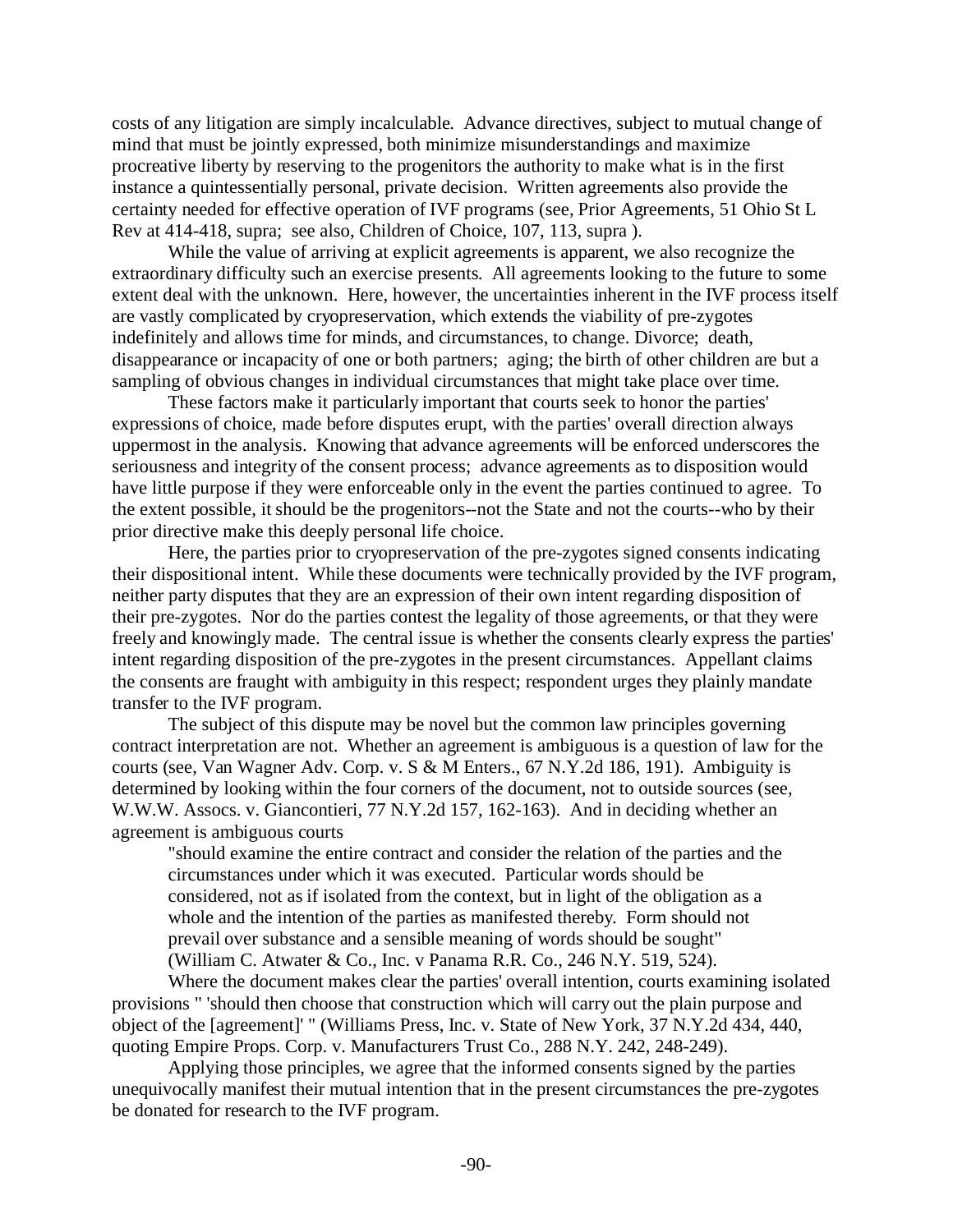costs of any litigation are simply incalculable. Advance directives, subject to mutual change of mind that must be jointly expressed, both minimize misunderstandings and maximize procreative liberty by reserving to the progenitors the authority to make what is in the first instance a quintessentially personal, private decision. Written agreements also provide the certainty needed for effective operation of IVF programs (see, Prior Agreements, 51 Ohio St L Rev at 414-418, supra; see also, Children of Choice, 107, 113, supra ).

While the value of arriving at explicit agreements is apparent, we also recognize the extraordinary difficulty such an exercise presents. All agreements looking to the future to some extent deal with the unknown. Here, however, the uncertainties inherent in the IVF process itself are vastly complicated by cryopreservation, which extends the viability of pre-zygotes indefinitely and allows time for minds, and circumstances, to change. Divorce; death, disappearance or incapacity of one or both partners; aging; the birth of other children are but a sampling of obvious changes in individual circumstances that might take place over time.

These factors make it particularly important that courts seek to honor the parties' expressions of choice, made before disputes erupt, with the parties' overall direction always uppermost in the analysis. Knowing that advance agreements will be enforced underscores the seriousness and integrity of the consent process; advance agreements as to disposition would have little purpose if they were enforceable only in the event the parties continued to agree. To the extent possible, it should be the progenitors--not the State and not the courts--who by their prior directive make this deeply personal life choice.

Here, the parties prior to cryopreservation of the pre-zygotes signed consents indicating their dispositional intent. While these documents were technically provided by the IVF program, neither party disputes that they are an expression of their own intent regarding disposition of their pre-zygotes. Nor do the parties contest the legality of those agreements, or that they were freely and knowingly made. The central issue is whether the consents clearly express the parties' intent regarding disposition of the pre-zygotes in the present circumstances. Appellant claims the consents are fraught with ambiguity in this respect; respondent urges they plainly mandate transfer to the IVF program.

The subject of this dispute may be novel but the common law principles governing contract interpretation are not. Whether an agreement is ambiguous is a question of law for the courts (see, Van Wagner Adv. Corp. v. S & M Enters., 67 N.Y.2d 186, 191). Ambiguity is determined by looking within the four corners of the document, not to outside sources (see, W.W.W. Assocs. v. Giancontieri, 77 N.Y.2d 157, 162-163). And in deciding whether an agreement is ambiguous courts

> "should examine the entire contract and consider the relation of the parties and the circumstances under which it was executed. Particular words should be considered, not as if isolated from the context, but in light of the obligation as a whole and the intention of the parties as manifested thereby. Form should not prevail over substance and a sensible meaning of words should be sought" (William C. Atwater & Co., Inc. v Panama R.R. Co., 246 N.Y. 519, 524).

Where the document makes clear the parties' overall intention, courts examining isolated provisions " 'should then choose that construction which will carry out the plain purpose and object of the [agreement]' " (Williams Press, Inc. v. State of New York, 37 N.Y.2d 434, 440, quoting Empire Props. Corp. v. Manufacturers Trust Co., 288 N.Y. 242, 248-249).

Applying those principles, we agree that the informed consents signed by the parties unequivocally manifest their mutual intention that in the present circumstances the pre-zygotes be donated for research to the IVF program.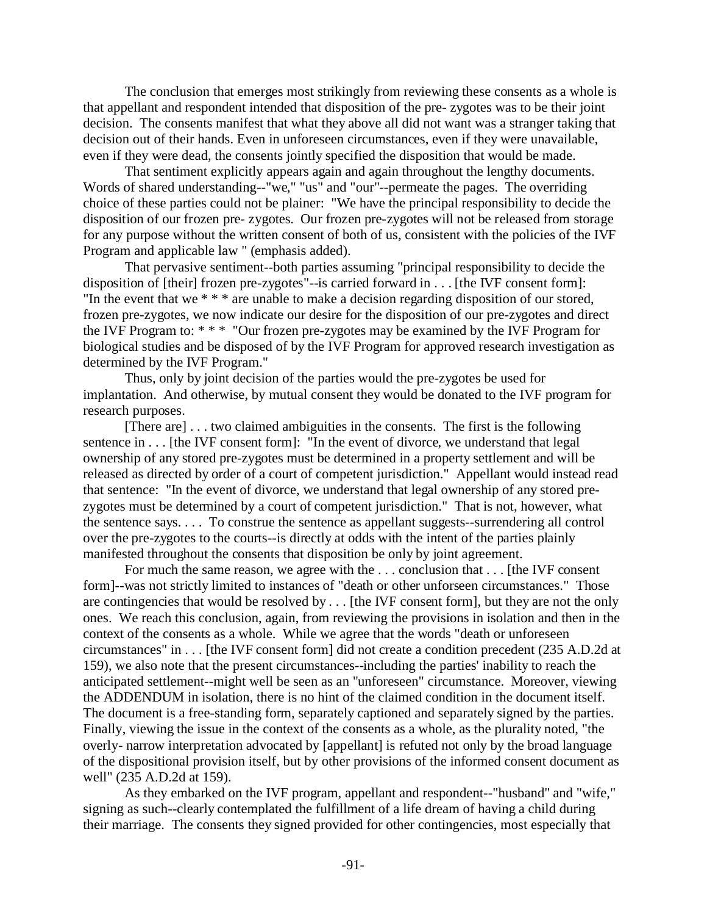The conclusion that emerges most strikingly from reviewing these consents as a whole is that appellant and respondent intended that disposition of the pre- zygotes was to be their joint decision. The consents manifest that what they above all did not want was a stranger taking that decision out of their hands. Even in unforeseen circumstances, even if they were unavailable, even if they were dead, the consents jointly specified the disposition that would be made.

That sentiment explicitly appears again and again throughout the lengthy documents. Words of shared understanding--"we," "us" and "our"--permeate the pages. The overriding choice of these parties could not be plainer: "We have the principal responsibility to decide the disposition of our frozen pre- zygotes. Our frozen pre-zygotes will not be released from storage for any purpose without the written consent of both of us, consistent with the policies of the IVF Program and applicable law " (emphasis added).

That pervasive sentiment--both parties assuming "principal responsibility to decide the disposition of [their] frozen pre-zygotes"--is carried forward in . . . [the IVF consent form]: "In the event that we * * * are unable to make a decision regarding disposition of our stored, frozen pre-zygotes, we now indicate our desire for the disposition of our pre-zygotes and direct the IVF Program to: * * * "Our frozen pre-zygotes may be examined by the IVF Program for biological studies and be disposed of by the IVF Program for approved research investigation as determined by the IVF Program."

Thus, only by joint decision of the parties would the pre-zygotes be used for implantation. And otherwise, by mutual consent they would be donated to the IVF program for research purposes.

[There are] . . . two claimed ambiguities in the consents. The first is the following sentence in . . . [the IVF consent form]: "In the event of divorce, we understand that legal ownership of any stored pre-zygotes must be determined in a property settlement and will be released as directed by order of a court of competent jurisdiction." Appellant would instead read that sentence: "In the event of divorce, we understand that legal ownership of any stored pre-zygotes must be determined by a court of competent jurisdiction." That is not, however, what the sentence says. . . . To construe the sentence as appellant suggests--surrendering all control over the pre-zygotes to the courts--is directly at odds with the intent of the parties plainly manifested throughout the consents that disposition be only by joint agreement.

For much the same reason, we agree with the . . . conclusion that . . . [the IVF consent form]--was not strictly limited to instances of "death or other unforseen circumstances." Those are contingencies that would be resolved by . . . [the IVF consent form], but they are not the only ones. We reach this conclusion, again, from reviewing the provisions in isolation and then in the context of the consents as a whole. While we agree that the words "death or unforeseen circumstances" in . . . [the IVF consent form] did not create a condition precedent (235 A.D.2d at 159), we also note that the present circumstances--including the parties' inability to reach the anticipated settlement--might well be seen as an "unforeseen" circumstance. Moreover, viewing the ADDENDUM in isolation, there is no hint of the claimed condition in the document itself. The document is a free-standing form, separately captioned and separately signed by the parties. Finally, viewing the issue in the context of the consents as a whole, as the plurality noted, "the overly- narrow interpretation advocated by [appellant] is refuted not only by the broad language of the dispositional provision itself, but by other provisions of the informed consent document as well" (235 A.D.2d at 159).

As they embarked on the IVF program, appellant and respondent--"husband" and "wife," signing as such--clearly contemplated the fulfillment of a life dream of having a child during their marriage. The consents they signed provided for other contingencies, most especially that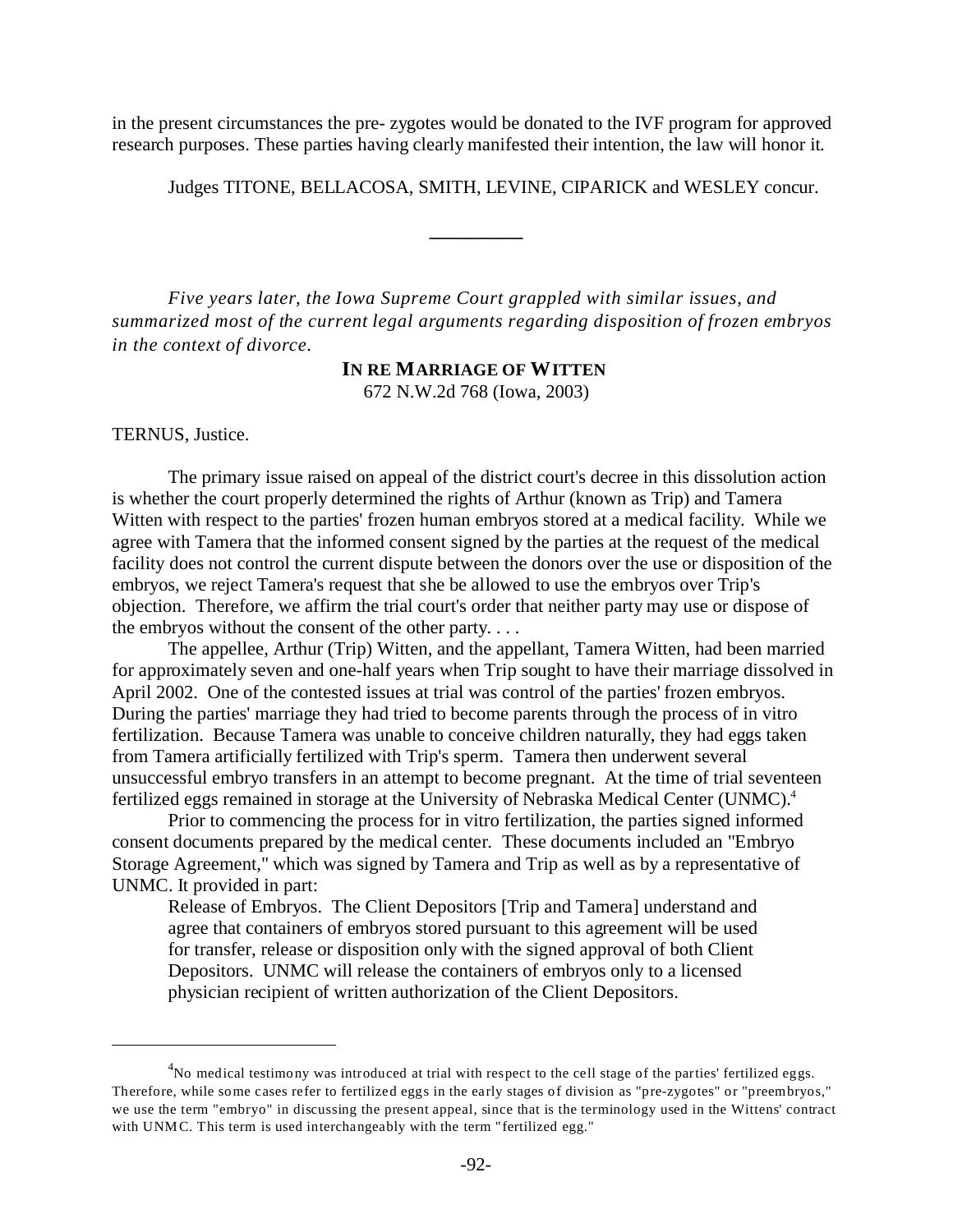in the present circumstances the pre- zygotes would be donated to the IVF program for approved research purposes. These parties having clearly manifested their intention, the law will honor it.

Judges TITONE, BELLACOSA, SMITH, LEVINE, CIPARICK and WESLEY concur.

---

*Five years later, the Iowa Supreme Court grappled with similar issues, and summarized most of the current legal arguments regarding disposition of frozen embryos in the context of divorce.*

## IN RE MARRIAGE OF WITTEN

672 N.W.2d 768 (Iowa, 2003)

TERNUS, Justice.

The primary issue raised on appeal of the district court's decree in this dissolution action is whether the court properly determined the rights of Arthur (known as Trip) and Tamera Witten with respect to the parties' frozen human embryos stored at a medical facility. While we agree with Tamera that the informed consent signed by the parties at the request of the medical facility does not control the current dispute between the donors over the use or disposition of the embryos, we reject Tamera's request that she be allowed to use the embryos over Trip's objection. Therefore, we affirm the trial court's order that neither party may use or dispose of the embryos without the consent of the other party. . . .

The appellee, Arthur (Trip) Witten, and the appellant, Tamera Witten, had been married for approximately seven and one-half years when Trip sought to have their marriage dissolved in April 2002. One of the contested issues at trial was control of the parties' frozen embryos. During the parties' marriage they had tried to become parents through the process of in vitro fertilization. Because Tamera was unable to conceive children naturally, they had eggs taken from Tamera artificially fertilized with Trip's sperm. Tamera then underwent several unsuccessful embryo transfers in an attempt to become pregnant. At the time of trial seventeen fertilized eggs remained in storage at the University of Nebraska Medical Center (UNMC).[4]

Prior to commencing the process for in vitro fertilization, the parties signed informed consent documents prepared by the medical center. These documents included an "Embryo Storage Agreement," which was signed by Tamera and Trip as well as by a representative of UNMC. It provided in part:

> Release of Embryos. The Client Depositors [Trip and Tamera] understand and agree that containers of embryos stored pursuant to this agreement will be used for transfer, release or disposition only with the signed approval of both Client Depositors. UNMC will release the containers of embryos only to a licensed physician recipient of written authorization of the Client Depositors.

---

[4]No medical testimony was introduced at trial with respect to the cell stage of the parties' fertilized eggs. Therefore, while some cases refer to fertilized eggs in the early stages of division as "pre-zygotes" or "preembryos," we use the term "embryo" in discussing the present appeal, since that is the terminology used in the Wittens' contract with UNMC. This term is used interchangeably with the term "fertilized egg."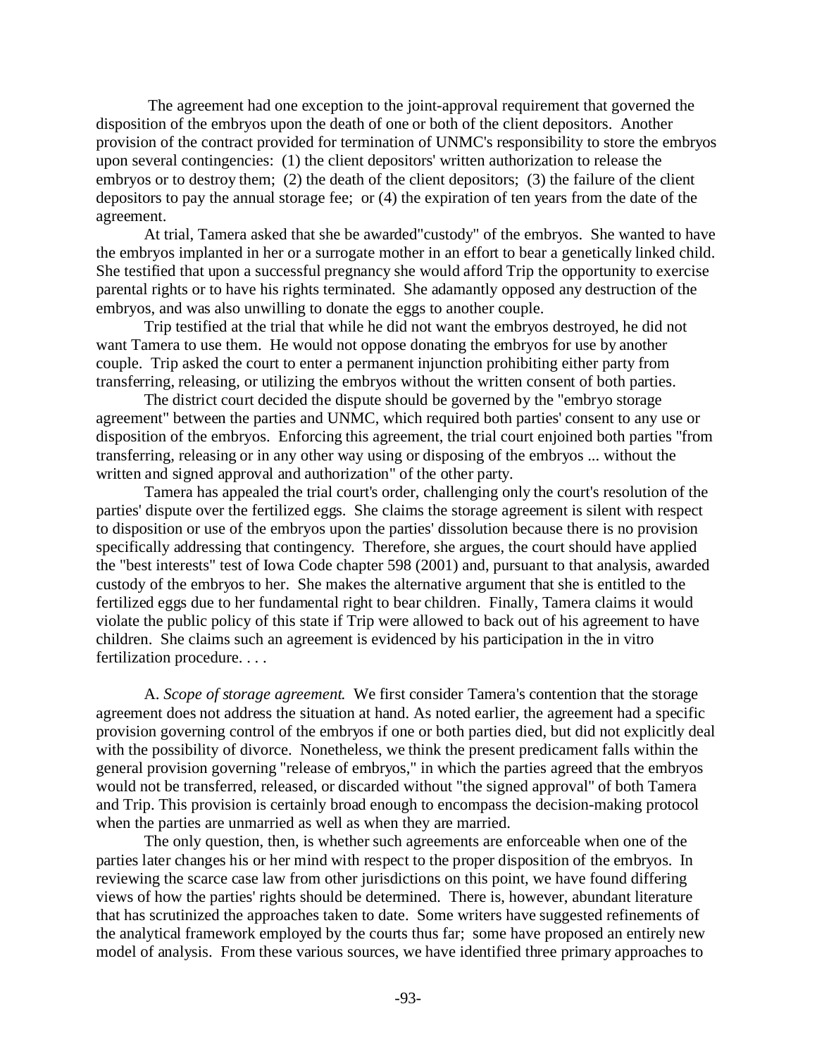The agreement had one exception to the joint-approval requirement that governed the disposition of the embryos upon the death of one or both of the client depositors. Another provision of the contract provided for termination of UNMC's responsibility to store the embryos upon several contingencies: (1) the client depositors' written authorization to release the embryos or to destroy them; (2) the death of the client depositors; (3) the failure of the client depositors to pay the annual storage fee; or (4) the expiration of ten years from the date of the agreement.

At trial, Tamera asked that she be awarded"custody" of the embryos. She wanted to have the embryos implanted in her or a surrogate mother in an effort to bear a genetically linked child. She testified that upon a successful pregnancy she would afford Trip the opportunity to exercise parental rights or to have his rights terminated. She adamantly opposed any destruction of the embryos, and was also unwilling to donate the eggs to another couple.

Trip testified at the trial that while he did not want the embryos destroyed, he did not want Tamera to use them. He would not oppose donating the embryos for use by another couple. Trip asked the court to enter a permanent injunction prohibiting either party from transferring, releasing, or utilizing the embryos without the written consent of both parties.

The district court decided the dispute should be governed by the "embryo storage agreement" between the parties and UNMC, which required both parties' consent to any use or disposition of the embryos. Enforcing this agreement, the trial court enjoined both parties "from transferring, releasing or in any other way using or disposing of the embryos ... without the written and signed approval and authorization" of the other party.

Tamera has appealed the trial court's order, challenging only the court's resolution of the parties' dispute over the fertilized eggs. She claims the storage agreement is silent with respect to disposition or use of the embryos upon the parties' dissolution because there is no provision specifically addressing that contingency. Therefore, she argues, the court should have applied the "best interests" test of Iowa Code chapter 598 (2001) and, pursuant to that analysis, awarded custody of the embryos to her. She makes the alternative argument that she is entitled to the fertilized eggs due to her fundamental right to bear children. Finally, Tamera claims it would violate the public policy of this state if Trip were allowed to back out of his agreement to have children. She claims such an agreement is evidenced by his participation in the in vitro fertilization procedure. . . .

A. *Scope of storage agreement.* We first consider Tamera's contention that the storage agreement does not address the situation at hand. As noted earlier, the agreement had a specific provision governing control of the embryos if one or both parties died, but did not explicitly deal with the possibility of divorce. Nonetheless, we think the present predicament falls within the general provision governing "release of embryos," in which the parties agreed that the embryos would not be transferred, released, or discarded without "the signed approval" of both Tamera and Trip. This provision is certainly broad enough to encompass the decision-making protocol when the parties are unmarried as well as when they are married.

The only question, then, is whether such agreements are enforceable when one of the parties later changes his or her mind with respect to the proper disposition of the embryos. In reviewing the scarce case law from other jurisdictions on this point, we have found differing views of how the parties' rights should be determined. There is, however, abundant literature that has scrutinized the approaches taken to date. Some writers have suggested refinements of the analytical framework employed by the courts thus far; some have proposed an entirely new model of analysis. From these various sources, we have identified three primary approaches to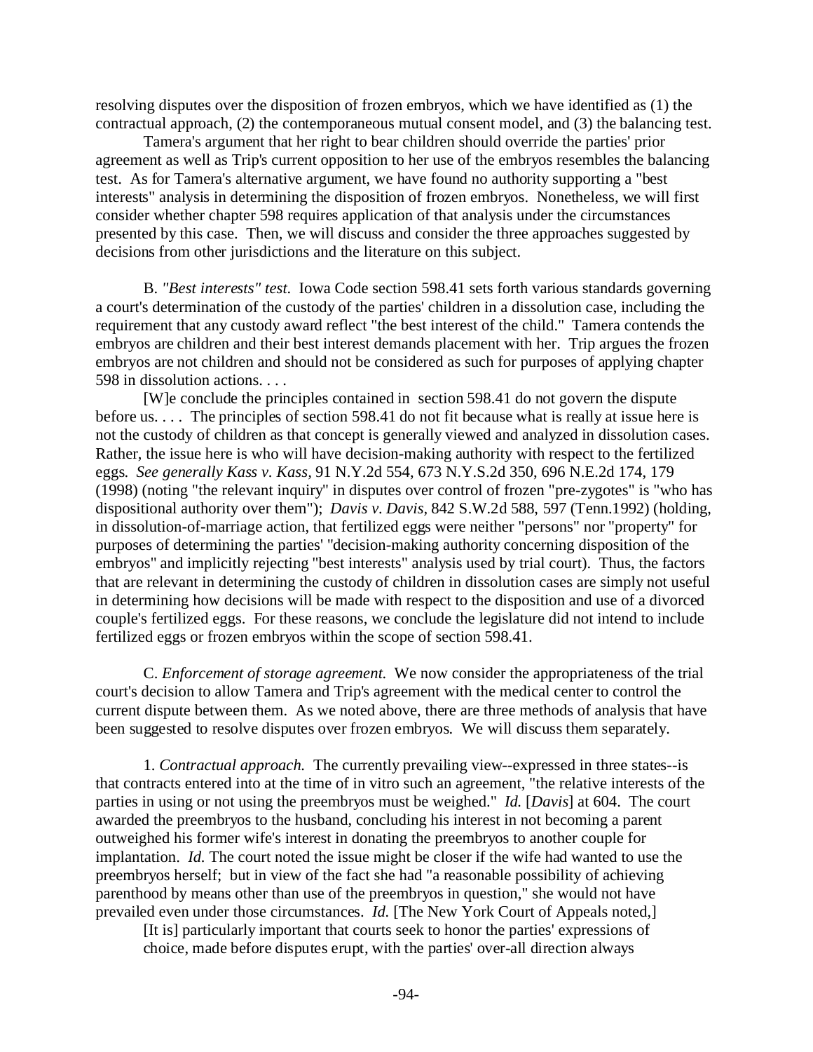resolving disputes over the disposition of frozen embryos, which we have identified as (1) the contractual approach, (2) the contemporaneous mutual consent model, and (3) the balancing test.

Tamera's argument that her right to bear children should override the parties' prior agreement as well as Trip's current opposition to her use of the embryos resembles the balancing test. As for Tamera's alternative argument, we have found no authority supporting a "best interests" analysis in determining the disposition of frozen embryos. Nonetheless, we will first consider whether chapter 598 requires application of that analysis under the circumstances presented by this case. Then, we will discuss and consider the three approaches suggested by decisions from other jurisdictions and the literature on this subject.

B. *"Best interests" test.* Iowa Code section 598.41 sets forth various standards governing a court's determination of the custody of the parties' children in a dissolution case, including the requirement that any custody award reflect "the best interest of the child." Tamera contends the embryos are children and their best interest demands placement with her. Trip argues the frozen embryos are not children and should not be considered as such for purposes of applying chapter 598 in dissolution actions. . . .

[W]e conclude the principles contained in section 598.41 do not govern the dispute before us. . . . The principles of section 598.41 do not fit because what is really at issue here is not the custody of children as that concept is generally viewed and analyzed in dissolution cases. Rather, the issue here is who will have decision-making authority with respect to the fertilized eggs. *See generally Kass v. Kass,* 91 N.Y.2d 554, 673 N.Y.S.2d 350, 696 N.E.2d 174, 179 (1998) (noting "the relevant inquiry" in disputes over control of frozen "pre-zygotes" is "who has dispositional authority over them"); *Davis v. Davis,* 842 S.W.2d 588, 597 (Tenn.1992) (holding, in dissolution-of-marriage action, that fertilized eggs were neither "persons" nor "property" for purposes of determining the parties' "decision-making authority concerning disposition of the embryos" and implicitly rejecting "best interests" analysis used by trial court). Thus, the factors that are relevant in determining the custody of children in dissolution cases are simply not useful in determining how decisions will be made with respect to the disposition and use of a divorced couple's fertilized eggs. For these reasons, we conclude the legislature did not intend to include fertilized eggs or frozen embryos within the scope of section 598.41.

C. *Enforcement of storage agreement.* We now consider the appropriateness of the trial court's decision to allow Tamera and Trip's agreement with the medical center to control the current dispute between them. As we noted above, there are three methods of analysis that have been suggested to resolve disputes over frozen embryos. We will discuss them separately.

1. *Contractual approach.* The currently prevailing view--expressed in three states--is that contracts entered into at the time of in vitro such an agreement, "the relative interests of the parties in using or not using the preembryos must be weighed." *Id.* [*Davis*] at 604. The court awarded the preembryos to the husband, concluding his interest in not becoming a parent outweighed his former wife's interest in donating the preembryos to another couple for implantation. *Id.* The court noted the issue might be closer if the wife had wanted to use the preembryos herself; but in view of the fact she had "a reasonable possibility of achieving parenthood by means other than use of the preembryos in question," she would not have prevailed even under those circumstances. *Id.* [The New York Court of Appeals noted,]

> [It is] particularly important that courts seek to honor the parties' expressions of choice, made before disputes erupt, with the parties' over-all direction always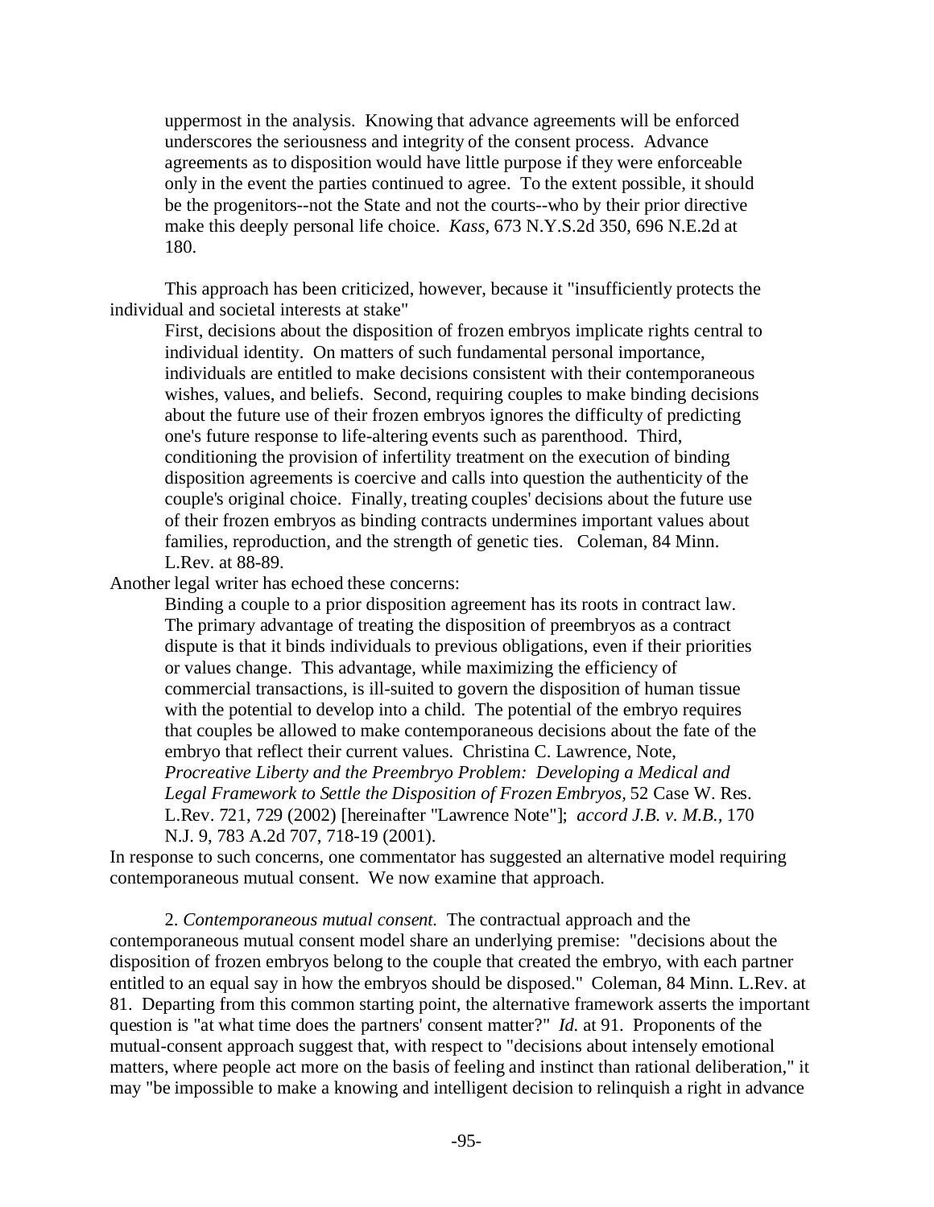> uppermost in the analysis. Knowing that advance agreements will be enforced underscores the seriousness and integrity of the consent process. Advance agreements as to disposition would have little purpose if they were enforceable only in the event the parties continued to agree. To the extent possible, it should be the progenitors--not the State and not the courts--who by their prior directive make this deeply personal life choice. *Kass*, 673 N.Y.S.2d 350, 696 N.E.2d at 180.

This approach has been criticized, however, because it "insufficiently protects the individual and societal interests at stake"

> First, decisions about the disposition of frozen embryos implicate rights central to individual identity. On matters of such fundamental personal importance, individuals are entitled to make decisions consistent with their contemporaneous wishes, values, and beliefs. Second, requiring couples to make binding decisions about the future use of their frozen embryos ignores the difficulty of predicting one's future response to life-altering events such as parenthood. Third, conditioning the provision of infertility treatment on the execution of binding disposition agreements is coercive and calls into question the authenticity of the couple's original choice. Finally, treating couples' decisions about the future use of their frozen embryos as binding contracts undermines important values about families, reproduction, and the strength of genetic ties. Coleman, 84 Minn. L.Rev. at 88-89.

Another legal writer has echoed these concerns:

> Binding a couple to a prior disposition agreement has its roots in contract law. The primary advantage of treating the disposition of preembryos as a contract dispute is that it binds individuals to previous obligations, even if their priorities or values change. This advantage, while maximizing the efficiency of commercial transactions, is ill-suited to govern the disposition of human tissue with the potential to develop into a child. The potential of the embryo requires that couples be allowed to make contemporaneous decisions about the fate of the embryo that reflect their current values. Christina C. Lawrence, Note, *Procreative Liberty and the Preembryo Problem: Developing a Medical and Legal Framework to Settle the Disposition of Frozen Embryos*, 52 Case W. Res. L.Rev. 721, 729 (2002) [hereinafter "Lawrence Note"]; *accord J.B. v. M.B.*, 170 N.J. 9, 783 A.2d 707, 718-19 (2001).

In response to such concerns, one commentator has suggested an alternative model requiring contemporaneous mutual consent. We now examine that approach.

2. *Contemporaneous mutual consent.* The contractual approach and the contemporaneous mutual consent model share an underlying premise: "decisions about the disposition of frozen embryos belong to the couple that created the embryo, with each partner entitled to an equal say in how the embryos should be disposed." Coleman, 84 Minn. L.Rev. at 81. Departing from this common starting point, the alternative framework asserts the important question is "at what time does the partners' consent matter?" *Id.* at 91. Proponents of the mutual-consent approach suggest that, with respect to "decisions about intensely emotional matters, where people act more on the basis of feeling and instinct than rational deliberation," it may "be impossible to make a knowing and intelligent decision to relinquish a right in advance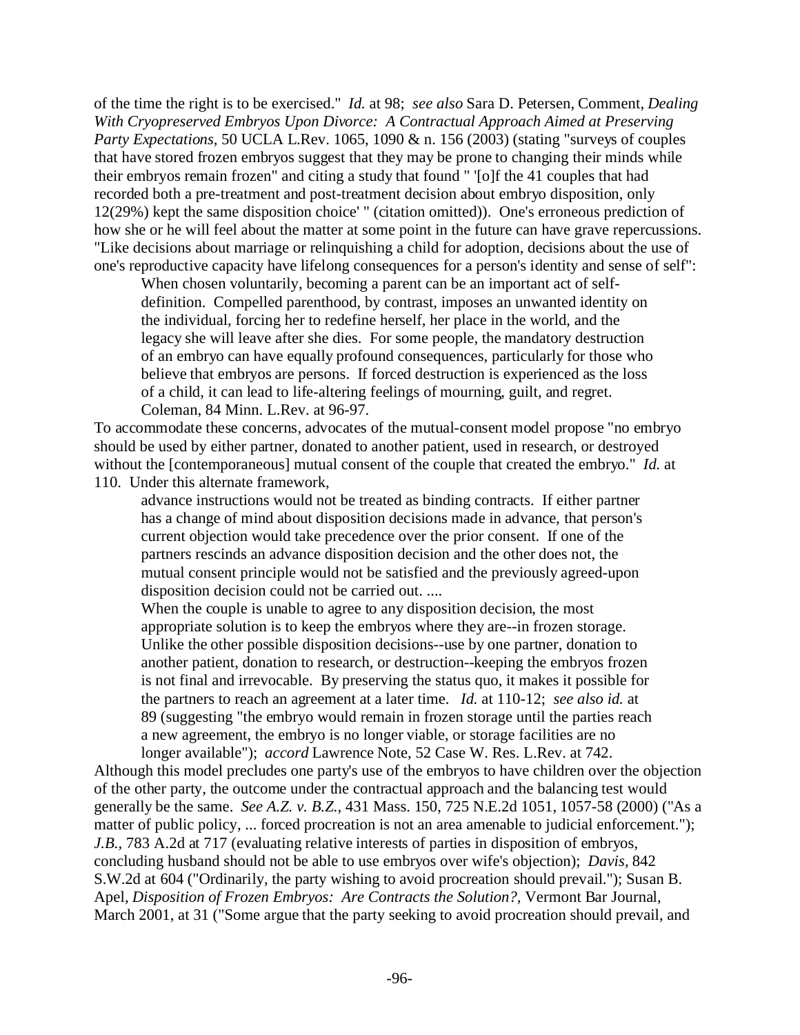of the time the right is to be exercised." *Id.* at 98; *see also* Sara D. Petersen, Comment, *Dealing With Cryopreserved Embryos Upon Divorce: A Contractual Approach Aimed at Preserving Party Expectations*, 50 UCLA L.Rev. 1065, 1090 & n. 156 (2003) (stating "surveys of couples that have stored frozen embryos suggest that they may be prone to changing their minds while their embryos remain frozen" and citing a study that found " '[o]f the 41 couples that had recorded both a pre-treatment and post-treatment decision about embryo disposition, only 12(29%) kept the same disposition choice' " (citation omitted)). One's erroneous prediction of how she or he will feel about the matter at some point in the future can have grave repercussions. "Like decisions about marriage or relinquishing a child for adoption, decisions about the use of one's reproductive capacity have lifelong consequences for a person's identity and sense of self":

> When chosen voluntarily, becoming a parent can be an important act of self-definition. Compelled parenthood, by contrast, imposes an unwanted identity on the individual, forcing her to redefine herself, her place in the world, and the legacy she will leave after she dies. For some people, the mandatory destruction of an embryo can have equally profound consequences, particularly for those who believe that embryos are persons. If forced destruction is experienced as the loss of a child, it can lead to life-altering feelings of mourning, guilt, and regret. Coleman, 84 Minn. L.Rev. at 96-97.

To accommodate these concerns, advocates of the mutual-consent model propose "no embryo should be used by either partner, donated to another patient, used in research, or destroyed without the [contemporaneous] mutual consent of the couple that created the embryo." *Id.* at 110. Under this alternate framework,

> advance instructions would not be treated as binding contracts. If either partner has a change of mind about disposition decisions made in advance, that person's current objection would take precedence over the prior consent. If one of the partners rescinds an advance disposition decision and the other does not, the mutual consent principle would not be satisfied and the previously agreed-upon disposition decision could not be carried out. ....
>
> When the couple is unable to agree to any disposition decision, the most appropriate solution is to keep the embryos where they are--in frozen storage. Unlike the other possible disposition decisions--use by one partner, donation to another patient, donation to research, or destruction--keeping the embryos frozen is not final and irrevocable. By preserving the status quo, it makes it possible for the partners to reach an agreement at a later time. *Id.* at 110-12; *see also id.* at 89 (suggesting "the embryo would remain in frozen storage until the parties reach a new agreement, the embryo is no longer viable, or storage facilities are no longer available"); *accord* Lawrence Note, 52 Case W. Res. L.Rev. at 742.

Although this model precludes one party's use of the embryos to have children over the objection of the other party, the outcome under the contractual approach and the balancing test would generally be the same. *See A.Z. v. B.Z.*, 431 Mass. 150, 725 N.E.2d 1051, 1057-58 (2000) ("As a matter of public policy, ... forced procreation is not an area amenable to judicial enforcement."); *J.B.*, 783 A.2d at 717 (evaluating relative interests of parties in disposition of embryos, concluding husband should not be able to use embryos over wife's objection); *Davis*, 842 S.W.2d at 604 ("Ordinarily, the party wishing to avoid procreation should prevail."); Susan B. Apel, *Disposition of Frozen Embryos: Are Contracts the Solution?*, Vermont Bar Journal, March 2001, at 31 ("Some argue that the party seeking to avoid procreation should prevail, and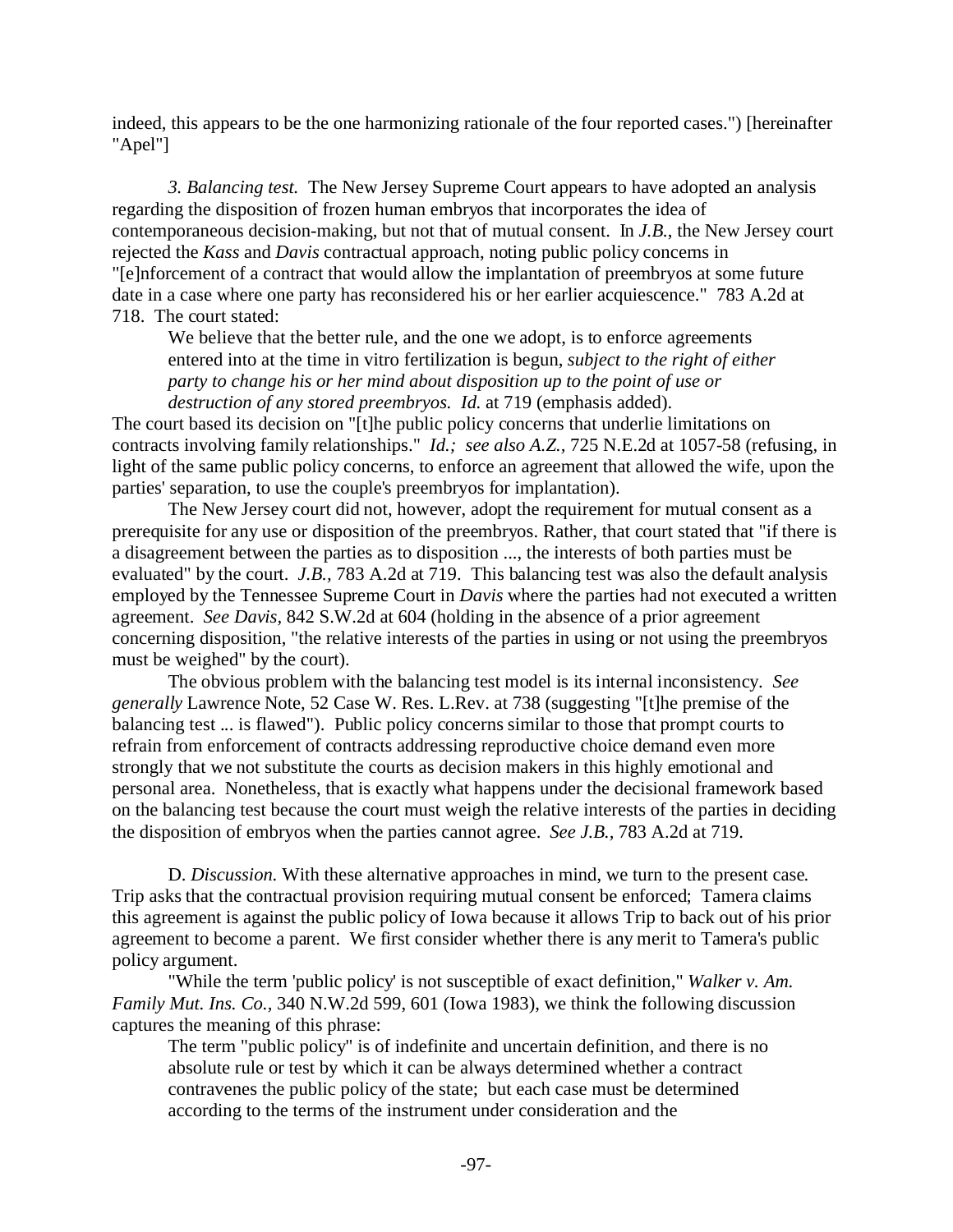indeed, this appears to be the one harmonizing rationale of the four reported cases.") [hereinafter "Apel"]

*3. Balancing test.* The New Jersey Supreme Court appears to have adopted an analysis regarding the disposition of frozen human embryos that incorporates the idea of contemporaneous decision-making, but not that of mutual consent. In *J.B.*, the New Jersey court rejected the *Kass* and *Davis* contractual approach, noting public policy concerns in "[e]nforcement of a contract that would allow the implantation of preembryos at some future date in a case where one party has reconsidered his or her earlier acquiescence." 783 A.2d at 718. The court stated:

> We believe that the better rule, and the one we adopt, is to enforce agreements entered into at the time in vitro fertilization is begun, *subject to the right of either party to change his or her mind about disposition up to the point of use or destruction of any stored preembryos. Id.* at 719 (emphasis added).

The court based its decision on "[t]he public policy concerns that underlie limitations on contracts involving family relationships." *Id.; see also A.Z.*, 725 N.E.2d at 1057-58 (refusing, in light of the same public policy concerns, to enforce an agreement that allowed the wife, upon the parties' separation, to use the couple's preembryos for implantation).

The New Jersey court did not, however, adopt the requirement for mutual consent as a prerequisite for any use or disposition of the preembryos. Rather, that court stated that "if there is a disagreement between the parties as to disposition ..., the interests of both parties must be evaluated" by the court. *J.B.*, 783 A.2d at 719. This balancing test was also the default analysis employed by the Tennessee Supreme Court in *Davis* where the parties had not executed a written agreement. *See Davis,* 842 S.W.2d at 604 (holding in the absence of a prior agreement concerning disposition, "the relative interests of the parties in using or not using the preembryos must be weighed" by the court).

The obvious problem with the balancing test model is its internal inconsistency. *See generally* Lawrence Note, 52 Case W. Res. L.Rev. at 738 (suggesting "[t]he premise of the balancing test ... is flawed"). Public policy concerns similar to those that prompt courts to refrain from enforcement of contracts addressing reproductive choice demand even more strongly that we not substitute the courts as decision makers in this highly emotional and personal area. Nonetheless, that is exactly what happens under the decisional framework based on the balancing test because the court must weigh the relative interests of the parties in deciding the disposition of embryos when the parties cannot agree. *See J.B.*, 783 A.2d at 719.

D. *Discussion.* With these alternative approaches in mind, we turn to the present case. Trip asks that the contractual provision requiring mutual consent be enforced; Tamera claims this agreement is against the public policy of Iowa because it allows Trip to back out of his prior agreement to become a parent. We first consider whether there is any merit to Tamera's public policy argument.

"While the term 'public policy' is not susceptible of exact definition," *Walker v. Am. Family Mut. Ins. Co.*, 340 N.W.2d 599, 601 (Iowa 1983), we think the following discussion captures the meaning of this phrase:

> The term "public policy" is of indefinite and uncertain definition, and there is no absolute rule or test by which it can be always determined whether a contract contravenes the public policy of the state; but each case must be determined according to the terms of the instrument under consideration and the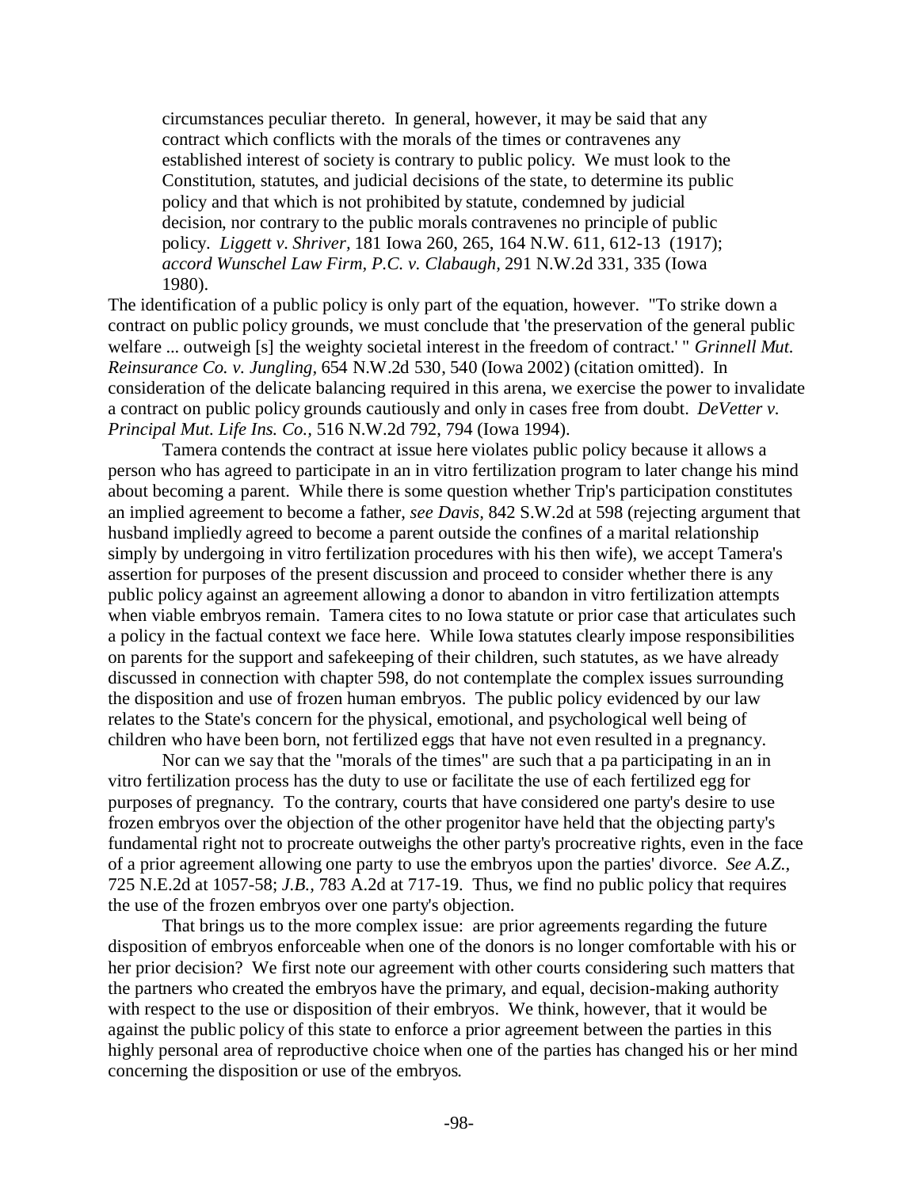> circumstances peculiar thereto. In general, however, it may be said that any contract which conflicts with the morals of the times or contravenes any established interest of society is contrary to public policy. We must look to the Constitution, statutes, and judicial decisions of the state, to determine its public policy and that which is not prohibited by statute, condemned by judicial decision, nor contrary to the public morals contravenes no principle of public policy. *Liggett v. Shriver*, 181 Iowa 260, 265, 164 N.W. 611, 612-13 (1917); *accord Wunschel Law Firm, P.C. v. Clabaugh*, 291 N.W.2d 331, 335 (Iowa 1980).

The identification of a public policy is only part of the equation, however. "To strike down a contract on public policy grounds, we must conclude that 'the preservation of the general public welfare ... outweigh [s] the weighty societal interest in the freedom of contract.' " *Grinnell Mut. Reinsurance Co. v. Jungling*, 654 N.W.2d 530, 540 (Iowa 2002) (citation omitted). In consideration of the delicate balancing required in this arena, we exercise the power to invalidate a contract on public policy grounds cautiously and only in cases free from doubt. *DeVetter v. Principal Mut. Life Ins. Co.*, 516 N.W.2d 792, 794 (Iowa 1994).

Tamera contends the contract at issue here violates public policy because it allows a person who has agreed to participate in an in vitro fertilization program to later change his mind about becoming a parent. While there is some question whether Trip's participation constitutes an implied agreement to become a father, *see Davis*, 842 S.W.2d at 598 (rejecting argument that husband impliedly agreed to become a parent outside the confines of a marital relationship simply by undergoing in vitro fertilization procedures with his then wife), we accept Tamera's assertion for purposes of the present discussion and proceed to consider whether there is any public policy against an agreement allowing a donor to abandon in vitro fertilization attempts when viable embryos remain. Tamera cites to no Iowa statute or prior case that articulates such a policy in the factual context we face here. While Iowa statutes clearly impose responsibilities on parents for the support and safekeeping of their children, such statutes, as we have already discussed in connection with chapter 598, do not contemplate the complex issues surrounding the disposition and use of frozen human embryos. The public policy evidenced by our law relates to the State's concern for the physical, emotional, and psychological well being of children who have been born, not fertilized eggs that have not even resulted in a pregnancy.

Nor can we say that the "morals of the times" are such that a pa participating in an in vitro fertilization process has the duty to use or facilitate the use of each fertilized egg for purposes of pregnancy. To the contrary, courts that have considered one party's desire to use frozen embryos over the objection of the other progenitor have held that the objecting party's fundamental right not to procreate outweighs the other party's procreative rights, even in the face of a prior agreement allowing one party to use the embryos upon the parties' divorce. *See A.Z.*, 725 N.E.2d at 1057-58; *J.B.*, 783 A.2d at 717-19. Thus, we find no public policy that requires the use of the frozen embryos over one party's objection.

That brings us to the more complex issue: are prior agreements regarding the future disposition of embryos enforceable when one of the donors is no longer comfortable with his or her prior decision? We first note our agreement with other courts considering such matters that the partners who created the embryos have the primary, and equal, decision-making authority with respect to the use or disposition of their embryos. We think, however, that it would be against the public policy of this state to enforce a prior agreement between the parties in this highly personal area of reproductive choice when one of the parties has changed his or her mind concerning the disposition or use of the embryos.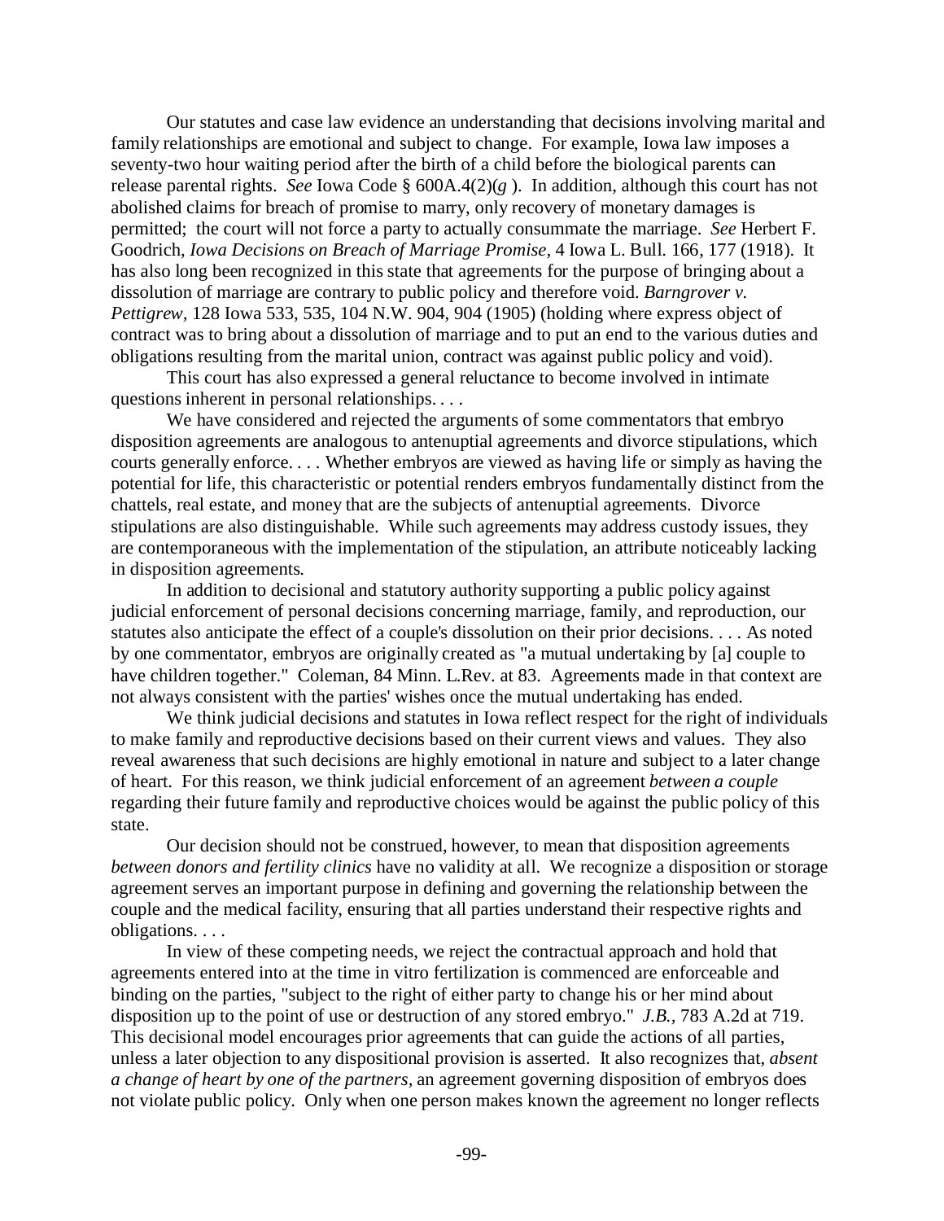Our statutes and case law evidence an understanding that decisions involving marital and family relationships are emotional and subject to change. For example, Iowa law imposes a seventy-two hour waiting period after the birth of a child before the biological parents can release parental rights. *See* Iowa Code § 600A.4(2)(*g* ). In addition, although this court has not abolished claims for breach of promise to marry, only recovery of monetary damages is permitted; the court will not force a party to actually consummate the marriage. *See* Herbert F. Goodrich, *Iowa Decisions on Breach of Marriage Promise,* 4 Iowa L. Bull. 166, 177 (1918). It has also long been recognized in this state that agreements for the purpose of bringing about a dissolution of marriage are contrary to public policy and therefore void. *Barngrover v. Pettigrew,* 128 Iowa 533, 535, 104 N.W. 904, 904 (1905) (holding where express object of contract was to bring about a dissolution of marriage and to put an end to the various duties and obligations resulting from the marital union, contract was against public policy and void).

This court has also expressed a general reluctance to become involved in intimate questions inherent in personal relationships. . . .

We have considered and rejected the arguments of some commentators that embryo disposition agreements are analogous to antenuptial agreements and divorce stipulations, which courts generally enforce. . . . Whether embryos are viewed as having life or simply as having the potential for life, this characteristic or potential renders embryos fundamentally distinct from the chattels, real estate, and money that are the subjects of antenuptial agreements. Divorce stipulations are also distinguishable. While such agreements may address custody issues, they are contemporaneous with the implementation of the stipulation, an attribute noticeably lacking in disposition agreements.

In addition to decisional and statutory authority supporting a public policy against judicial enforcement of personal decisions concerning marriage, family, and reproduction, our statutes also anticipate the effect of a couple's dissolution on their prior decisions. . . . As noted by one commentator, embryos are originally created as "a mutual undertaking by [a] couple to have children together." Coleman, 84 Minn. L.Rev. at 83. Agreements made in that context are not always consistent with the parties' wishes once the mutual undertaking has ended.

We think judicial decisions and statutes in Iowa reflect respect for the right of individuals to make family and reproductive decisions based on their current views and values. They also reveal awareness that such decisions are highly emotional in nature and subject to a later change of heart. For this reason, we think judicial enforcement of an agreement *between a couple* regarding their future family and reproductive choices would be against the public policy of this state.

Our decision should not be construed, however, to mean that disposition agreements *between donors and fertility clinics* have no validity at all. We recognize a disposition or storage agreement serves an important purpose in defining and governing the relationship between the couple and the medical facility, ensuring that all parties understand their respective rights and obligations. . . .

In view of these competing needs, we reject the contractual approach and hold that agreements entered into at the time in vitro fertilization is commenced are enforceable and binding on the parties, "subject to the right of either party to change his or her mind about disposition up to the point of use or destruction of any stored embryo." *J.B.,* 783 A.2d at 719. This decisional model encourages prior agreements that can guide the actions of all parties, unless a later objection to any dispositional provision is asserted. It also recognizes that, *absent a change of heart by one of the partners,* an agreement governing disposition of embryos does not violate public policy. Only when one person makes known the agreement no longer reflects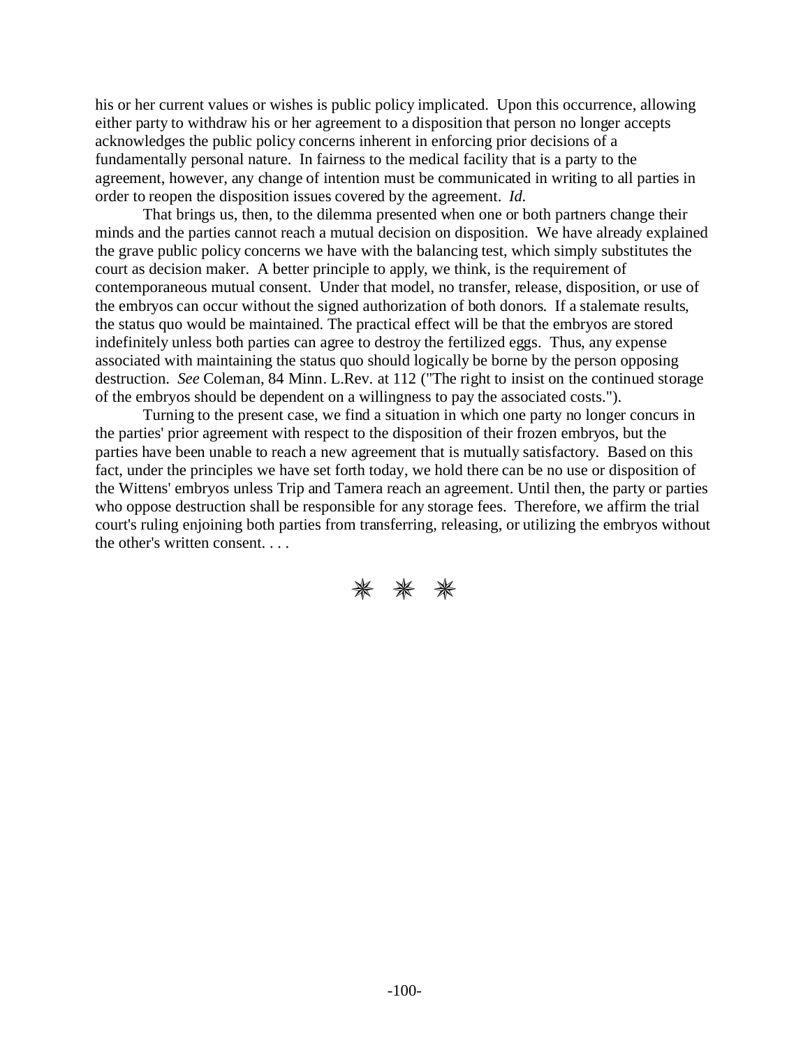his or her current values or wishes is public policy implicated. Upon this occurrence, allowing either party to withdraw his or her agreement to a disposition that person no longer accepts acknowledges the public policy concerns inherent in enforcing prior decisions of a fundamentally personal nature. In fairness to the medical facility that is a party to the agreement, however, any change of intention must be communicated in writing to all parties in order to reopen the disposition issues covered by the agreement. *Id.*

That brings us, then, to the dilemma presented when one or both partners change their minds and the parties cannot reach a mutual decision on disposition. We have already explained the grave public policy concerns we have with the balancing test, which simply substitutes the court as decision maker. A better principle to apply, we think, is the requirement of contemporaneous mutual consent. Under that model, no transfer, release, disposition, or use of the embryos can occur without the signed authorization of both donors. If a stalemate results, the status quo would be maintained. The practical effect will be that the embryos are stored indefinitely unless both parties can agree to destroy the fertilized eggs. Thus, any expense associated with maintaining the status quo should logically be borne by the person opposing destruction. *See* Coleman, 84 Minn. L.Rev. at 112 ("The right to insist on the continued storage of the embryos should be dependent on a willingness to pay the associated costs.").

Turning to the present case, we find a situation in which one party no longer concurs in the parties' prior agreement with respect to the disposition of their frozen embryos, but the parties have been unable to reach a new agreement that is mutually satisfactory. Based on this fact, under the principles we have set forth today, we hold there can be no use or disposition of the Wittens' embryos unless Trip and Tamera reach an agreement. Until then, the party or parties who oppose destruction shall be responsible for any storage fees. Therefore, we affirm the trial court's ruling enjoining both parties from transferring, releasing, or utilizing the embryos without the other's written consent. . . .

✳ ✳ ✳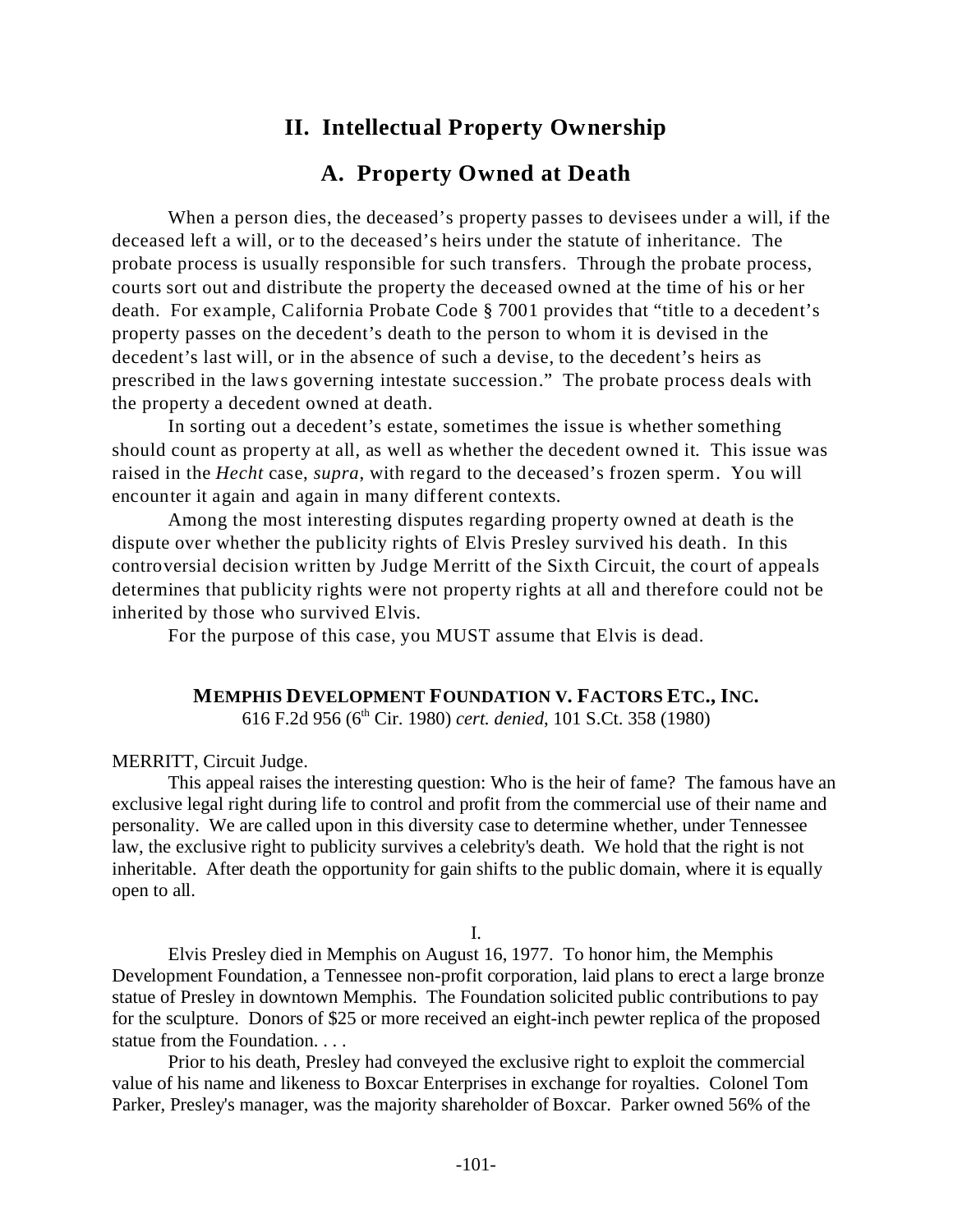## II. Intellectual Property Ownership

## A. Property Owned at Death

When a person dies, the deceased's property passes to devisees under a will, if the deceased left a will, or to the deceased's heirs under the statute of inheritance. The probate process is usually responsible for such transfers. Through the probate process, courts sort out and distribute the property the deceased owned at the time of his or her death. For example, California Probate Code § 7001 provides that "title to a decedent's property passes on the decedent's death to the person to whom it is devised in the decedent's last will, or in the absence of such a devise, to the decedent's heirs as prescribed in the laws governing intestate succession." The probate process deals with the property a decedent owned at death.

In sorting out a decedent's estate, sometimes the issue is whether something should count as property at all, as well as whether the decedent owned it. This issue was raised in the *Hecht* case, *supra*, with regard to the deceased's frozen sperm. You will encounter it again and again in many different contexts.

Among the most interesting disputes regarding property owned at death is the dispute over whether the publicity rights of Elvis Presley survived his death. In this controversial decision written by Judge Merritt of the Sixth Circuit, the court of appeals determines that publicity rights were not property rights at all and therefore could not be inherited by those who survived Elvis.

For the purpose of this case, you MUST assume that Elvis is dead.

**MEMPHIS DEVELOPMENT FOUNDATION V. FACTORS ETC., INC.**
616 F.2d 956 (6th Cir. 1980) *cert. denied*, 101 S.Ct. 358 (1980)

MERRITT, Circuit Judge.

This appeal raises the interesting question: Who is the heir of fame? The famous have an exclusive legal right during life to control and profit from the commercial use of their name and personality. We are called upon in this diversity case to determine whether, under Tennessee law, the exclusive right to publicity survives a celebrity's death. We hold that the right is not inheritable. After death the opportunity for gain shifts to the public domain, where it is equally open to all.

I.

Elvis Presley died in Memphis on August 16, 1977. To honor him, the Memphis Development Foundation, a Tennessee non-profit corporation, laid plans to erect a large bronze statue of Presley in downtown Memphis. The Foundation solicited public contributions to pay for the sculpture. Donors of $25 or more received an eight-inch pewter replica of the proposed statue from the Foundation. . . .

Prior to his death, Presley had conveyed the exclusive right to exploit the commercial value of his name and likeness to Boxcar Enterprises in exchange for royalties. Colonel Tom Parker, Presley's manager, was the majority shareholder of Boxcar. Parker owned 56% of the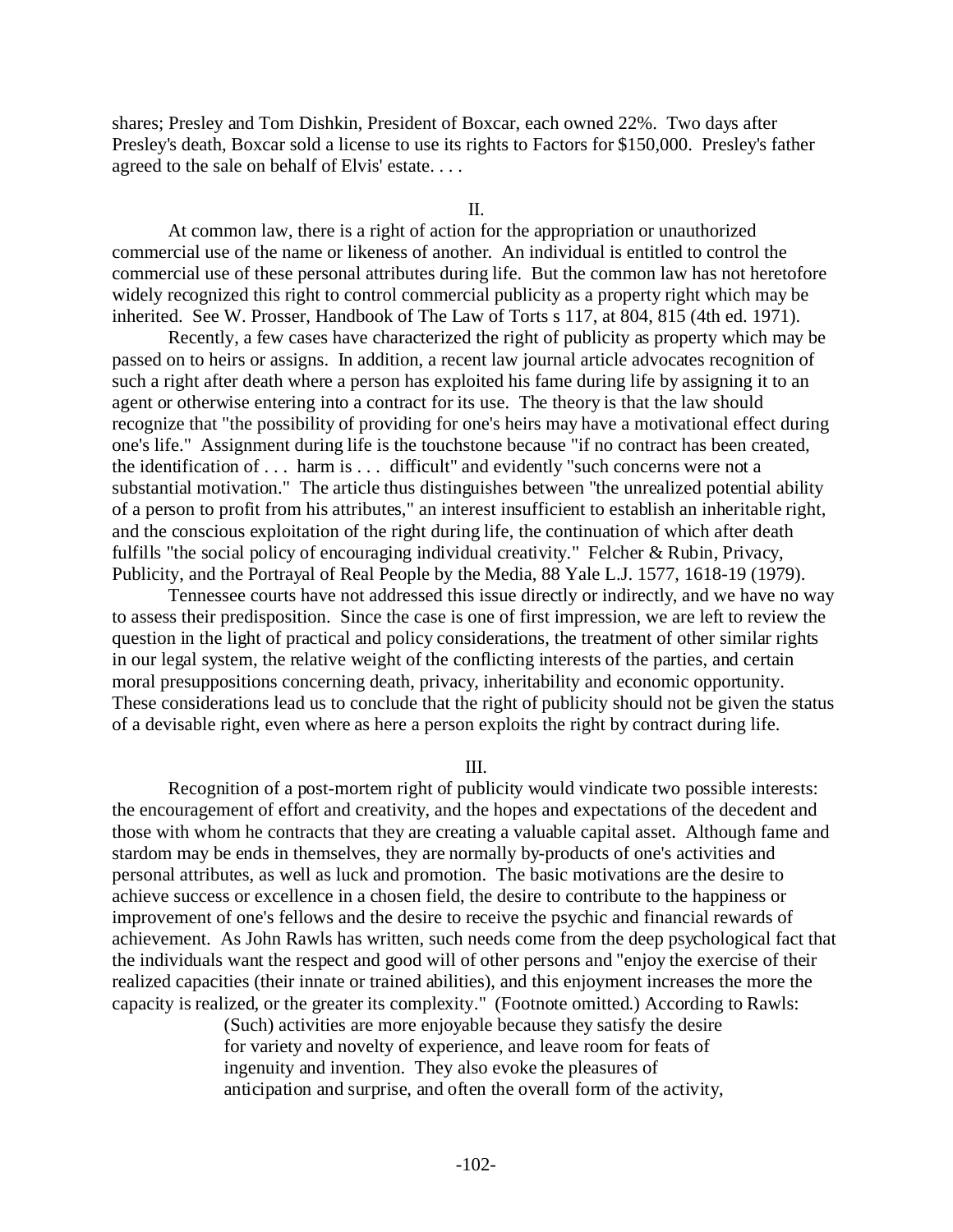shares; Presley and Tom Dishkin, President of Boxcar, each owned 22%. Two days after Presley's death, Boxcar sold a license to use its rights to Factors for $150,000. Presley's father agreed to the sale on behalf of Elvis' estate. . . .

II.

At common law, there is a right of action for the appropriation or unauthorized commercial use of the name or likeness of another. An individual is entitled to control the commercial use of these personal attributes during life. But the common law has not heretofore widely recognized this right to control commercial publicity as a property right which may be inherited. See W. Prosser, Handbook of The Law of Torts s 117, at 804, 815 (4th ed. 1971).

Recently, a few cases have characterized the right of publicity as property which may be passed on to heirs or assigns. In addition, a recent law journal article advocates recognition of such a right after death where a person has exploited his fame during life by assigning it to an agent or otherwise entering into a contract for its use. The theory is that the law should recognize that "the possibility of providing for one's heirs may have a motivational effect during one's life." Assignment during life is the touchstone because "if no contract has been created, the identification of . . . harm is . . . difficult" and evidently "such concerns were not a substantial motivation." The article thus distinguishes between "the unrealized potential ability of a person to profit from his attributes," an interest insufficient to establish an inheritable right, and the conscious exploitation of the right during life, the continuation of which after death fulfills "the social policy of encouraging individual creativity." Felcher & Rubin, Privacy, Publicity, and the Portrayal of Real People by the Media, 88 Yale L.J. 1577, 1618-19 (1979).

Tennessee courts have not addressed this issue directly or indirectly, and we have no way to assess their predisposition. Since the case is one of first impression, we are left to review the question in the light of practical and policy considerations, the treatment of other similar rights in our legal system, the relative weight of the conflicting interests of the parties, and certain moral presuppositions concerning death, privacy, inheritability and economic opportunity. These considerations lead us to conclude that the right of publicity should not be given the status of a devisable right, even where as here a person exploits the right by contract during life.

III.

Recognition of a post-mortem right of publicity would vindicate two possible interests: the encouragement of effort and creativity, and the hopes and expectations of the decedent and those with whom he contracts that they are creating a valuable capital asset. Although fame and stardom may be ends in themselves, they are normally by-products of one's activities and personal attributes, as well as luck and promotion. The basic motivations are the desire to achieve success or excellence in a chosen field, the desire to contribute to the happiness or improvement of one's fellows and the desire to receive the psychic and financial rewards of achievement. As John Rawls has written, such needs come from the deep psychological fact that the individuals want the respect and good will of other persons and "enjoy the exercise of their realized capacities (their innate or trained abilities), and this enjoyment increases the more the capacity is realized, or the greater its complexity." (Footnote omitted.) According to Rawls:

> (Such) activities are more enjoyable because they satisfy the desire for variety and novelty of experience, and leave room for feats of ingenuity and invention. They also evoke the pleasures of anticipation and surprise, and often the overall form of the activity,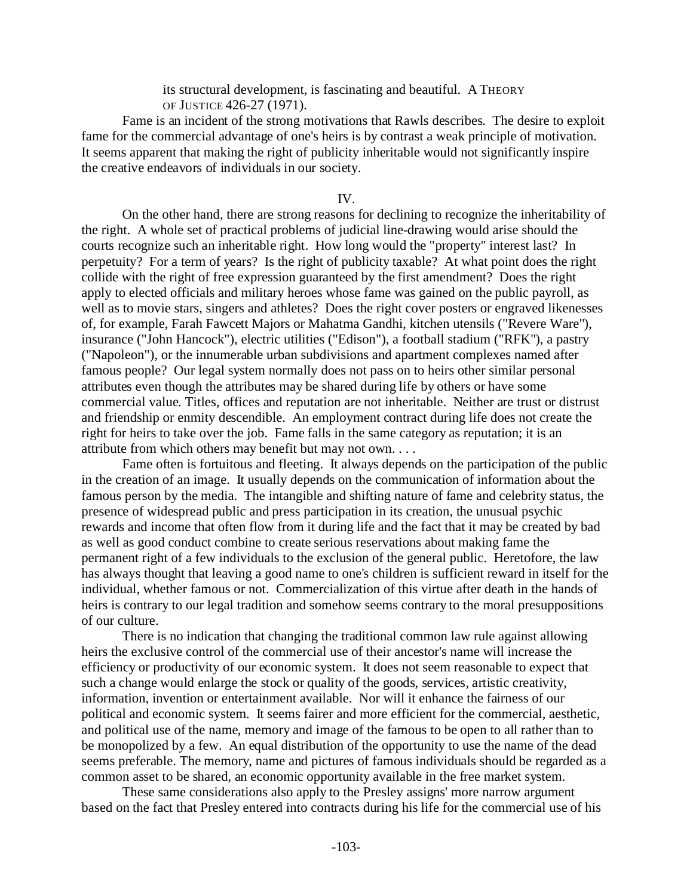its structural development, is fascinating and beautiful. A THEORY OF JUSTICE 426-27 (1971).

Fame is an incident of the strong motivations that Rawls describes. The desire to exploit fame for the commercial advantage of one's heirs is by contrast a weak principle of motivation. It seems apparent that making the right of publicity inheritable would not significantly inspire the creative endeavors of individuals in our society.

IV.

On the other hand, there are strong reasons for declining to recognize the inheritability of the right. A whole set of practical problems of judicial line-drawing would arise should the courts recognize such an inheritable right. How long would the "property" interest last? In perpetuity? For a term of years? Is the right of publicity taxable? At what point does the right collide with the right of free expression guaranteed by the first amendment? Does the right apply to elected officials and military heroes whose fame was gained on the public payroll, as well as to movie stars, singers and athletes? Does the right cover posters or engraved likenesses of, for example, Farah Fawcett Majors or Mahatma Gandhi, kitchen utensils ("Revere Ware"), insurance ("John Hancock"), electric utilities ("Edison"), a football stadium ("RFK"), a pastry ("Napoleon"), or the innumerable urban subdivisions and apartment complexes named after famous people? Our legal system normally does not pass on to heirs other similar personal attributes even though the attributes may be shared during life by others or have some commercial value. Titles, offices and reputation are not inheritable. Neither are trust or distrust and friendship or enmity descendible. An employment contract during life does not create the right for heirs to take over the job. Fame falls in the same category as reputation; it is an attribute from which others may benefit but may not own. . . .

Fame often is fortuitous and fleeting. It always depends on the participation of the public in the creation of an image. It usually depends on the communication of information about the famous person by the media. The intangible and shifting nature of fame and celebrity status, the presence of widespread public and press participation in its creation, the unusual psychic rewards and income that often flow from it during life and the fact that it may be created by bad as well as good conduct combine to create serious reservations about making fame the permanent right of a few individuals to the exclusion of the general public. Heretofore, the law has always thought that leaving a good name to one's children is sufficient reward in itself for the individual, whether famous or not. Commercialization of this virtue after death in the hands of heirs is contrary to our legal tradition and somehow seems contrary to the moral presuppositions of our culture.

There is no indication that changing the traditional common law rule against allowing heirs the exclusive control of the commercial use of their ancestor's name will increase the efficiency or productivity of our economic system. It does not seem reasonable to expect that such a change would enlarge the stock or quality of the goods, services, artistic creativity, information, invention or entertainment available. Nor will it enhance the fairness of our political and economic system. It seems fairer and more efficient for the commercial, aesthetic, and political use of the name, memory and image of the famous to be open to all rather than to be monopolized by a few. An equal distribution of the opportunity to use the name of the dead seems preferable. The memory, name and pictures of famous individuals should be regarded as a common asset to be shared, an economic opportunity available in the free market system.

These same considerations also apply to the Presley assigns' more narrow argument based on the fact that Presley entered into contracts during his life for the commercial use of his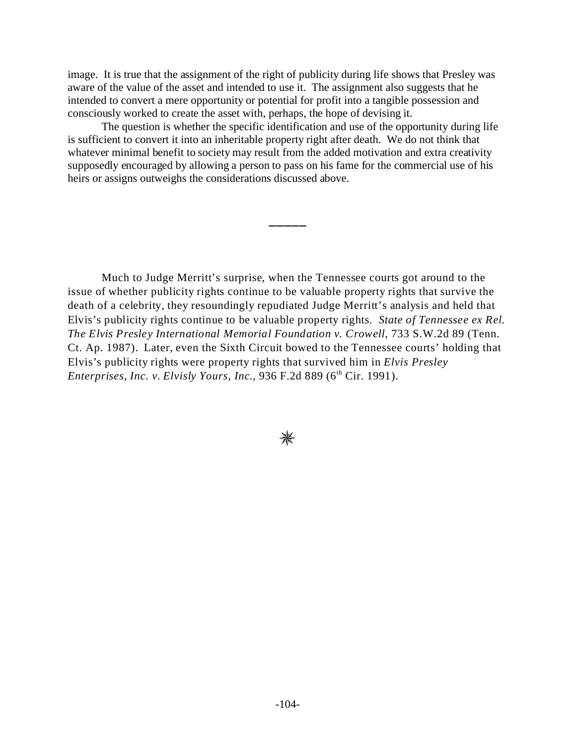image. It is true that the assignment of the right of publicity during life shows that Presley was aware of the value of the asset and intended to use it. The assignment also suggests that he intended to convert a mere opportunity or potential for profit into a tangible possession and consciously worked to create the asset with, perhaps, the hope of devising it.

The question is whether the specific identification and use of the opportunity during life is sufficient to convert it into an inheritable property right after death. We do not think that whatever minimal benefit to society may result from the added motivation and extra creativity supposedly encouraged by allowing a person to pass on his fame for the commercial use of his heirs or assigns outweighs the considerations discussed above.

―――――

Much to Judge Merritt's surprise, when the Tennessee courts got around to the issue of whether publicity rights continue to be valuable property rights that survive the death of a celebrity, they resoundingly repudiated Judge Merritt's analysis and held that Elvis's publicity rights continue to be valuable property rights. *State of Tennessee ex Rel. The Elvis Presley International Memorial Foundation v. Crowell*, 733 S.W.2d 89 (Tenn. Ct. Ap. 1987). Later, even the Sixth Circuit bowed to the Tennessee courts' holding that Elvis's publicity rights were property rights that survived him in *Elvis Presley Enterprises, Inc. v. Elvisly Yours, Inc.*, 936 F.2d 889 (6th Cir. 1991).

✳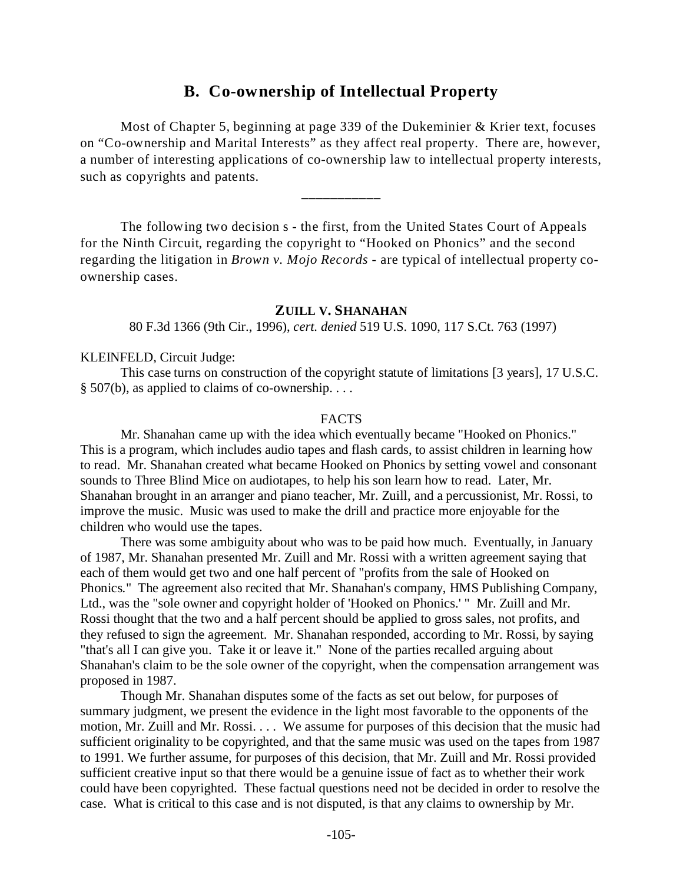## B. Co-ownership of Intellectual Property

Most of Chapter 5, beginning at page 339 of the Dukeminier & Krier text, focuses on "Co-ownership and Marital Interests" as they affect real property. There are, however, a number of interesting applications of co-ownership law to intellectual property interests, such as copyrights and patents.

\_\_\_\_\_\_\_\_\_\_\_

The following two decision s - the first, from the United States Court of Appeals for the Ninth Circuit, regarding the copyright to "Hooked on Phonics" and the second regarding the litigation in *Brown v. Mojo Records* - are typical of intellectual property co-ownership cases.

### ZUILL V. SHANAHAN

80 F.3d 1366 (9th Cir., 1996), *cert. denied* 519 U.S. 1090, 117 S.Ct. 763 (1997)

KLEINFELD, Circuit Judge:

This case turns on construction of the copyright statute of limitations [3 years], 17 U.S.C. § 507(b), as applied to claims of co-ownership. . . .

FACTS

Mr. Shanahan came up with the idea which eventually became "Hooked on Phonics." This is a program, which includes audio tapes and flash cards, to assist children in learning how to read. Mr. Shanahan created what became Hooked on Phonics by setting vowel and consonant sounds to Three Blind Mice on audiotapes, to help his son learn how to read. Later, Mr. Shanahan brought in an arranger and piano teacher, Mr. Zuill, and a percussionist, Mr. Rossi, to improve the music. Music was used to make the drill and practice more enjoyable for the children who would use the tapes.

There was some ambiguity about who was to be paid how much. Eventually, in January of 1987, Mr. Shanahan presented Mr. Zuill and Mr. Rossi with a written agreement saying that each of them would get two and one half percent of "profits from the sale of Hooked on Phonics." The agreement also recited that Mr. Shanahan's company, HMS Publishing Company, Ltd., was the "sole owner and copyright holder of 'Hooked on Phonics.' " Mr. Zuill and Mr. Rossi thought that the two and a half percent should be applied to gross sales, not profits, and they refused to sign the agreement. Mr. Shanahan responded, according to Mr. Rossi, by saying "that's all I can give you. Take it or leave it." None of the parties recalled arguing about Shanahan's claim to be the sole owner of the copyright, when the compensation arrangement was proposed in 1987.

Though Mr. Shanahan disputes some of the facts as set out below, for purposes of summary judgment, we present the evidence in the light most favorable to the opponents of the motion, Mr. Zuill and Mr. Rossi. . . . We assume for purposes of this decision that the music had sufficient originality to be copyrighted, and that the same music was used on the tapes from 1987 to 1991. We further assume, for purposes of this decision, that Mr. Zuill and Mr. Rossi provided sufficient creative input so that there would be a genuine issue of fact as to whether their work could have been copyrighted. These factual questions need not be decided in order to resolve the case. What is critical to this case and is not disputed, is that any claims to ownership by Mr.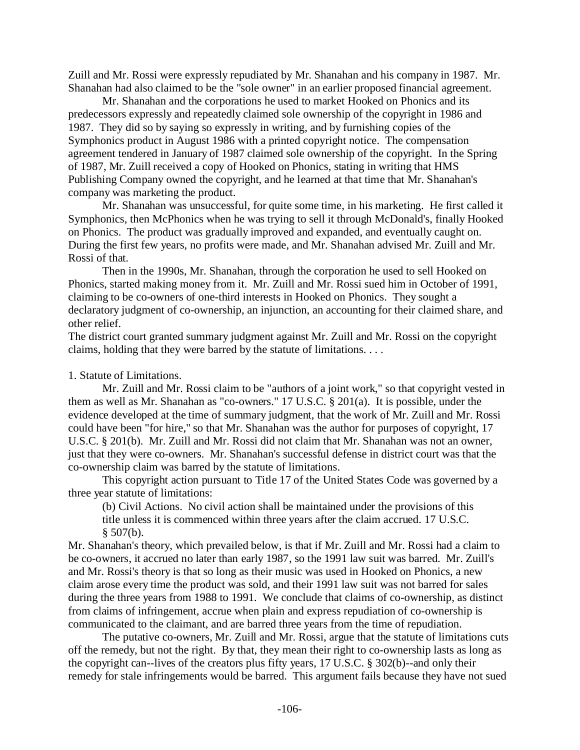Zuill and Mr. Rossi were expressly repudiated by Mr. Shanahan and his company in 1987. Mr. Shanahan had also claimed to be the "sole owner" in an earlier proposed financial agreement.

Mr. Shanahan and the corporations he used to market Hooked on Phonics and its predecessors expressly and repeatedly claimed sole ownership of the copyright in 1986 and 1987. They did so by saying so expressly in writing, and by furnishing copies of the Symphonics product in August 1986 with a printed copyright notice. The compensation agreement tendered in January of 1987 claimed sole ownership of the copyright. In the Spring of 1987, Mr. Zuill received a copy of Hooked on Phonics, stating in writing that HMS Publishing Company owned the copyright, and he learned at that time that Mr. Shanahan's company was marketing the product.

Mr. Shanahan was unsuccessful, for quite some time, in his marketing. He first called it Symphonics, then McPhonics when he was trying to sell it through McDonald's, finally Hooked on Phonics. The product was gradually improved and expanded, and eventually caught on. During the first few years, no profits were made, and Mr. Shanahan advised Mr. Zuill and Mr. Rossi of that.

Then in the 1990s, Mr. Shanahan, through the corporation he used to sell Hooked on Phonics, started making money from it. Mr. Zuill and Mr. Rossi sued him in October of 1991, claiming to be co-owners of one-third interests in Hooked on Phonics. They sought a declaratory judgment of co-ownership, an injunction, an accounting for their claimed share, and other relief.

The district court granted summary judgment against Mr. Zuill and Mr. Rossi on the copyright claims, holding that they were barred by the statute of limitations. . . .

1. Statute of Limitations.

Mr. Zuill and Mr. Rossi claim to be "authors of a joint work," so that copyright vested in them as well as Mr. Shanahan as "co-owners." 17 U.S.C. § 201(a). It is possible, under the evidence developed at the time of summary judgment, that the work of Mr. Zuill and Mr. Rossi could have been "for hire," so that Mr. Shanahan was the author for purposes of copyright, 17 U.S.C. § 201(b). Mr. Zuill and Mr. Rossi did not claim that Mr. Shanahan was not an owner, just that they were co-owners. Mr. Shanahan's successful defense in district court was that the co-ownership claim was barred by the statute of limitations.

This copyright action pursuant to Title 17 of the United States Code was governed by a three year statute of limitations:

> (b) Civil Actions. No civil action shall be maintained under the provisions of this title unless it is commenced within three years after the claim accrued. 17 U.S.C. § 507(b).

Mr. Shanahan's theory, which prevailed below, is that if Mr. Zuill and Mr. Rossi had a claim to be co-owners, it accrued no later than early 1987, so the 1991 law suit was barred. Mr. Zuill's and Mr. Rossi's theory is that so long as their music was used in Hooked on Phonics, a new claim arose every time the product was sold, and their 1991 law suit was not barred for sales during the three years from 1988 to 1991. We conclude that claims of co-ownership, as distinct from claims of infringement, accrue when plain and express repudiation of co-ownership is communicated to the claimant, and are barred three years from the time of repudiation.

The putative co-owners, Mr. Zuill and Mr. Rossi, argue that the statute of limitations cuts off the remedy, but not the right. By that, they mean their right to co-ownership lasts as long as the copyright can--lives of the creators plus fifty years, 17 U.S.C. § 302(b)--and only their remedy for stale infringements would be barred. This argument fails because they have not sued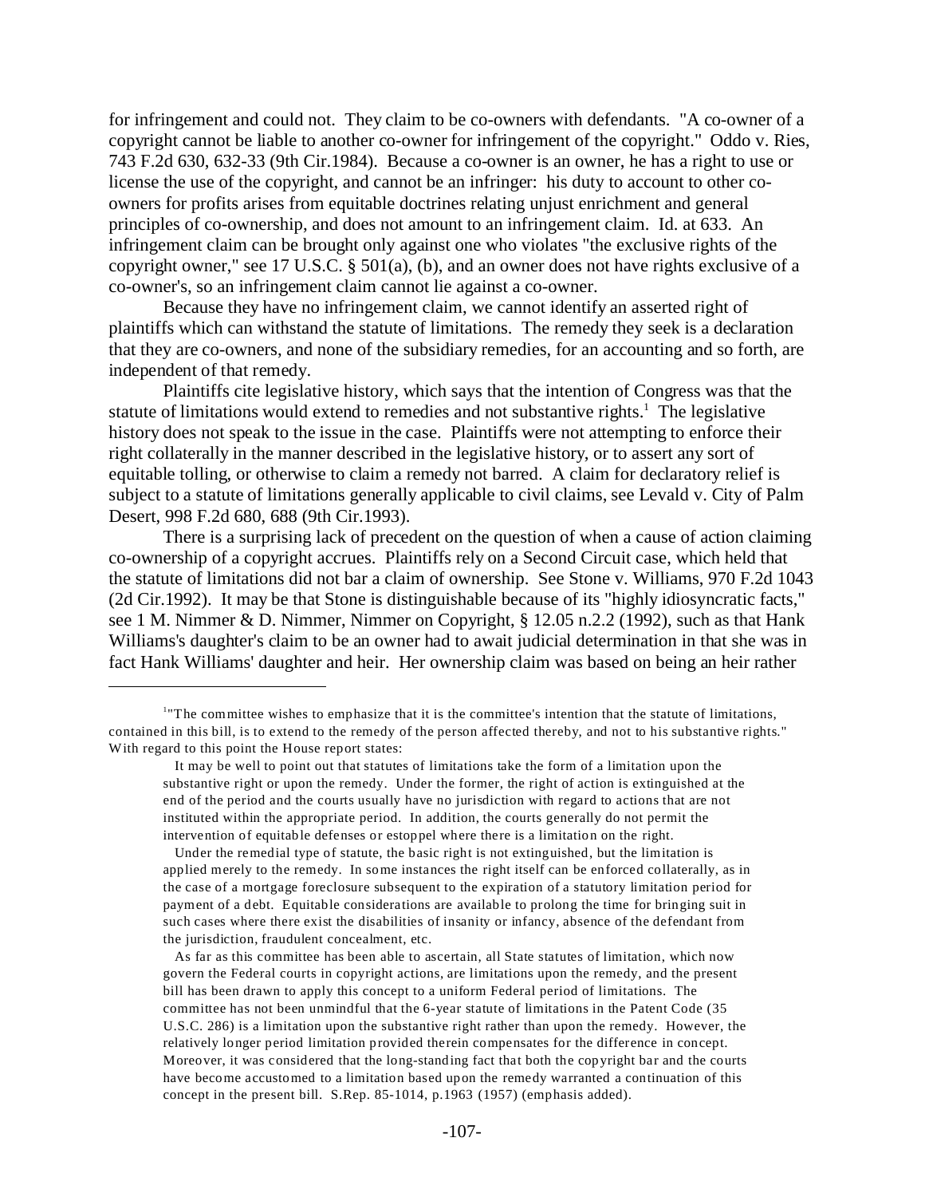for infringement and could not. They claim to be co-owners with defendants. "A co-owner of a copyright cannot be liable to another co-owner for infringement of the copyright." Oddo v. Ries, 743 F.2d 630, 632-33 (9th Cir.1984). Because a co-owner is an owner, he has a right to use or license the use of the copyright, and cannot be an infringer: his duty to account to other co-owners for profits arises from equitable doctrines relating unjust enrichment and general principles of co-ownership, and does not amount to an infringement claim. Id. at 633. An infringement claim can be brought only against one who violates "the exclusive rights of the copyright owner," see 17 U.S.C. § 501(a), (b), and an owner does not have rights exclusive of a co-owner's, so an infringement claim cannot lie against a co-owner.

Because they have no infringement claim, we cannot identify an asserted right of plaintiffs which can withstand the statute of limitations. The remedy they seek is a declaration that they are co-owners, and none of the subsidiary remedies, for an accounting and so forth, are independent of that remedy.

Plaintiffs cite legislative history, which says that the intention of Congress was that the statute of limitations would extend to remedies and not substantive rights.[1] The legislative history does not speak to the issue in the case. Plaintiffs were not attempting to enforce their right collaterally in the manner described in the legislative history, or to assert any sort of equitable tolling, or otherwise to claim a remedy not barred. A claim for declaratory relief is subject to a statute of limitations generally applicable to civil claims, see Levald v. City of Palm Desert, 998 F.2d 680, 688 (9th Cir.1993).

There is a surprising lack of precedent on the question of when a cause of action claiming co-ownership of a copyright accrues. Plaintiffs rely on a Second Circuit case, which held that the statute of limitations did not bar a claim of ownership. See Stone v. Williams, 970 F.2d 1043 (2d Cir.1992). It may be that Stone is distinguishable because of its "highly idiosyncratic facts," see 1 M. Nimmer & D. Nimmer, Nimmer on Copyright, § 12.05 n.2.2 (1992), such as that Hank Williams's daughter's claim to be an owner had to await judicial determination in that she was in fact Hank Williams' daughter and heir. Her ownership claim was based on being an heir rather

---

[1]"The committee wishes to emphasize that it is the committee's intention that the statute of limitations, contained in this bill, is to extend to the remedy of the person affected thereby, and not to his substantive rights." With regard to this point the House report states:

> It may be well to point out that statutes of limitations take the form of a limitation upon the substantive right or upon the remedy. Under the former, the right of action is extinguished at the end of the period and the courts usually have no jurisdiction with regard to actions that are not instituted within the appropriate period. In addition, the courts generally do not permit the intervention of equitable defenses or estoppel where there is a limitation on the right.
>
> Under the remedial type of statute, the basic right is not extinguished, but the limitation is applied merely to the remedy. In some instances the right itself can be enforced collaterally, as in the case of a mortgage foreclosure subsequent to the expiration of a statutory limitation period for payment of a debt. Equitable considerations are available to prolong the time for bringing suit in such cases where there exist the disabilities of insanity or infancy, absence of the defendant from the jurisdiction, fraudulent concealment, etc.
>
> As far as this committee has been able to ascertain, all State statutes of limitation, which now govern the Federal courts in copyright actions, are limitations upon the remedy, and the present bill has been drawn to apply this concept to a uniform Federal period of limitations. The committee has not been unmindful that the 6-year statute of limitations in the Patent Code (35 U.S.C. 286) is a limitation upon the substantive right rather than upon the remedy. However, the relatively longer period limitation provided therein compensates for the difference in concept. Moreover, it was considered that the long-standing fact that both the copyright bar and the courts have become accustomed to a limitation based upon the remedy warranted a continuation of this concept in the present bill. S.Rep. 85-1014, p.1963 (1957) (emphasis added).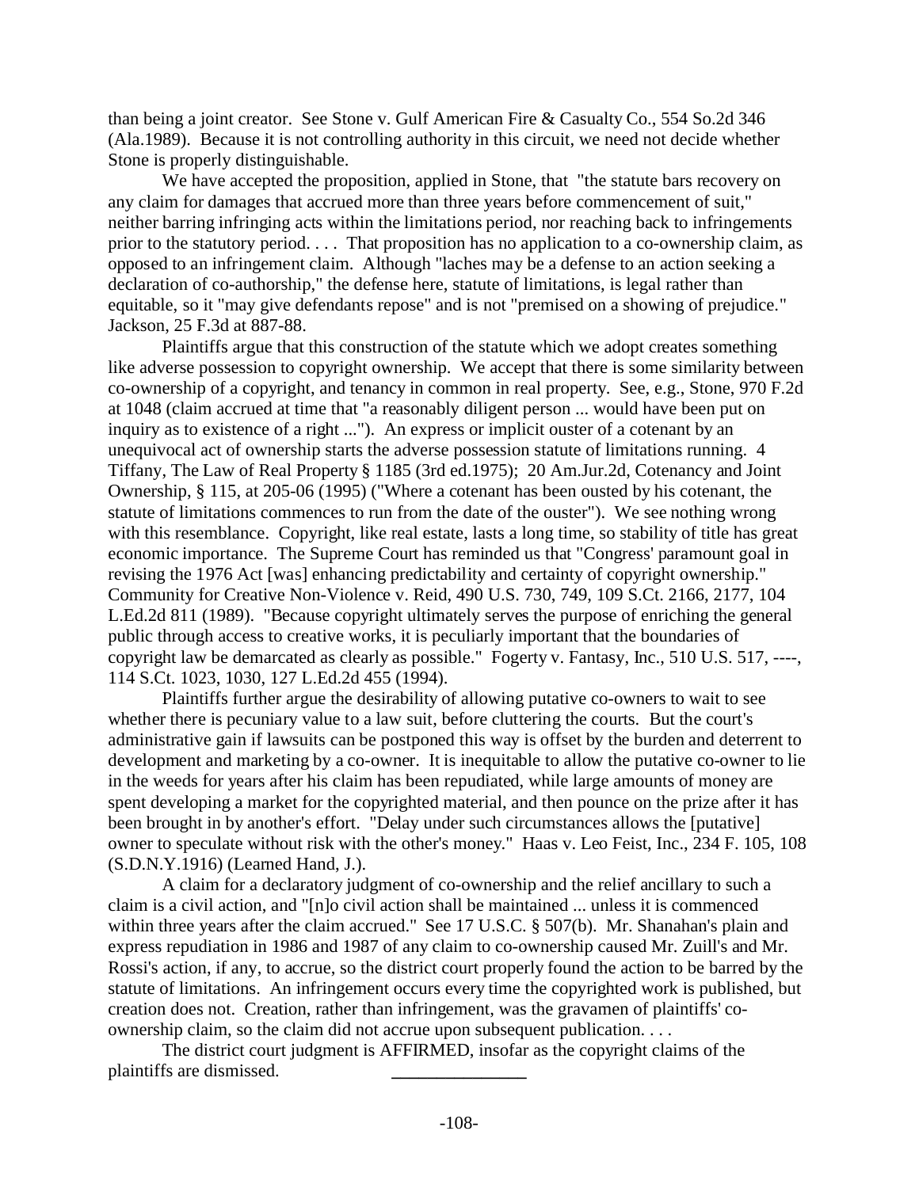than being a joint creator. See Stone v. Gulf American Fire & Casualty Co., 554 So.2d 346 (Ala.1989). Because it is not controlling authority in this circuit, we need not decide whether Stone is properly distinguishable.

We have accepted the proposition, applied in Stone, that "the statute bars recovery on any claim for damages that accrued more than three years before commencement of suit," neither barring infringing acts within the limitations period, nor reaching back to infringements prior to the statutory period. . . . That proposition has no application to a co-ownership claim, as opposed to an infringement claim. Although "laches may be a defense to an action seeking a declaration of co-authorship," the defense here, statute of limitations, is legal rather than equitable, so it "may give defendants repose" and is not "premised on a showing of prejudice." Jackson, 25 F.3d at 887-88.

Plaintiffs argue that this construction of the statute which we adopt creates something like adverse possession to copyright ownership. We accept that there is some similarity between co-ownership of a copyright, and tenancy in common in real property. See, e.g., Stone, 970 F.2d at 1048 (claim accrued at time that "a reasonably diligent person ... would have been put on inquiry as to existence of a right ..."). An express or implicit ouster of a cotenant by an unequivocal act of ownership starts the adverse possession statute of limitations running. 4 Tiffany, The Law of Real Property § 1185 (3rd ed.1975); 20 Am.Jur.2d, Cotenancy and Joint Ownership, § 115, at 205-06 (1995) ("Where a cotenant has been ousted by his cotenant, the statute of limitations commences to run from the date of the ouster"). We see nothing wrong with this resemblance. Copyright, like real estate, lasts a long time, so stability of title has great economic importance. The Supreme Court has reminded us that "Congress' paramount goal in revising the 1976 Act [was] enhancing predictability and certainty of copyright ownership." Community for Creative Non-Violence v. Reid, 490 U.S. 730, 749, 109 S.Ct. 2166, 2177, 104 L.Ed.2d 811 (1989). "Because copyright ultimately serves the purpose of enriching the general public through access to creative works, it is peculiarly important that the boundaries of copyright law be demarcated as clearly as possible." Fogerty v. Fantasy, Inc., 510 U.S. 517, ----, 114 S.Ct. 1023, 1030, 127 L.Ed.2d 455 (1994).

Plaintiffs further argue the desirability of allowing putative co-owners to wait to see whether there is pecuniary value to a law suit, before cluttering the courts. But the court's administrative gain if lawsuits can be postponed this way is offset by the burden and deterrent to development and marketing by a co-owner. It is inequitable to allow the putative co-owner to lie in the weeds for years after his claim has been repudiated, while large amounts of money are spent developing a market for the copyrighted material, and then pounce on the prize after it has been brought in by another's effort. "Delay under such circumstances allows the [putative] owner to speculate without risk with the other's money." Haas v. Leo Feist, Inc., 234 F. 105, 108 (S.D.N.Y.1916) (Learned Hand, J.).

A claim for a declaratory judgment of co-ownership and the relief ancillary to such a claim is a civil action, and "[n]o civil action shall be maintained ... unless it is commenced within three years after the claim accrued." See 17 U.S.C. § 507(b). Mr. Shanahan's plain and express repudiation in 1986 and 1987 of any claim to co-ownership caused Mr. Zuill's and Mr. Rossi's action, if any, to accrue, so the district court properly found the action to be barred by the statute of limitations. An infringement occurs every time the copyrighted work is published, but creation does not. Creation, rather than infringement, was the gravamen of plaintiffs' co-ownership claim, so the claim did not accrue upon subsequent publication. . . .

The district court judgment is AFFIRMED, insofar as the copyright claims of the plaintiffs are dismissed.

---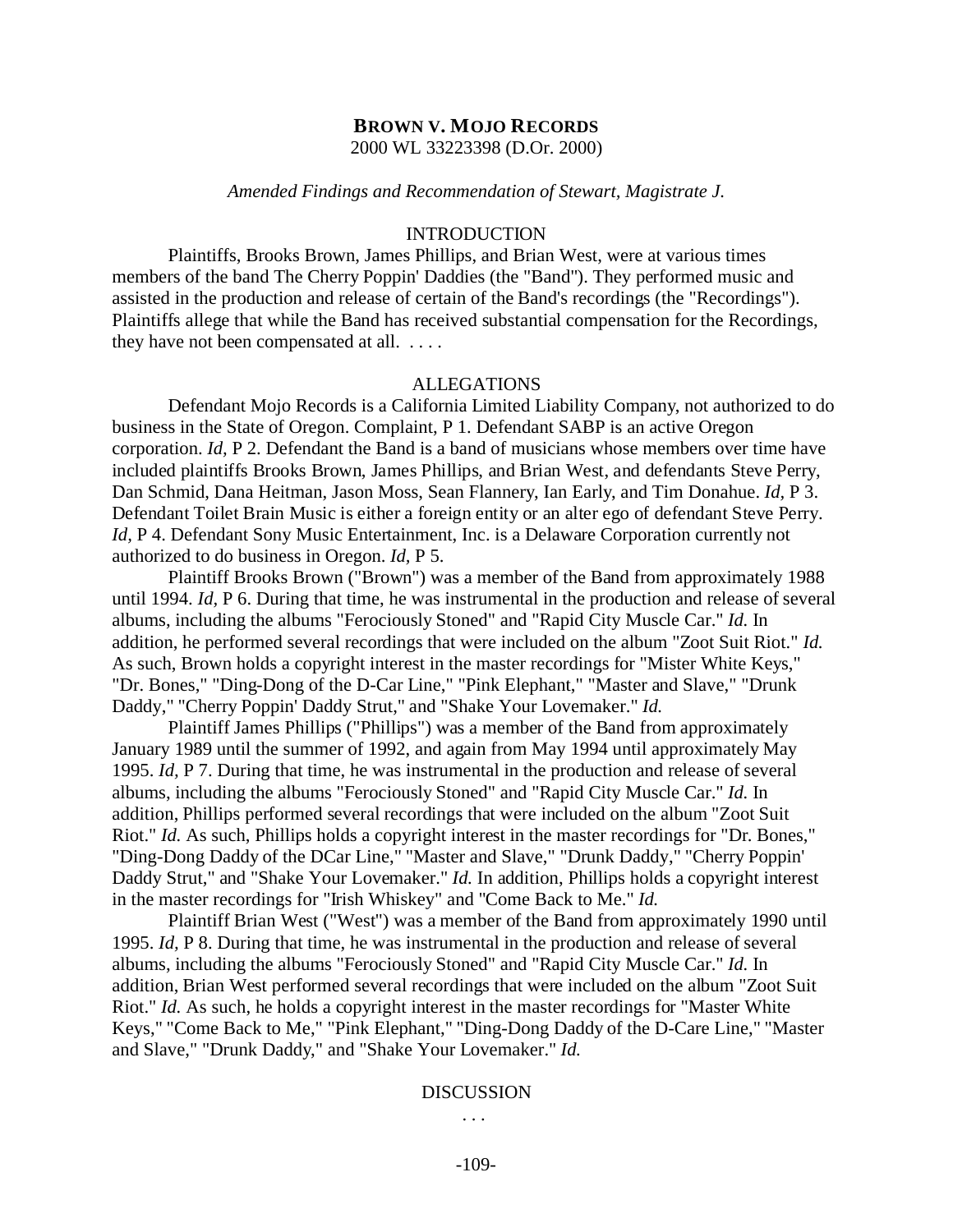**BROWN V. MOJO RECORDS**

2000 WL 33223398 (D.Or. 2000)

*Amended Findings and Recommendation of Stewart, Magistrate J.*

INTRODUCTION

Plaintiffs, Brooks Brown, James Phillips, and Brian West, were at various times members of the band The Cherry Poppin' Daddies (the "Band"). They performed music and assisted in the production and release of certain of the Band's recordings (the "Recordings"). Plaintiffs allege that while the Band has received substantial compensation for the Recordings, they have not been compensated at all. . . . .

ALLEGATIONS

Defendant Mojo Records is a California Limited Liability Company, not authorized to do business in the State of Oregon. Complaint, P 1. Defendant SABP is an active Oregon corporation. *Id,* P 2. Defendant the Band is a band of musicians whose members over time have included plaintiffs Brooks Brown, James Phillips, and Brian West, and defendants Steve Perry, Dan Schmid, Dana Heitman, Jason Moss, Sean Flannery, Ian Early, and Tim Donahue. *Id,* P 3. Defendant Toilet Brain Music is either a foreign entity or an alter ego of defendant Steve Perry. *Id,* P 4. Defendant Sony Music Entertainment, Inc. is a Delaware Corporation currently not authorized to do business in Oregon. *Id,* P 5.

Plaintiff Brooks Brown ("Brown") was a member of the Band from approximately 1988 until 1994. *Id,* P 6. During that time, he was instrumental in the production and release of several albums, including the albums "Ferociously Stoned" and "Rapid City Muscle Car." *Id.* In addition, he performed several recordings that were included on the album "Zoot Suit Riot." *Id.* As such, Brown holds a copyright interest in the master recordings for "Mister White Keys," "Dr. Bones," "Ding-Dong of the D-Car Line," "Pink Elephant," "Master and Slave," "Drunk Daddy," "Cherry Poppin' Daddy Strut," and "Shake Your Lovemaker." *Id.*

Plaintiff James Phillips ("Phillips") was a member of the Band from approximately January 1989 until the summer of 1992, and again from May 1994 until approximately May 1995. *Id,* P 7. During that time, he was instrumental in the production and release of several albums, including the albums "Ferociously Stoned" and "Rapid City Muscle Car." *Id.* In addition, Phillips performed several recordings that were included on the album "Zoot Suit Riot." *Id.* As such, Phillips holds a copyright interest in the master recordings for "Dr. Bones," "Ding-Dong Daddy of the DCar Line," "Master and Slave," "Drunk Daddy," "Cherry Poppin' Daddy Strut," and "Shake Your Lovemaker." *Id.* In addition, Phillips holds a copyright interest in the master recordings for "Irish Whiskey" and "Come Back to Me." *Id.*

Plaintiff Brian West ("West") was a member of the Band from approximately 1990 until 1995. *Id,* P 8. During that time, he was instrumental in the production and release of several albums, including the albums "Ferociously Stoned" and "Rapid City Muscle Car." *Id.* In addition, Brian West performed several recordings that were included on the album "Zoot Suit Riot." *Id.* As such, he holds a copyright interest in the master recordings for "Master White Keys," "Come Back to Me," "Pink Elephant," "Ding-Dong Daddy of the D-Care Line," "Master and Slave," "Drunk Daddy," and "Shake Your Lovemaker." *Id.*

DISCUSSION

. . .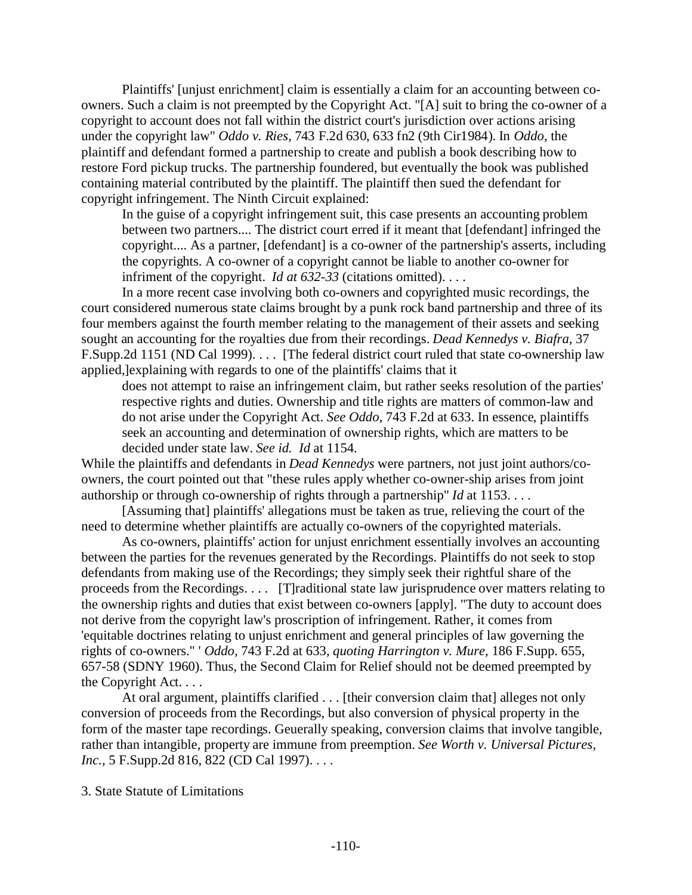Plaintiffs' [unjust enrichment] claim is essentially a claim for an accounting between co-owners. Such a claim is not preempted by the Copyright Act. "[A] suit to bring the co-owner of a copyright to account does not fall within the district court's jurisdiction over actions arising under the copyright law" *Oddo v. Ries,* 743 F.2d 630, 633 fn2 (9th Cir1984). In *Oddo,* the plaintiff and defendant formed a partnership to create and publish a book describing how to restore Ford pickup trucks. The partnership foundered, but eventually the book was published containing material contributed by the plaintiff. The plaintiff then sued the defendant for copyright infringement. The Ninth Circuit explained:

> In the guise of a copyright infringement suit, this case presents an accounting problem between two partners.... The district court erred if it meant that [defendant] infringed the copyright.... As a partner, [defendant] is a co-owner of the partnership's asserts, including the copyrights. A co-owner of a copyright cannot be liable to another co-owner for infriment of the copyright. *Id at 632-33* (citations omitted). . . .

In a more recent case involving both co-owners and copyrighted music recordings, the court considered numerous state claims brought by a punk rock band partnership and three of its four members against the fourth member relating to the management of their assets and seeking sought an accounting for the royalties due from their recordings. *Dead Kennedys v. Biafra,* 37 F.Supp.2d 1151 (ND Cal 1999). . . . [The federal district court ruled that state co-ownership law applied,]explaining with regards to one of the plaintiffs' claims that it

> does not attempt to raise an infringement claim, but rather seeks resolution of the parties' respective rights and duties. Ownership and title rights are matters of common-law and do not arise under the Copyright Act. *See Oddo,* 743 F.2d at 633. In essence, plaintiffs seek an accounting and determination of ownership rights, which are matters to be decided under state law. *See id. Id* at 1154.

While the plaintiffs and defendants in *Dead Kennedys* were partners, not just joint authors/co-owners, the court pointed out that "these rules apply whether co-owner-ship arises from joint authorship or through co-ownership of rights through a partnership" *Id* at 1153. . . .

[Assuming that] plaintiffs' allegations must be taken as true, relieving the court of the need to determine whether plaintiffs are actually co-owners of the copyrighted materials.

As co-owners, plaintiffs' action for unjust enrichment essentially involves an accounting between the parties for the revenues generated by the Recordings. Plaintiffs do not seek to stop defendants from making use of the Recordings; they simply seek their rightful share of the proceeds from the Recordings. . . . [T]raditional state law jurisprudence over matters relating to the ownership rights and duties that exist between co-owners [apply]. "The duty to account does not derive from the copyright law's proscription of infringement. Rather, it comes from 'equitable doctrines relating to unjust enrichment and general principles of law governing the rights of co-owners." ' *Oddo,* 743 F.2d at 633, *quoting Harrington v. Mure,* 186 F.Supp. 655, 657-58 (SDNY 1960). Thus, the Second Claim for Relief should not be deemed preempted by the Copyright Act. . . .

At oral argument, plaintiffs clarified . . . [their conversion claim that] alleges not only conversion of proceeds from the Recordings, but also conversion of physical property in the form of the master tape recordings. Geuerally speaking, conversion claims that involve tangible, rather than intangible, property are immune from preemption. *See Worth v. Universal Pictures, Inc.,* 5 F.Supp.2d 816, 822 (CD Cal 1997). . . .

3. State Statute of Limitations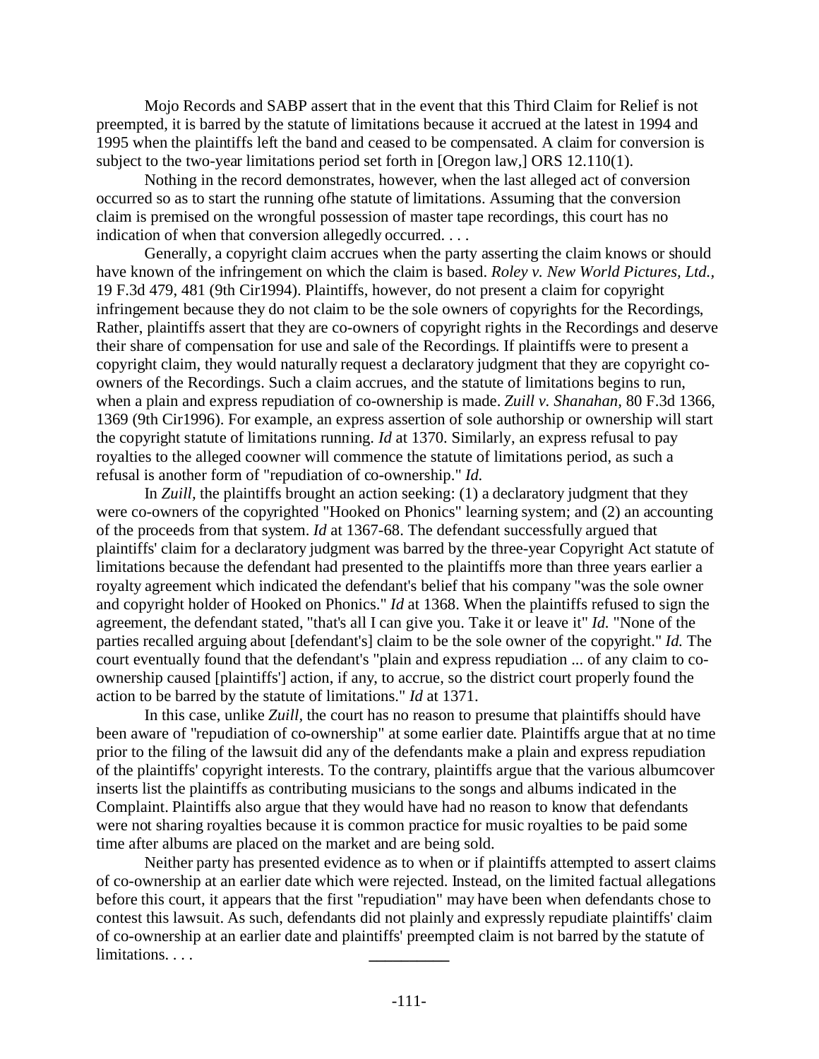Mojo Records and SABP assert that in the event that this Third Claim for Relief is not preempted, it is barred by the statute of limitations because it accrued at the latest in 1994 and 1995 when the plaintiffs left the band and ceased to be compensated. A claim for conversion is subject to the two-year limitations period set forth in [Oregon law,] ORS 12.110(1).

Nothing in the record demonstrates, however, when the last alleged act of conversion occurred so as to start the running ofhe statute of limitations. Assuming that the conversion claim is premised on the wrongful possession of master tape recordings, this court has no indication of when that conversion allegedly occurred. . . .

Generally, a copyright claim accrues when the party asserting the claim knows or should have known of the infringement on which the claim is based. *Roley v. New World Pictures, Ltd.,* 19 F.3d 479, 481 (9th Cir1994). Plaintiffs, however, do not present a claim for copyright infringement because they do not claim to be the sole owners of copyrights for the Recordings, Rather, plaintiffs assert that they are co-owners of copyright rights in the Recordings and deserve their share of compensation for use and sale of the Recordings. If plaintiffs were to present a copyright claim, they would naturally request a declaratory judgment that they are copyright co-owners of the Recordings. Such a claim accrues, and the statute of limitations begins to run, when a plain and express repudiation of co-ownership is made. *Zuill v. Shanahan,* 80 F.3d 1366, 1369 (9th Cir1996). For example, an express assertion of sole authorship or ownership will start the copyright statute of limitations running. *Id* at 1370. Similarly, an express refusal to pay royalties to the alleged coowner will commence the statute of limitations period, as such a refusal is another form of "repudiation of co-ownership." *Id.*

In *Zuill,* the plaintiffs brought an action seeking: (1) a declaratory judgment that they were co-owners of the copyrighted "Hooked on Phonics" learning system; and (2) an accounting of the proceeds from that system. *Id* at 1367-68. The defendant successfully argued that plaintiffs' claim for a declaratory judgment was barred by the three-year Copyright Act statute of limitations because the defendant had presented to the plaintiffs more than three years earlier a royalty agreement which indicated the defendant's belief that his company "was the sole owner and copyright holder of Hooked on Phonics." *Id* at 1368. When the plaintiffs refused to sign the agreement, the defendant stated, "that's all I can give you. Take it or leave it" *Id.* "None of the parties recalled arguing about [defendant's] claim to be the sole owner of the copyright." *Id.* The court eventually found that the defendant's "plain and express repudiation ... of any claim to co-ownership caused [plaintiffs'] action, if any, to accrue, so the district court properly found the action to be barred by the statute of limitations." *Id* at 1371.

In this case, unlike *Zuill*, the court has no reason to presume that plaintiffs should have been aware of "repudiation of co-ownership" at some earlier date. Plaintiffs argue that at no time prior to the filing of the lawsuit did any of the defendants make a plain and express repudiation of the plaintiffs' copyright interests. To the contrary, plaintiffs argue that the various albumcover inserts list the plaintiffs as contributing musicians to the songs and albums indicated in the Complaint. Plaintiffs also argue that they would have had no reason to know that defendants were not sharing royalties because it is common practice for music royalties to be paid some time after albums are placed on the market and are being sold.

Neither party has presented evidence as to when or if plaintiffs attempted to assert claims of co-ownership at an earlier date which were rejected. Instead, on the limited factual allegations before this court, it appears that the first "repudiation" may have been when defendants chose to contest this lawsuit. As such, defendants did not plainly and expressly repudiate plaintiffs' claim of co-ownership at an earlier date and plaintiffs' preempted claim is not barred by the statute of limitations. . . .

__________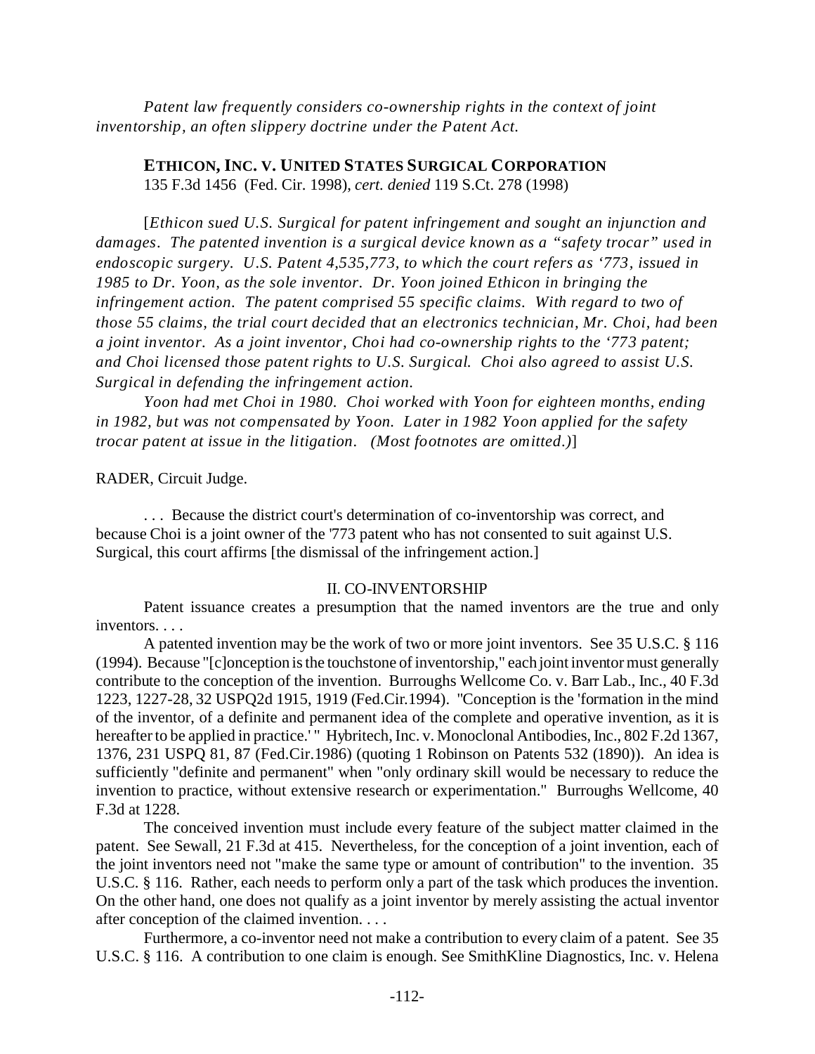*Patent law frequently considers co-ownership rights in the context of joint inventorship, an often slippery doctrine under the Patent Act.*

**ETHICON, INC. V. UNITED STATES SURGICAL CORPORATION**
135 F.3d 1456 (Fed. Cir. 1998), *cert. denied* 119 S.Ct. 278 (1998)

[*Ethicon sued U.S. Surgical for patent infringement and sought an injunction and damages. The patented invention is a surgical device known as a "safety trocar" used in endoscopic surgery. U.S. Patent 4,535,773, to which the court refers as '773, issued in 1985 to Dr. Yoon, as the sole inventor. Dr. Yoon joined Ethicon in bringing the infringement action. The patent comprised 55 specific claims. With regard to two of those 55 claims, the trial court decided that an electronics technician, Mr. Choi, had been a joint inventor. As a joint inventor, Choi had co-ownership rights to the '773 patent; and Choi licensed those patent rights to U.S. Surgical. Choi also agreed to assist U.S. Surgical in defending the infringement action.*

*Yoon had met Choi in 1980. Choi worked with Yoon for eighteen months, ending in 1982, but was not compensated by Yoon. Later in 1982 Yoon applied for the safety trocar patent at issue in the litigation. (Most footnotes are omitted.)*]

RADER, Circuit Judge.

. . . Because the district court's determination of co-inventorship was correct, and because Choi is a joint owner of the '773 patent who has not consented to suit against U.S. Surgical, this court affirms [the dismissal of the infringement action.]

## II. CO-INVENTORSHIP

Patent issuance creates a presumption that the named inventors are the true and only inventors. . . .

A patented invention may be the work of two or more joint inventors. See 35 U.S.C. § 116 (1994). Because "[c]onception is the touchstone of inventorship," each joint inventor must generally contribute to the conception of the invention. Burroughs Wellcome Co. v. Barr Lab., Inc., 40 F.3d 1223, 1227-28, 32 USPQ2d 1915, 1919 (Fed.Cir.1994). "Conception is the 'formation in the mind of the inventor, of a definite and permanent idea of the complete and operative invention, as it is hereafter to be applied in practice.' " Hybritech, Inc. v. Monoclonal Antibodies, Inc., 802 F.2d 1367, 1376, 231 USPQ 81, 87 (Fed.Cir.1986) (quoting 1 Robinson on Patents 532 (1890)). An idea is sufficiently "definite and permanent" when "only ordinary skill would be necessary to reduce the invention to practice, without extensive research or experimentation." Burroughs Wellcome, 40 F.3d at 1228.

The conceived invention must include every feature of the subject matter claimed in the patent. See Sewall, 21 F.3d at 415. Nevertheless, for the conception of a joint invention, each of the joint inventors need not "make the same type or amount of contribution" to the invention. 35 U.S.C. § 116. Rather, each needs to perform only a part of the task which produces the invention. On the other hand, one does not qualify as a joint inventor by merely assisting the actual inventor after conception of the claimed invention. . . .

Furthermore, a co-inventor need not make a contribution to every claim of a patent. See 35 U.S.C. § 116. A contribution to one claim is enough. See SmithKline Diagnostics, Inc. v. Helena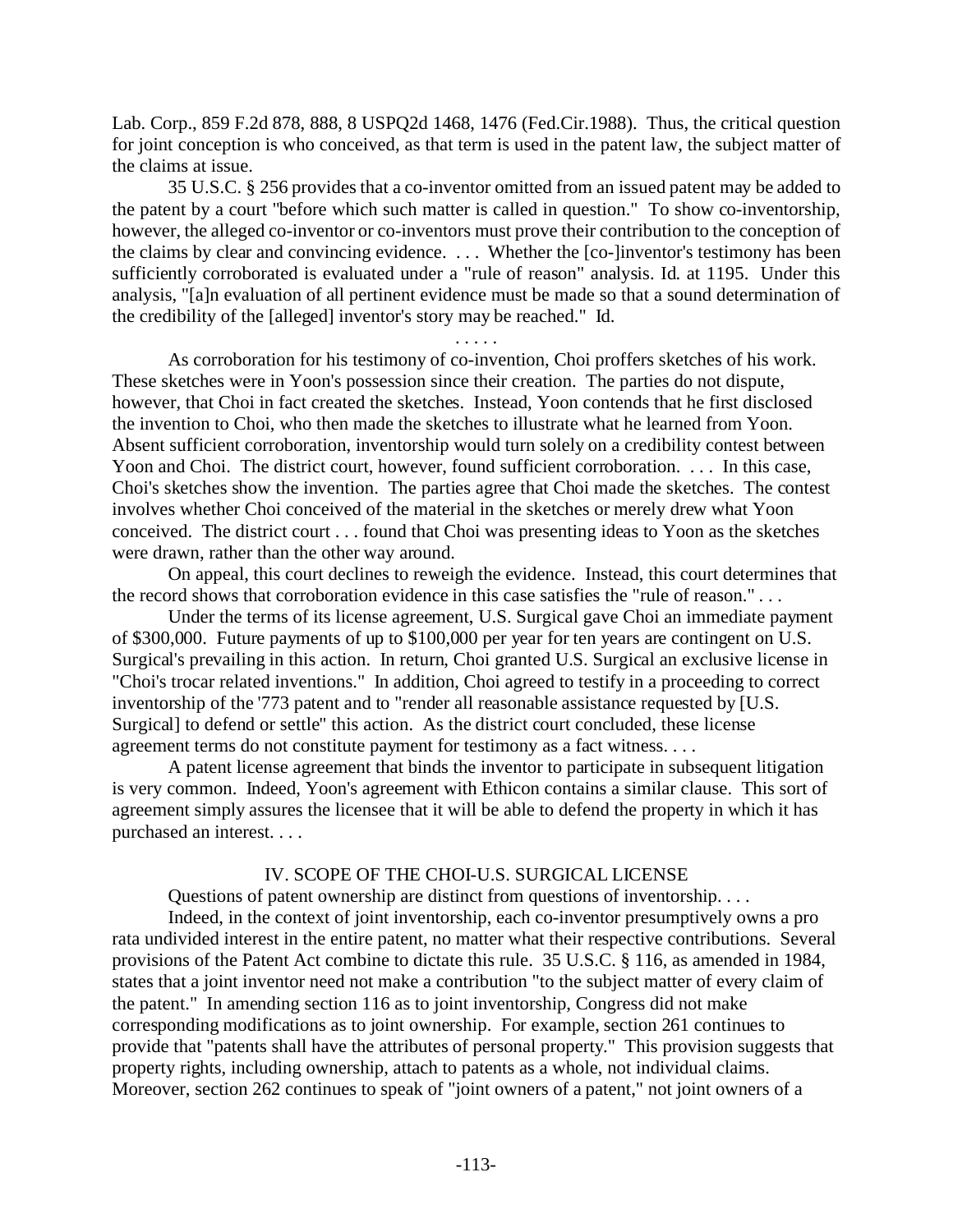Lab. Corp., 859 F.2d 878, 888, 8 USPQ2d 1468, 1476 (Fed.Cir.1988). Thus, the critical question for joint conception is who conceived, as that term is used in the patent law, the subject matter of the claims at issue.

35 U.S.C. § 256 provides that a co-inventor omitted from an issued patent may be added to the patent by a court "before which such matter is called in question." To show co-inventorship, however, the alleged co-inventor or co-inventors must prove their contribution to the conception of the claims by clear and convincing evidence. . . . Whether the [co-]inventor's testimony has been sufficiently corroborated is evaluated under a "rule of reason" analysis. Id. at 1195. Under this analysis, "[a]n evaluation of all pertinent evidence must be made so that a sound determination of the credibility of the [alleged] inventor's story may be reached." Id.

. . . . .

As corroboration for his testimony of co-invention, Choi proffers sketches of his work. These sketches were in Yoon's possession since their creation. The parties do not dispute, however, that Choi in fact created the sketches. Instead, Yoon contends that he first disclosed the invention to Choi, who then made the sketches to illustrate what he learned from Yoon. Absent sufficient corroboration, inventorship would turn solely on a credibility contest between Yoon and Choi. The district court, however, found sufficient corroboration. . . . In this case, Choi's sketches show the invention. The parties agree that Choi made the sketches. The contest involves whether Choi conceived of the material in the sketches or merely drew what Yoon conceived. The district court . . . found that Choi was presenting ideas to Yoon as the sketches were drawn, rather than the other way around.

On appeal, this court declines to reweigh the evidence. Instead, this court determines that the record shows that corroboration evidence in this case satisfies the "rule of reason." . . .

Under the terms of its license agreement, U.S. Surgical gave Choi an immediate payment of $300,000. Future payments of up to $100,000 per year for ten years are contingent on U.S. Surgical's prevailing in this action. In return, Choi granted U.S. Surgical an exclusive license in "Choi's trocar related inventions." In addition, Choi agreed to testify in a proceeding to correct inventorship of the '773 patent and to "render all reasonable assistance requested by [U.S. Surgical] to defend or settle" this action. As the district court concluded, these license agreement terms do not constitute payment for testimony as a fact witness. . . .

A patent license agreement that binds the inventor to participate in subsequent litigation is very common. Indeed, Yoon's agreement with Ethicon contains a similar clause. This sort of agreement simply assures the licensee that it will be able to defend the property in which it has purchased an interest. . . .

## IV. SCOPE OF THE CHOI-U.S. SURGICAL LICENSE

Questions of patent ownership are distinct from questions of inventorship. . . .

Indeed, in the context of joint inventorship, each co-inventor presumptively owns a pro rata undivided interest in the entire patent, no matter what their respective contributions. Several provisions of the Patent Act combine to dictate this rule. 35 U.S.C. § 116, as amended in 1984, states that a joint inventor need not make a contribution "to the subject matter of every claim of the patent." In amending section 116 as to joint inventorship, Congress did not make corresponding modifications as to joint ownership. For example, section 261 continues to provide that "patents shall have the attributes of personal property." This provision suggests that property rights, including ownership, attach to patents as a whole, not individual claims. Moreover, section 262 continues to speak of "joint owners of a patent," not joint owners of a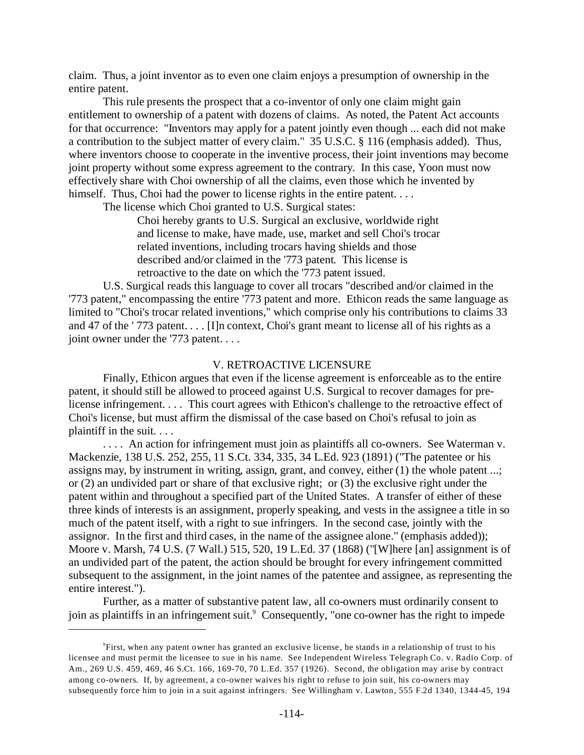claim. Thus, a joint inventor as to even one claim enjoys a presumption of ownership in the entire patent.

This rule presents the prospect that a co-inventor of only one claim might gain entitlement to ownership of a patent with dozens of claims. As noted, the Patent Act accounts for that occurrence: "Inventors may apply for a patent jointly even though ... each did not make a contribution to the subject matter of every claim." 35 U.S.C. § 116 (emphasis added). Thus, where inventors choose to cooperate in the inventive process, their joint inventions may become joint property without some express agreement to the contrary. In this case, Yoon must now effectively share with Choi ownership of all the claims, even those which he invented by himself. Thus, Choi had the power to license rights in the entire patent. . . .

The license which Choi granted to U.S. Surgical states:

> Choi hereby grants to U.S. Surgical an exclusive, worldwide right and license to make, have made, use, market and sell Choi's trocar related inventions, including trocars having shields and those described and/or claimed in the '773 patent. This license is retroactive to the date on which the '773 patent issued.

U.S. Surgical reads this language to cover all trocars "described and/or claimed in the '773 patent," encompassing the entire '773 patent and more. Ethicon reads the same language as limited to "Choi's trocar related inventions," which comprise only his contributions to claims 33 and 47 of the ' 773 patent. . . . [I]n context, Choi's grant meant to license all of his rights as a joint owner under the '773 patent. . . .

## V. RETROACTIVE LICENSURE

Finally, Ethicon argues that even if the license agreement is enforceable as to the entire patent, it should still be allowed to proceed against U.S. Surgical to recover damages for pre-license infringement. . . . This court agrees with Ethicon's challenge to the retroactive effect of Choi's license, but must affirm the dismissal of the case based on Choi's refusal to join as plaintiff in the suit. . . .

. . . . An action for infringement must join as plaintiffs all co-owners. See Waterman v. Mackenzie, 138 U.S. 252, 255, 11 S.Ct. 334, 335, 34 L.Ed. 923 (1891) ("The patentee or his assigns may, by instrument in writing, assign, grant, and convey, either (1) the whole patent ...; or (2) an undivided part or share of that exclusive right; or (3) the exclusive right under the patent within and throughout a specified part of the United States. A transfer of either of these three kinds of interests is an assignment, properly speaking, and vests in the assignee a title in so much of the patent itself, with a right to sue infringers. In the second case, jointly with the assignor. In the first and third cases, in the name of the assignee alone." (emphasis added)); Moore v. Marsh, 74 U.S. (7 Wall.) 515, 520, 19 L.Ed. 37 (1868) ("[W]here [an] assignment is of an undivided part of the patent, the action should be brought for every infringement committed subsequent to the assignment, in the joint names of the patentee and assignee, as representing the entire interest.").

Further, as a matter of substantive patent law, all co-owners must ordinarily consent to join as plaintiffs in an infringement suit.[9] Consequently, "one co-owner has the right to impede

---

[9]First, when any patent owner has granted an exclusive license, he stands in a relationship of trust to his licensee and must permit the licensee to sue in his name. See Independent Wireless Telegraph Co. v. Radio Corp. of Am., 269 U.S. 459, 469, 46 S.Ct. 166, 169-70, 70 L.Ed. 357 (1926). Second, the obligation may arise by contract among co-owners. If, by agreement, a co-owner waives his right to refuse to join suit, his co-owners may subsequently force him to join in a suit against infringers. See Willingham v. Lawton, 555 F.2d 1340, 1344-45, 194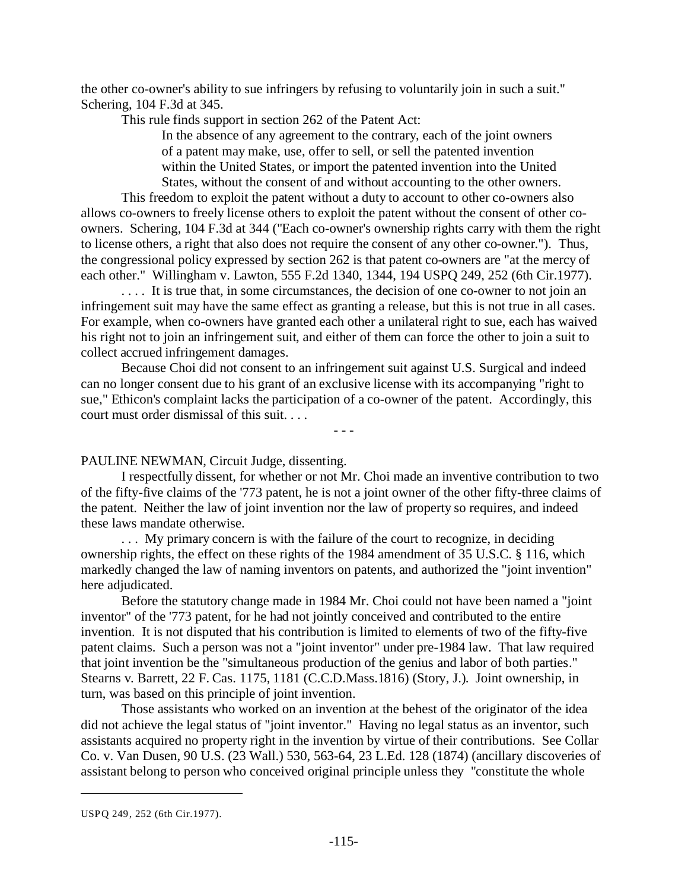the other co-owner's ability to sue infringers by refusing to voluntarily join in such a suit." Schering, 104 F.3d at 345.

This rule finds support in section 262 of the Patent Act:

> In the absence of any agreement to the contrary, each of the joint owners of a patent may make, use, offer to sell, or sell the patented invention within the United States, or import the patented invention into the United States, without the consent of and without accounting to the other owners.

This freedom to exploit the patent without a duty to account to other co-owners also allows co-owners to freely license others to exploit the patent without the consent of other co-owners. Schering, 104 F.3d at 344 ("Each co-owner's ownership rights carry with them the right to license others, a right that also does not require the consent of any other co-owner."). Thus, the congressional policy expressed by section 262 is that patent co-owners are "at the mercy of each other." Willingham v. Lawton, 555 F.2d 1340, 1344, 194 USPQ 249, 252 (6th Cir.1977).

. . . . It is true that, in some circumstances, the decision of one co-owner to not join an infringement suit may have the same effect as granting a release, but this is not true in all cases. For example, when co-owners have granted each other a unilateral right to sue, each has waived his right not to join an infringement suit, and either of them can force the other to join a suit to collect accrued infringement damages.

Because Choi did not consent to an infringement suit against U.S. Surgical and indeed can no longer consent due to his grant of an exclusive license with its accompanying "right to sue," Ethicon's complaint lacks the participation of a co-owner of the patent. Accordingly, this court must order dismissal of this suit. . . .

- - -

PAULINE NEWMAN, Circuit Judge, dissenting.

I respectfully dissent, for whether or not Mr. Choi made an inventive contribution to two of the fifty-five claims of the '773 patent, he is not a joint owner of the other fifty-three claims of the patent. Neither the law of joint invention nor the law of property so requires, and indeed these laws mandate otherwise.

. . . My primary concern is with the failure of the court to recognize, in deciding ownership rights, the effect on these rights of the 1984 amendment of 35 U.S.C. § 116, which markedly changed the law of naming inventors on patents, and authorized the "joint invention" here adjudicated.

Before the statutory change made in 1984 Mr. Choi could not have been named a "joint inventor" of the '773 patent, for he had not jointly conceived and contributed to the entire invention. It is not disputed that his contribution is limited to elements of two of the fifty-five patent claims. Such a person was not a "joint inventor" under pre-1984 law. That law required that joint invention be the "simultaneous production of the genius and labor of both parties." Stearns v. Barrett, 22 F. Cas. 1175, 1181 (C.C.D.Mass.1816) (Story, J.). Joint ownership, in turn, was based on this principle of joint invention.

Those assistants who worked on an invention at the behest of the originator of the idea did not achieve the legal status of "joint inventor." Having no legal status as an inventor, such assistants acquired no property right in the invention by virtue of their contributions. See Collar Co. v. Van Dusen, 90 U.S. (23 Wall.) 530, 563-64, 23 L.Ed. 128 (1874) (ancillary discoveries of assistant belong to person who conceived original principle unless they "constitute the whole

USPQ 249, 252 (6th Cir.1977).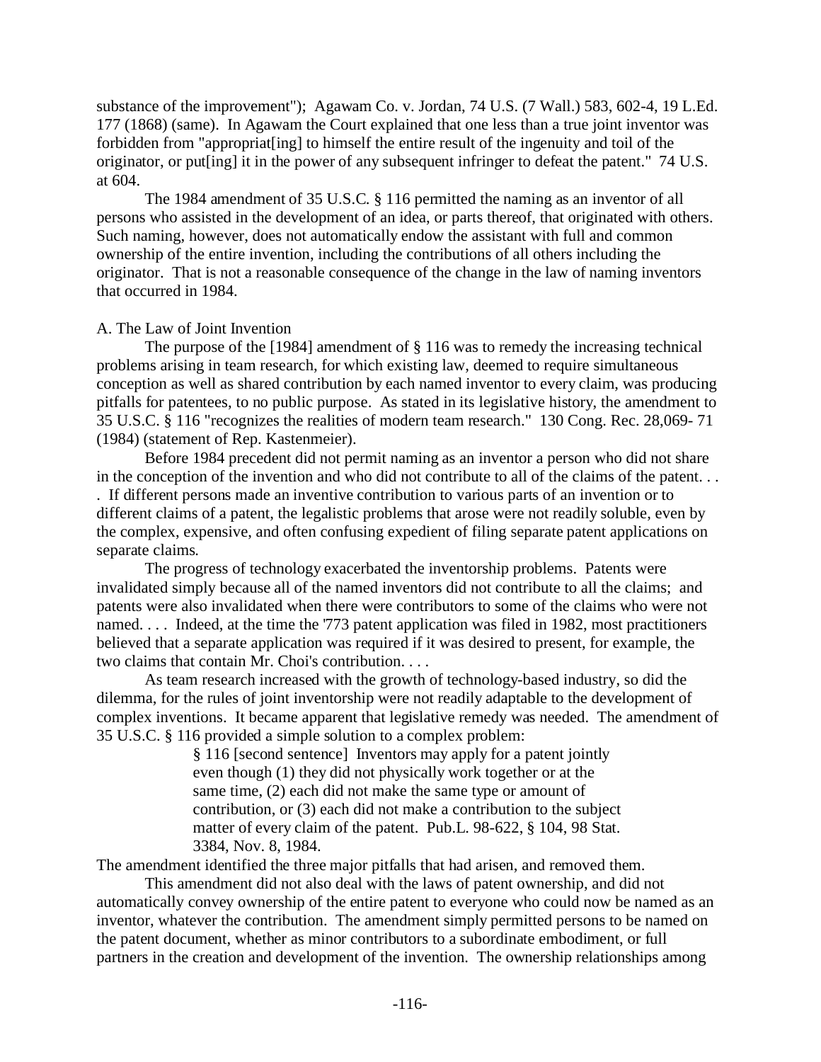substance of the improvement"); Agawam Co. v. Jordan, 74 U.S. (7 Wall.) 583, 602-4, 19 L.Ed. 177 (1868) (same). In Agawam the Court explained that one less than a true joint inventor was forbidden from "appropriat[ing] to himself the entire result of the ingenuity and toil of the originator, or put[ing] it in the power of any subsequent infringer to defeat the patent." 74 U.S. at 604.

The 1984 amendment of 35 U.S.C. § 116 permitted the naming as an inventor of all persons who assisted in the development of an idea, or parts thereof, that originated with others. Such naming, however, does not automatically endow the assistant with full and common ownership of the entire invention, including the contributions of all others including the originator. That is not a reasonable consequence of the change in the law of naming inventors that occurred in 1984.

A. The Law of Joint Invention

The purpose of the [1984] amendment of § 116 was to remedy the increasing technical problems arising in team research, for which existing law, deemed to require simultaneous conception as well as shared contribution by each named inventor to every claim, was producing pitfalls for patentees, to no public purpose. As stated in its legislative history, the amendment to 35 U.S.C. § 116 "recognizes the realities of modern team research." 130 Cong. Rec. 28,069- 71 (1984) (statement of Rep. Kastenmeier).

Before 1984 precedent did not permit naming as an inventor a person who did not share in the conception of the invention and who did not contribute to all of the claims of the patent. . . . If different persons made an inventive contribution to various parts of an invention or to different claims of a patent, the legalistic problems that arose were not readily soluble, even by the complex, expensive, and often confusing expedient of filing separate patent applications on separate claims.

The progress of technology exacerbated the inventorship problems. Patents were invalidated simply because all of the named inventors did not contribute to all the claims; and patents were also invalidated when there were contributors to some of the claims who were not named. . . . Indeed, at the time the '773 patent application was filed in 1982, most practitioners believed that a separate application was required if it was desired to present, for example, the two claims that contain Mr. Choi's contribution. . . .

As team research increased with the growth of technology-based industry, so did the dilemma, for the rules of joint inventorship were not readily adaptable to the development of complex inventions. It became apparent that legislative remedy was needed. The amendment of 35 U.S.C. § 116 provided a simple solution to a complex problem:

> § 116 [second sentence] Inventors may apply for a patent jointly even though (1) they did not physically work together or at the same time, (2) each did not make the same type or amount of contribution, or (3) each did not make a contribution to the subject matter of every claim of the patent. Pub.L. 98-622, § 104, 98 Stat. 3384, Nov. 8, 1984.

The amendment identified the three major pitfalls that had arisen, and removed them.

This amendment did not also deal with the laws of patent ownership, and did not automatically convey ownership of the entire patent to everyone who could now be named as an inventor, whatever the contribution. The amendment simply permitted persons to be named on the patent document, whether as minor contributors to a subordinate embodiment, or full partners in the creation and development of the invention. The ownership relationships among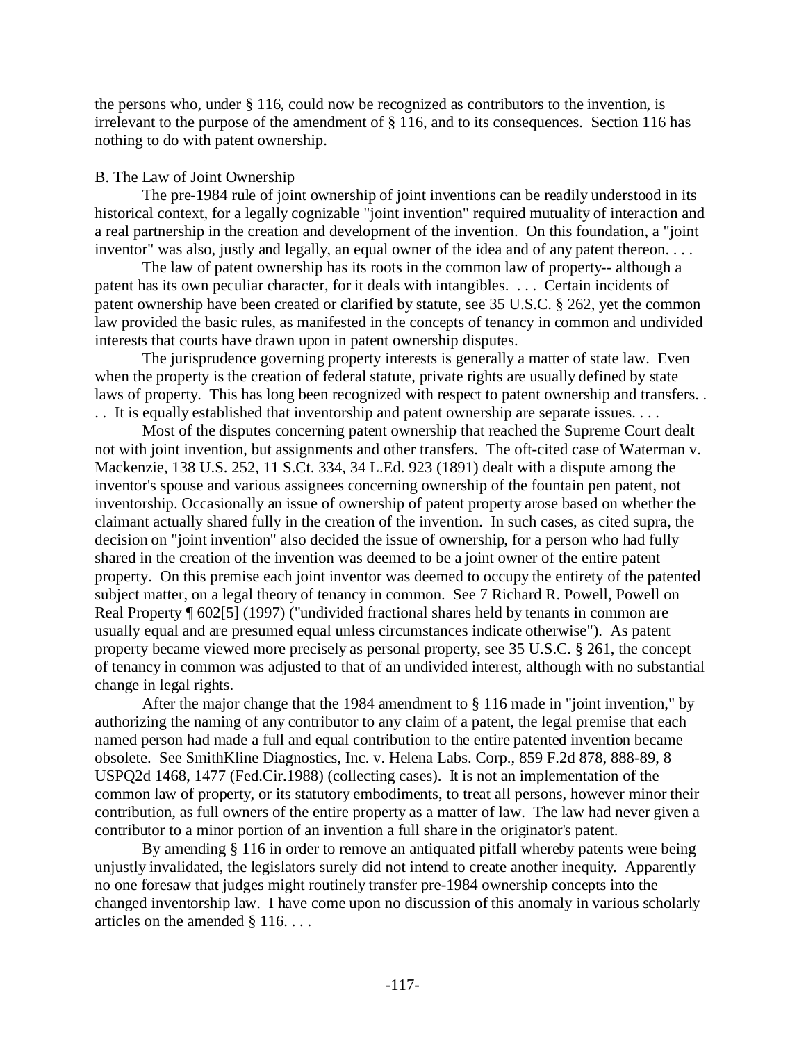the persons who, under § 116, could now be recognized as contributors to the invention, is irrelevant to the purpose of the amendment of § 116, and to its consequences. Section 116 has nothing to do with patent ownership.

B. The Law of Joint Ownership

The pre-1984 rule of joint ownership of joint inventions can be readily understood in its historical context, for a legally cognizable "joint invention" required mutuality of interaction and a real partnership in the creation and development of the invention. On this foundation, a "joint inventor" was also, justly and legally, an equal owner of the idea and of any patent thereon. . . .

The law of patent ownership has its roots in the common law of property-- although a patent has its own peculiar character, for it deals with intangibles. . . . Certain incidents of patent ownership have been created or clarified by statute, see 35 U.S.C. § 262, yet the common law provided the basic rules, as manifested in the concepts of tenancy in common and undivided interests that courts have drawn upon in patent ownership disputes.

The jurisprudence governing property interests is generally a matter of state law. Even when the property is the creation of federal statute, private rights are usually defined by state laws of property. This has long been recognized with respect to patent ownership and transfers. . . . It is equally established that inventorship and patent ownership are separate issues. . . .

Most of the disputes concerning patent ownership that reached the Supreme Court dealt not with joint invention, but assignments and other transfers. The oft-cited case of Waterman v. Mackenzie, 138 U.S. 252, 11 S.Ct. 334, 34 L.Ed. 923 (1891) dealt with a dispute among the inventor's spouse and various assignees concerning ownership of the fountain pen patent, not inventorship. Occasionally an issue of ownership of patent property arose based on whether the claimant actually shared fully in the creation of the invention. In such cases, as cited supra, the decision on "joint invention" also decided the issue of ownership, for a person who had fully shared in the creation of the invention was deemed to be a joint owner of the entire patent property. On this premise each joint inventor was deemed to occupy the entirety of the patented subject matter, on a legal theory of tenancy in common. See 7 Richard R. Powell, Powell on Real Property ¶ 602[5] (1997) ("undivided fractional shares held by tenants in common are usually equal and are presumed equal unless circumstances indicate otherwise"). As patent property became viewed more precisely as personal property, see 35 U.S.C. § 261, the concept of tenancy in common was adjusted to that of an undivided interest, although with no substantial change in legal rights.

After the major change that the 1984 amendment to § 116 made in "joint invention," by authorizing the naming of any contributor to any claim of a patent, the legal premise that each named person had made a full and equal contribution to the entire patented invention became obsolete. See SmithKline Diagnostics, Inc. v. Helena Labs. Corp., 859 F.2d 878, 888-89, 8 USPQ2d 1468, 1477 (Fed.Cir.1988) (collecting cases). It is not an implementation of the common law of property, or its statutory embodiments, to treat all persons, however minor their contribution, as full owners of the entire property as a matter of law. The law had never given a contributor to a minor portion of an invention a full share in the originator's patent.

By amending § 116 in order to remove an antiquated pitfall whereby patents were being unjustly invalidated, the legislators surely did not intend to create another inequity. Apparently no one foresaw that judges might routinely transfer pre-1984 ownership concepts into the changed inventorship law. I have come upon no discussion of this anomaly in various scholarly articles on the amended § 116. . . .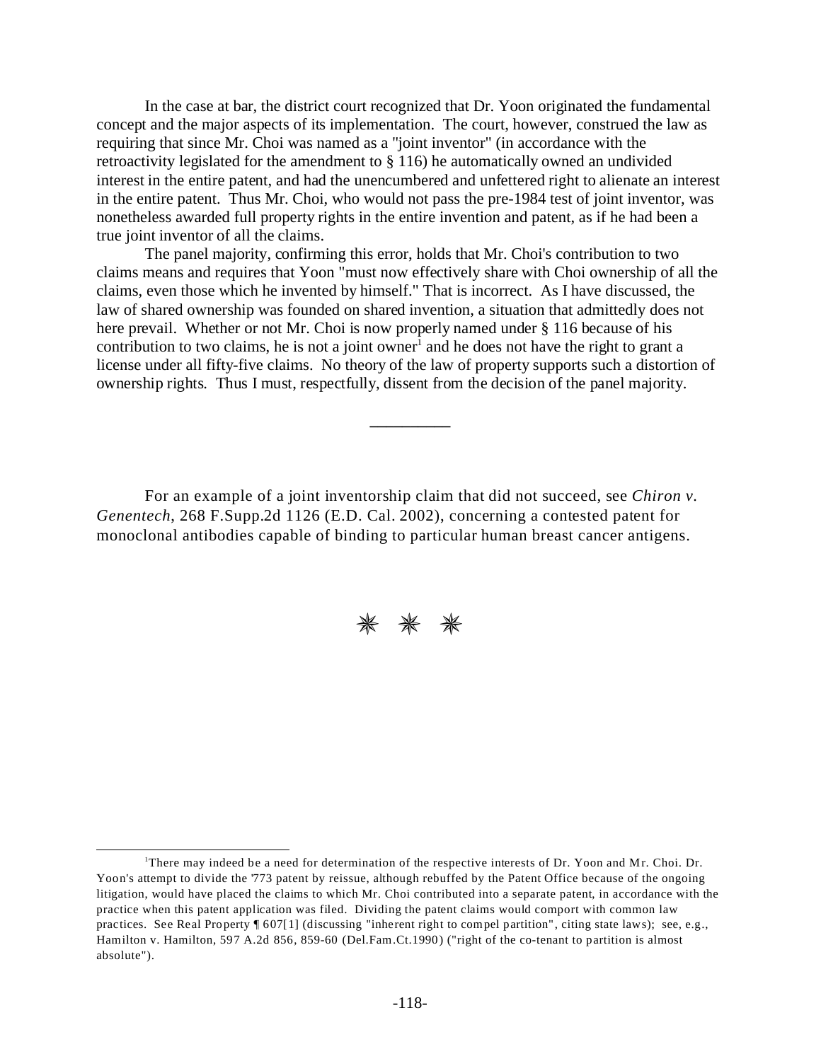In the case at bar, the district court recognized that Dr. Yoon originated the fundamental concept and the major aspects of its implementation. The court, however, construed the law as requiring that since Mr. Choi was named as a "joint inventor" (in accordance with the retroactivity legislated for the amendment to § 116) he automatically owned an undivided interest in the entire patent, and had the unencumbered and unfettered right to alienate an interest in the entire patent. Thus Mr. Choi, who would not pass the pre-1984 test of joint inventor, was nonetheless awarded full property rights in the entire invention and patent, as if he had been a true joint inventor of all the claims.

The panel majority, confirming this error, holds that Mr. Choi's contribution to two claims means and requires that Yoon "must now effectively share with Choi ownership of all the claims, even those which he invented by himself." That is incorrect. As I have discussed, the law of shared ownership was founded on shared invention, a situation that admittedly does not here prevail. Whether or not Mr. Choi is now properly named under § 116 because of his contribution to two claims, he is not a joint owner[1] and he does not have the right to grant a license under all fifty-five claims. No theory of the law of property supports such a distortion of ownership rights. Thus I must, respectfully, dissent from the decision of the panel majority.

---

For an example of a joint inventorship claim that did not succeed, see *Chiron v. Genentech*, 268 F.Supp.2d 1126 (E.D. Cal. 2002), concerning a contested patent for monoclonal antibodies capable of binding to particular human breast cancer antigens.

\* \* \*

[1]There may indeed be a need for determination of the respective interests of Dr. Yoon and Mr. Choi. Dr. Yoon's attempt to divide the '773 patent by reissue, although rebuffed by the Patent Office because of the ongoing litigation, would have placed the claims to which Mr. Choi contributed into a separate patent, in accordance with the practice when this patent application was filed. Dividing the patent claims would comport with common law practices. See Real Property ¶ 607[1] (discussing "inherent right to compel partition", citing state laws); see, e.g., Hamilton v. Hamilton, 597 A.2d 856, 859-60 (Del.Fam.Ct.1990) ("right of the co-tenant to partition is almost absolute").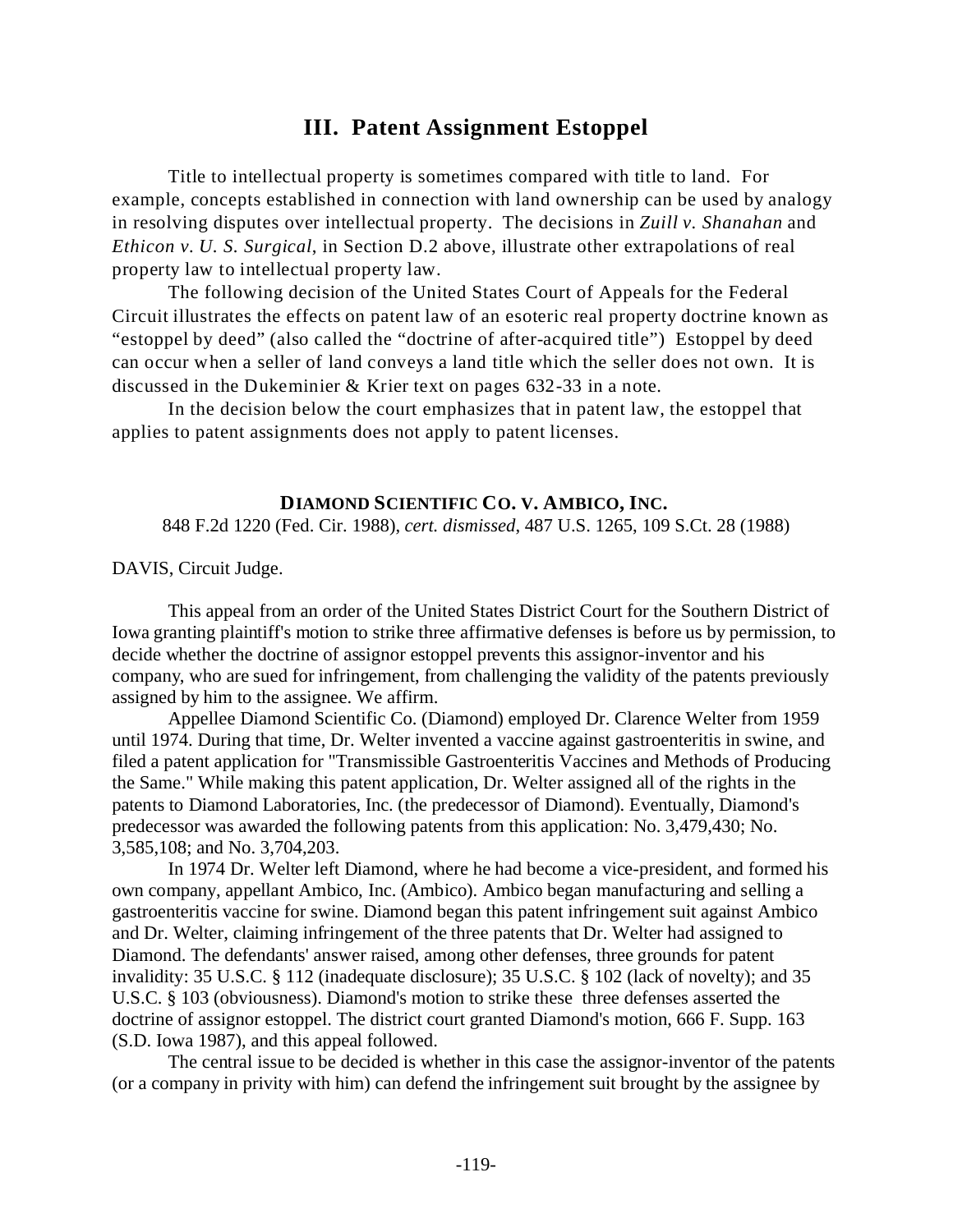## III. Patent Assignment Estoppel

Title to intellectual property is sometimes compared with title to land. For example, concepts established in connection with land ownership can be used by analogy in resolving disputes over intellectual property. The decisions in *Zuill v. Shanahan* and *Ethicon v. U. S. Surgical*, in Section D.2 above, illustrate other extrapolations of real property law to intellectual property law.

The following decision of the United States Court of Appeals for the Federal Circuit illustrates the effects on patent law of an esoteric real property doctrine known as "estoppel by deed" (also called the "doctrine of after-acquired title") Estoppel by deed can occur when a seller of land conveys a land title which the seller does not own. It is discussed in the Dukeminier & Krier text on pages 632-33 in a note.

In the decision below the court emphasizes that in patent law, the estoppel that applies to patent assignments does not apply to patent licenses.

### DIAMOND SCIENTIFIC CO. V. AMBICO, INC.

848 F.2d 1220 (Fed. Cir. 1988), *cert. dismissed*, 487 U.S. 1265, 109 S.Ct. 28 (1988)

DAVIS, Circuit Judge.

This appeal from an order of the United States District Court for the Southern District of Iowa granting plaintiff's motion to strike three affirmative defenses is before us by permission, to decide whether the doctrine of assignor estoppel prevents this assignor-inventor and his company, who are sued for infringement, from challenging the validity of the patents previously assigned by him to the assignee. We affirm.

Appellee Diamond Scientific Co. (Diamond) employed Dr. Clarence Welter from 1959 until 1974. During that time, Dr. Welter invented a vaccine against gastroenteritis in swine, and filed a patent application for "Transmissible Gastroenteritis Vaccines and Methods of Producing the Same." While making this patent application, Dr. Welter assigned all of the rights in the patents to Diamond Laboratories, Inc. (the predecessor of Diamond). Eventually, Diamond's predecessor was awarded the following patents from this application: No. 3,479,430; No. 3,585,108; and No. 3,704,203.

In 1974 Dr. Welter left Diamond, where he had become a vice-president, and formed his own company, appellant Ambico, Inc. (Ambico). Ambico began manufacturing and selling a gastroenteritis vaccine for swine. Diamond began this patent infringement suit against Ambico and Dr. Welter, claiming infringement of the three patents that Dr. Welter had assigned to Diamond. The defendants' answer raised, among other defenses, three grounds for patent invalidity: 35 U.S.C. § 112 (inadequate disclosure); 35 U.S.C. § 102 (lack of novelty); and 35 U.S.C. § 103 (obviousness). Diamond's motion to strike these three defenses asserted the doctrine of assignor estoppel. The district court granted Diamond's motion, 666 F. Supp. 163 (S.D. Iowa 1987), and this appeal followed.

The central issue to be decided is whether in this case the assignor-inventor of the patents (or a company in privity with him) can defend the infringement suit brought by the assignee by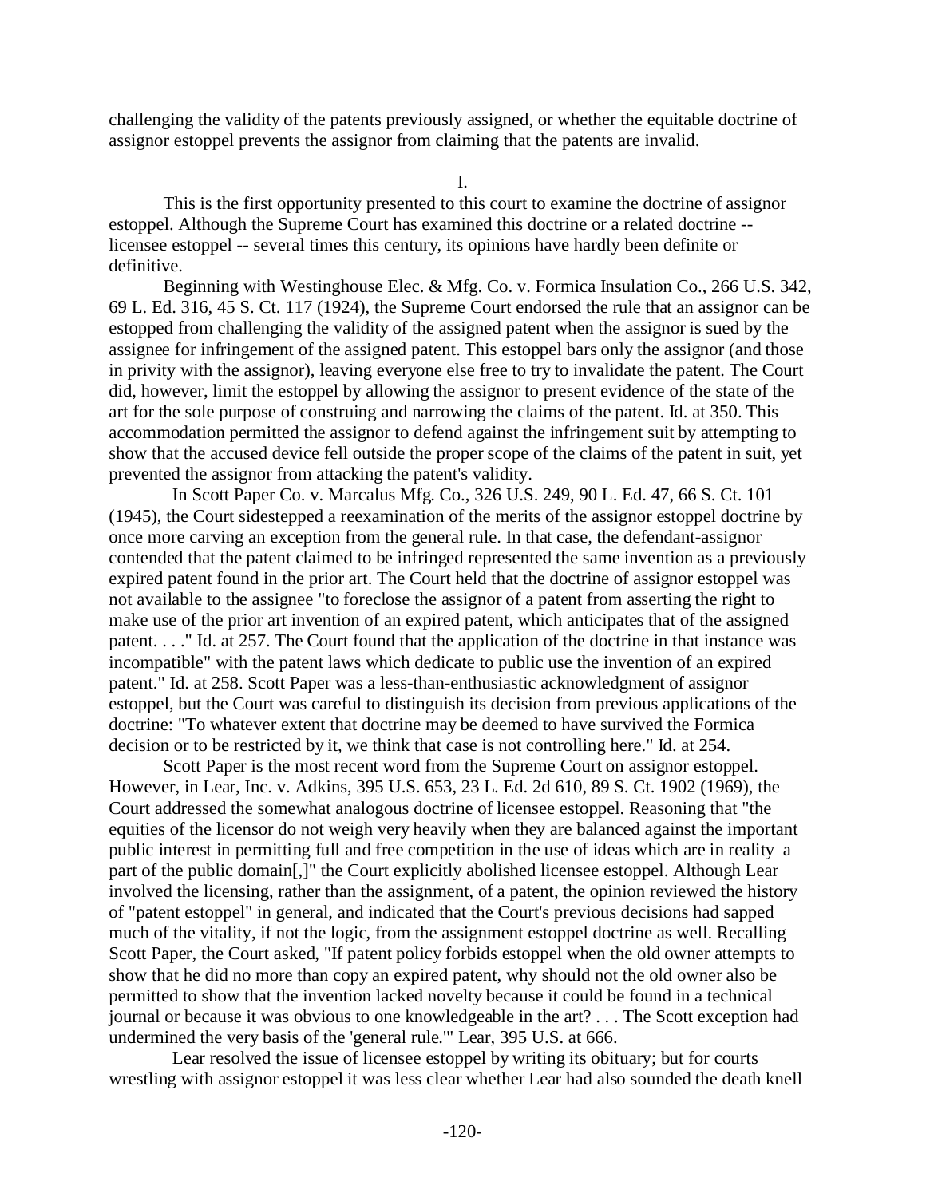challenging the validity of the patents previously assigned, or whether the equitable doctrine of assignor estoppel prevents the assignor from claiming that the patents are invalid.

I.

This is the first opportunity presented to this court to examine the doctrine of assignor estoppel. Although the Supreme Court has examined this doctrine or a related doctrine -- licensee estoppel -- several times this century, its opinions have hardly been definite or definitive.

Beginning with Westinghouse Elec. & Mfg. Co. v. Formica Insulation Co., 266 U.S. 342, 69 L. Ed. 316, 45 S. Ct. 117 (1924), the Supreme Court endorsed the rule that an assignor can be estopped from challenging the validity of the assigned patent when the assignor is sued by the assignee for infringement of the assigned patent. This estoppel bars only the assignor (and those in privity with the assignor), leaving everyone else free to try to invalidate the patent. The Court did, however, limit the estoppel by allowing the assignor to present evidence of the state of the art for the sole purpose of construing and narrowing the claims of the patent. Id. at 350. This accommodation permitted the assignor to defend against the infringement suit by attempting to show that the accused device fell outside the proper scope of the claims of the patent in suit, yet prevented the assignor from attacking the patent's validity.

In Scott Paper Co. v. Marcalus Mfg. Co., 326 U.S. 249, 90 L. Ed. 47, 66 S. Ct. 101 (1945), the Court sidestepped a reexamination of the merits of the assignor estoppel doctrine by once more carving an exception from the general rule. In that case, the defendant-assignor contended that the patent claimed to be infringed represented the same invention as a previously expired patent found in the prior art. The Court held that the doctrine of assignor estoppel was not available to the assignee "to foreclose the assignor of a patent from asserting the right to make use of the prior art invention of an expired patent, which anticipates that of the assigned patent. . . ." Id. at 257. The Court found that the application of the doctrine in that instance was incompatible" with the patent laws which dedicate to public use the invention of an expired patent." Id. at 258. Scott Paper was a less-than-enthusiastic acknowledgment of assignor estoppel, but the Court was careful to distinguish its decision from previous applications of the doctrine: "To whatever extent that doctrine may be deemed to have survived the Formica decision or to be restricted by it, we think that case is not controlling here." Id. at 254.

Scott Paper is the most recent word from the Supreme Court on assignor estoppel. However, in Lear, Inc. v. Adkins, 395 U.S. 653, 23 L. Ed. 2d 610, 89 S. Ct. 1902 (1969), the Court addressed the somewhat analogous doctrine of licensee estoppel. Reasoning that "the equities of the licensor do not weigh very heavily when they are balanced against the important public interest in permitting full and free competition in the use of ideas which are in reality a part of the public domain[,]" the Court explicitly abolished licensee estoppel. Although Lear involved the licensing, rather than the assignment, of a patent, the opinion reviewed the history of "patent estoppel" in general, and indicated that the Court's previous decisions had sapped much of the vitality, if not the logic, from the assignment estoppel doctrine as well. Recalling Scott Paper, the Court asked, "If patent policy forbids estoppel when the old owner attempts to show that he did no more than copy an expired patent, why should not the old owner also be permitted to show that the invention lacked novelty because it could be found in a technical journal or because it was obvious to one knowledgeable in the art? . . . The Scott exception had undermined the very basis of the 'general rule.'" Lear, 395 U.S. at 666.

Lear resolved the issue of licensee estoppel by writing its obituary; but for courts wrestling with assignor estoppel it was less clear whether Lear had also sounded the death knell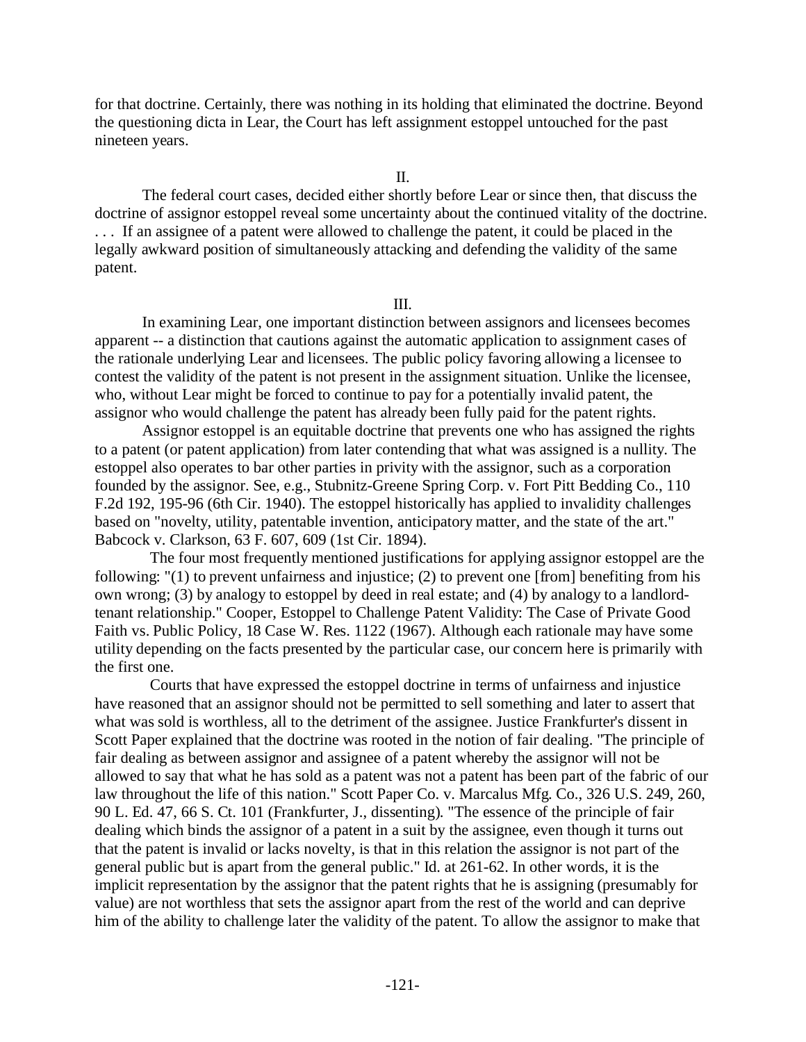for that doctrine. Certainly, there was nothing in its holding that eliminated the doctrine. Beyond the questioning dicta in Lear, the Court has left assignment estoppel untouched for the past nineteen years.

II.

The federal court cases, decided either shortly before Lear or since then, that discuss the doctrine of assignor estoppel reveal some uncertainty about the continued vitality of the doctrine. . . . If an assignee of a patent were allowed to challenge the patent, it could be placed in the legally awkward position of simultaneously attacking and defending the validity of the same patent.

III.

In examining Lear, one important distinction between assignors and licensees becomes apparent -- a distinction that cautions against the automatic application to assignment cases of the rationale underlying Lear and licensees. The public policy favoring allowing a licensee to contest the validity of the patent is not present in the assignment situation. Unlike the licensee, who, without Lear might be forced to continue to pay for a potentially invalid patent, the assignor who would challenge the patent has already been fully paid for the patent rights.

Assignor estoppel is an equitable doctrine that prevents one who has assigned the rights to a patent (or patent application) from later contending that what was assigned is a nullity. The estoppel also operates to bar other parties in privity with the assignor, such as a corporation founded by the assignor. See, e.g., Stubnitz-Greene Spring Corp. v. Fort Pitt Bedding Co., 110 F.2d 192, 195-96 (6th Cir. 1940). The estoppel historically has applied to invalidity challenges based on "novelty, utility, patentable invention, anticipatory matter, and the state of the art." Babcock v. Clarkson, 63 F. 607, 609 (1st Cir. 1894).

The four most frequently mentioned justifications for applying assignor estoppel are the following: "(1) to prevent unfairness and injustice; (2) to prevent one [from] benefiting from his own wrong; (3) by analogy to estoppel by deed in real estate; and (4) by analogy to a landlord-tenant relationship." Cooper, Estoppel to Challenge Patent Validity: The Case of Private Good Faith vs. Public Policy, 18 Case W. Res. 1122 (1967). Although each rationale may have some utility depending on the facts presented by the particular case, our concern here is primarily with the first one.

Courts that have expressed the estoppel doctrine in terms of unfairness and injustice have reasoned that an assignor should not be permitted to sell something and later to assert that what was sold is worthless, all to the detriment of the assignee. Justice Frankfurter's dissent in Scott Paper explained that the doctrine was rooted in the notion of fair dealing. "The principle of fair dealing as between assignor and assignee of a patent whereby the assignor will not be allowed to say that what he has sold as a patent was not a patent has been part of the fabric of our law throughout the life of this nation." Scott Paper Co. v. Marcalus Mfg. Co., 326 U.S. 249, 260, 90 L. Ed. 47, 66 S. Ct. 101 (Frankfurter, J., dissenting). "The essence of the principle of fair dealing which binds the assignor of a patent in a suit by the assignee, even though it turns out that the patent is invalid or lacks novelty, is that in this relation the assignor is not part of the general public but is apart from the general public." Id. at 261-62. In other words, it is the implicit representation by the assignor that the patent rights that he is assigning (presumably for value) are not worthless that sets the assignor apart from the rest of the world and can deprive him of the ability to challenge later the validity of the patent. To allow the assignor to make that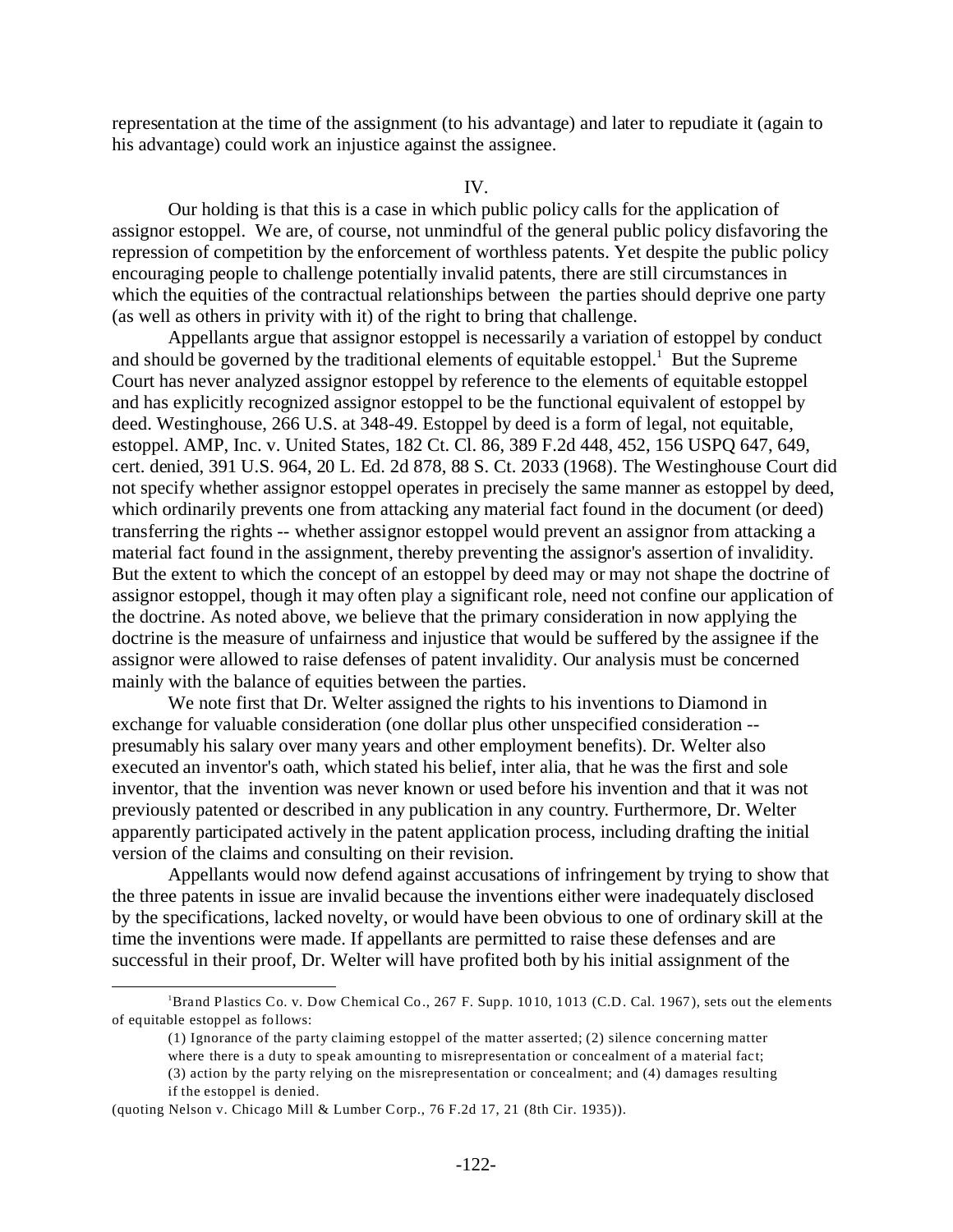representation at the time of the assignment (to his advantage) and later to repudiate it (again to his advantage) could work an injustice against the assignee.

IV.

Our holding is that this is a case in which public policy calls for the application of assignor estoppel. We are, of course, not unmindful of the general public policy disfavoring the repression of competition by the enforcement of worthless patents. Yet despite the public policy encouraging people to challenge potentially invalid patents, there are still circumstances in which the equities of the contractual relationships between the parties should deprive one party (as well as others in privity with it) of the right to bring that challenge.

Appellants argue that assignor estoppel is necessarily a variation of estoppel by conduct and should be governed by the traditional elements of equitable estoppel.[1] But the Supreme Court has never analyzed assignor estoppel by reference to the elements of equitable estoppel and has explicitly recognized assignor estoppel to be the functional equivalent of estoppel by deed. Westinghouse, 266 U.S. at 348-49. Estoppel by deed is a form of legal, not equitable, estoppel. AMP, Inc. v. United States, 182 Ct. Cl. 86, 389 F.2d 448, 452, 156 USPQ 647, 649, cert. denied, 391 U.S. 964, 20 L. Ed. 2d 878, 88 S. Ct. 2033 (1968). The Westinghouse Court did not specify whether assignor estoppel operates in precisely the same manner as estoppel by deed, which ordinarily prevents one from attacking any material fact found in the document (or deed) transferring the rights -- whether assignor estoppel would prevent an assignor from attacking a material fact found in the assignment, thereby preventing the assignor's assertion of invalidity. But the extent to which the concept of an estoppel by deed may or may not shape the doctrine of assignor estoppel, though it may often play a significant role, need not confine our application of the doctrine. As noted above, we believe that the primary consideration in now applying the doctrine is the measure of unfairness and injustice that would be suffered by the assignee if the assignor were allowed to raise defenses of patent invalidity. Our analysis must be concerned mainly with the balance of equities between the parties.

We note first that Dr. Welter assigned the rights to his inventions to Diamond in exchange for valuable consideration (one dollar plus other unspecified consideration -- presumably his salary over many years and other employment benefits). Dr. Welter also executed an inventor's oath, which stated his belief, inter alia, that he was the first and sole inventor, that the invention was never known or used before his invention and that it was not previously patented or described in any publication in any country. Furthermore, Dr. Welter apparently participated actively in the patent application process, including drafting the initial version of the claims and consulting on their revision.

Appellants would now defend against accusations of infringement by trying to show that the three patents in issue are invalid because the inventions either were inadequately disclosed by the specifications, lacked novelty, or would have been obvious to one of ordinary skill at the time the inventions were made. If appellants are permitted to raise these defenses and are successful in their proof, Dr. Welter will have profited both by his initial assignment of the

---

[1] Brand Plastics Co. v. Dow Chemical Co., 267 F. Supp. 1010, 1013 (C.D. Cal. 1967), sets out the elements of equitable estoppel as follows:

> (1) Ignorance of the party claiming estoppel of the matter asserted; (2) silence concerning matter where there is a duty to speak amounting to misrepresentation or concealment of a material fact; (3) action by the party relying on the misrepresentation or concealment; and (4) damages resulting if the estoppel is denied.

(quoting Nelson v. Chicago Mill & Lumber Corp., 76 F.2d 17, 21 (8th Cir. 1935)).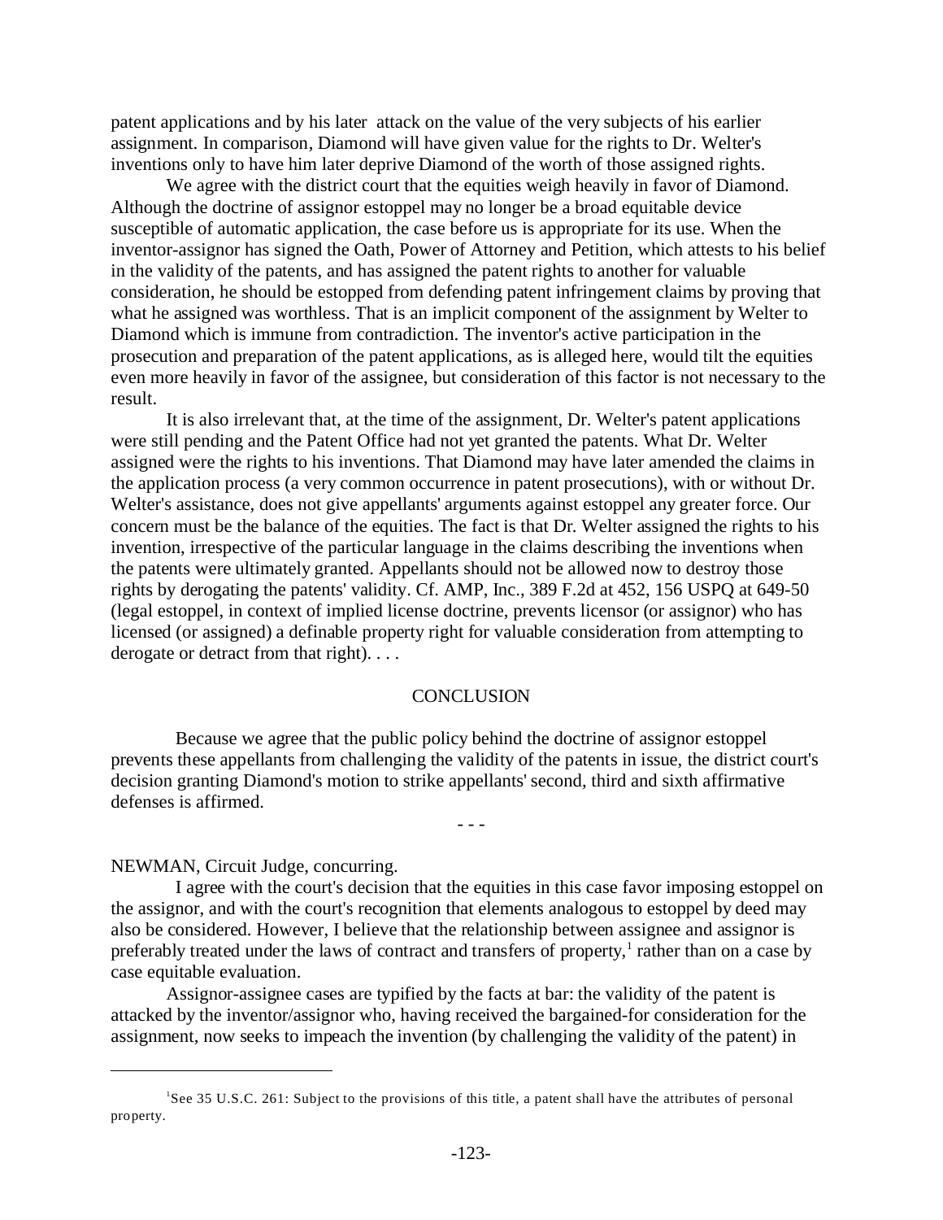patent applications and by his later attack on the value of the very subjects of his earlier assignment. In comparison, Diamond will have given value for the rights to Dr. Welter's inventions only to have him later deprive Diamond of the worth of those assigned rights.

We agree with the district court that the equities weigh heavily in favor of Diamond. Although the doctrine of assignor estoppel may no longer be a broad equitable device susceptible of automatic application, the case before us is appropriate for its use. When the inventor-assignor has signed the Oath, Power of Attorney and Petition, which attests to his belief in the validity of the patents, and has assigned the patent rights to another for valuable consideration, he should be estopped from defending patent infringement claims by proving that what he assigned was worthless. That is an implicit component of the assignment by Welter to Diamond which is immune from contradiction. The inventor's active participation in the prosecution and preparation of the patent applications, as is alleged here, would tilt the equities even more heavily in favor of the assignee, but consideration of this factor is not necessary to the result.

It is also irrelevant that, at the time of the assignment, Dr. Welter's patent applications were still pending and the Patent Office had not yet granted the patents. What Dr. Welter assigned were the rights to his inventions. That Diamond may have later amended the claims in the application process (a very common occurrence in patent prosecutions), with or without Dr. Welter's assistance, does not give appellants' arguments against estoppel any greater force. Our concern must be the balance of the equities. The fact is that Dr. Welter assigned the rights to his invention, irrespective of the particular language in the claims describing the inventions when the patents were ultimately granted. Appellants should not be allowed now to destroy those rights by derogating the patents' validity. Cf. AMP, Inc., 389 F.2d at 452, 156 USPQ at 649-50 (legal estoppel, in context of implied license doctrine, prevents licensor (or assignor) who has licensed (or assigned) a definable property right for valuable consideration from attempting to derogate or detract from that right). . . .

## CONCLUSION

Because we agree that the public policy behind the doctrine of assignor estoppel prevents these appellants from challenging the validity of the patents in issue, the district court's decision granting Diamond's motion to strike appellants' second, third and sixth affirmative defenses is affirmed.

- - -

NEWMAN, Circuit Judge, concurring.

I agree with the court's decision that the equities in this case favor imposing estoppel on the assignor, and with the court's recognition that elements analogous to estoppel by deed may also be considered. However, I believe that the relationship between assignee and assignor is preferably treated under the laws of contract and transfers of property,[1] rather than on a case by case equitable evaluation.

Assignor-assignee cases are typified by the facts at bar: the validity of the patent is attacked by the inventor/assignor who, having received the bargained-for consideration for the assignment, now seeks to impeach the invention (by challenging the validity of the patent) in

[1] See 35 U.S.C. 261: Subject to the provisions of this title, a patent shall have the attributes of personal property.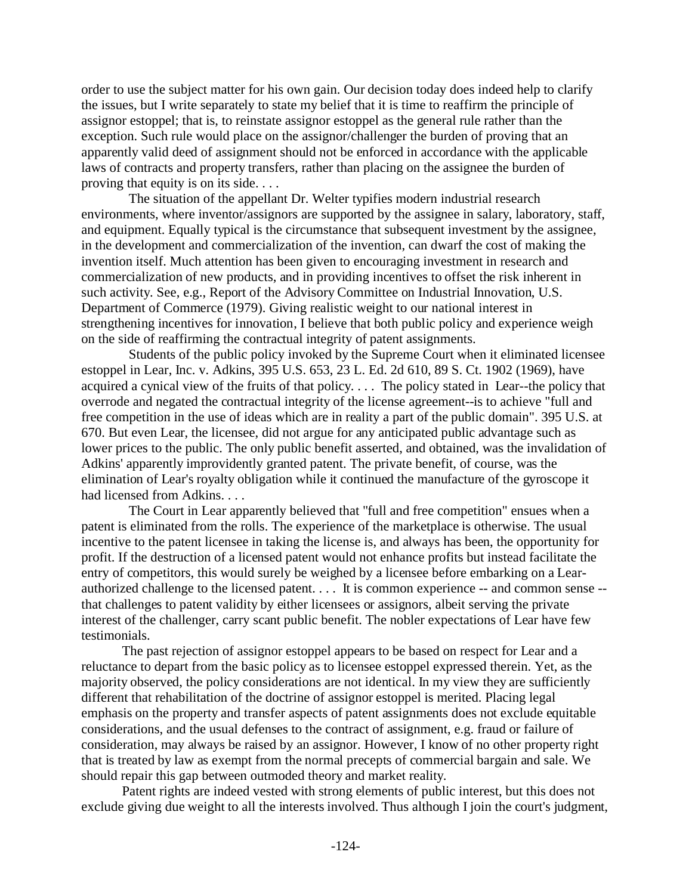order to use the subject matter for his own gain. Our decision today does indeed help to clarify the issues, but I write separately to state my belief that it is time to reaffirm the principle of assignor estoppel; that is, to reinstate assignor estoppel as the general rule rather than the exception. Such rule would place on the assignor/challenger the burden of proving that an apparently valid deed of assignment should not be enforced in accordance with the applicable laws of contracts and property transfers, rather than placing on the assignee the burden of proving that equity is on its side. . . .

The situation of the appellant Dr. Welter typifies modern industrial research environments, where inventor/assignors are supported by the assignee in salary, laboratory, staff, and equipment. Equally typical is the circumstance that subsequent investment by the assignee, in the development and commercialization of the invention, can dwarf the cost of making the invention itself. Much attention has been given to encouraging investment in research and commercialization of new products, and in providing incentives to offset the risk inherent in such activity. See, e.g., Report of the Advisory Committee on Industrial Innovation, U.S. Department of Commerce (1979). Giving realistic weight to our national interest in strengthening incentives for innovation, I believe that both public policy and experience weigh on the side of reaffirming the contractual integrity of patent assignments.

Students of the public policy invoked by the Supreme Court when it eliminated licensee estoppel in Lear, Inc. v. Adkins, 395 U.S. 653, 23 L. Ed. 2d 610, 89 S. Ct. 1902 (1969), have acquired a cynical view of the fruits of that policy. . . . The policy stated in Lear--the policy that overrode and negated the contractual integrity of the license agreement--is to achieve "full and free competition in the use of ideas which are in reality a part of the public domain". 395 U.S. at 670. But even Lear, the licensee, did not argue for any anticipated public advantage such as lower prices to the public. The only public benefit asserted, and obtained, was the invalidation of Adkins' apparently improvidently granted patent. The private benefit, of course, was the elimination of Lear's royalty obligation while it continued the manufacture of the gyroscope it had licensed from Adkins. . . .

The Court in Lear apparently believed that "full and free competition" ensues when a patent is eliminated from the rolls. The experience of the marketplace is otherwise. The usual incentive to the patent licensee in taking the license is, and always has been, the opportunity for profit. If the destruction of a licensed patent would not enhance profits but instead facilitate the entry of competitors, this would surely be weighed by a licensee before embarking on a Lear-authorized challenge to the licensed patent. . . . It is common experience -- and common sense -- that challenges to patent validity by either licensees or assignors, albeit serving the private interest of the challenger, carry scant public benefit. The nobler expectations of Lear have few testimonials.

The past rejection of assignor estoppel appears to be based on respect for Lear and a reluctance to depart from the basic policy as to licensee estoppel expressed therein. Yet, as the majority observed, the policy considerations are not identical. In my view they are sufficiently different that rehabilitation of the doctrine of assignor estoppel is merited. Placing legal emphasis on the property and transfer aspects of patent assignments does not exclude equitable considerations, and the usual defenses to the contract of assignment, e.g. fraud or failure of consideration, may always be raised by an assignor. However, I know of no other property right that is treated by law as exempt from the normal precepts of commercial bargain and sale. We should repair this gap between outmoded theory and market reality.

Patent rights are indeed vested with strong elements of public interest, but this does not exclude giving due weight to all the interests involved. Thus although I join the court's judgment,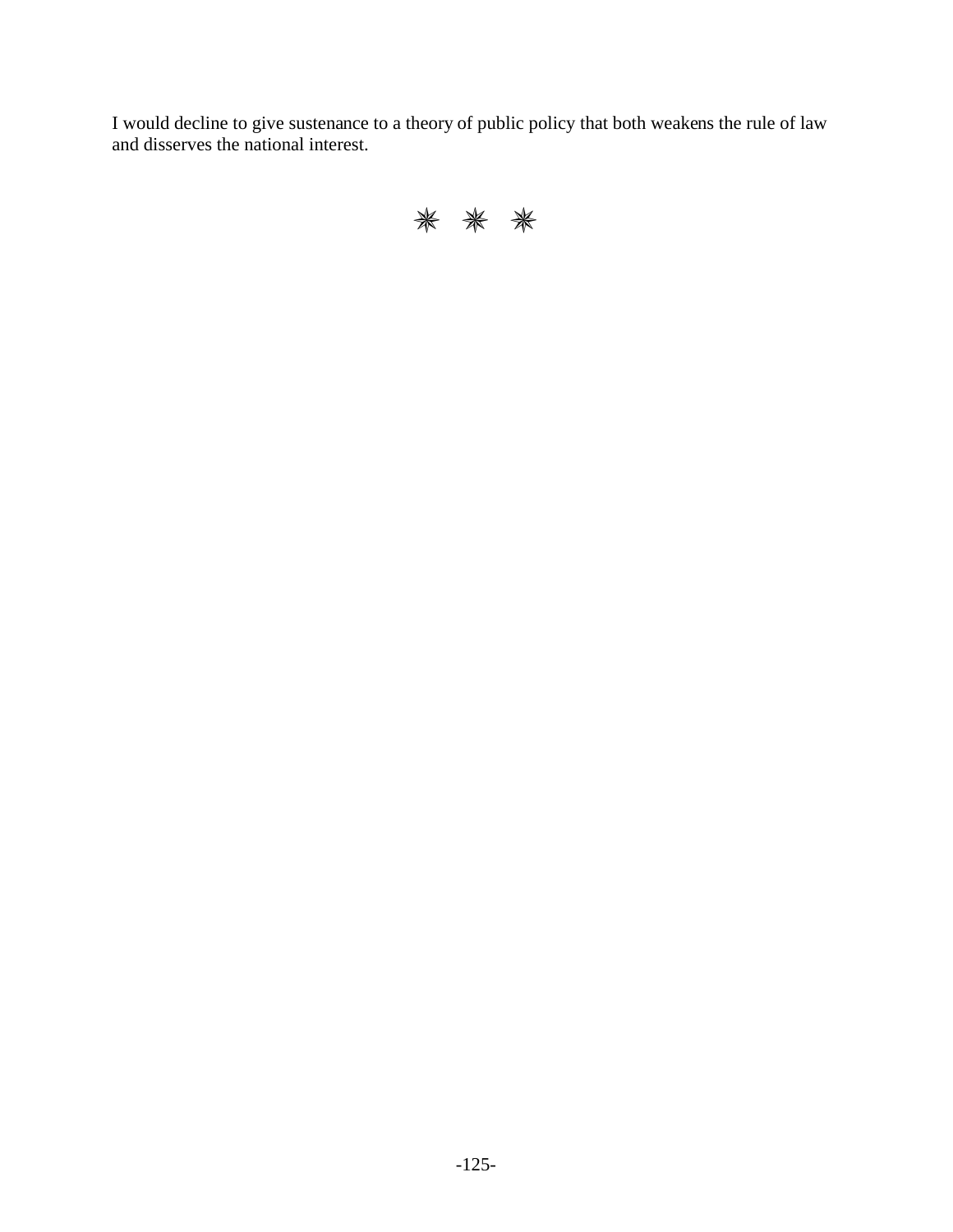I would decline to give sustenance to a theory of public policy that both weakens the rule of law and disserves the national interest.

✳ ✳ ✳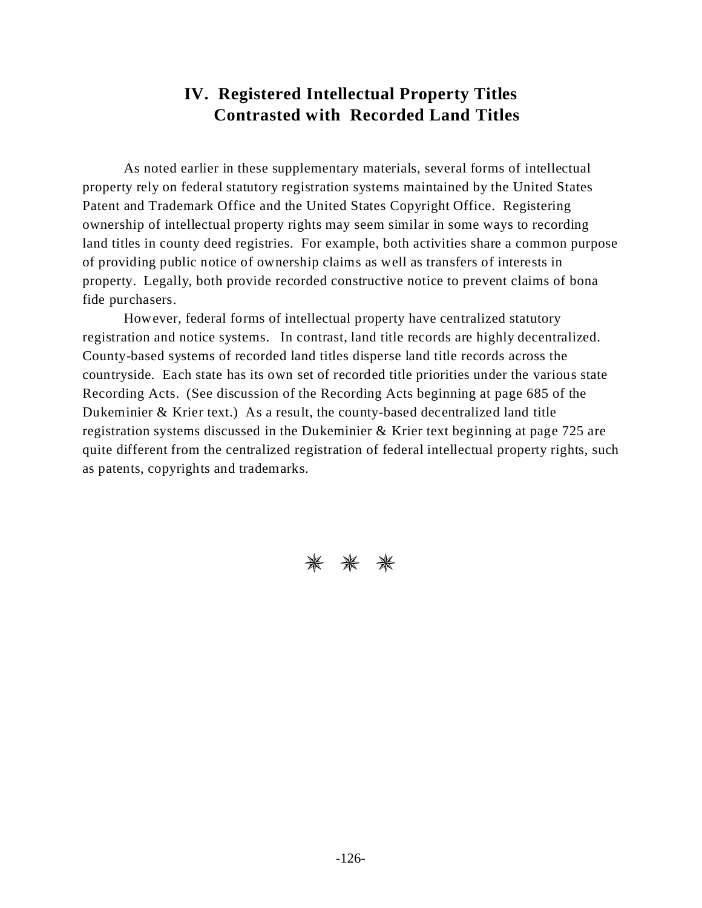## IV. Registered Intellectual Property Titles Contrasted with Recorded Land Titles

As noted earlier in these supplementary materials, several forms of intellectual property rely on federal statutory registration systems maintained by the United States Patent and Trademark Office and the United States Copyright Office. Registering ownership of intellectual property rights may seem similar in some ways to recording land titles in county deed registries. For example, both activities share a common purpose of providing public notice of ownership claims as well as transfers of interests in property. Legally, both provide recorded constructive notice to prevent claims of bona fide purchasers.

However, federal forms of intellectual property have centralized statutory registration and notice systems. In contrast, land title records are highly decentralized. County-based systems of recorded land titles disperse land title records across the countryside. Each state has its own set of recorded title priorities under the various state Recording Acts. (See discussion of the Recording Acts beginning at page 685 of the Dukeminier & Krier text.) As a result, the county-based decentralized land title registration systems discussed in the Dukeminier & Krier text beginning at page 725 are quite different from the centralized registration of federal intellectual property rights, such as patents, copyrights and trademarks.

✳ ✳ ✳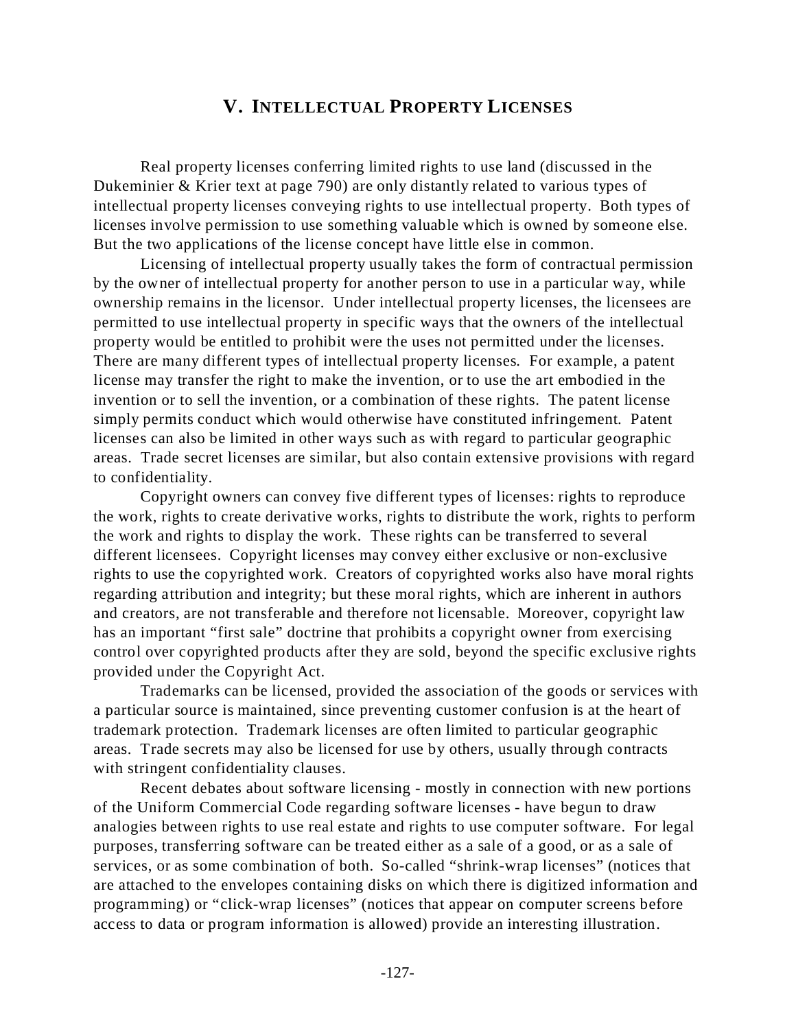## V. INTELLECTUAL PROPERTY LICENSES

Real property licenses conferring limited rights to use land (discussed in the Dukeminier & Krier text at page 790) are only distantly related to various types of intellectual property licenses conveying rights to use intellectual property. Both types of licenses involve permission to use something valuable which is owned by someone else. But the two applications of the license concept have little else in common.

Licensing of intellectual property usually takes the form of contractual permission by the owner of intellectual property for another person to use in a particular way, while ownership remains in the licensor. Under intellectual property licenses, the licensees are permitted to use intellectual property in specific ways that the owners of the intellectual property would be entitled to prohibit were the uses not permitted under the licenses. There are many different types of intellectual property licenses. For example, a patent license may transfer the right to make the invention, or to use the art embodied in the invention or to sell the invention, or a combination of these rights. The patent license simply permits conduct which would otherwise have constituted infringement. Patent licenses can also be limited in other ways such as with regard to particular geographic areas. Trade secret licenses are similar, but also contain extensive provisions with regard to confidentiality.

Copyright owners can convey five different types of licenses: rights to reproduce the work, rights to create derivative works, rights to distribute the work, rights to perform the work and rights to display the work. These rights can be transferred to several different licensees. Copyright licenses may convey either exclusive or non-exclusive rights to use the copyrighted work. Creators of copyrighted works also have moral rights regarding attribution and integrity; but these moral rights, which are inherent in authors and creators, are not transferable and therefore not licensable. Moreover, copyright law has an important "first sale" doctrine that prohibits a copyright owner from exercising control over copyrighted products after they are sold, beyond the specific exclusive rights provided under the Copyright Act.

Trademarks can be licensed, provided the association of the goods or services with a particular source is maintained, since preventing customer confusion is at the heart of trademark protection. Trademark licenses are often limited to particular geographic areas. Trade secrets may also be licensed for use by others, usually through contracts with stringent confidentiality clauses.

Recent debates about software licensing - mostly in connection with new portions of the Uniform Commercial Code regarding software licenses - have begun to draw analogies between rights to use real estate and rights to use computer software. For legal purposes, transferring software can be treated either as a sale of a good, or as a sale of services, or as some combination of both. So-called "shrink-wrap licenses" (notices that are attached to the envelopes containing disks on which there is digitized information and programming) or "click-wrap licenses" (notices that appear on computer screens before access to data or program information is allowed) provide an interesting illustration.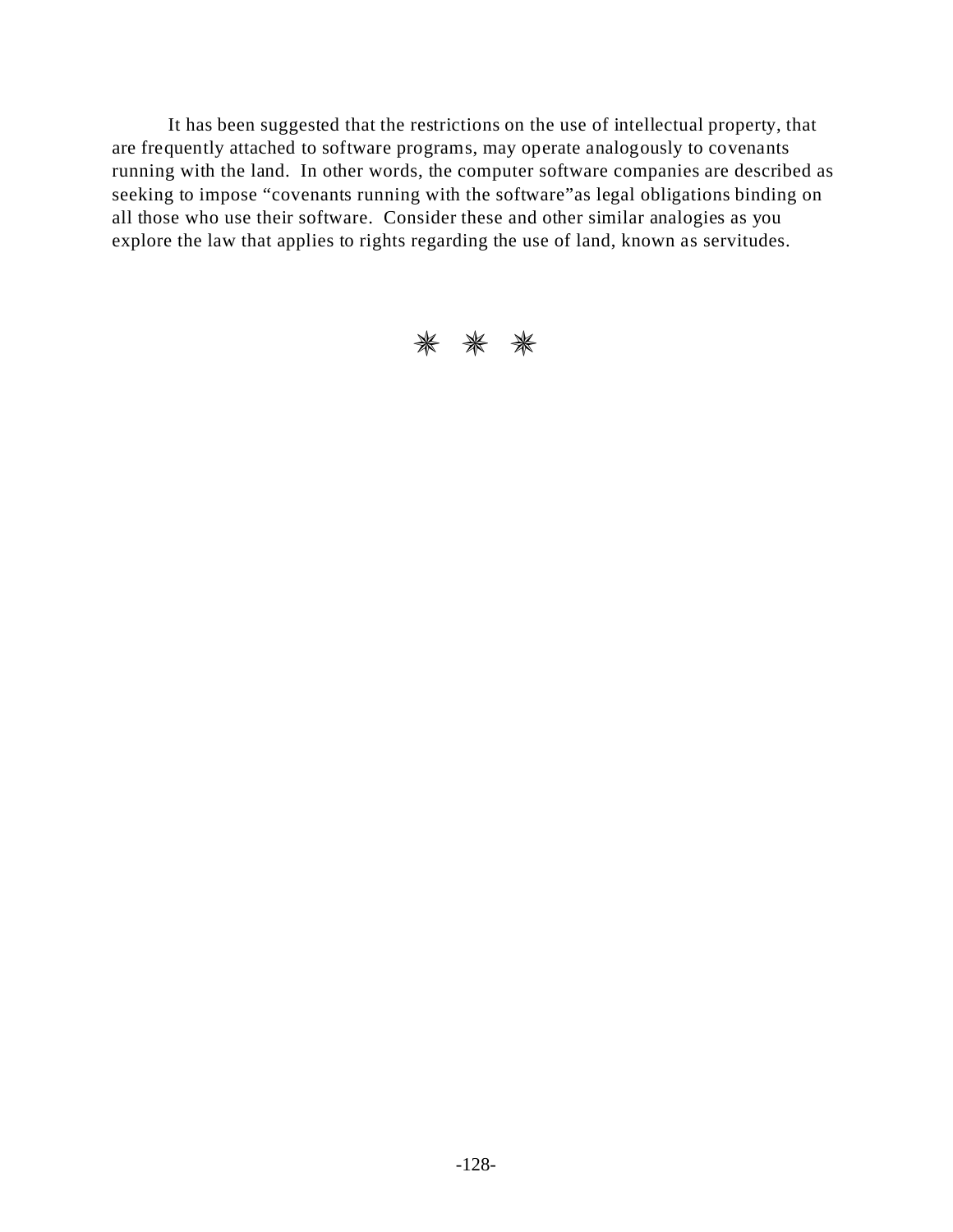It has been suggested that the restrictions on the use of intellectual property, that are frequently attached to software programs, may operate analogously to covenants running with the land. In other words, the computer software companies are described as seeking to impose “covenants running with the software”as legal obligations binding on all those who use their software. Consider these and other similar analogies as you explore the law that applies to rights regarding the use of land, known as servitudes.

✳ ✳ ✳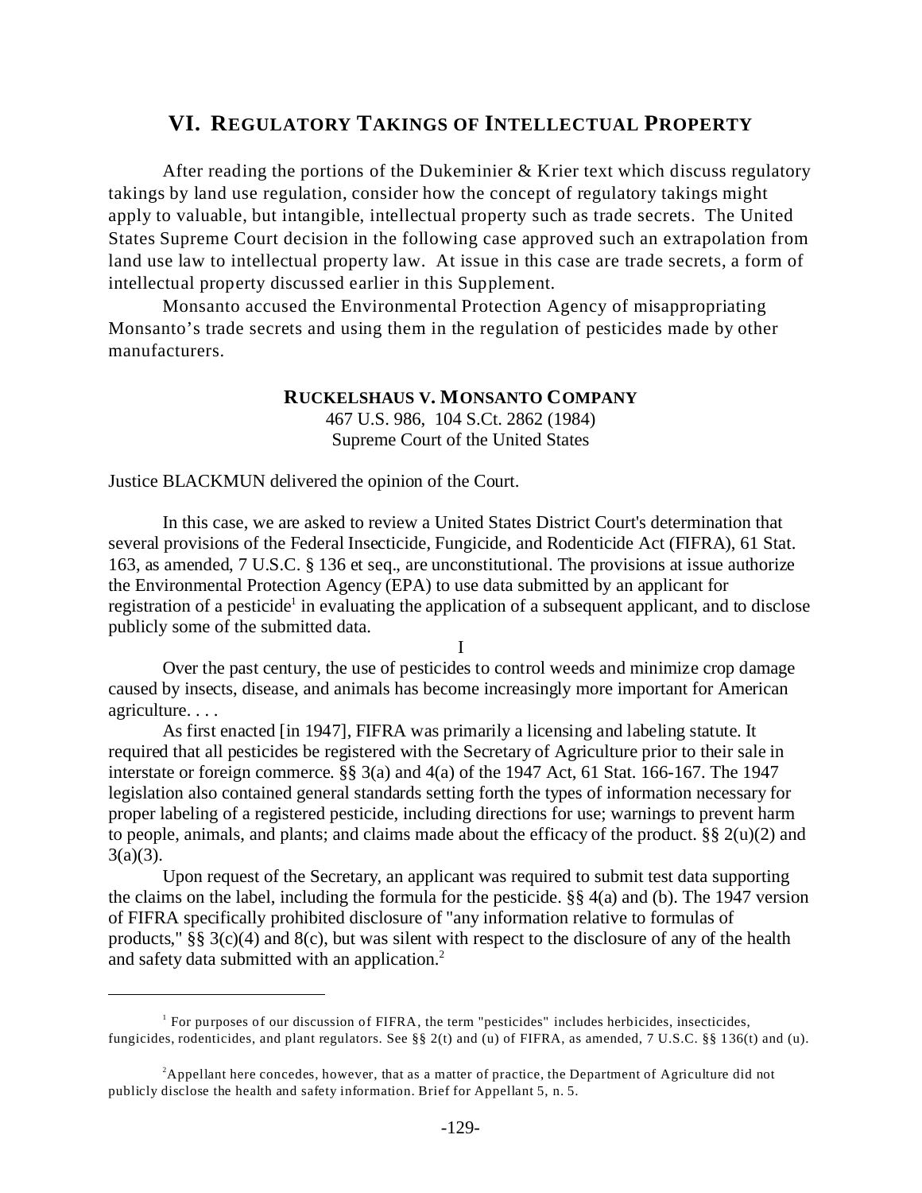## VI. REGULATORY TAKINGS OF INTELLECTUAL PROPERTY

After reading the portions of the Dukeminier & Krier text which discuss regulatory takings by land use regulation, consider how the concept of regulatory takings might apply to valuable, but intangible, intellectual property such as trade secrets. The United States Supreme Court decision in the following case approved such an extrapolation from land use law to intellectual property law. At issue in this case are trade secrets, a form of intellectual property discussed earlier in this Supplement.

Monsanto accused the Environmental Protection Agency of misappropriating Monsanto's trade secrets and using them in the regulation of pesticides made by other manufacturers.

### RUCKELSHAUS V. MONSANTO COMPANY

467 U.S. 986, 104 S.Ct. 2862 (1984)
Supreme Court of the United States

Justice BLACKMUN delivered the opinion of the Court.

In this case, we are asked to review a United States District Court's determination that several provisions of the Federal Insecticide, Fungicide, and Rodenticide Act (FIFRA), 61 Stat. 163, as amended, 7 U.S.C. § 136 et seq., are unconstitutional. The provisions at issue authorize the Environmental Protection Agency (EPA) to use data submitted by an applicant for registration of a pesticide[1] in evaluating the application of a subsequent applicant, and to disclose publicly some of the submitted data.

I

Over the past century, the use of pesticides to control weeds and minimize crop damage caused by insects, disease, and animals has become increasingly more important for American agriculture. . . .

As first enacted [in 1947], FIFRA was primarily a licensing and labeling statute. It required that all pesticides be registered with the Secretary of Agriculture prior to their sale in interstate or foreign commerce. §§ 3(a) and 4(a) of the 1947 Act, 61 Stat. 166-167. The 1947 legislation also contained general standards setting forth the types of information necessary for proper labeling of a registered pesticide, including directions for use; warnings to prevent harm to people, animals, and plants; and claims made about the efficacy of the product. §§ 2(u)(2) and 3(a)(3).

Upon request of the Secretary, an applicant was required to submit test data supporting the claims on the label, including the formula for the pesticide. §§ 4(a) and (b). The 1947 version of FIFRA specifically prohibited disclosure of "any information relative to formulas of products," §§ 3(c)(4) and 8(c), but was silent with respect to the disclosure of any of the health and safety data submitted with an application.[2]

---

[1] For purposes of our discussion of FIFRA, the term "pesticides" includes herbicides, insecticides, fungicides, rodenticides, and plant regulators. See §§ 2(t) and (u) of FIFRA, as amended, 7 U.S.C. §§ 136(t) and (u).

[2] Appellant here concedes, however, that as a matter of practice, the Department of Agriculture did not publicly disclose the health and safety information. Brief for Appellant 5, n. 5.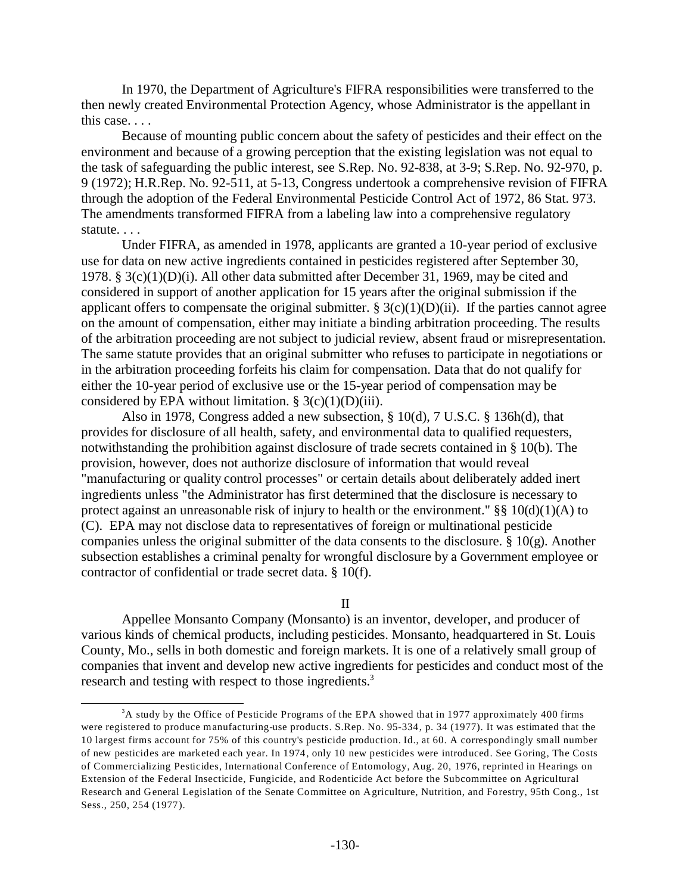In 1970, the Department of Agriculture's FIFRA responsibilities were transferred to the then newly created Environmental Protection Agency, whose Administrator is the appellant in this case. . . .

Because of mounting public concern about the safety of pesticides and their effect on the environment and because of a growing perception that the existing legislation was not equal to the task of safeguarding the public interest, see S.Rep. No. 92-838, at 3-9; S.Rep. No. 92-970, p. 9 (1972); H.R.Rep. No. 92-511, at 5-13, Congress undertook a comprehensive revision of FIFRA through the adoption of the Federal Environmental Pesticide Control Act of 1972, 86 Stat. 973. The amendments transformed FIFRA from a labeling law into a comprehensive regulatory statute. . . .

Under FIFRA, as amended in 1978, applicants are granted a 10-year period of exclusive use for data on new active ingredients contained in pesticides registered after September 30, 1978. § 3(c)(1)(D)(i). All other data submitted after December 31, 1969, may be cited and considered in support of another application for 15 years after the original submission if the applicant offers to compensate the original submitter. § 3(c)(1)(D)(ii). If the parties cannot agree on the amount of compensation, either may initiate a binding arbitration proceeding. The results of the arbitration proceeding are not subject to judicial review, absent fraud or misrepresentation. The same statute provides that an original submitter who refuses to participate in negotiations or in the arbitration proceeding forfeits his claim for compensation. Data that do not qualify for either the 10-year period of exclusive use or the 15-year period of compensation may be considered by EPA without limitation. § 3(c)(1)(D)(iii).

Also in 1978, Congress added a new subsection, § 10(d), 7 U.S.C. § 136h(d), that provides for disclosure of all health, safety, and environmental data to qualified requesters, notwithstanding the prohibition against disclosure of trade secrets contained in § 10(b). The provision, however, does not authorize disclosure of information that would reveal "manufacturing or quality control processes" or certain details about deliberately added inert ingredients unless "the Administrator has first determined that the disclosure is necessary to protect against an unreasonable risk of injury to health or the environment." §§ 10(d)(1)(A) to (C). EPA may not disclose data to representatives of foreign or multinational pesticide companies unless the original submitter of the data consents to the disclosure. § 10(g). Another subsection establishes a criminal penalty for wrongful disclosure by a Government employee or contractor of confidential or trade secret data. § 10(f).

II

Appellee Monsanto Company (Monsanto) is an inventor, developer, and producer of various kinds of chemical products, including pesticides. Monsanto, headquartered in St. Louis County, Mo., sells in both domestic and foreign markets. It is one of a relatively small group of companies that invent and develop new active ingredients for pesticides and conduct most of the research and testing with respect to those ingredients.[3]

[3] A study by the Office of Pesticide Programs of the EPA showed that in 1977 approximately 400 firms were registered to produce manufacturing-use products. S.Rep. No. 95-334, p. 34 (1977). It was estimated that the 10 largest firms account for 75% of this country's pesticide production. Id., at 60. A correspondingly small number of new pesticides are marketed each year. In 1974, only 10 new pesticides were introduced. See Goring, The Costs of Commercializing Pesticides, International Conference of Entomology, Aug. 20, 1976, reprinted in Hearings on Extension of the Federal Insecticide, Fungicide, and Rodenticide Act before the Subcommittee on Agricultural Research and General Legislation of the Senate Committee on Agriculture, Nutrition, and Forestry, 95th Cong., 1st Sess., 250, 254 (1977).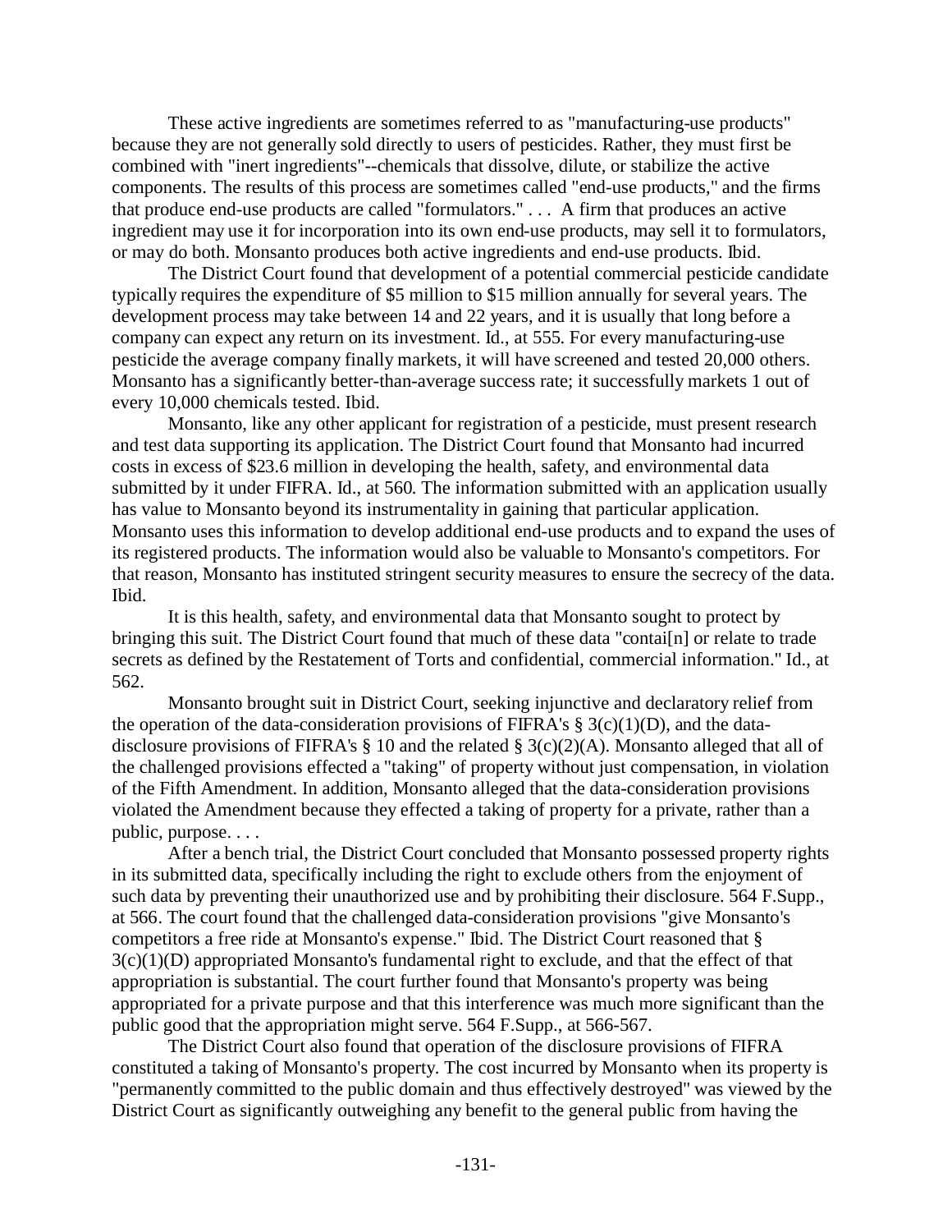These active ingredients are sometimes referred to as "manufacturing-use products" because they are not generally sold directly to users of pesticides. Rather, they must first be combined with "inert ingredients"--chemicals that dissolve, dilute, or stabilize the active components. The results of this process are sometimes called "end-use products," and the firms that produce end-use products are called "formulators." . . . A firm that produces an active ingredient may use it for incorporation into its own end-use products, may sell it to formulators, or may do both. Monsanto produces both active ingredients and end-use products. Ibid.

The District Court found that development of a potential commercial pesticide candidate typically requires the expenditure of \$5 million to \$15 million annually for several years. The development process may take between 14 and 22 years, and it is usually that long before a company can expect any return on its investment. Id., at 555. For every manufacturing-use pesticide the average company finally markets, it will have screened and tested 20,000 others. Monsanto has a significantly better-than-average success rate; it successfully markets 1 out of every 10,000 chemicals tested. Ibid.

Monsanto, like any other applicant for registration of a pesticide, must present research and test data supporting its application. The District Court found that Monsanto had incurred costs in excess of \$23.6 million in developing the health, safety, and environmental data submitted by it under FIFRA. Id., at 560. The information submitted with an application usually has value to Monsanto beyond its instrumentality in gaining that particular application. Monsanto uses this information to develop additional end-use products and to expand the uses of its registered products. The information would also be valuable to Monsanto's competitors. For that reason, Monsanto has instituted stringent security measures to ensure the secrecy of the data. Ibid.

It is this health, safety, and environmental data that Monsanto sought to protect by bringing this suit. The District Court found that much of these data "contai[n] or relate to trade secrets as defined by the Restatement of Torts and confidential, commercial information." Id., at 562.

Monsanto brought suit in District Court, seeking injunctive and declaratory relief from the operation of the data-consideration provisions of FIFRA's § 3(c)(1)(D), and the data-disclosure provisions of FIFRA's § 10 and the related § 3(c)(2)(A). Monsanto alleged that all of the challenged provisions effected a "taking" of property without just compensation, in violation of the Fifth Amendment. In addition, Monsanto alleged that the data-consideration provisions violated the Amendment because they effected a taking of property for a private, rather than a public, purpose. . . .

After a bench trial, the District Court concluded that Monsanto possessed property rights in its submitted data, specifically including the right to exclude others from the enjoyment of such data by preventing their unauthorized use and by prohibiting their disclosure. 564 F.Supp., at 566. The court found that the challenged data-consideration provisions "give Monsanto's competitors a free ride at Monsanto's expense." Ibid. The District Court reasoned that § 3(c)(1)(D) appropriated Monsanto's fundamental right to exclude, and that the effect of that appropriation is substantial. The court further found that Monsanto's property was being appropriated for a private purpose and that this interference was much more significant than the public good that the appropriation might serve. 564 F.Supp., at 566-567.

The District Court also found that operation of the disclosure provisions of FIFRA constituted a taking of Monsanto's property. The cost incurred by Monsanto when its property is "permanently committed to the public domain and thus effectively destroyed" was viewed by the District Court as significantly outweighing any benefit to the general public from having the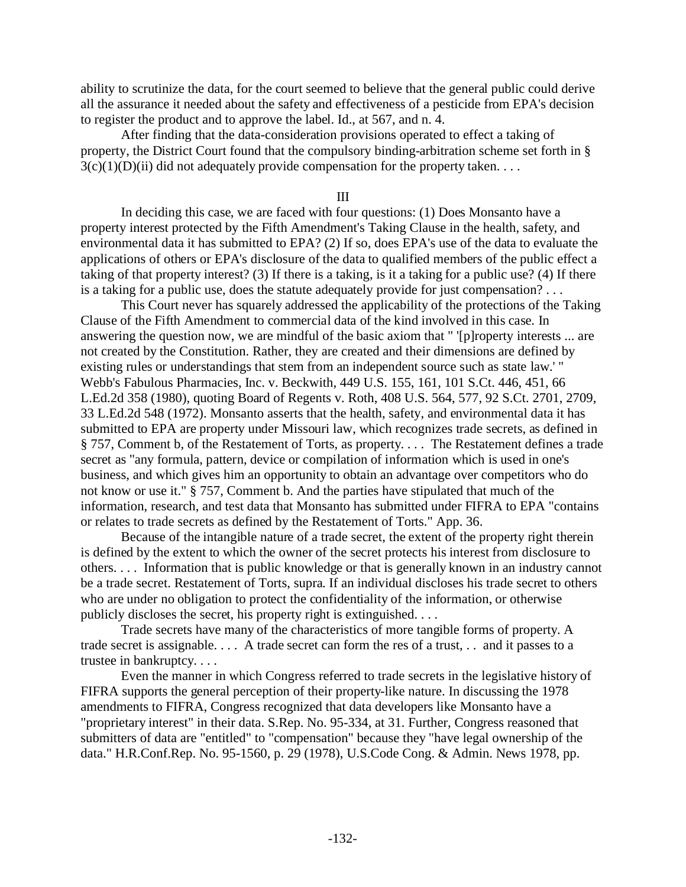ability to scrutinize the data, for the court seemed to believe that the general public could derive all the assurance it needed about the safety and effectiveness of a pesticide from EPA's decision to register the product and to approve the label. Id., at 567, and n. 4.

After finding that the data-consideration provisions operated to effect a taking of property, the District Court found that the compulsory binding-arbitration scheme set forth in § 3(c)(1)(D)(ii) did not adequately provide compensation for the property taken. . . .

## III

In deciding this case, we are faced with four questions: (1) Does Monsanto have a property interest protected by the Fifth Amendment's Taking Clause in the health, safety, and environmental data it has submitted to EPA? (2) If so, does EPA's use of the data to evaluate the applications of others or EPA's disclosure of the data to qualified members of the public effect a taking of that property interest? (3) If there is a taking, is it a taking for a public use? (4) If there is a taking for a public use, does the statute adequately provide for just compensation? . . .

This Court never has squarely addressed the applicability of the protections of the Taking Clause of the Fifth Amendment to commercial data of the kind involved in this case. In answering the question now, we are mindful of the basic axiom that " '[p]roperty interests ... are not created by the Constitution. Rather, they are created and their dimensions are defined by existing rules or understandings that stem from an independent source such as state law.' " Webb's Fabulous Pharmacies, Inc. v. Beckwith, 449 U.S. 155, 161, 101 S.Ct. 446, 451, 66 L.Ed.2d 358 (1980), quoting Board of Regents v. Roth, 408 U.S. 564, 577, 92 S.Ct. 2701, 2709, 33 L.Ed.2d 548 (1972). Monsanto asserts that the health, safety, and environmental data it has submitted to EPA are property under Missouri law, which recognizes trade secrets, as defined in § 757, Comment b, of the Restatement of Torts, as property. . . . The Restatement defines a trade secret as "any formula, pattern, device or compilation of information which is used in one's business, and which gives him an opportunity to obtain an advantage over competitors who do not know or use it." § 757, Comment b. And the parties have stipulated that much of the information, research, and test data that Monsanto has submitted under FIFRA to EPA "contains or relates to trade secrets as defined by the Restatement of Torts." App. 36.

Because of the intangible nature of a trade secret, the extent of the property right therein is defined by the extent to which the owner of the secret protects his interest from disclosure to others. . . . Information that is public knowledge or that is generally known in an industry cannot be a trade secret. Restatement of Torts, supra. If an individual discloses his trade secret to others who are under no obligation to protect the confidentiality of the information, or otherwise publicly discloses the secret, his property right is extinguished. . . .

Trade secrets have many of the characteristics of more tangible forms of property. A trade secret is assignable. . . . A trade secret can form the res of a trust, . . and it passes to a trustee in bankruptcy. . . .

Even the manner in which Congress referred to trade secrets in the legislative history of FIFRA supports the general perception of their property-like nature. In discussing the 1978 amendments to FIFRA, Congress recognized that data developers like Monsanto have a "proprietary interest" in their data. S.Rep. No. 95-334, at 31. Further, Congress reasoned that submitters of data are "entitled" to "compensation" because they "have legal ownership of the data." H.R.Conf.Rep. No. 95-1560, p. 29 (1978), U.S.Code Cong. & Admin. News 1978, pp.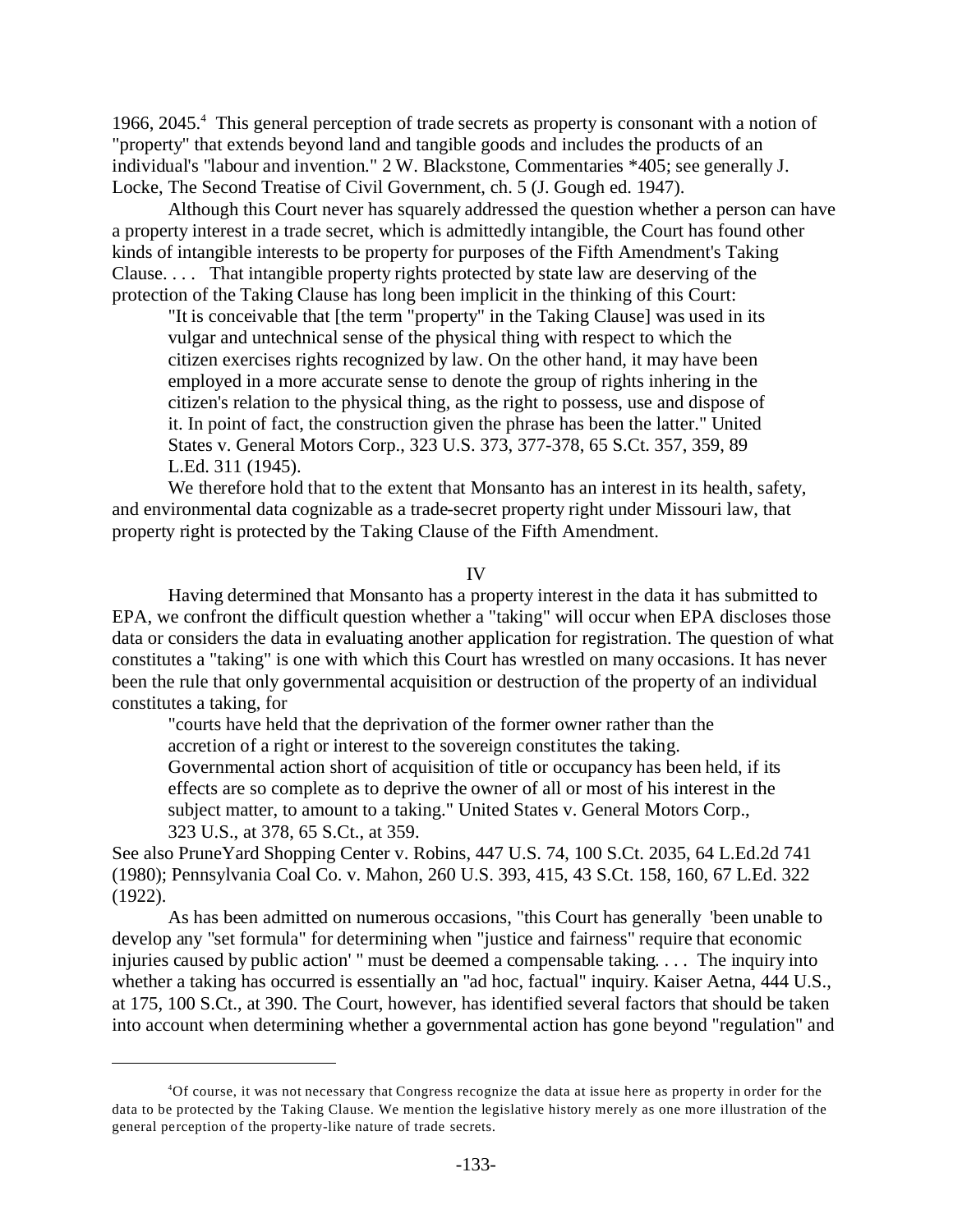1966, 2045.[4] This general perception of trade secrets as property is consonant with a notion of "property" that extends beyond land and tangible goods and includes the products of an individual's "labour and invention." 2 W. Blackstone, Commentaries *405; see generally J. Locke, The Second Treatise of Civil Government, ch. 5 (J. Gough ed. 1947).

Although this Court never has squarely addressed the question whether a person can have a property interest in a trade secret, which is admittedly intangible, the Court has found other kinds of intangible interests to be property for purposes of the Fifth Amendment's Taking Clause. . . . That intangible property rights protected by state law are deserving of the protection of the Taking Clause has long been implicit in the thinking of this Court:

> "It is conceivable that [the term "property" in the Taking Clause] was used in its vulgar and untechnical sense of the physical thing with respect to which the citizen exercises rights recognized by law. On the other hand, it may have been employed in a more accurate sense to denote the group of rights inhering in the citizen's relation to the physical thing, as the right to possess, use and dispose of it. In point of fact, the construction given the phrase has been the latter." United States v. General Motors Corp., 323 U.S. 373, 377-378, 65 S.Ct. 357, 359, 89 L.Ed. 311 (1945).

We therefore hold that to the extent that Monsanto has an interest in its health, safety, and environmental data cognizable as a trade-secret property right under Missouri law, that property right is protected by the Taking Clause of the Fifth Amendment.

## IV

Having determined that Monsanto has a property interest in the data it has submitted to EPA, we confront the difficult question whether a "taking" will occur when EPA discloses those data or considers the data in evaluating another application for registration. The question of what constitutes a "taking" is one with which this Court has wrestled on many occasions. It has never been the rule that only governmental acquisition or destruction of the property of an individual constitutes a taking, for

> "courts have held that the deprivation of the former owner rather than the accretion of a right or interest to the sovereign constitutes the taking. Governmental action short of acquisition of title or occupancy has been held, if its effects are so complete as to deprive the owner of all or most of his interest in the subject matter, to amount to a taking." United States v. General Motors Corp., 323 U.S., at 378, 65 S.Ct., at 359.

See also PruneYard Shopping Center v. Robins, 447 U.S. 74, 100 S.Ct. 2035, 64 L.Ed.2d 741 (1980); Pennsylvania Coal Co. v. Mahon, 260 U.S. 393, 415, 43 S.Ct. 158, 160, 67 L.Ed. 322 (1922).

As has been admitted on numerous occasions, "this Court has generally 'been unable to develop any "set formula" for determining when "justice and fairness" require that economic injuries caused by public action' " must be deemed a compensable taking. . . . The inquiry into whether a taking has occurred is essentially an "ad hoc, factual" inquiry. Kaiser Aetna, 444 U.S., at 175, 100 S.Ct., at 390. The Court, however, has identified several factors that should be taken into account when determining whether a governmental action has gone beyond "regulation" and

---

[4] Of course, it was not necessary that Congress recognize the data at issue here as property in order for the data to be protected by the Taking Clause. We mention the legislative history merely as one more illustration of the general perception of the property-like nature of trade secrets.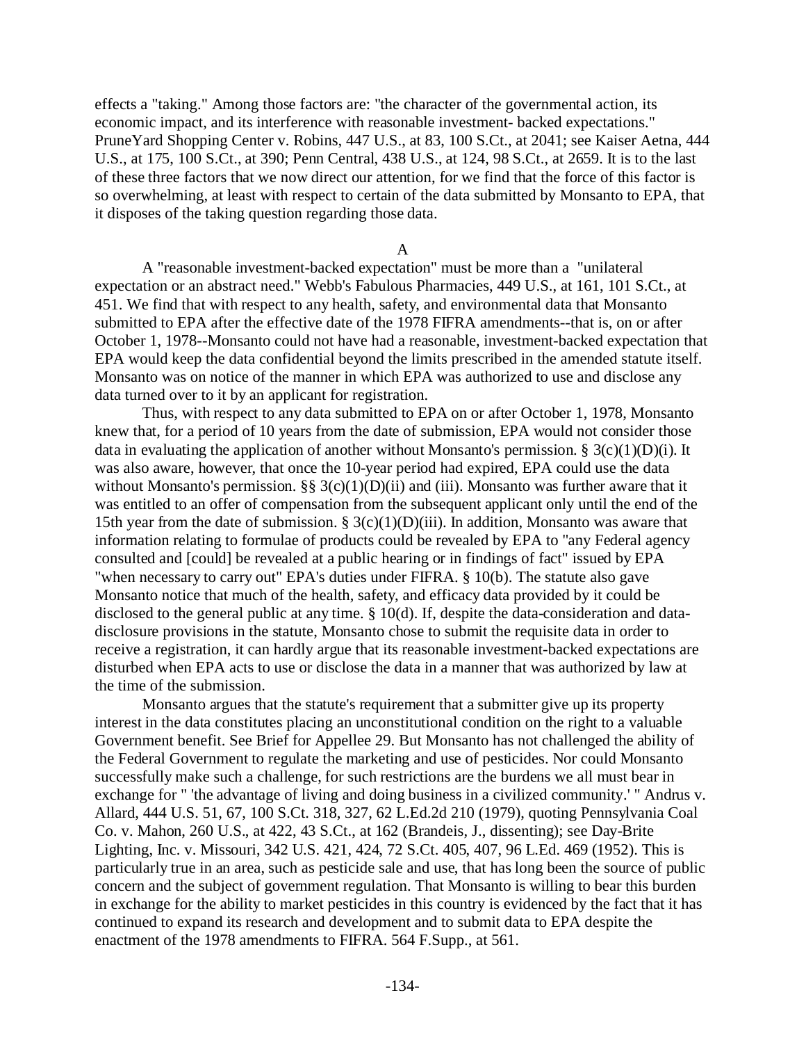effects a "taking." Among those factors are: "the character of the governmental action, its economic impact, and its interference with reasonable investment- backed expectations." PruneYard Shopping Center v. Robins, 447 U.S., at 83, 100 S.Ct., at 2041; see Kaiser Aetna, 444 U.S., at 175, 100 S.Ct., at 390; Penn Central, 438 U.S., at 124, 98 S.Ct., at 2659. It is to the last of these three factors that we now direct our attention, for we find that the force of this factor is so overwhelming, at least with respect to certain of the data submitted by Monsanto to EPA, that it disposes of the taking question regarding those data.

A

A "reasonable investment-backed expectation" must be more than a "unilateral expectation or an abstract need." Webb's Fabulous Pharmacies, 449 U.S., at 161, 101 S.Ct., at 451. We find that with respect to any health, safety, and environmental data that Monsanto submitted to EPA after the effective date of the 1978 FIFRA amendments--that is, on or after October 1, 1978--Monsanto could not have had a reasonable, investment-backed expectation that EPA would keep the data confidential beyond the limits prescribed in the amended statute itself. Monsanto was on notice of the manner in which EPA was authorized to use and disclose any data turned over to it by an applicant for registration.

Thus, with respect to any data submitted to EPA on or after October 1, 1978, Monsanto knew that, for a period of 10 years from the date of submission, EPA would not consider those data in evaluating the application of another without Monsanto's permission. § 3(c)(1)(D)(i). It was also aware, however, that once the 10-year period had expired, EPA could use the data without Monsanto's permission. §§ 3(c)(1)(D)(ii) and (iii). Monsanto was further aware that it was entitled to an offer of compensation from the subsequent applicant only until the end of the 15th year from the date of submission. § 3(c)(1)(D)(iii). In addition, Monsanto was aware that information relating to formulae of products could be revealed by EPA to "any Federal agency consulted and [could] be revealed at a public hearing or in findings of fact" issued by EPA "when necessary to carry out" EPA's duties under FIFRA. § 10(b). The statute also gave Monsanto notice that much of the health, safety, and efficacy data provided by it could be disclosed to the general public at any time. § 10(d). If, despite the data-consideration and data-disclosure provisions in the statute, Monsanto chose to submit the requisite data in order to receive a registration, it can hardly argue that its reasonable investment-backed expectations are disturbed when EPA acts to use or disclose the data in a manner that was authorized by law at the time of the submission.

Monsanto argues that the statute's requirement that a submitter give up its property interest in the data constitutes placing an unconstitutional condition on the right to a valuable Government benefit. See Brief for Appellee 29. But Monsanto has not challenged the ability of the Federal Government to regulate the marketing and use of pesticides. Nor could Monsanto successfully make such a challenge, for such restrictions are the burdens we all must bear in exchange for " 'the advantage of living and doing business in a civilized community.' " Andrus v. Allard, 444 U.S. 51, 67, 100 S.Ct. 318, 327, 62 L.Ed.2d 210 (1979), quoting Pennsylvania Coal Co. v. Mahon, 260 U.S., at 422, 43 S.Ct., at 162 (Brandeis, J., dissenting); see Day-Brite Lighting, Inc. v. Missouri, 342 U.S. 421, 424, 72 S.Ct. 405, 407, 96 L.Ed. 469 (1952). This is particularly true in an area, such as pesticide sale and use, that has long been the source of public concern and the subject of government regulation. That Monsanto is willing to bear this burden in exchange for the ability to market pesticides in this country is evidenced by the fact that it has continued to expand its research and development and to submit data to EPA despite the enactment of the 1978 amendments to FIFRA. 564 F.Supp., at 561.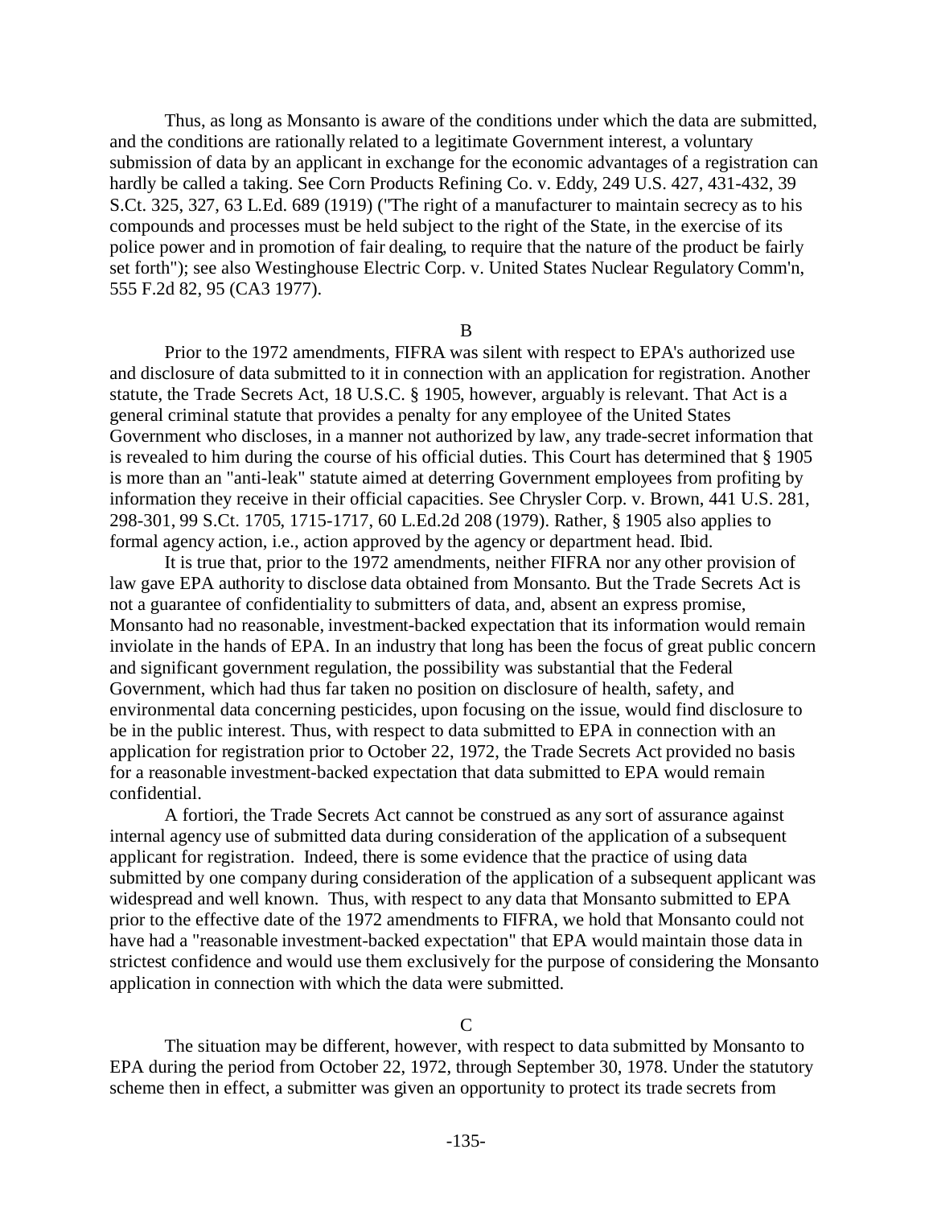Thus, as long as Monsanto is aware of the conditions under which the data are submitted, and the conditions are rationally related to a legitimate Government interest, a voluntary submission of data by an applicant in exchange for the economic advantages of a registration can hardly be called a taking. See Corn Products Refining Co. v. Eddy, 249 U.S. 427, 431-432, 39 S.Ct. 325, 327, 63 L.Ed. 689 (1919) ("The right of a manufacturer to maintain secrecy as to his compounds and processes must be held subject to the right of the State, in the exercise of its police power and in promotion of fair dealing, to require that the nature of the product be fairly set forth"); see also Westinghouse Electric Corp. v. United States Nuclear Regulatory Comm'n, 555 F.2d 82, 95 (CA3 1977).

B

Prior to the 1972 amendments, FIFRA was silent with respect to EPA's authorized use and disclosure of data submitted to it in connection with an application for registration. Another statute, the Trade Secrets Act, 18 U.S.C. § 1905, however, arguably is relevant. That Act is a general criminal statute that provides a penalty for any employee of the United States Government who discloses, in a manner not authorized by law, any trade-secret information that is revealed to him during the course of his official duties. This Court has determined that § 1905 is more than an "anti-leak" statute aimed at deterring Government employees from profiting by information they receive in their official capacities. See Chrysler Corp. v. Brown, 441 U.S. 281, 298-301, 99 S.Ct. 1705, 1715-1717, 60 L.Ed.2d 208 (1979). Rather, § 1905 also applies to formal agency action, i.e., action approved by the agency or department head. Ibid.

It is true that, prior to the 1972 amendments, neither FIFRA nor any other provision of law gave EPA authority to disclose data obtained from Monsanto. But the Trade Secrets Act is not a guarantee of confidentiality to submitters of data, and, absent an express promise, Monsanto had no reasonable, investment-backed expectation that its information would remain inviolate in the hands of EPA. In an industry that long has been the focus of great public concern and significant government regulation, the possibility was substantial that the Federal Government, which had thus far taken no position on disclosure of health, safety, and environmental data concerning pesticides, upon focusing on the issue, would find disclosure to be in the public interest. Thus, with respect to data submitted to EPA in connection with an application for registration prior to October 22, 1972, the Trade Secrets Act provided no basis for a reasonable investment-backed expectation that data submitted to EPA would remain confidential.

A fortiori, the Trade Secrets Act cannot be construed as any sort of assurance against internal agency use of submitted data during consideration of the application of a subsequent applicant for registration. Indeed, there is some evidence that the practice of using data submitted by one company during consideration of the application of a subsequent applicant was widespread and well known. Thus, with respect to any data that Monsanto submitted to EPA prior to the effective date of the 1972 amendments to FIFRA, we hold that Monsanto could not have had a "reasonable investment-backed expectation" that EPA would maintain those data in strictest confidence and would use them exclusively for the purpose of considering the Monsanto application in connection with which the data were submitted.

C

The situation may be different, however, with respect to data submitted by Monsanto to EPA during the period from October 22, 1972, through September 30, 1978. Under the statutory scheme then in effect, a submitter was given an opportunity to protect its trade secrets from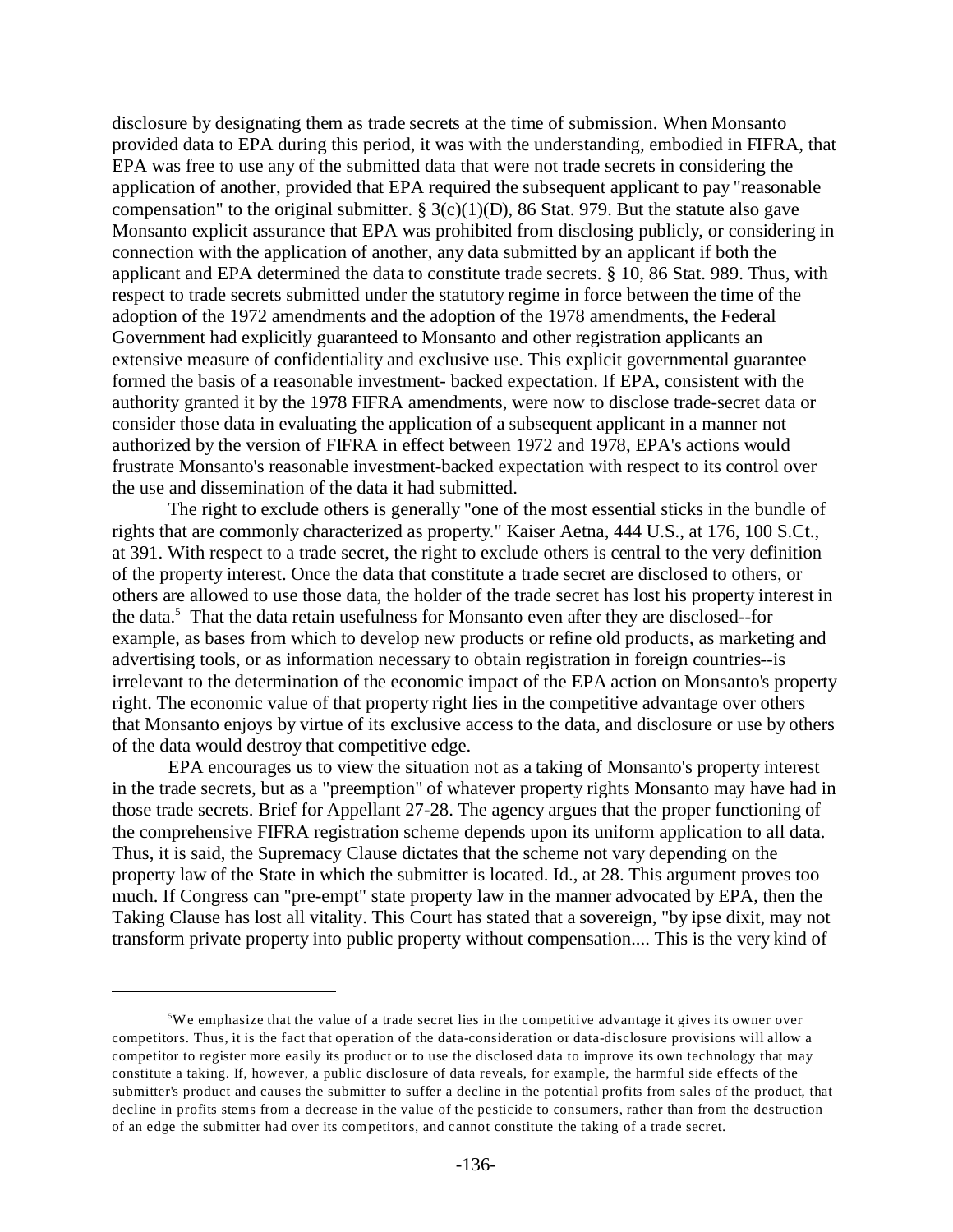disclosure by designating them as trade secrets at the time of submission. When Monsanto provided data to EPA during this period, it was with the understanding, embodied in FIFRA, that EPA was free to use any of the submitted data that were not trade secrets in considering the application of another, provided that EPA required the subsequent applicant to pay "reasonable compensation" to the original submitter. § 3(c)(1)(D), 86 Stat. 979. But the statute also gave Monsanto explicit assurance that EPA was prohibited from disclosing publicly, or considering in connection with the application of another, any data submitted by an applicant if both the applicant and EPA determined the data to constitute trade secrets. § 10, 86 Stat. 989. Thus, with respect to trade secrets submitted under the statutory regime in force between the time of the adoption of the 1972 amendments and the adoption of the 1978 amendments, the Federal Government had explicitly guaranteed to Monsanto and other registration applicants an extensive measure of confidentiality and exclusive use. This explicit governmental guarantee formed the basis of a reasonable investment- backed expectation. If EPA, consistent with the authority granted it by the 1978 FIFRA amendments, were now to disclose trade-secret data or consider those data in evaluating the application of a subsequent applicant in a manner not authorized by the version of FIFRA in effect between 1972 and 1978, EPA's actions would frustrate Monsanto's reasonable investment-backed expectation with respect to its control over the use and dissemination of the data it had submitted.

The right to exclude others is generally "one of the most essential sticks in the bundle of rights that are commonly characterized as property." Kaiser Aetna, 444 U.S., at 176, 100 S.Ct., at 391. With respect to a trade secret, the right to exclude others is central to the very definition of the property interest. Once the data that constitute a trade secret are disclosed to others, or others are allowed to use those data, the holder of the trade secret has lost his property interest in the data.[5] That the data retain usefulness for Monsanto even after they are disclosed--for example, as bases from which to develop new products or refine old products, as marketing and advertising tools, or as information necessary to obtain registration in foreign countries--is irrelevant to the determination of the economic impact of the EPA action on Monsanto's property right. The economic value of that property right lies in the competitive advantage over others that Monsanto enjoys by virtue of its exclusive access to the data, and disclosure or use by others of the data would destroy that competitive edge.

EPA encourages us to view the situation not as a taking of Monsanto's property interest in the trade secrets, but as a "preemption" of whatever property rights Monsanto may have had in those trade secrets. Brief for Appellant 27-28. The agency argues that the proper functioning of the comprehensive FIFRA registration scheme depends upon its uniform application to all data. Thus, it is said, the Supremacy Clause dictates that the scheme not vary depending on the property law of the State in which the submitter is located. Id., at 28. This argument proves too much. If Congress can "pre-empt" state property law in the manner advocated by EPA, then the Taking Clause has lost all vitality. This Court has stated that a sovereign, "by ipse dixit, may not transform private property into public property without compensation.... This is the very kind of

---

[5] We emphasize that the value of a trade secret lies in the competitive advantage it gives its owner over competitors. Thus, it is the fact that operation of the data-consideration or data-disclosure provisions will allow a competitor to register more easily its product or to use the disclosed data to improve its own technology that may constitute a taking. If, however, a public disclosure of data reveals, for example, the harmful side effects of the submitter's product and causes the submitter to suffer a decline in the potential profits from sales of the product, that decline in profits stems from a decrease in the value of the pesticide to consumers, rather than from the destruction of an edge the submitter had over its competitors, and cannot constitute the taking of a trade secret.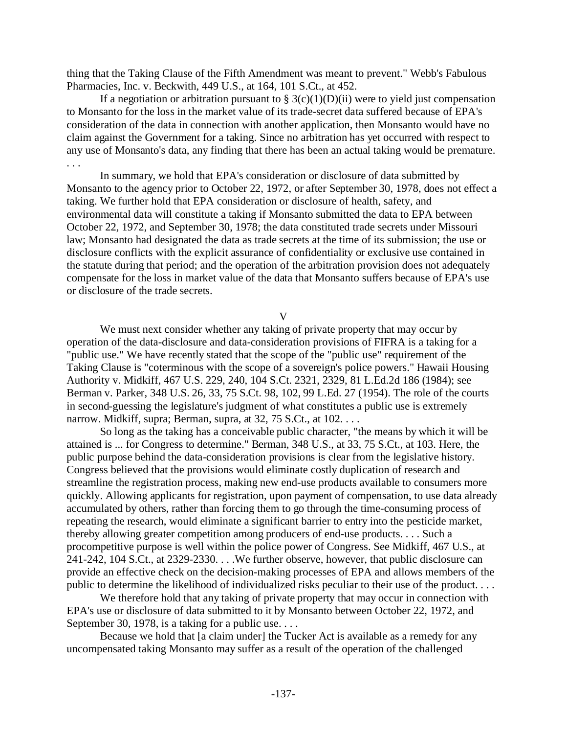thing that the Taking Clause of the Fifth Amendment was meant to prevent." Webb's Fabulous Pharmacies, Inc. v. Beckwith, 449 U.S., at 164, 101 S.Ct., at 452.

If a negotiation or arbitration pursuant to § 3(c)(1)(D)(ii) were to yield just compensation to Monsanto for the loss in the market value of its trade-secret data suffered because of EPA's consideration of the data in connection with another application, then Monsanto would have no claim against the Government for a taking. Since no arbitration has yet occurred with respect to any use of Monsanto's data, any finding that there has been an actual taking would be premature. . . .

In summary, we hold that EPA's consideration or disclosure of data submitted by Monsanto to the agency prior to October 22, 1972, or after September 30, 1978, does not effect a taking. We further hold that EPA consideration or disclosure of health, safety, and environmental data will constitute a taking if Monsanto submitted the data to EPA between October 22, 1972, and September 30, 1978; the data constituted trade secrets under Missouri law; Monsanto had designated the data as trade secrets at the time of its submission; the use or disclosure conflicts with the explicit assurance of confidentiality or exclusive use contained in the statute during that period; and the operation of the arbitration provision does not adequately compensate for the loss in market value of the data that Monsanto suffers because of EPA's use or disclosure of the trade secrets.

V

We must next consider whether any taking of private property that may occur by operation of the data-disclosure and data-consideration provisions of FIFRA is a taking for a "public use." We have recently stated that the scope of the "public use" requirement of the Taking Clause is "coterminous with the scope of a sovereign's police powers." Hawaii Housing Authority v. Midkiff, 467 U.S. 229, 240, 104 S.Ct. 2321, 2329, 81 L.Ed.2d 186 (1984); see Berman v. Parker, 348 U.S. 26, 33, 75 S.Ct. 98, 102, 99 L.Ed. 27 (1954). The role of the courts in second-guessing the legislature's judgment of what constitutes a public use is extremely narrow. Midkiff, supra; Berman, supra, at 32, 75 S.Ct., at 102. . . .

So long as the taking has a conceivable public character, "the means by which it will be attained is ... for Congress to determine." Berman, 348 U.S., at 33, 75 S.Ct., at 103. Here, the public purpose behind the data-consideration provisions is clear from the legislative history. Congress believed that the provisions would eliminate costly duplication of research and streamline the registration process, making new end-use products available to consumers more quickly. Allowing applicants for registration, upon payment of compensation, to use data already accumulated by others, rather than forcing them to go through the time-consuming process of repeating the research, would eliminate a significant barrier to entry into the pesticide market, thereby allowing greater competition among producers of end-use products. . . . Such a procompetitive purpose is well within the police power of Congress. See Midkiff, 467 U.S., at 241-242, 104 S.Ct., at 2329-2330. . . .We further observe, however, that public disclosure can provide an effective check on the decision-making processes of EPA and allows members of the public to determine the likelihood of individualized risks peculiar to their use of the product. . . .

We therefore hold that any taking of private property that may occur in connection with EPA's use or disclosure of data submitted to it by Monsanto between October 22, 1972, and September 30, 1978, is a taking for a public use. . . .

Because we hold that [a claim under] the Tucker Act is available as a remedy for any uncompensated taking Monsanto may suffer as a result of the operation of the challenged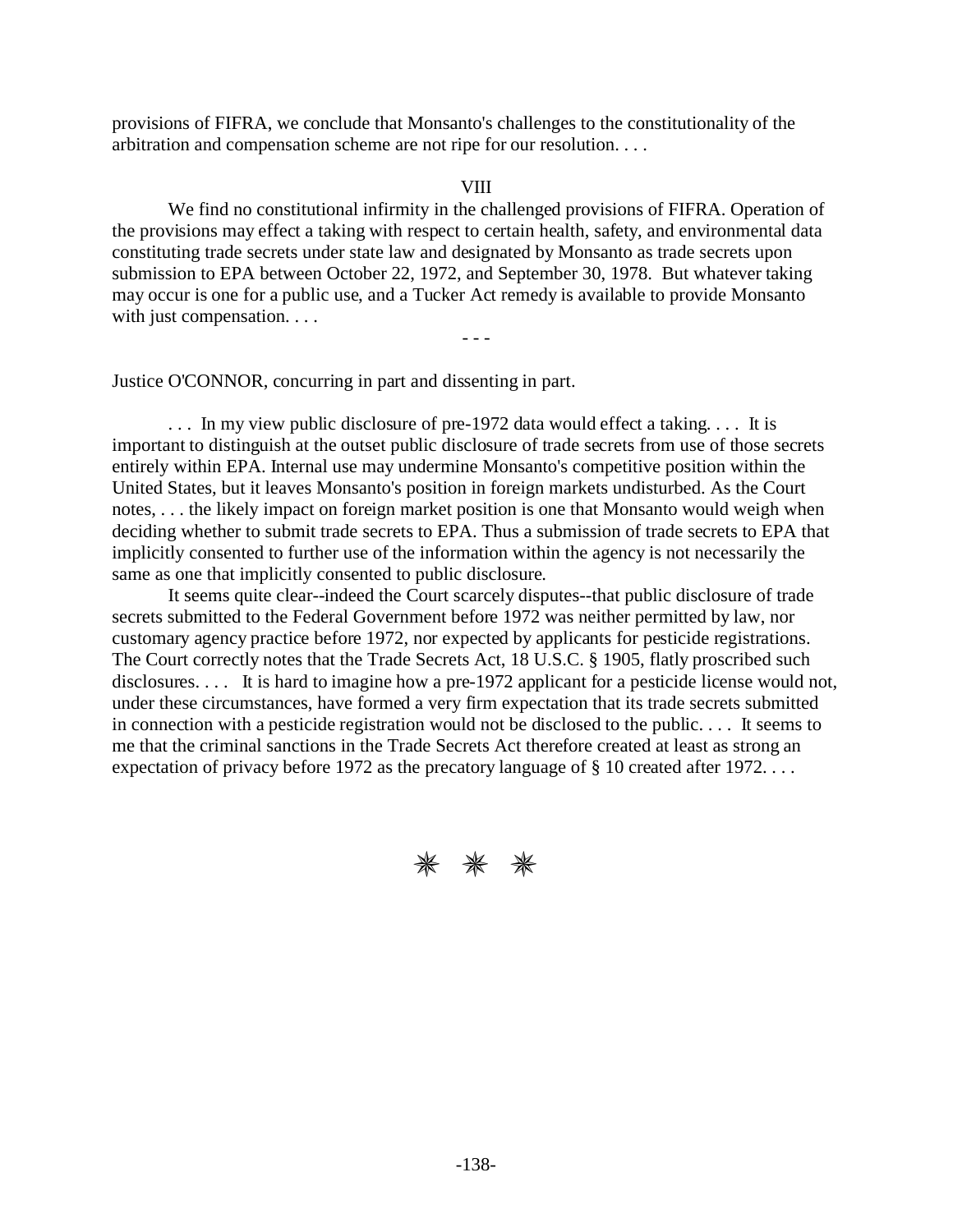provisions of FIFRA, we conclude that Monsanto's challenges to the constitutionality of the arbitration and compensation scheme are not ripe for our resolution. . . .

VIII

We find no constitutional infirmity in the challenged provisions of FIFRA. Operation of the provisions may effect a taking with respect to certain health, safety, and environmental data constituting trade secrets under state law and designated by Monsanto as trade secrets upon submission to EPA between October 22, 1972, and September 30, 1978. But whatever taking may occur is one for a public use, and a Tucker Act remedy is available to provide Monsanto with just compensation. . . .

- - -

Justice O'CONNOR, concurring in part and dissenting in part.

. . . In my view public disclosure of pre-1972 data would effect a taking. . . . It is important to distinguish at the outset public disclosure of trade secrets from use of those secrets entirely within EPA. Internal use may undermine Monsanto's competitive position within the United States, but it leaves Monsanto's position in foreign markets undisturbed. As the Court notes, . . . the likely impact on foreign market position is one that Monsanto would weigh when deciding whether to submit trade secrets to EPA. Thus a submission of trade secrets to EPA that implicitly consented to further use of the information within the agency is not necessarily the same as one that implicitly consented to public disclosure.

It seems quite clear--indeed the Court scarcely disputes--that public disclosure of trade secrets submitted to the Federal Government before 1972 was neither permitted by law, nor customary agency practice before 1972, nor expected by applicants for pesticide registrations. The Court correctly notes that the Trade Secrets Act, 18 U.S.C. § 1905, flatly proscribed such disclosures. . . . It is hard to imagine how a pre-1972 applicant for a pesticide license would not, under these circumstances, have formed a very firm expectation that its trade secrets submitted in connection with a pesticide registration would not be disclosed to the public. . . . It seems to me that the criminal sanctions in the Trade Secrets Act therefore created at least as strong an expectation of privacy before 1972 as the precatory language of § 10 created after 1972. . . .

✳ ✳ ✳